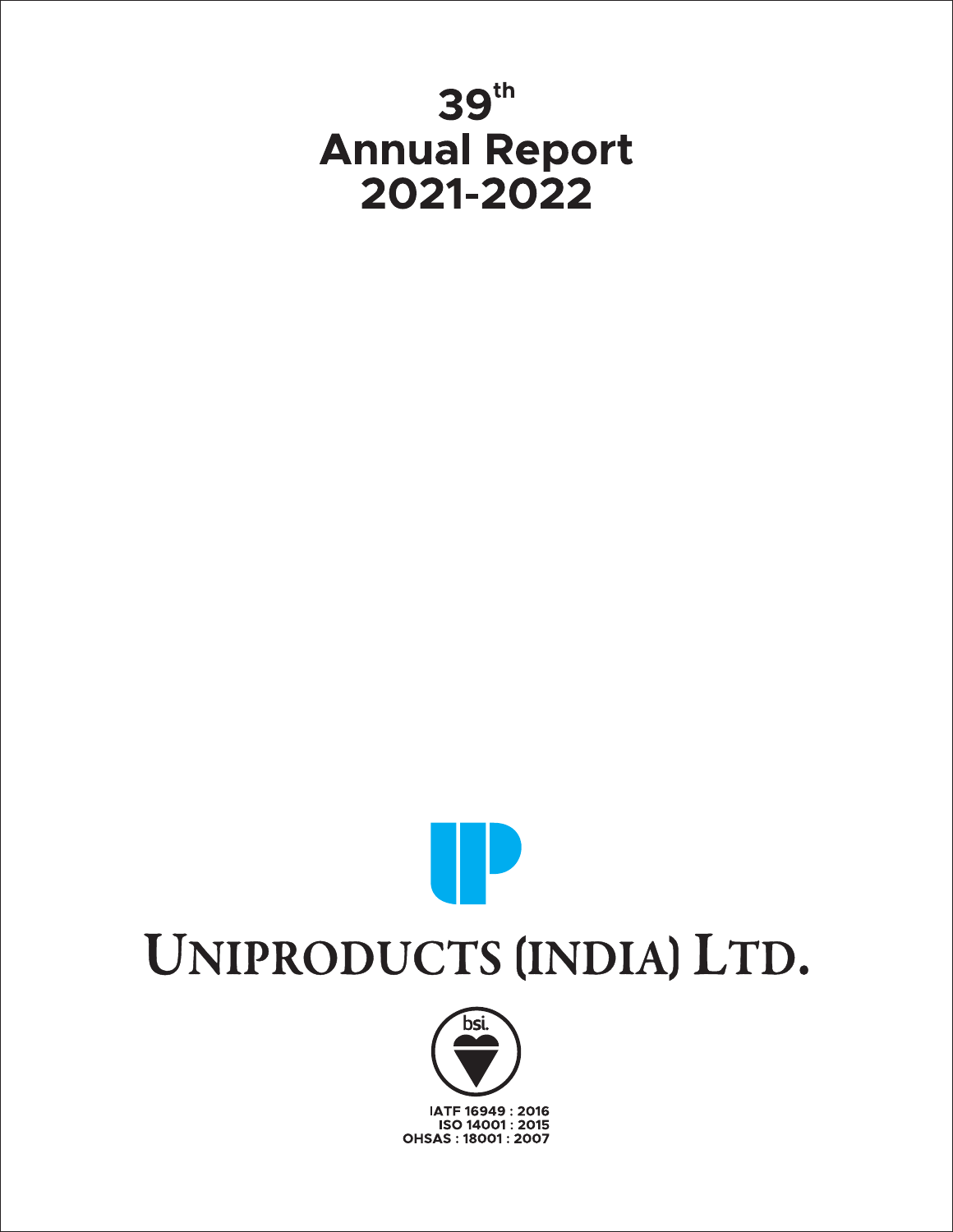# 39th Annual Report 2021-2022

# UNIPRODUCTS (INDIA) LTD.

IATF 16949 : 2016
ISO 14001 : 2015
OHSAS : 18001 : 2007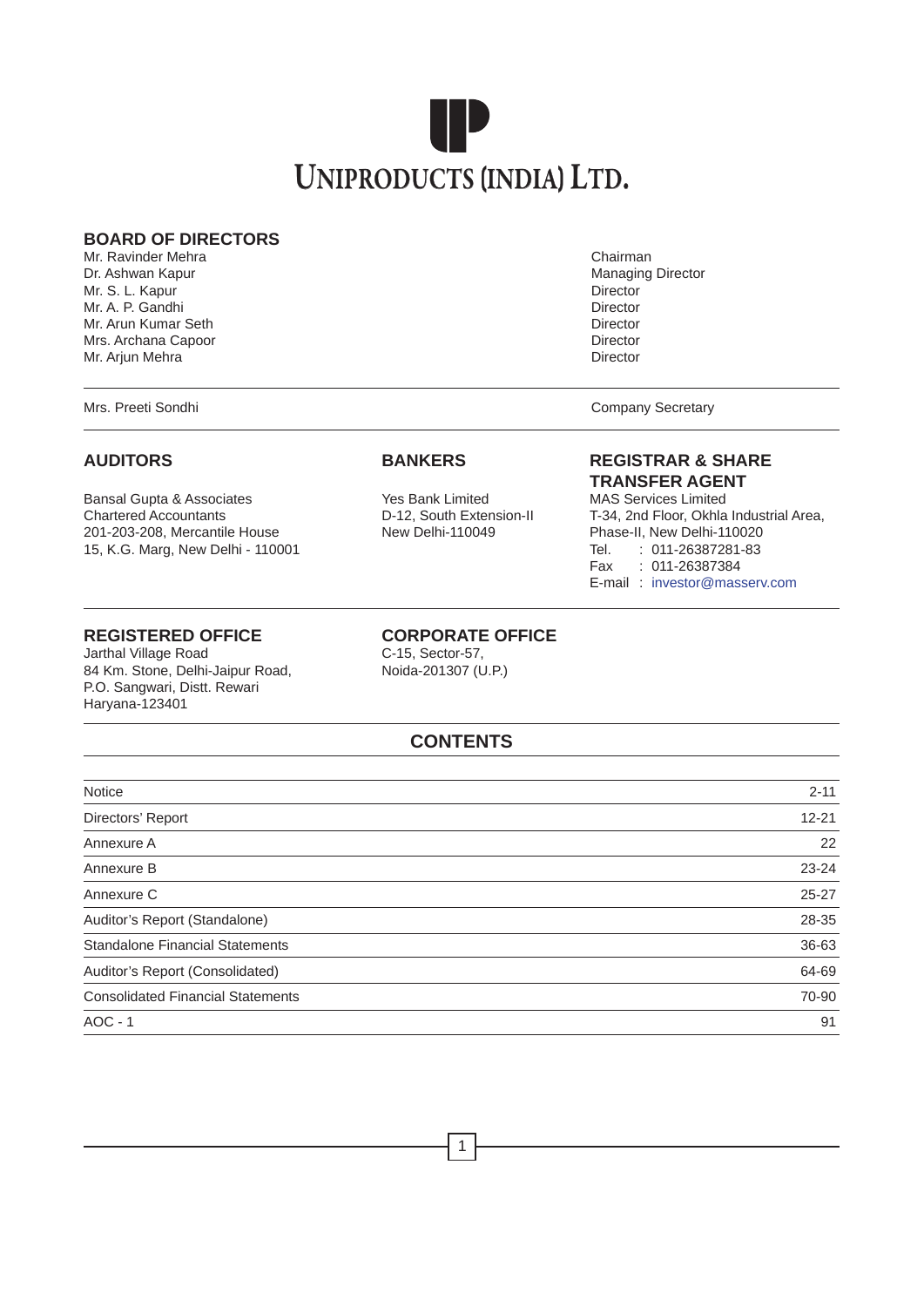# UNIPRODUCTS (INDIA) LTD.

## BOARD OF DIRECTORS

| | |
|---|---|
| Mr. Ravinder Mehra | Chairman |
| Dr. Ashwan Kapur | Managing Director |
| Mr. S. L. Kapur | Director |
| Mr. A. P. Gandhi | Director |
| Mr. Arun Kumar Seth | Director |
| Mrs. Archana Capoor | Director |
| Mr. Arjun Mehra | Director |

Mrs. Preeti Sondhi — Company Secretary

## AUDITORS

Bansal Gupta & Associates
Chartered Accountants
201-203-208, Mercantile House
15, K.G. Marg, New Delhi - 110001

## BANKERS

Yes Bank Limited
D-12, South Extension-II
New Delhi-110049

## REGISTRAR & SHARE TRANSFER AGENT

MAS Services Limited
T-34, 2nd Floor, Okhla Industrial Area,
Phase-II, New Delhi-110020
Tel. : 011-26387281-83
Fax : 011-26387384
E-mail : investor@masserv.com

## REGISTERED OFFICE

Jarthal Village Road
84 Km. Stone, Delhi-Jaipur Road,
P.O. Sangwari, Distt. Rewari
Haryana-123401

## CORPORATE OFFICE

C-15, Sector-57,
Noida-201307 (U.P.)

## CONTENTS

| | |
|---|---|
| Notice | 2-11 |
| Directors' Report | 12-21 |
| Annexure A | 22 |
| Annexure B | 23-24 |
| Annexure C | 25-27 |
| Auditor's Report (Standalone) | 28-35 |
| Standalone Financial Statements | 36-63 |
| Auditor's Report (Consolidated) | 64-69 |
| Consolidated Financial Statements | 70-90 |
| AOC - 1 | 91 |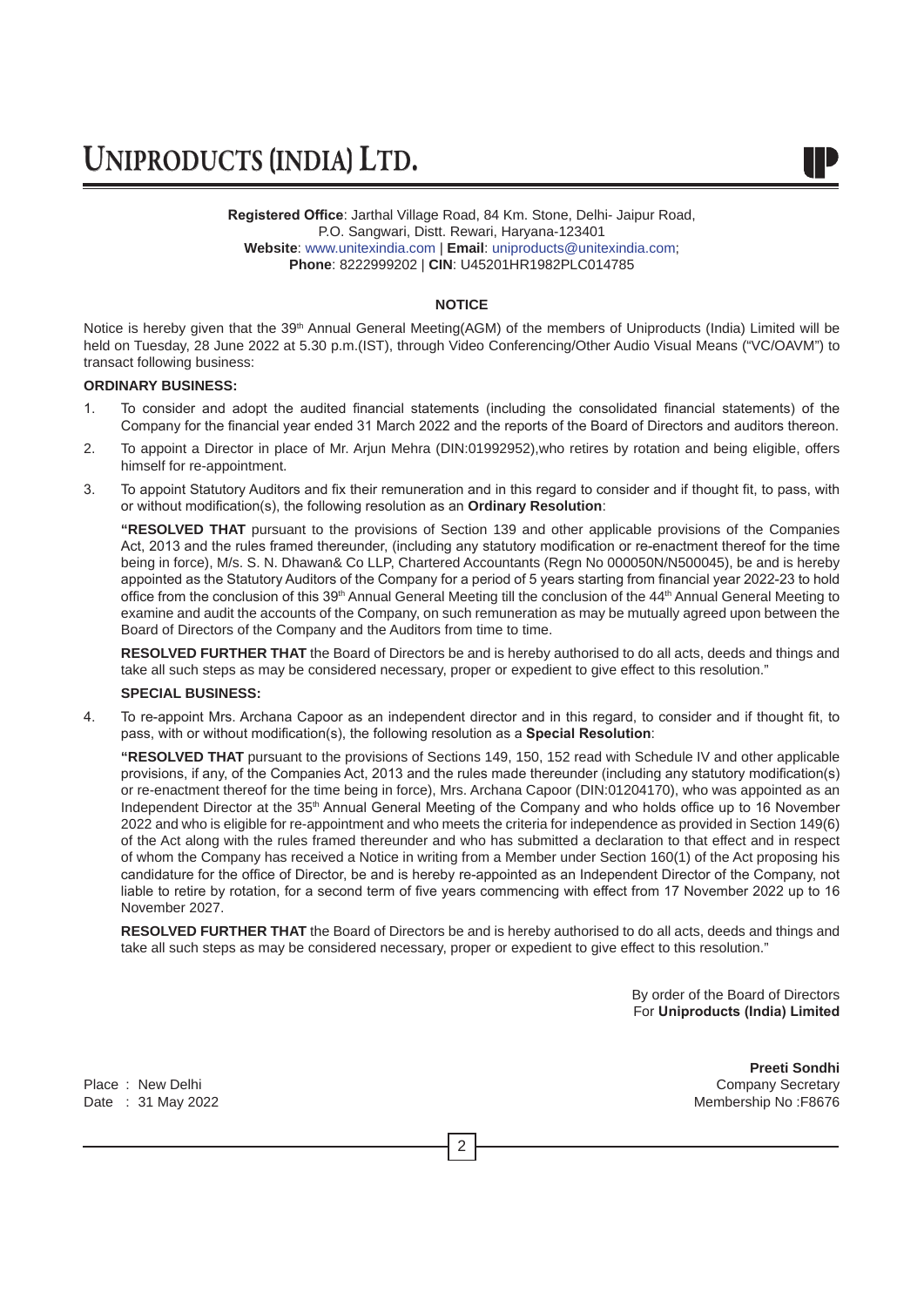# UNIPRODUCTS (INDIA) LTD.

**Registered Office**: Jarthal Village Road, 84 Km. Stone, Delhi- Jaipur Road, P.O. Sangwari, Distt. Rewari, Haryana-123401
**Website**: www.unitexindia.com | **Email**: uniproducts@unitexindia.com;
**Phone**: 8222999202 | **CIN**: U45201HR1982PLC014785

## NOTICE

Notice is hereby given that the 39th Annual General Meeting(AGM) of the members of Uniproducts (India) Limited will be held on Tuesday, 28 June 2022 at 5.30 p.m.(IST), through Video Conferencing/Other Audio Visual Means ("VC/OAVM") to transact following business:

**ORDINARY BUSINESS:**

1. To consider and adopt the audited financial statements (including the consolidated financial statements) of the Company for the financial year ended 31 March 2022 and the reports of the Board of Directors and auditors thereon.

2. To appoint a Director in place of Mr. Arjun Mehra (DIN:01992952),who retires by rotation and being eligible, offers himself for re-appointment.

3. To appoint Statutory Auditors and fix their remuneration and in this regard to consider and if thought fit, to pass, with or without modification(s), the following resolution as an **Ordinary Resolution**:

   **"RESOLVED THAT** pursuant to the provisions of Section 139 and other applicable provisions of the Companies Act, 2013 and the rules framed thereunder, (including any statutory modification or re-enactment thereof for the time being in force), M/s. S. N. Dhawan& Co LLP, Chartered Accountants (Regn No 000050N/N500045), be and is hereby appointed as the Statutory Auditors of the Company for a period of 5 years starting from financial year 2022-23 to hold office from the conclusion of this 39th Annual General Meeting till the conclusion of the 44th Annual General Meeting to examine and audit the accounts of the Company, on such remuneration as may be mutually agreed upon between the Board of Directors of the Company and the Auditors from time to time.

   **RESOLVED FURTHER THAT** the Board of Directors be and is hereby authorised to do all acts, deeds and things and take all such steps as may be considered necessary, proper or expedient to give effect to this resolution."

**SPECIAL BUSINESS:**

4. To re-appoint Mrs. Archana Capoor as an independent director and in this regard, to consider and if thought fit, to pass, with or without modification(s), the following resolution as a **Special Resolution**:

   **"RESOLVED THAT** pursuant to the provisions of Sections 149, 150, 152 read with Schedule IV and other applicable provisions, if any, of the Companies Act, 2013 and the rules made thereunder (including any statutory modification(s) or re-enactment thereof for the time being in force), Mrs. Archana Capoor (DIN:01204170), who was appointed as an Independent Director at the 35th Annual General Meeting of the Company and who holds office up to 16 November 2022 and who is eligible for re-appointment and who meets the criteria for independence as provided in Section 149(6) of the Act along with the rules framed thereunder and who has submitted a declaration to that effect and in respect of whom the Company has received a Notice in writing from a Member under Section 160(1) of the Act proposing his candidature for the office of Director, be and is hereby re-appointed as an Independent Director of the Company, not liable to retire by rotation, for a second term of five years commencing with effect from 17 November 2022 up to 16 November 2027.

   **RESOLVED FURTHER THAT** the Board of Directors be and is hereby authorised to do all acts, deeds and things and take all such steps as may be considered necessary, proper or expedient to give effect to this resolution."

By order of the Board of Directors
For **Uniproducts (India) Limited**

**Preeti Sondhi**
Company Secretary
Membership No :F8676

Place : New Delhi
Date : 31 May 2022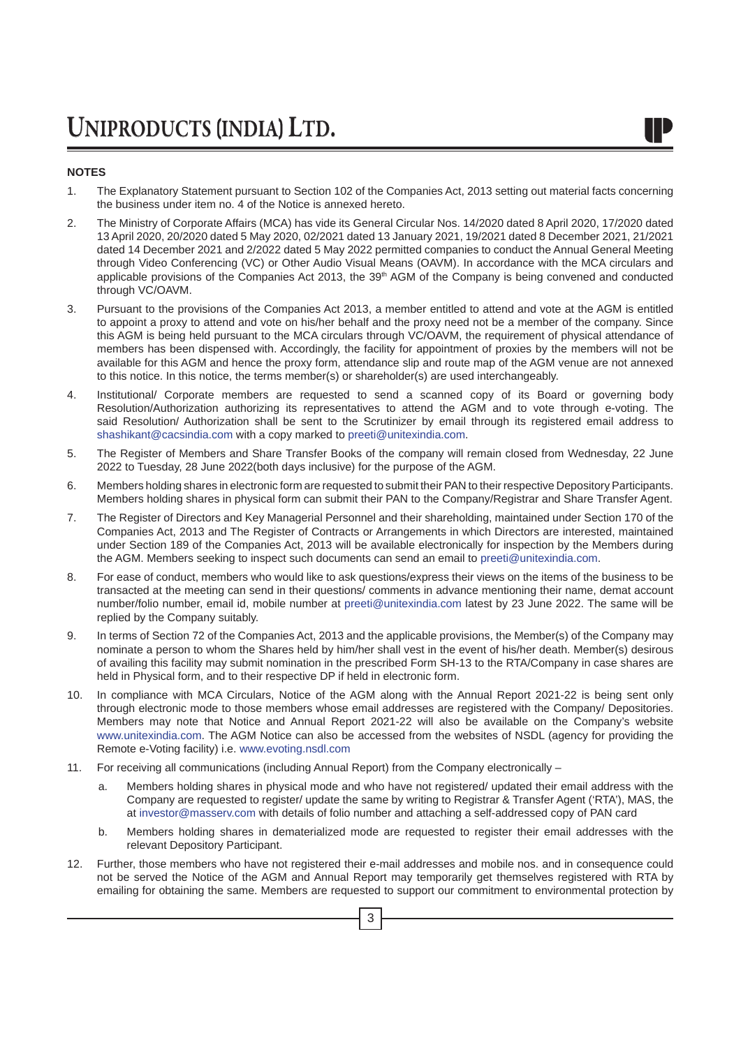## NOTES

1. The Explanatory Statement pursuant to Section 102 of the Companies Act, 2013 setting out material facts concerning the business under item no. 4 of the Notice is annexed hereto.

2. The Ministry of Corporate Affairs (MCA) has vide its General Circular Nos. 14/2020 dated 8 April 2020, 17/2020 dated 13 April 2020, 20/2020 dated 5 May 2020, 02/2021 dated 13 January 2021, 19/2021 dated 8 December 2021, 21/2021 dated 14 December 2021 and 2/2022 dated 5 May 2022 permitted companies to conduct the Annual General Meeting through Video Conferencing (VC) or Other Audio Visual Means (OAVM). In accordance with the MCA circulars and applicable provisions of the Companies Act 2013, the 39th AGM of the Company is being convened and conducted through VC/OAVM.

3. Pursuant to the provisions of the Companies Act 2013, a member entitled to attend and vote at the AGM is entitled to appoint a proxy to attend and vote on his/her behalf and the proxy need not be a member of the company. Since this AGM is being held pursuant to the MCA circulars through VC/OAVM, the requirement of physical attendance of members has been dispensed with. Accordingly, the facility for appointment of proxies by the members will not be available for this AGM and hence the proxy form, attendance slip and route map of the AGM venue are not annexed to this notice. In this notice, the terms member(s) or shareholder(s) are used interchangeably.

4. Institutional/ Corporate members are requested to send a scanned copy of its Board or governing body Resolution/Authorization authorizing its representatives to attend the AGM and to vote through e-voting. The said Resolution/ Authorization shall be sent to the Scrutinizer by email through its registered email address to shashikant@cacsindia.com with a copy marked to preeti@unitexindia.com.

5. The Register of Members and Share Transfer Books of the company will remain closed from Wednesday, 22 June 2022 to Tuesday, 28 June 2022(both days inclusive) for the purpose of the AGM.

6. Members holding shares in electronic form are requested to submit their PAN to their respective Depository Participants. Members holding shares in physical form can submit their PAN to the Company/Registrar and Share Transfer Agent.

7. The Register of Directors and Key Managerial Personnel and their shareholding, maintained under Section 170 of the Companies Act, 2013 and The Register of Contracts or Arrangements in which Directors are interested, maintained under Section 189 of the Companies Act, 2013 will be available electronically for inspection by the Members during the AGM. Members seeking to inspect such documents can send an email to preeti@unitexindia.com.

8. For ease of conduct, members who would like to ask questions/express their views on the items of the business to be transacted at the meeting can send in their questions/ comments in advance mentioning their name, demat account number/folio number, email id, mobile number at preeti@unitexindia.com latest by 23 June 2022. The same will be replied by the Company suitably.

9. In terms of Section 72 of the Companies Act, 2013 and the applicable provisions, the Member(s) of the Company may nominate a person to whom the Shares held by him/her shall vest in the event of his/her death. Member(s) desirous of availing this facility may submit nomination in the prescribed Form SH-13 to the RTA/Company in case shares are held in Physical form, and to their respective DP if held in electronic form.

10. In compliance with MCA Circulars, Notice of the AGM along with the Annual Report 2021-22 is being sent only through electronic mode to those members whose email addresses are registered with the Company/ Depositories. Members may note that Notice and Annual Report 2021-22 will also be available on the Company's website www.unitexindia.com. The AGM Notice can also be accessed from the websites of NSDL (agency for providing the Remote e-Voting facility) i.e. www.evoting.nsdl.com

11. For receiving all communications (including Annual Report) from the Company electronically –

    a. Members holding shares in physical mode and who have not registered/ updated their email address with the Company are requested to register/ update the same by writing to Registrar & Transfer Agent ('RTA'), MAS, the at investor@masserv.com with details of folio number and attaching a self-addressed copy of PAN card

    b. Members holding shares in dematerialized mode are requested to register their email addresses with the relevant Depository Participant.

12. Further, those members who have not registered their e-mail addresses and mobile nos. and in consequence could not be served the Notice of the AGM and Annual Report may temporarily get themselves registered with RTA by emailing for obtaining the same. Members are requested to support our commitment to environmental protection by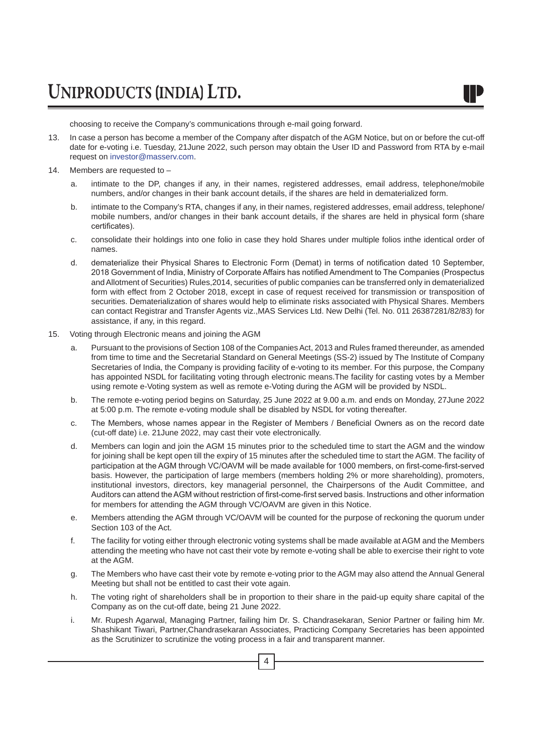choosing to receive the Company's communications through e-mail going forward.

13. In case a person has become a member of the Company after dispatch of the AGM Notice, but on or before the cut-off date for e-voting i.e. Tuesday, 21June 2022, such person may obtain the User ID and Password from RTA by e-mail request on investor@masserv.com.

14. Members are requested to –

    a. intimate to the DP, changes if any, in their names, registered addresses, email address, telephone/mobile numbers, and/or changes in their bank account details, if the shares are held in dematerialized form.

    b. intimate to the Company's RTA, changes if any, in their names, registered addresses, email address, telephone/ mobile numbers, and/or changes in their bank account details, if the shares are held in physical form (share certificates).

    c. consolidate their holdings into one folio in case they hold Shares under multiple folios inthe identical order of names.

    d. dematerialize their Physical Shares to Electronic Form (Demat) in terms of notification dated 10 September, 2018 Government of India, Ministry of Corporate Affairs has notified Amendment to The Companies (Prospectus and Allotment of Securities) Rules,2014, securities of public companies can be transferred only in dematerialized form with effect from 2 October 2018, except in case of request received for transmission or transposition of securities. Dematerialization of shares would help to eliminate risks associated with Physical Shares. Members can contact Registrar and Transfer Agents viz.,MAS Services Ltd. New Delhi (Tel. No. 011 26387281/82/83) for assistance, if any, in this regard.

15. Voting through Electronic means and joining the AGM

    a. Pursuant to the provisions of Section 108 of the Companies Act, 2013 and Rules framed thereunder, as amended from time to time and the Secretarial Standard on General Meetings (SS-2) issued by The Institute of Company Secretaries of India, the Company is providing facility of e-voting to its member. For this purpose, the Company has appointed NSDL for facilitating voting through electronic means.The facility for casting votes by a Member using remote e-Voting system as well as remote e-Voting during the AGM will be provided by NSDL.

    b. The remote e-voting period begins on Saturday, 25 June 2022 at 9.00 a.m. and ends on Monday, 27June 2022 at 5:00 p.m. The remote e-voting module shall be disabled by NSDL for voting thereafter.

    c. The Members, whose names appear in the Register of Members / Beneficial Owners as on the record date (cut-off date) i.e. 21June 2022, may cast their vote electronically.

    d. Members can login and join the AGM 15 minutes prior to the scheduled time to start the AGM and the window for joining shall be kept open till the expiry of 15 minutes after the scheduled time to start the AGM. The facility of participation at the AGM through VC/OAVM will be made available for 1000 members, on first-come-first-served basis. However, the participation of large members (members holding 2% or more shareholding), promoters, institutional investors, directors, key managerial personnel, the Chairpersons of the Audit Committee, and Auditors can attend the AGM without restriction of first-come-first served basis. Instructions and other information for members for attending the AGM through VC/OAVM are given in this Notice.

    e. Members attending the AGM through VC/OAVM will be counted for the purpose of reckoning the quorum under Section 103 of the Act.

    f. The facility for voting either through electronic voting systems shall be made available at AGM and the Members attending the meeting who have not cast their vote by remote e-voting shall be able to exercise their right to vote at the AGM.

    g. The Members who have cast their vote by remote e-voting prior to the AGM may also attend the Annual General Meeting but shall not be entitled to cast their vote again.

    h. The voting right of shareholders shall be in proportion to their share in the paid-up equity share capital of the Company as on the cut-off date, being 21 June 2022.

    i. Mr. Rupesh Agarwal, Managing Partner, failing him Dr. S. Chandrasekaran, Senior Partner or failing him Mr. Shashikant Tiwari, Partner,Chandrasekaran Associates, Practicing Company Secretaries has been appointed as the Scrutinizer to scrutinize the voting process in a fair and transparent manner.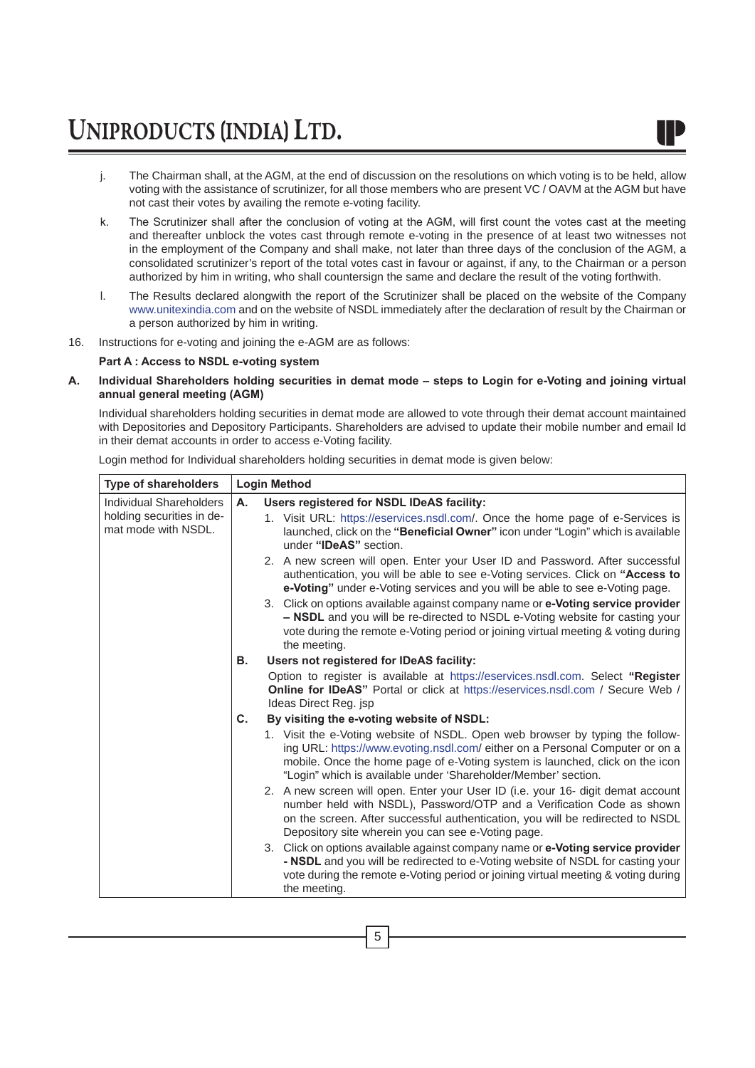j. The Chairman shall, at the AGM, at the end of discussion on the resolutions on which voting is to be held, allow voting with the assistance of scrutinizer, for all those members who are present VC / OAVM at the AGM but have not cast their votes by availing the remote e-voting facility.

k. The Scrutinizer shall after the conclusion of voting at the AGM, will first count the votes cast at the meeting and thereafter unblock the votes cast through remote e-voting in the presence of at least two witnesses not in the employment of the Company and shall make, not later than three days of the conclusion of the AGM, a consolidated scrutinizer's report of the total votes cast in favour or against, if any, to the Chairman or a person authorized by him in writing, who shall countersign the same and declare the result of the voting forthwith.

l. The Results declared alongwith the report of the Scrutinizer shall be placed on the website of the Company www.unitexindia.com and on the website of NSDL immediately after the declaration of result by the Chairman or a person authorized by him in writing.

16. Instructions for e-voting and joining the e-AGM are as follows:

**Part A : Access to NSDL e-voting system**

**A. Individual Shareholders holding securities in demat mode – steps to Login for e-Voting and joining virtual annual general meeting (AGM)**

Individual shareholders holding securities in demat mode are allowed to vote through their demat account maintained with Depositories and Depository Participants. Shareholders are advised to update their mobile number and email Id in their demat accounts in order to access e-Voting facility.

Login method for Individual shareholders holding securities in demat mode is given below:

| Type of shareholders | Login Method |
|---|---|
| Individual Shareholders holding securities in de-mat mode with NSDL. | **A. Users registered for NSDL IDeAS facility:**<br>1. Visit URL: https://eservices.nsdl.com/. Once the home page of e-Services is launched, click on the **"Beneficial Owner"** icon under "Login" which is available under **"IDeAS"** section.<br>2. A new screen will open. Enter your User ID and Password. After successful authentication, you will be able to see e-Voting services. Click on **"Access to e-Voting"** under e-Voting services and you will be able to see e-Voting page.<br>3. Click on options available against company name or **e-Voting service provider – NSDL** and you will be re-directed to NSDL e-Voting website for casting your vote during the remote e-Voting period or joining virtual meeting & voting during the meeting.<br>**B. Users not registered for IDeAS facility:**<br>Option to register is available at https://eservices.nsdl.com. Select **"Register Online for IDeAS"** Portal or click at https://eservices.nsdl.com / Secure Web / Ideas Direct Reg. jsp<br>**C. By visiting the e-voting website of NSDL:**<br>1. Visit the e-Voting website of NSDL. Open web browser by typing the following URL: https://www.evoting.nsdl.com/ either on a Personal Computer or on a mobile. Once the home page of e-Voting system is launched, click on the icon "Login" which is available under 'Shareholder/Member' section.<br>2. A new screen will open. Enter your User ID (i.e. your 16- digit demat account number held with NSDL), Password/OTP and a Verification Code as shown on the screen. After successful authentication, you will be redirected to NSDL Depository site wherein you can see e-Voting page.<br>3. Click on options available against company name or **e-Voting service provider - NSDL** and you will be redirected to e-Voting website of NSDL for casting your vote during the remote e-Voting period or joining virtual meeting & voting during the meeting. |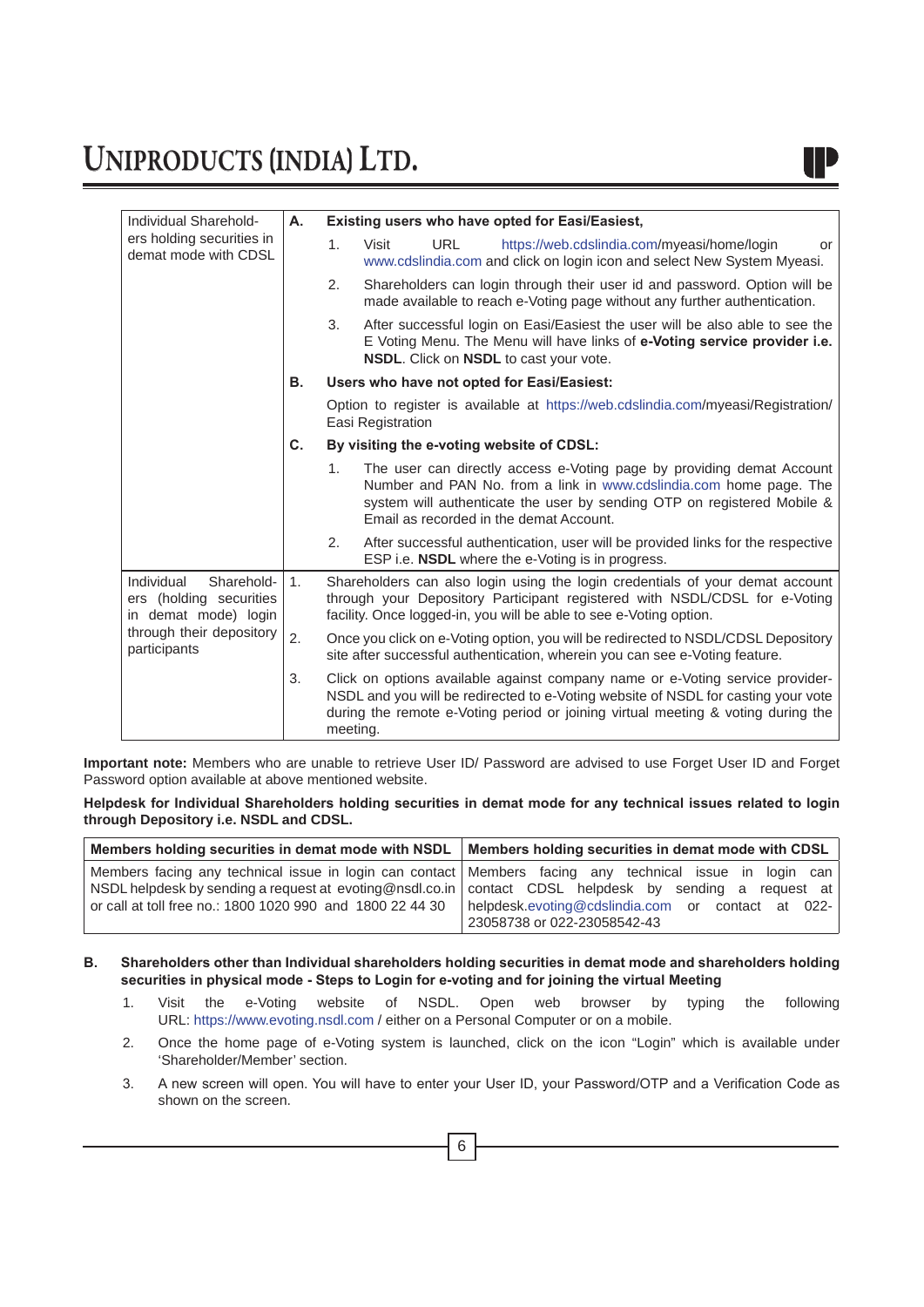| | | |
|---|---|---|
| Individual Shareholders holding securities in demat mode with CDSL | **A.** | **Existing users who have opted for Easi/Easiest,**<br>1. Visit URL https://web.cdslindia.com/myeasi/home/login or www.cdslindia.com and click on login icon and select New System Myeasi.<br>2. Shareholders can login through their user id and password. Option will be made available to reach e-Voting page without any further authentication.<br>3. After successful login on Easi/Easiest the user will be also able to see the E Voting Menu. The Menu will have links of **e-Voting service provider i.e. NSDL**. Click on **NSDL** to cast your vote. |
| | **B.** | **Users who have not opted for Easi/Easiest:**<br>Option to register is available at https://web.cdslindia.com/myeasi/Registration/ Easi Registration |
| | **C.** | **By visiting the e-voting website of CDSL:**<br>1. The user can directly access e-Voting page by providing demat Account Number and PAN No. from a link in www.cdslindia.com home page. The system will authenticate the user by sending OTP on registered Mobile & Email as recorded in the demat Account.<br>2. After successful authentication, user will be provided links for the respective ESP i.e. **NSDL** where the e-Voting is in progress. |
| Individual Shareholders (holding securities in demat mode) login through their depository participants | 1. | Shareholders can also login using the login credentials of your demat account through your Depository Participant registered with NSDL/CDSL for e-Voting facility. Once logged-in, you will be able to see e-Voting option. |
| | 2. | Once you click on e-Voting option, you will be redirected to NSDL/CDSL Depository site after successful authentication, wherein you can see e-Voting feature. |
| | 3. | Click on options available against company name or e-Voting service provider-NSDL and you will be redirected to e-Voting website of NSDL for casting your vote during the remote e-Voting period or joining virtual meeting & voting during the meeting. |

**Important note:** Members who are unable to retrieve User ID/ Password are advised to use Forget User ID and Forget Password option available at above mentioned website.

**Helpdesk for Individual Shareholders holding securities in demat mode for any technical issues related to login through Depository i.e. NSDL and CDSL.**

| Members holding securities in demat mode with NSDL | Members holding securities in demat mode with CDSL |
|---|---|
| Members facing any technical issue in login can contact NSDL helpdesk by sending a request at evoting@nsdl.co.in or call at toll free no.: 1800 1020 990 and 1800 22 44 30 | Members facing any technical issue in login can contact CDSL helpdesk by sending a request at helpdesk.evoting@cdslindia.com or contact at 022-23058738 or 022-23058542-43 |

**B. Shareholders other than Individual shareholders holding securities in demat mode and shareholders holding securities in physical mode - Steps to Login for e-voting and for joining the virtual Meeting**

1. Visit the e-Voting website of NSDL. Open web browser by typing the following URL: https://www.evoting.nsdl.com / either on a Personal Computer or on a mobile.
2. Once the home page of e-Voting system is launched, click on the icon "Login" which is available under 'Shareholder/Member' section.
3. A new screen will open. You will have to enter your User ID, your Password/OTP and a Verification Code as shown on the screen.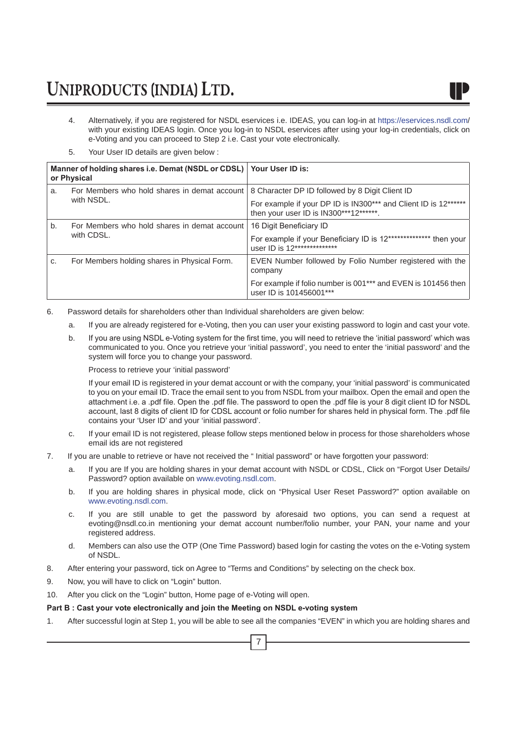4. Alternatively, if you are registered for NSDL eservices i.e. IDEAS, you can log-in at https://eservices.nsdl.com/ with your existing IDEAS login. Once you log-in to NSDL eservices after using your log-in credentials, click on e-Voting and you can proceed to Step 2 i.e. Cast your vote electronically.

5. Your User ID details are given below :

| Manner of holding shares i.e. Demat (NSDL or CDSL) or Physical | | Your User ID is: |
|---|---|---|
| a. | For Members who hold shares in demat account with NSDL. | 8 Character DP ID followed by 8 Digit Client ID<br>For example if your DP ID is IN300*** and Client ID is 12****** then your user ID is IN300***12******. |
| b. | For Members who hold shares in demat account with CDSL. | 16 Digit Beneficiary ID<br>For example if your Beneficiary ID is 12************** then your user ID is 12************** |
| c. | For Members holding shares in Physical Form. | EVEN Number followed by Folio Number registered with the company<br>For example if folio number is 001*** and EVEN is 101456 then user ID is 101456001*** |

6. Password details for shareholders other than Individual shareholders are given below:

   a. If you are already registered for e-Voting, then you can user your existing password to login and cast your vote.

   b. If you are using NSDL e-Voting system for the first time, you will need to retrieve the 'initial password' which was communicated to you. Once you retrieve your 'initial password', you need to enter the 'initial password' and the system will force you to change your password.

      Process to retrieve your 'initial password'

      If your email ID is registered in your demat account or with the company, your 'initial password' is communicated to you on your email ID. Trace the email sent to you from NSDL from your mailbox. Open the email and open the attachment i.e. a .pdf file. Open the .pdf file. The password to open the .pdf file is your 8 digit client ID for NSDL account, last 8 digits of client ID for CDSL account or folio number for shares held in physical form. The .pdf file contains your 'User ID' and your 'initial password'.

   c. If your email ID is not registered, please follow steps mentioned below in process for those shareholders whose email ids are not registered

7. If you are unable to retrieve or have not received the " Initial password" or have forgotten your password:

   a. If you are If you are holding shares in your demat account with NSDL or CDSL, Click on "Forgot User Details/ Password? option available on www.evoting.nsdl.com.

   b. If you are holding shares in physical mode, click on "Physical User Reset Password?" option available on www.evoting.nsdl.com.

   c. If you are still unable to get the password by aforesaid two options, you can send a request at evoting@nsdl.co.in mentioning your demat account number/folio number, your PAN, your name and your registered address.

   d. Members can also use the OTP (One Time Password) based login for casting the votes on the e-Voting system of NSDL.

8. After entering your password, tick on Agree to "Terms and Conditions" by selecting on the check box.

9. Now, you will have to click on "Login" button.

10. After you click on the "Login" button, Home page of e-Voting will open.

**Part B : Cast your vote electronically and join the Meeting on NSDL e-voting system**

1. After successful login at Step 1, you will be able to see all the companies "EVEN" in which you are holding shares and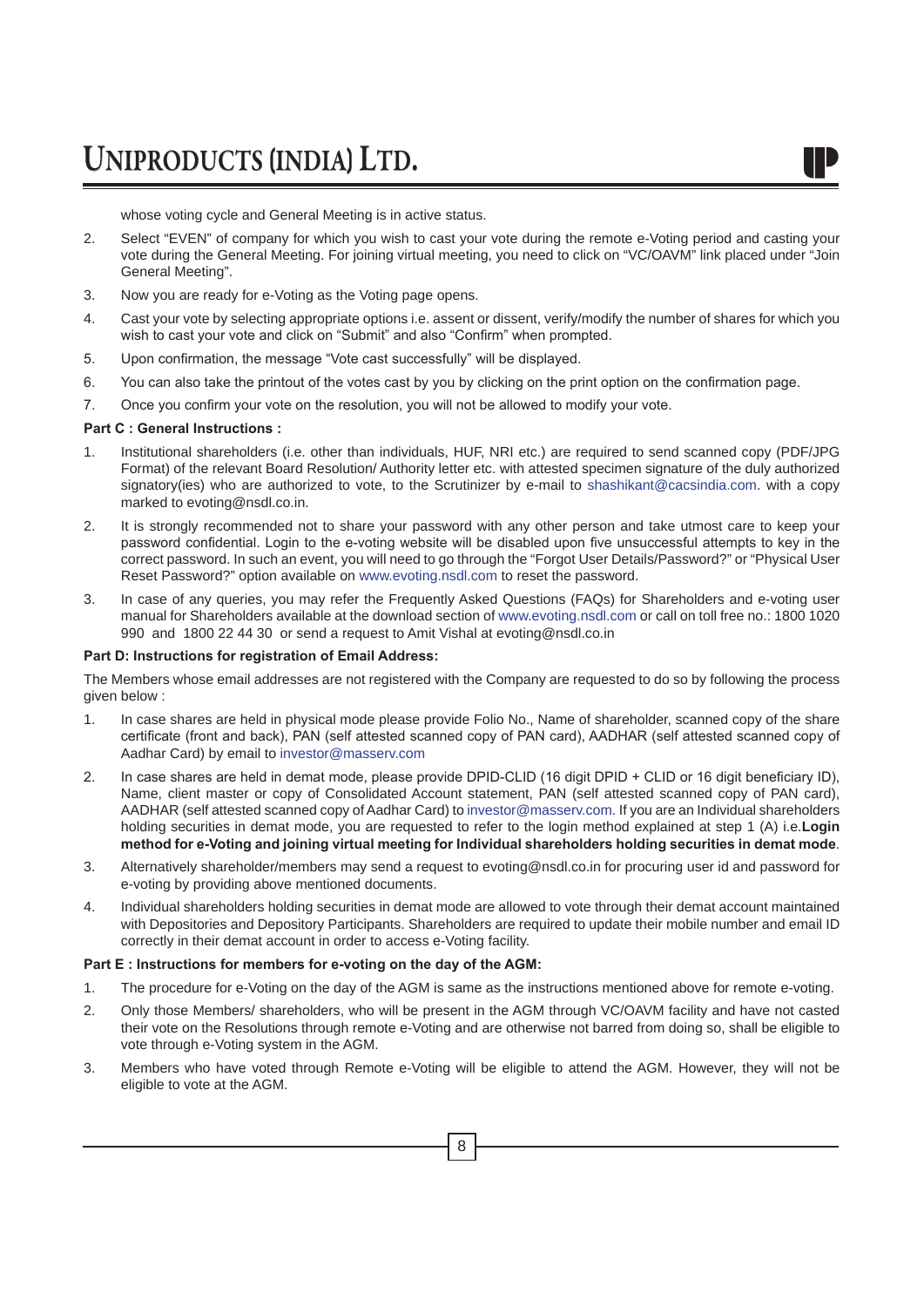whose voting cycle and General Meeting is in active status.

2. Select "EVEN" of company for which you wish to cast your vote during the remote e-Voting period and casting your vote during the General Meeting. For joining virtual meeting, you need to click on "VC/OAVM" link placed under "Join General Meeting".
3. Now you are ready for e-Voting as the Voting page opens.
4. Cast your vote by selecting appropriate options i.e. assent or dissent, verify/modify the number of shares for which you wish to cast your vote and click on "Submit" and also "Confirm" when prompted.
5. Upon confirmation, the message "Vote cast successfully" will be displayed.
6. You can also take the printout of the votes cast by you by clicking on the print option on the confirmation page.
7. Once you confirm your vote on the resolution, you will not be allowed to modify your vote.

**Part C : General Instructions :**

1. Institutional shareholders (i.e. other than individuals, HUF, NRI etc.) are required to send scanned copy (PDF/JPG Format) of the relevant Board Resolution/ Authority letter etc. with attested specimen signature of the duly authorized signatory(ies) who are authorized to vote, to the Scrutinizer by e-mail to shashikant@cacsindia.com. with a copy marked to evoting@nsdl.co.in.
2. It is strongly recommended not to share your password with any other person and take utmost care to keep your password confidential. Login to the e-voting website will be disabled upon five unsuccessful attempts to key in the correct password. In such an event, you will need to go through the "Forgot User Details/Password?" or "Physical User Reset Password?" option available on www.evoting.nsdl.com to reset the password.
3. In case of any queries, you may refer the Frequently Asked Questions (FAQs) for Shareholders and e-voting user manual for Shareholders available at the download section of www.evoting.nsdl.com or call on toll free no.: 1800 1020 990 and 1800 22 44 30 or send a request to Amit Vishal at evoting@nsdl.co.in

**Part D: Instructions for registration of Email Address:**

The Members whose email addresses are not registered with the Company are requested to do so by following the process given below :

1. In case shares are held in physical mode please provide Folio No., Name of shareholder, scanned copy of the share certificate (front and back), PAN (self attested scanned copy of PAN card), AADHAR (self attested scanned copy of Aadhar Card) by email to investor@masserv.com
2. In case shares are held in demat mode, please provide DPID-CLID (16 digit DPID + CLID or 16 digit beneficiary ID), Name, client master or copy of Consolidated Account statement, PAN (self attested scanned copy of PAN card), AADHAR (self attested scanned copy of Aadhar Card) to investor@masserv.com. If you are an Individual shareholders holding securities in demat mode, you are requested to refer to the login method explained at step 1 (A) i.e.**Login method for e-Voting and joining virtual meeting for Individual shareholders holding securities in demat mode**.
3. Alternatively shareholder/members may send a request to evoting@nsdl.co.in for procuring user id and password for e-voting by providing above mentioned documents.
4. Individual shareholders holding securities in demat mode are allowed to vote through their demat account maintained with Depositories and Depository Participants. Shareholders are required to update their mobile number and email ID correctly in their demat account in order to access e-Voting facility.

**Part E : Instructions for members for e-voting on the day of the AGM:**

1. The procedure for e-Voting on the day of the AGM is same as the instructions mentioned above for remote e-voting.
2. Only those Members/ shareholders, who will be present in the AGM through VC/OAVM facility and have not casted their vote on the Resolutions through remote e-Voting and are otherwise not barred from doing so, shall be eligible to vote through e-Voting system in the AGM.
3. Members who have voted through Remote e-Voting will be eligible to attend the AGM. However, they will not be eligible to vote at the AGM.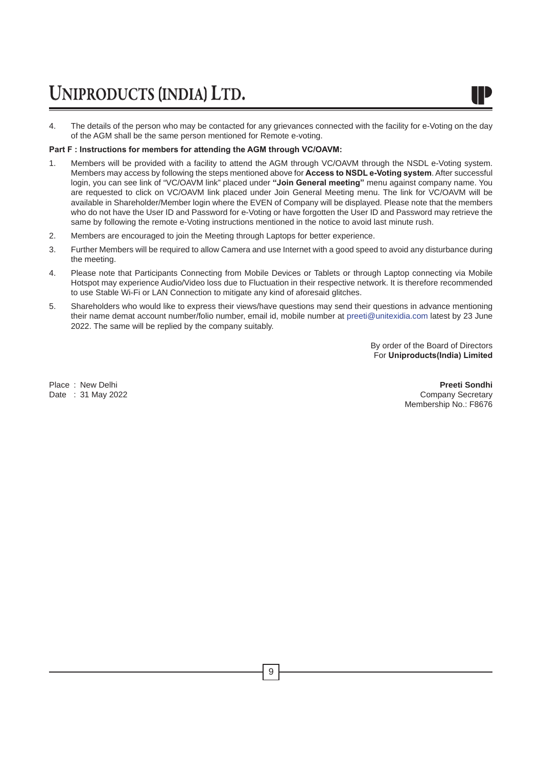4. The details of the person who may be contacted for any grievances connected with the facility for e-Voting on the day of the AGM shall be the same person mentioned for Remote e-voting.

**Part F : Instructions for members for attending the AGM through VC/OAVM:**

1. Members will be provided with a facility to attend the AGM through VC/OAVM through the NSDL e-Voting system. Members may access by following the steps mentioned above for **Access to NSDL e-Voting system**. After successful login, you can see link of "VC/OAVM link" placed under **"Join General meeting"** menu against company name. You are requested to click on VC/OAVM link placed under Join General Meeting menu. The link for VC/OAVM will be available in Shareholder/Member login where the EVEN of Company will be displayed. Please note that the members who do not have the User ID and Password for e-Voting or have forgotten the User ID and Password may retrieve the same by following the remote e-Voting instructions mentioned in the notice to avoid last minute rush.

2. Members are encouraged to join the Meeting through Laptops for better experience.

3. Further Members will be required to allow Camera and use Internet with a good speed to avoid any disturbance during the meeting.

4. Please note that Participants Connecting from Mobile Devices or Tablets or through Laptop connecting via Mobile Hotspot may experience Audio/Video loss due to Fluctuation in their respective network. It is therefore recommended to use Stable Wi-Fi or LAN Connection to mitigate any kind of aforesaid glitches.

5. Shareholders who would like to express their views/have questions may send their questions in advance mentioning their name demat account number/folio number, email id, mobile number at preeti@unitexidia.com latest by 23 June 2022. The same will be replied by the company suitably.

By order of the Board of Directors
For **Uniproducts(India) Limited**

Place : New Delhi
Date : 31 May 2022

**Preeti Sondhi**
Company Secretary
Membership No.: F8676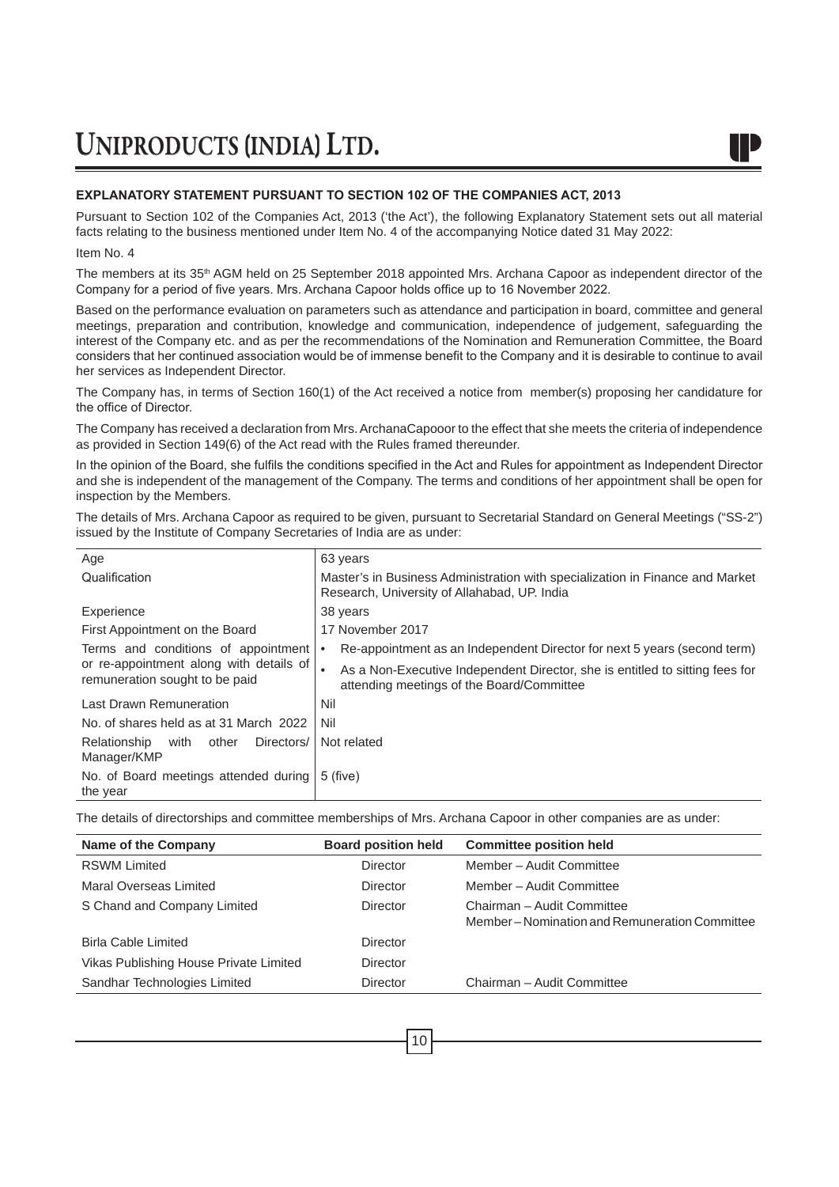## EXPLANATORY STATEMENT PURSUANT TO SECTION 102 OF THE COMPANIES ACT, 2013

Pursuant to Section 102 of the Companies Act, 2013 ('the Act'), the following Explanatory Statement sets out all material facts relating to the business mentioned under Item No. 4 of the accompanying Notice dated 31 May 2022:

Item No. 4

The members at its 35th AGM held on 25 September 2018 appointed Mrs. Archana Capoor as independent director of the Company for a period of five years. Mrs. Archana Capoor holds office up to 16 November 2022.

Based on the performance evaluation on parameters such as attendance and participation in board, committee and general meetings, preparation and contribution, knowledge and communication, independence of judgement, safeguarding the interest of the Company etc. and as per the recommendations of the Nomination and Remuneration Committee, the Board considers that her continued association would be of immense benefit to the Company and it is desirable to continue to avail her services as Independent Director.

The Company has, in terms of Section 160(1) of the Act received a notice from member(s) proposing her candidature for the office of Director.

The Company has received a declaration from Mrs. ArchanaCapooor to the effect that she meets the criteria of independence as provided in Section 149(6) of the Act read with the Rules framed thereunder.

In the opinion of the Board, she fulfils the conditions specified in the Act and Rules for appointment as Independent Director and she is independent of the management of the Company. The terms and conditions of her appointment shall be open for inspection by the Members.

The details of Mrs. Archana Capoor as required to be given, pursuant to Secretarial Standard on General Meetings ("SS-2") issued by the Institute of Company Secretaries of India are as under:

| | |
|---|---|
| Age | 63 years |
| Qualification | Master's in Business Administration with specialization in Finance and Market Research, University of Allahabad, UP. India |
| Experience | 38 years |
| First Appointment on the Board | 17 November 2017 |
| Terms and conditions of appointment or re-appointment along with details of remuneration sought to be paid | • Re-appointment as an Independent Director for next 5 years (second term)<br>• As a Non-Executive Independent Director, she is entitled to sitting fees for attending meetings of the Board/Committee |
| Last Drawn Remuneration | Nil |
| No. of shares held as at 31 March 2022 | Nil |
| Relationship with other Directors/ Manager/KMP | Not related |
| No. of Board meetings attended during the year | 5 (five) |

The details of directorships and committee memberships of Mrs. Archana Capoor in other companies are as under:

| Name of the Company | Board position held | Committee position held |
|---|---|---|
| RSWM Limited | Director | Member – Audit Committee |
| Maral Overseas Limited | Director | Member – Audit Committee |
| S Chand and Company Limited | Director | Chairman – Audit Committee<br>Member – Nomination and Remuneration Committee |
| Birla Cable Limited | Director | |
| Vikas Publishing House Private Limited | Director | |
| Sandhar Technologies Limited | Director | Chairman – Audit Committee |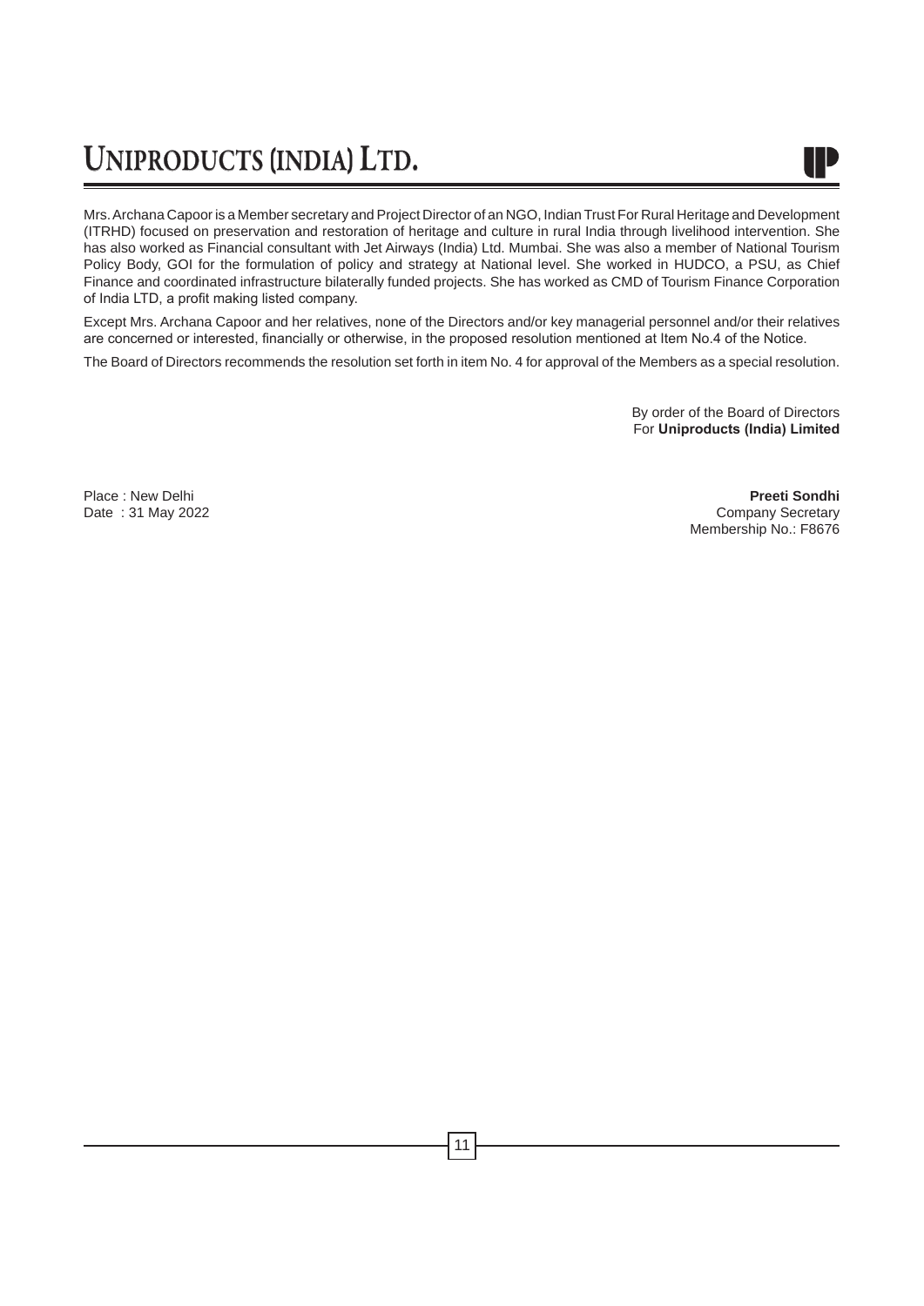Mrs. Archana Capoor is a Member secretary and Project Director of an NGO, Indian Trust For Rural Heritage and Development (ITRHD) focused on preservation and restoration of heritage and culture in rural India through livelihood intervention. She has also worked as Financial consultant with Jet Airways (India) Ltd. Mumbai. She was also a member of National Tourism Policy Body, GOI for the formulation of policy and strategy at National level. She worked in HUDCO, a PSU, as Chief Finance and coordinated infrastructure bilaterally funded projects. She has worked as CMD of Tourism Finance Corporation of India LTD, a profit making listed company.

Except Mrs. Archana Capoor and her relatives, none of the Directors and/or key managerial personnel and/or their relatives are concerned or interested, financially or otherwise, in the proposed resolution mentioned at Item No.4 of the Notice.

The Board of Directors recommends the resolution set forth in item No. 4 for approval of the Members as a special resolution.

By order of the Board of Directors
For **Uniproducts (India) Limited**

Place : New Delhi
Date : 31 May 2022

**Preeti Sondhi**
Company Secretary
Membership No.: F8676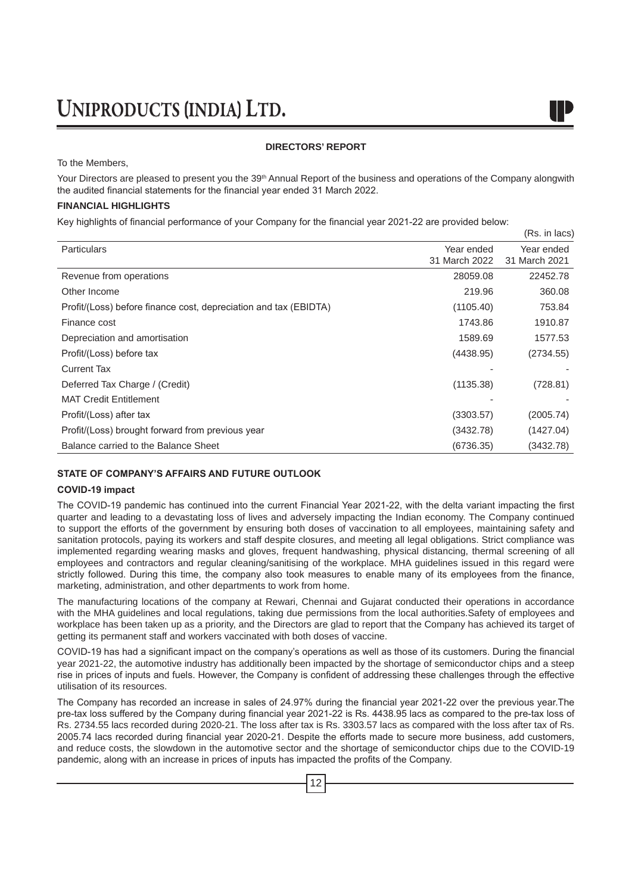## DIRECTORS' REPORT

To the Members,

Your Directors are pleased to present you the 39th Annual Report of the business and operations of the Company alongwith the audited financial statements for the financial year ended 31 March 2022.

### FINANCIAL HIGHLIGHTS

Key highlights of financial performance of your Company for the financial year 2021-22 are provided below:

(Rs. in lacs)

| Particulars | Year ended 31 March 2022 | Year ended 31 March 2021 |
|---|---|---|
| Revenue from operations | 28059.08 | 22452.78 |
| Other Income | 219.96 | 360.08 |
| Profit/(Loss) before finance cost, depreciation and tax (EBIDTA) | (1105.40) | 753.84 |
| Finance cost | 1743.86 | 1910.87 |
| Depreciation and amortisation | 1589.69 | 1577.53 |
| Profit/(Loss) before tax | (4438.95) | (2734.55) |
| Current Tax | - | - |
| Deferred Tax Charge / (Credit) | (1135.38) | (728.81) |
| MAT Credit Entitlement | - | - |
| Profit/(Loss) after tax | (3303.57) | (2005.74) |
| Profit/(Loss) brought forward from previous year | (3432.78) | (1427.04) |
| Balance carried to the Balance Sheet | (6736.35) | (3432.78) |

### STATE OF COMPANY'S AFFAIRS AND FUTURE OUTLOOK

**COVID-19 impact**

The COVID-19 pandemic has continued into the current Financial Year 2021-22, with the delta variant impacting the first quarter and leading to a devastating loss of lives and adversely impacting the Indian economy. The Company continued to support the efforts of the government by ensuring both doses of vaccination to all employees, maintaining safety and sanitation protocols, paying its workers and staff despite closures, and meeting all legal obligations. Strict compliance was implemented regarding wearing masks and gloves, frequent handwashing, physical distancing, thermal screening of all employees and contractors and regular cleaning/sanitising of the workplace. MHA guidelines issued in this regard were strictly followed. During this time, the company also took measures to enable many of its employees from the finance, marketing, administration, and other departments to work from home.

The manufacturing locations of the company at Rewari, Chennai and Gujarat conducted their operations in accordance with the MHA guidelines and local regulations, taking due permissions from the local authorities.Safety of employees and workplace has been taken up as a priority, and the Directors are glad to report that the Company has achieved its target of getting its permanent staff and workers vaccinated with both doses of vaccine.

COVID-19 has had a significant impact on the company's operations as well as those of its customers. During the financial year 2021-22, the automotive industry has additionally been impacted by the shortage of semiconductor chips and a steep rise in prices of inputs and fuels. However, the Company is confident of addressing these challenges through the effective utilisation of its resources.

The Company has recorded an increase in sales of 24.97% during the financial year 2021-22 over the previous year.The pre-tax loss suffered by the Company during financial year 2021-22 is Rs. 4438.95 lacs as compared to the pre-tax loss of Rs. 2734.55 lacs recorded during 2020-21. The loss after tax is Rs. 3303.57 lacs as compared with the loss after tax of Rs. 2005.74 lacs recorded during financial year 2020-21. Despite the efforts made to secure more business, add customers, and reduce costs, the slowdown in the automotive sector and the shortage of semiconductor chips due to the COVID-19 pandemic, along with an increase in prices of inputs has impacted the profits of the Company.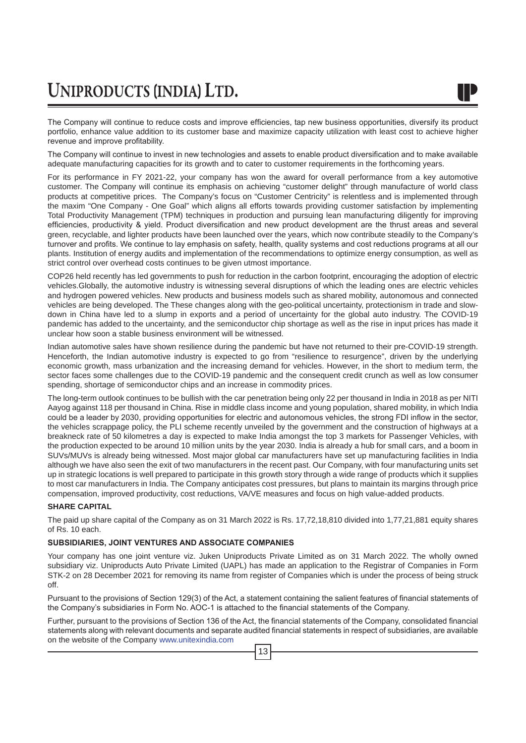The Company will continue to reduce costs and improve efficiencies, tap new business opportunities, diversify its product portfolio, enhance value addition to its customer base and maximize capacity utilization with least cost to achieve higher revenue and improve profitability.

The Company will continue to invest in new technologies and assets to enable product diversification and to make available adequate manufacturing capacities for its growth and to cater to customer requirements in the forthcoming years.

For its performance in FY 2021-22, your company has won the award for overall performance from a key automotive customer. The Company will continue its emphasis on achieving "customer delight" through manufacture of world class products at competitive prices. The Company's focus on "Customer Centricity" is relentless and is implemented through the maxim "One Company - One Goal" which aligns all efforts towards providing customer satisfaction by implementing Total Productivity Management (TPM) techniques in production and pursuing lean manufacturing diligently for improving efficiencies, productivity & yield. Product diversification and new product development are the thrust areas and several green, recyclable, and lighter products have been launched over the years, which now contribute steadily to the Company's turnover and profits. We continue to lay emphasis on safety, health, quality systems and cost reductions programs at all our plants. Institution of energy audits and implementation of the recommendations to optimize energy consumption, as well as strict control over overhead costs continues to be given utmost importance.

COP26 held recently has led governments to push for reduction in the carbon footprint, encouraging the adoption of electric vehicles.Globally, the automotive industry is witnessing several disruptions of which the leading ones are electric vehicles and hydrogen powered vehicles. New products and business models such as shared mobility, autonomous and connected vehicles are being developed. The These changes along with the geo-political uncertainty, protectionism in trade and slow-down in China have led to a slump in exports and a period of uncertainty for the global auto industry. The COVID-19 pandemic has added to the uncertainty, and the semiconductor chip shortage as well as the rise in input prices has made it unclear how soon a stable business environment will be witnessed.

Indian automotive sales have shown resilience during the pandemic but have not returned to their pre-COVID-19 strength. Henceforth, the Indian automotive industry is expected to go from "resilience to resurgence", driven by the underlying economic growth, mass urbanization and the increasing demand for vehicles. However, in the short to medium term, the sector faces some challenges due to the COVID-19 pandemic and the consequent credit crunch as well as low consumer spending, shortage of semiconductor chips and an increase in commodity prices.

The long-term outlook continues to be bullish with the car penetration being only 22 per thousand in India in 2018 as per NITI Aayog against 118 per thousand in China. Rise in middle class income and young population, shared mobility, in which India could be a leader by 2030, providing opportunities for electric and autonomous vehicles, the strong FDI inflow in the sector, the vehicles scrappage policy, the PLI scheme recently unveiled by the government and the construction of highways at a breakneck rate of 50 kilometres a day is expected to make India amongst the top 3 markets for Passenger Vehicles, with the production expected to be around 10 million units by the year 2030. India is already a hub for small cars, and a boom in SUVs/MUVs is already being witnessed. Most major global car manufacturers have set up manufacturing facilities in India although we have also seen the exit of two manufacturers in the recent past. Our Company, with four manufacturing units set up in strategic locations is well prepared to participate in this growth story through a wide range of products which it supplies to most car manufacturers in India. The Company anticipates cost pressures, but plans to maintain its margins through price compensation, improved productivity, cost reductions, VA/VE measures and focus on high value-added products.

**SHARE CAPITAL**

The paid up share capital of the Company as on 31 March 2022 is Rs. 17,72,18,810 divided into 1,77,21,881 equity shares of Rs. 10 each.

**SUBSIDIARIES, JOINT VENTURES AND ASSOCIATE COMPANIES**

Your company has one joint venture viz. Juken Uniproducts Private Limited as on 31 March 2022. The wholly owned subsidiary viz. Uniproducts Auto Private Limited (UAPL) has made an application to the Registrar of Companies in Form STK-2 on 28 December 2021 for removing its name from register of Companies which is under the process of being struck off.

Pursuant to the provisions of Section 129(3) of the Act, a statement containing the salient features of financial statements of the Company's subsidiaries in Form No. AOC-1 is attached to the financial statements of the Company.

Further, pursuant to the provisions of Section 136 of the Act, the financial statements of the Company, consolidated financial statements along with relevant documents and separate audited financial statements in respect of subsidiaries, are available on the website of the Company www.unitexindia.com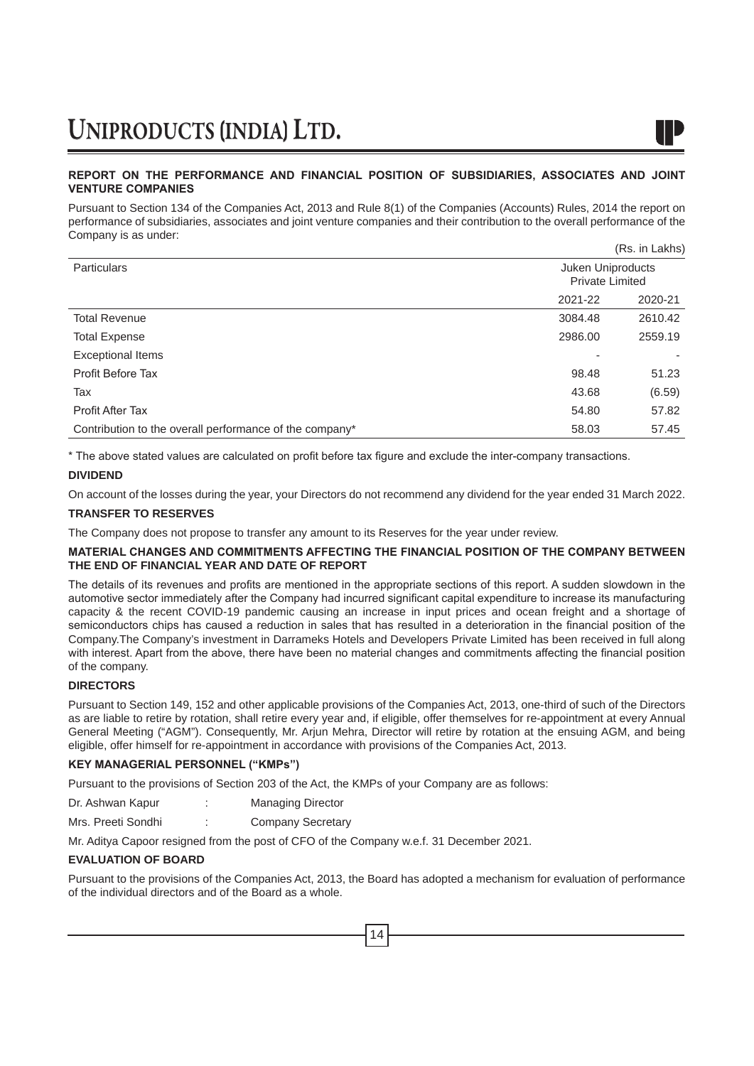## REPORT ON THE PERFORMANCE AND FINANCIAL POSITION OF SUBSIDIARIES, ASSOCIATES AND JOINT VENTURE COMPANIES

Pursuant to Section 134 of the Companies Act, 2013 and Rule 8(1) of the Companies (Accounts) Rules, 2014 the report on performance of subsidiaries, associates and joint venture companies and their contribution to the overall performance of the Company is as under:

(Rs. in Lakhs)

| Particulars | Juken Uniproducts Private Limited | |
|---|---|---|
| | 2021-22 | 2020-21 |
| Total Revenue | 3084.48 | 2610.42 |
| Total Expense | 2986.00 | 2559.19 |
| Exceptional Items | - | - |
| Profit Before Tax | 98.48 | 51.23 |
| Tax | 43.68 | (6.59) |
| Profit After Tax | 54.80 | 57.82 |
| Contribution to the overall performance of the company* | 58.03 | 57.45 |

\* The above stated values are calculated on profit before tax figure and exclude the inter-company transactions.

### DIVIDEND

On account of the losses during the year, your Directors do not recommend any dividend for the year ended 31 March 2022.

### TRANSFER TO RESERVES

The Company does not propose to transfer any amount to its Reserves for the year under review.

### MATERIAL CHANGES AND COMMITMENTS AFFECTING THE FINANCIAL POSITION OF THE COMPANY BETWEEN THE END OF FINANCIAL YEAR AND DATE OF REPORT

The details of its revenues and profits are mentioned in the appropriate sections of this report. A sudden slowdown in the automotive sector immediately after the Company had incurred significant capital expenditure to increase its manufacturing capacity & the recent COVID-19 pandemic causing an increase in input prices and ocean freight and a shortage of semiconductors chips has caused a reduction in sales that has resulted in a deterioration in the financial position of the Company.The Company's investment in Darrameks Hotels and Developers Private Limited has been received in full along with interest. Apart from the above, there have been no material changes and commitments affecting the financial position of the company.

### DIRECTORS

Pursuant to Section 149, 152 and other applicable provisions of the Companies Act, 2013, one-third of such of the Directors as are liable to retire by rotation, shall retire every year and, if eligible, offer themselves for re-appointment at every Annual General Meeting ("AGM"). Consequently, Mr. Arjun Mehra, Director will retire by rotation at the ensuing AGM, and being eligible, offer himself for re-appointment in accordance with provisions of the Companies Act, 2013.

### KEY MANAGERIAL PERSONNEL ("KMPs")

Pursuant to the provisions of Section 203 of the Act, the KMPs of your Company are as follows:

Dr. Ashwan Kapur : Managing Director

Mrs. Preeti Sondhi : Company Secretary

Mr. Aditya Capoor resigned from the post of CFO of the Company w.e.f. 31 December 2021.

### EVALUATION OF BOARD

Pursuant to the provisions of the Companies Act, 2013, the Board has adopted a mechanism for evaluation of performance of the individual directors and of the Board as a whole.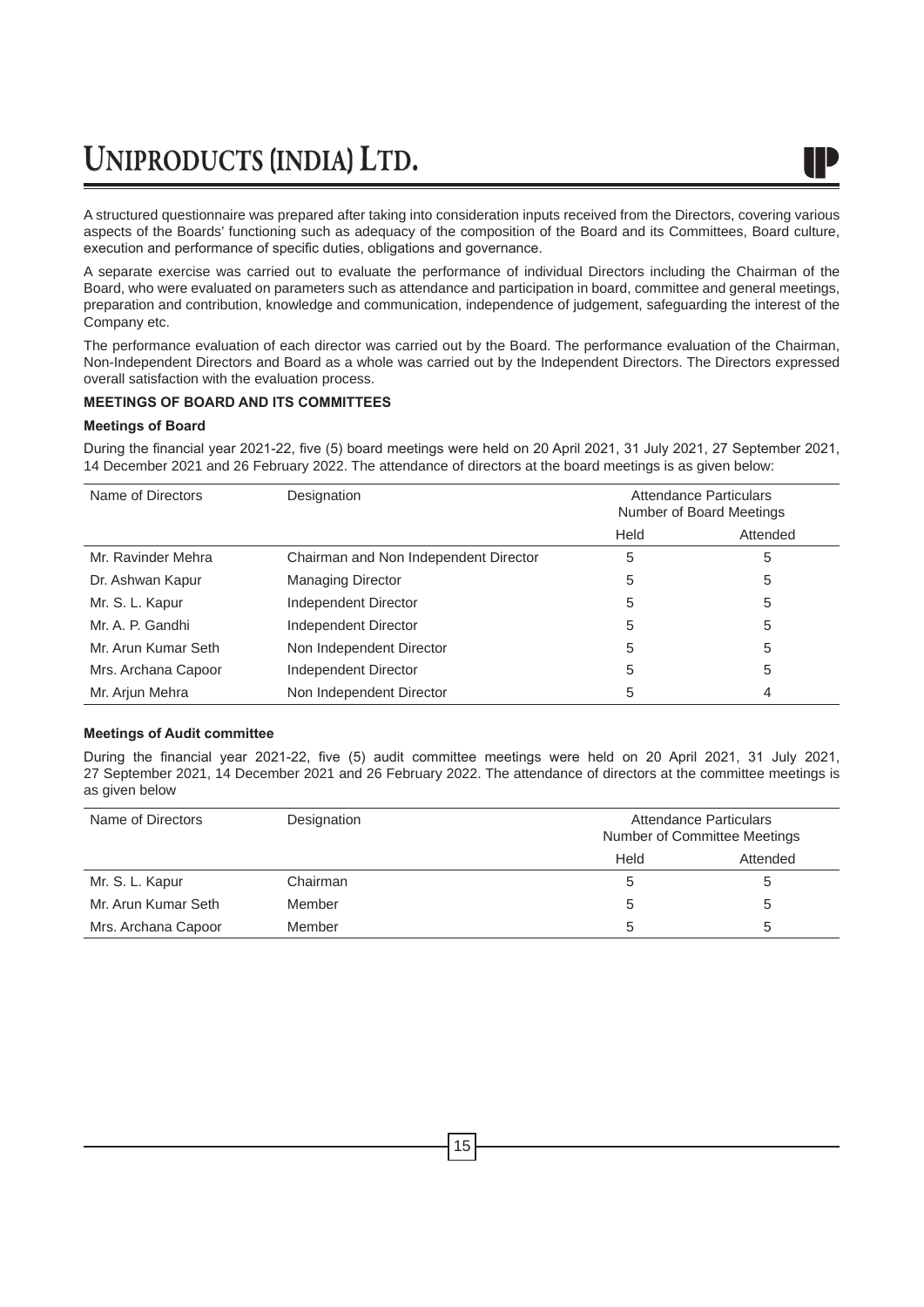A structured questionnaire was prepared after taking into consideration inputs received from the Directors, covering various aspects of the Boards' functioning such as adequacy of the composition of the Board and its Committees, Board culture, execution and performance of specific duties, obligations and governance.

A separate exercise was carried out to evaluate the performance of individual Directors including the Chairman of the Board, who were evaluated on parameters such as attendance and participation in board, committee and general meetings, preparation and contribution, knowledge and communication, independence of judgement, safeguarding the interest of the Company etc.

The performance evaluation of each director was carried out by the Board. The performance evaluation of the Chairman, Non-Independent Directors and Board as a whole was carried out by the Independent Directors. The Directors expressed overall satisfaction with the evaluation process.

**MEETINGS OF BOARD AND ITS COMMITTEES**

**Meetings of Board**

During the financial year 2021-22, five (5) board meetings were held on 20 April 2021, 31 July 2021, 27 September 2021, 14 December 2021 and 26 February 2022. The attendance of directors at the board meetings is as given below:

| Name of Directors | Designation | Attendance Particulars Number of Board Meetings | |
|---|---|---|---|
| | | Held | Attended |
| Mr. Ravinder Mehra | Chairman and Non Independent Director | 5 | 5 |
| Dr. Ashwan Kapur | Managing Director | 5 | 5 |
| Mr. S. L. Kapur | Independent Director | 5 | 5 |
| Mr. A. P. Gandhi | Independent Director | 5 | 5 |
| Mr. Arun Kumar Seth | Non Independent Director | 5 | 5 |
| Mrs. Archana Capoor | Independent Director | 5 | 5 |
| Mr. Arjun Mehra | Non Independent Director | 5 | 4 |

**Meetings of Audit committee**

During the financial year 2021-22, five (5) audit committee meetings were held on 20 April 2021, 31 July 2021, 27 September 2021, 14 December 2021 and 26 February 2022. The attendance of directors at the committee meetings is as given below

| Name of Directors | Designation | Attendance Particulars Number of Committee Meetings | |
|---|---|---|---|
| | | Held | Attended |
| Mr. S. L. Kapur | Chairman | 5 | 5 |
| Mr. Arun Kumar Seth | Member | 5 | 5 |
| Mrs. Archana Capoor | Member | 5 | 5 |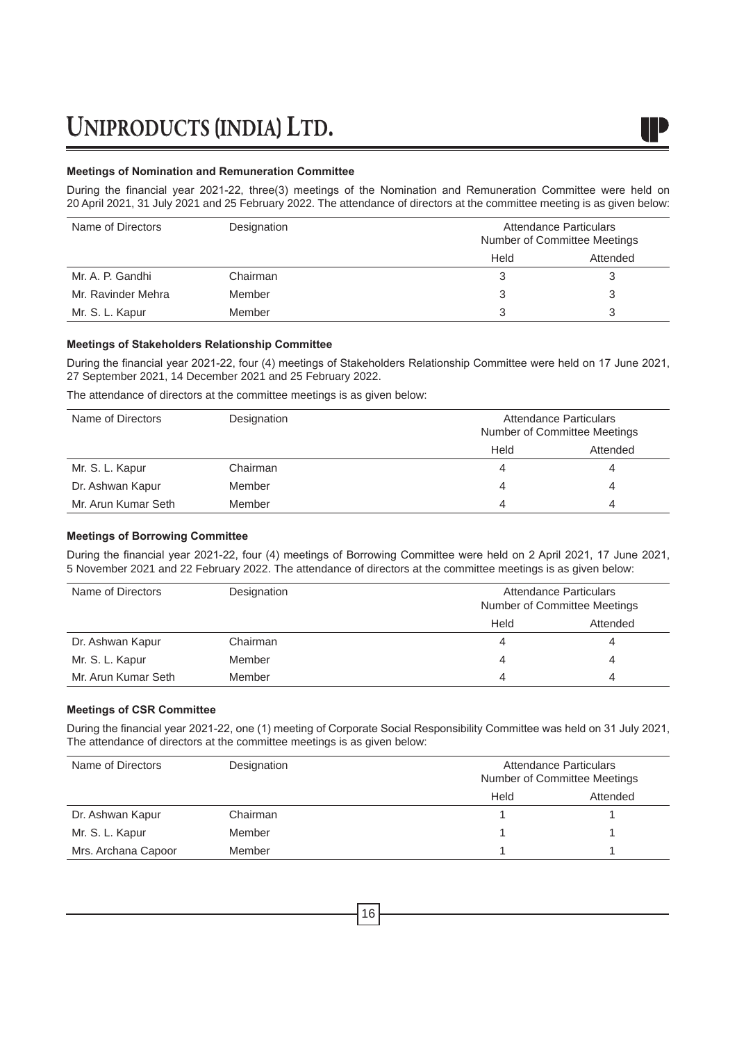#### Meetings of Nomination and Remuneration Committee

During the financial year 2021-22, three(3) meetings of the Nomination and Remuneration Committee were held on 20 April 2021, 31 July 2021 and 25 February 2022. The attendance of directors at the committee meeting is as given below:

| Name of Directors | Designation | Attendance Particulars Number of Committee Meetings | |
|---|---|---|---|
| | | Held | Attended |
| Mr. A. P. Gandhi | Chairman | 3 | 3 |
| Mr. Ravinder Mehra | Member | 3 | 3 |
| Mr. S. L. Kapur | Member | 3 | 3 |

#### Meetings of Stakeholders Relationship Committee

During the financial year 2021-22, four (4) meetings of Stakeholders Relationship Committee were held on 17 June 2021, 27 September 2021, 14 December 2021 and 25 February 2022.

The attendance of directors at the committee meetings is as given below:

| Name of Directors | Designation | Attendance Particulars Number of Committee Meetings | |
|---|---|---|---|
| | | Held | Attended |
| Mr. S. L. Kapur | Chairman | 4 | 4 |
| Dr. Ashwan Kapur | Member | 4 | 4 |
| Mr. Arun Kumar Seth | Member | 4 | 4 |

#### Meetings of Borrowing Committee

During the financial year 2021-22, four (4) meetings of Borrowing Committee were held on 2 April 2021, 17 June 2021, 5 November 2021 and 22 February 2022. The attendance of directors at the committee meetings is as given below:

| Name of Directors | Designation | Attendance Particulars Number of Committee Meetings | |
|---|---|---|---|
| | | Held | Attended |
| Dr. Ashwan Kapur | Chairman | 4 | 4 |
| Mr. S. L. Kapur | Member | 4 | 4 |
| Mr. Arun Kumar Seth | Member | 4 | 4 |

#### Meetings of CSR Committee

During the financial year 2021-22, one (1) meeting of Corporate Social Responsibility Committee was held on 31 July 2021, The attendance of directors at the committee meetings is as given below:

| Name of Directors | Designation | Attendance Particulars Number of Committee Meetings | |
|---|---|---|---|
| | | Held | Attended |
| Dr. Ashwan Kapur | Chairman | 1 | 1 |
| Mr. S. L. Kapur | Member | 1 | 1 |
| Mrs. Archana Capoor | Member | 1 | 1 |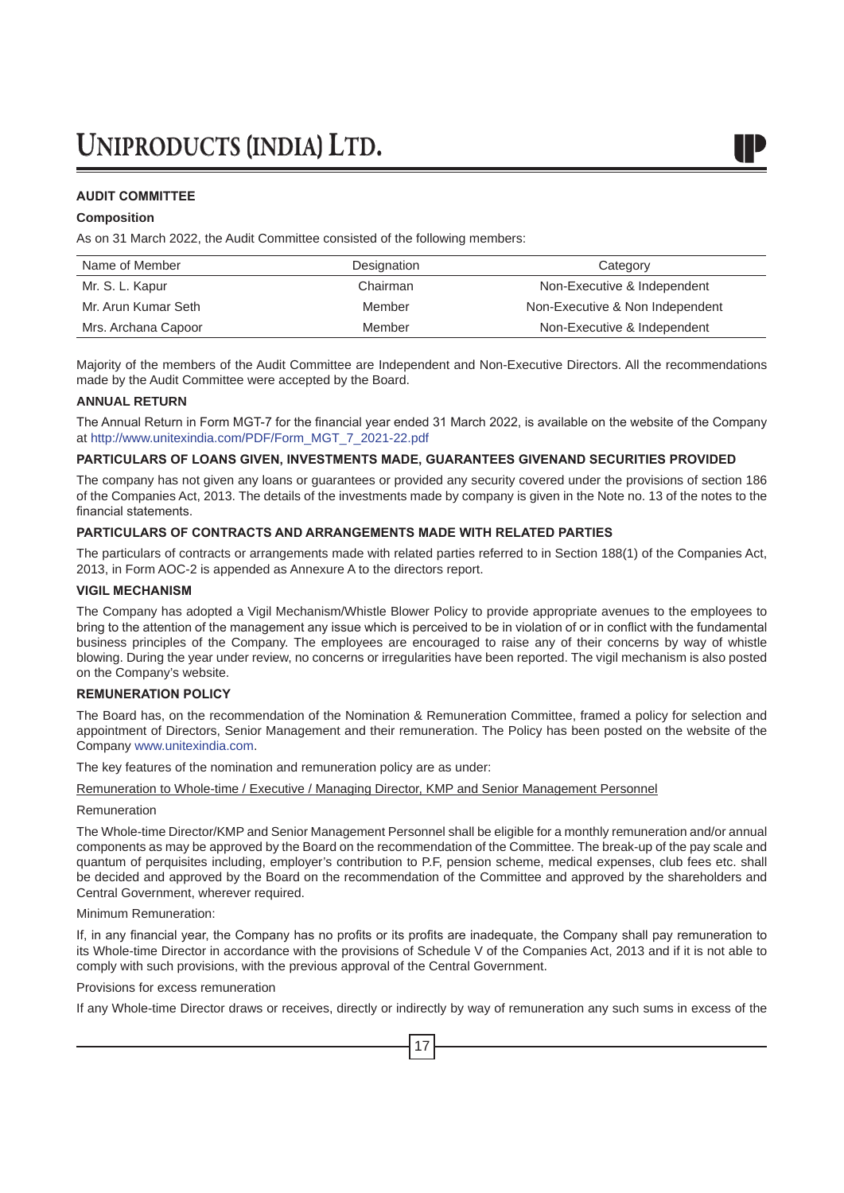## AUDIT COMMITTEE

### Composition

As on 31 March 2022, the Audit Committee consisted of the following members:

| Name of Member | Designation | Category |
|---|---|---|
| Mr. S. L. Kapur | Chairman | Non-Executive & Independent |
| Mr. Arun Kumar Seth | Member | Non-Executive & Non Independent |
| Mrs. Archana Capoor | Member | Non-Executive & Independent |

Majority of the members of the Audit Committee are Independent and Non-Executive Directors. All the recommendations made by the Audit Committee were accepted by the Board.

## ANNUAL RETURN

The Annual Return in Form MGT-7 for the financial year ended 31 March 2022, is available on the website of the Company at http://www.unitexindia.com/PDF/Form_MGT_7_2021-22.pdf

## PARTICULARS OF LOANS GIVEN, INVESTMENTS MADE, GUARANTEES GIVENAND SECURITIES PROVIDED

The company has not given any loans or guarantees or provided any security covered under the provisions of section 186 of the Companies Act, 2013. The details of the investments made by company is given in the Note no. 13 of the notes to the financial statements.

## PARTICULARS OF CONTRACTS AND ARRANGEMENTS MADE WITH RELATED PARTIES

The particulars of contracts or arrangements made with related parties referred to in Section 188(1) of the Companies Act, 2013, in Form AOC-2 is appended as Annexure A to the directors report.

## VIGIL MECHANISM

The Company has adopted a Vigil Mechanism/Whistle Blower Policy to provide appropriate avenues to the employees to bring to the attention of the management any issue which is perceived to be in violation of or in conflict with the fundamental business principles of the Company. The employees are encouraged to raise any of their concerns by way of whistle blowing. During the year under review, no concerns or irregularities have been reported. The vigil mechanism is also posted on the Company's website.

## REMUNERATION POLICY

The Board has, on the recommendation of the Nomination & Remuneration Committee, framed a policy for selection and appointment of Directors, Senior Management and their remuneration. The Policy has been posted on the website of the Company www.unitexindia.com.

The key features of the nomination and remuneration policy are as under:

<u>Remuneration to Whole-time / Executive / Managing Director, KMP and Senior Management Personnel</u>

Remuneration

The Whole-time Director/KMP and Senior Management Personnel shall be eligible for a monthly remuneration and/or annual components as may be approved by the Board on the recommendation of the Committee. The break-up of the pay scale and quantum of perquisites including, employer's contribution to P.F, pension scheme, medical expenses, club fees etc. shall be decided and approved by the Board on the recommendation of the Committee and approved by the shareholders and Central Government, wherever required.

Minimum Remuneration:

If, in any financial year, the Company has no profits or its profits are inadequate, the Company shall pay remuneration to its Whole-time Director in accordance with the provisions of Schedule V of the Companies Act, 2013 and if it is not able to comply with such provisions, with the previous approval of the Central Government.

Provisions for excess remuneration

If any Whole-time Director draws or receives, directly or indirectly by way of remuneration any such sums in excess of the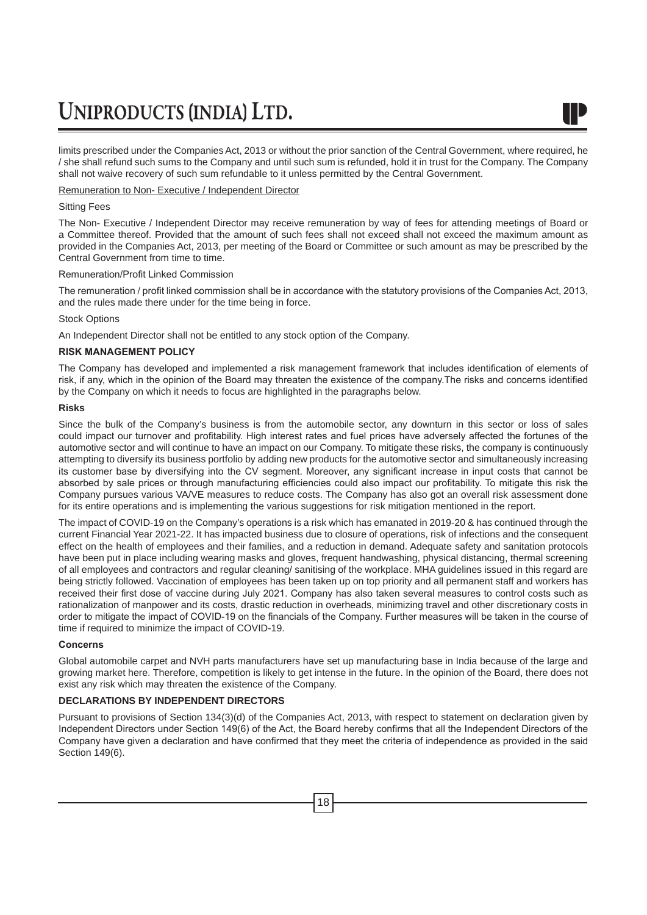limits prescribed under the Companies Act, 2013 or without the prior sanction of the Central Government, where required, he / she shall refund such sums to the Company and until such sum is refunded, hold it in trust for the Company. The Company shall not waive recovery of such sum refundable to it unless permitted by the Central Government.

Remuneration to Non- Executive / Independent Director

Sitting Fees

The Non- Executive / Independent Director may receive remuneration by way of fees for attending meetings of Board or a Committee thereof. Provided that the amount of such fees shall not exceed shall not exceed the maximum amount as provided in the Companies Act, 2013, per meeting of the Board or Committee or such amount as may be prescribed by the Central Government from time to time.

Remuneration/Profit Linked Commission

The remuneration / profit linked commission shall be in accordance with the statutory provisions of the Companies Act, 2013, and the rules made there under for the time being in force.

Stock Options

An Independent Director shall not be entitled to any stock option of the Company.

**RISK MANAGEMENT POLICY**

The Company has developed and implemented a risk management framework that includes identification of elements of risk, if any, which in the opinion of the Board may threaten the existence of the company.The risks and concerns identified by the Company on which it needs to focus are highlighted in the paragraphs below.

**Risks**

Since the bulk of the Company's business is from the automobile sector, any downturn in this sector or loss of sales could impact our turnover and profitability. High interest rates and fuel prices have adversely affected the fortunes of the automotive sector and will continue to have an impact on our Company. To mitigate these risks, the company is continuously attempting to diversify its business portfolio by adding new products for the automotive sector and simultaneously increasing its customer base by diversifying into the CV segment. Moreover, any significant increase in input costs that cannot be absorbed by sale prices or through manufacturing efficiencies could also impact our profitability. To mitigate this risk the Company pursues various VA/VE measures to reduce costs. The Company has also got an overall risk assessment done for its entire operations and is implementing the various suggestions for risk mitigation mentioned in the report.

The impact of COVID-19 on the Company's operations is a risk which has emanated in 2019-20 & has continued through the current Financial Year 2021-22. It has impacted business due to closure of operations, risk of infections and the consequent effect on the health of employees and their families, and a reduction in demand. Adequate safety and sanitation protocols have been put in place including wearing masks and gloves, frequent handwashing, physical distancing, thermal screening of all employees and contractors and regular cleaning/ sanitising of the workplace. MHA guidelines issued in this regard are being strictly followed. Vaccination of employees has been taken up on top priority and all permanent staff and workers has received their first dose of vaccine during July 2021. Company has also taken several measures to control costs such as rationalization of manpower and its costs, drastic reduction in overheads, minimizing travel and other discretionary costs in order to mitigate the impact of COVID-19 on the financials of the Company. Further measures will be taken in the course of time if required to minimize the impact of COVID-19.

**Concerns**

Global automobile carpet and NVH parts manufacturers have set up manufacturing base in India because of the large and growing market here. Therefore, competition is likely to get intense in the future. In the opinion of the Board, there does not exist any risk which may threaten the existence of the Company.

**DECLARATIONS BY INDEPENDENT DIRECTORS**

Pursuant to provisions of Section 134(3)(d) of the Companies Act, 2013, with respect to statement on declaration given by Independent Directors under Section 149(6) of the Act, the Board hereby confirms that all the Independent Directors of the Company have given a declaration and have confirmed that they meet the criteria of independence as provided in the said Section 149(6).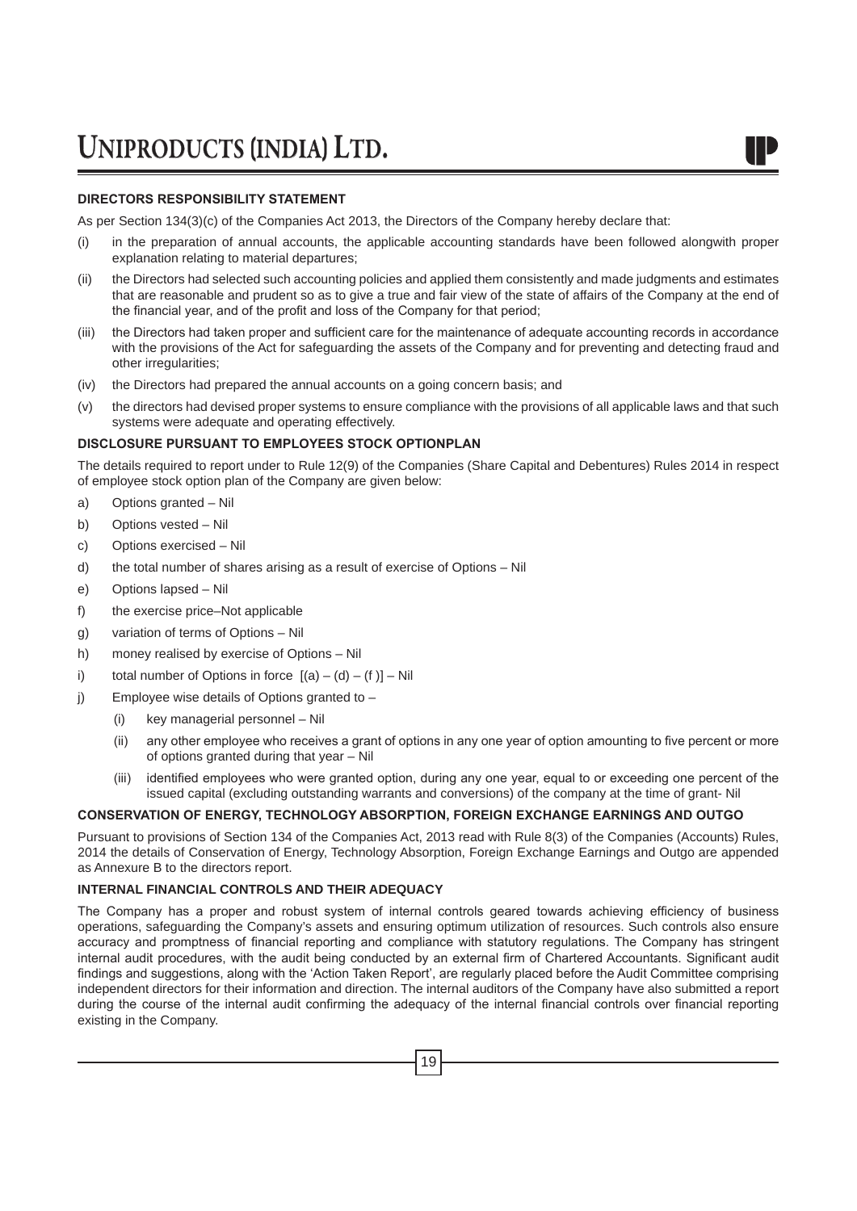## DIRECTORS RESPONSIBILITY STATEMENT

As per Section 134(3)(c) of the Companies Act 2013, the Directors of the Company hereby declare that:

(i) in the preparation of annual accounts, the applicable accounting standards have been followed alongwith proper explanation relating to material departures;

(ii) the Directors had selected such accounting policies and applied them consistently and made judgments and estimates that are reasonable and prudent so as to give a true and fair view of the state of affairs of the Company at the end of the financial year, and of the profit and loss of the Company for that period;

(iii) the Directors had taken proper and sufficient care for the maintenance of adequate accounting records in accordance with the provisions of the Act for safeguarding the assets of the Company and for preventing and detecting fraud and other irregularities;

(iv) the Directors had prepared the annual accounts on a going concern basis; and

(v) the directors had devised proper systems to ensure compliance with the provisions of all applicable laws and that such systems were adequate and operating effectively.

## DISCLOSURE PURSUANT TO EMPLOYEES STOCK OPTIONPLAN

The details required to report under to Rule 12(9) of the Companies (Share Capital and Debentures) Rules 2014 in respect of employee stock option plan of the Company are given below:

a) Options granted – Nil

b) Options vested – Nil

c) Options exercised – Nil

d) the total number of shares arising as a result of exercise of Options – Nil

e) Options lapsed – Nil

f) the exercise price–Not applicable

g) variation of terms of Options – Nil

h) money realised by exercise of Options – Nil

i) total number of Options in force [(a) – (d) – (f )] – Nil

j) Employee wise details of Options granted to –

  (i) key managerial personnel – Nil

  (ii) any other employee who receives a grant of options in any one year of option amounting to five percent or more of options granted during that year – Nil

  (iii) identified employees who were granted option, during any one year, equal to or exceeding one percent of the issued capital (excluding outstanding warrants and conversions) of the company at the time of grant- Nil

## CONSERVATION OF ENERGY, TECHNOLOGY ABSORPTION, FOREIGN EXCHANGE EARNINGS AND OUTGO

Pursuant to provisions of Section 134 of the Companies Act, 2013 read with Rule 8(3) of the Companies (Accounts) Rules, 2014 the details of Conservation of Energy, Technology Absorption, Foreign Exchange Earnings and Outgo are appended as Annexure B to the directors report.

## INTERNAL FINANCIAL CONTROLS AND THEIR ADEQUACY

The Company has a proper and robust system of internal controls geared towards achieving efficiency of business operations, safeguarding the Company's assets and ensuring optimum utilization of resources. Such controls also ensure accuracy and promptness of financial reporting and compliance with statutory regulations. The Company has stringent internal audit procedures, with the audit being conducted by an external firm of Chartered Accountants. Significant audit findings and suggestions, along with the 'Action Taken Report', are regularly placed before the Audit Committee comprising independent directors for their information and direction. The internal auditors of the Company have also submitted a report during the course of the internal audit confirming the adequacy of the internal financial controls over financial reporting existing in the Company.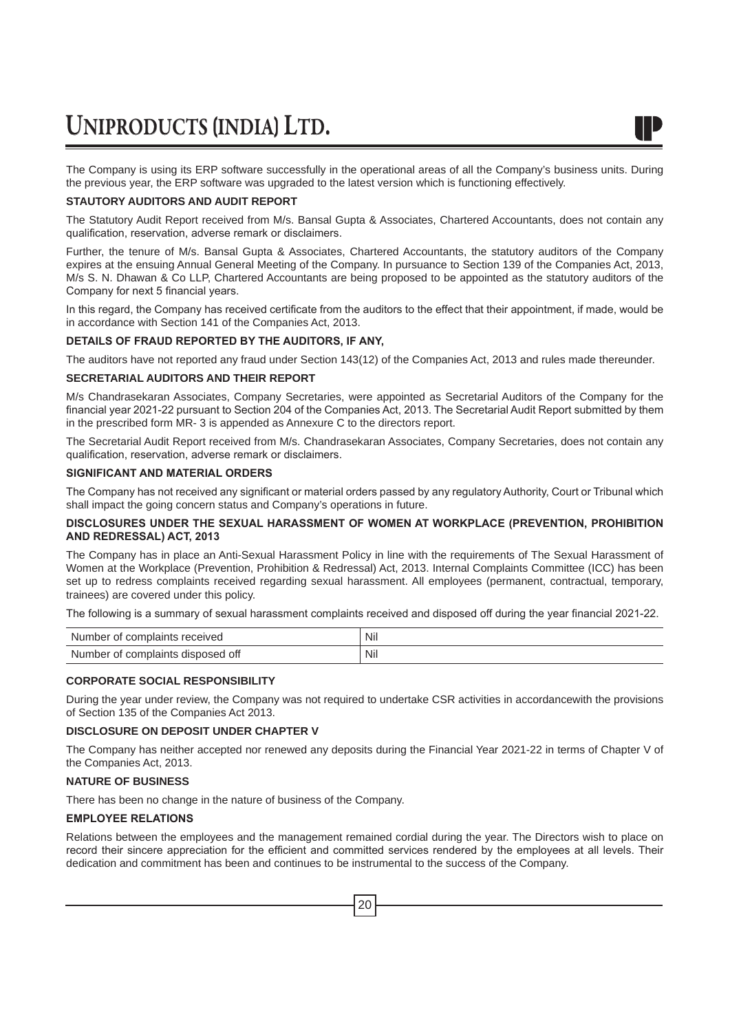The Company is using its ERP software successfully in the operational areas of all the Company's business units. During the previous year, the ERP software was upgraded to the latest version which is functioning effectively.

**STAUTORY AUDITORS AND AUDIT REPORT**

The Statutory Audit Report received from M/s. Bansal Gupta & Associates, Chartered Accountants, does not contain any qualification, reservation, adverse remark or disclaimers.

Further, the tenure of M/s. Bansal Gupta & Associates, Chartered Accountants, the statutory auditors of the Company expires at the ensuing Annual General Meeting of the Company. In pursuance to Section 139 of the Companies Act, 2013, M/s S. N. Dhawan & Co LLP, Chartered Accountants are being proposed to be appointed as the statutory auditors of the Company for next 5 financial years.

In this regard, the Company has received certificate from the auditors to the effect that their appointment, if made, would be in accordance with Section 141 of the Companies Act, 2013.

**DETAILS OF FRAUD REPORTED BY THE AUDITORS, IF ANY,**

The auditors have not reported any fraud under Section 143(12) of the Companies Act, 2013 and rules made thereunder.

**SECRETARIAL AUDITORS AND THEIR REPORT**

M/s Chandrasekaran Associates, Company Secretaries, were appointed as Secretarial Auditors of the Company for the financial year 2021-22 pursuant to Section 204 of the Companies Act, 2013. The Secretarial Audit Report submitted by them in the prescribed form MR- 3 is appended as Annexure C to the directors report.

The Secretarial Audit Report received from M/s. Chandrasekaran Associates, Company Secretaries, does not contain any qualification, reservation, adverse remark or disclaimers.

**SIGNIFICANT AND MATERIAL ORDERS**

The Company has not received any significant or material orders passed by any regulatory Authority, Court or Tribunal which shall impact the going concern status and Company's operations in future.

**DISCLOSURES UNDER THE SEXUAL HARASSMENT OF WOMEN AT WORKPLACE (PREVENTION, PROHIBITION AND REDRESSAL) ACT, 2013**

The Company has in place an Anti-Sexual Harassment Policy in line with the requirements of The Sexual Harassment of Women at the Workplace (Prevention, Prohibition & Redressal) Act, 2013. Internal Complaints Committee (ICC) has been set up to redress complaints received regarding sexual harassment. All employees (permanent, contractual, temporary, trainees) are covered under this policy.

The following is a summary of sexual harassment complaints received and disposed off during the year financial 2021-22.

| | |
|---|---|
| Number of complaints received | Nil |
| Number of complaints disposed off | Nil |

**CORPORATE SOCIAL RESPONSIBILITY**

During the year under review, the Company was not required to undertake CSR activities in accordancewith the provisions of Section 135 of the Companies Act 2013.

**DISCLOSURE ON DEPOSIT UNDER CHAPTER V**

The Company has neither accepted nor renewed any deposits during the Financial Year 2021-22 in terms of Chapter V of the Companies Act, 2013.

**NATURE OF BUSINESS**

There has been no change in the nature of business of the Company.

**EMPLOYEE RELATIONS**

Relations between the employees and the management remained cordial during the year. The Directors wish to place on record their sincere appreciation for the efficient and committed services rendered by the employees at all levels. Their dedication and commitment has been and continues to be instrumental to the success of the Company.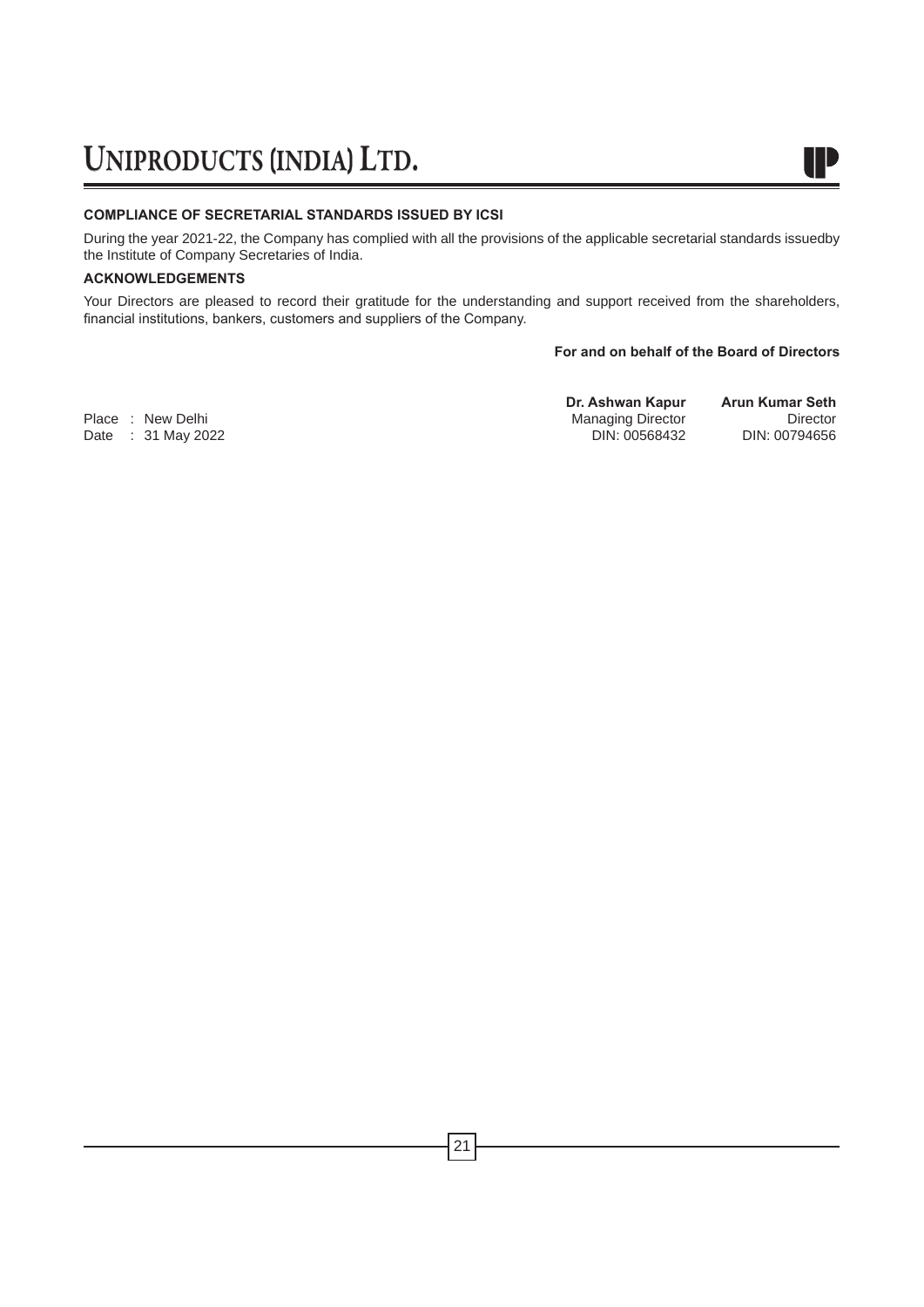**COMPLIANCE OF SECRETARIAL STANDARDS ISSUED BY ICSI**

During the year 2021-22, the Company has complied with all the provisions of the applicable secretarial standards issuedby the Institute of Company Secretaries of India.

**ACKNOWLEDGEMENTS**

Your Directors are pleased to record their gratitude for the understanding and support received from the shareholders, financial institutions, bankers, customers and suppliers of the Company.

**For and on behalf of the Board of Directors**

| | **Dr. Ashwan Kapur** | **Arun Kumar Seth** |
|---|---|---|
| Place : New Delhi | Managing Director | Director |
| Date : 31 May 2022 | DIN: 00568432 | DIN: 00794656 |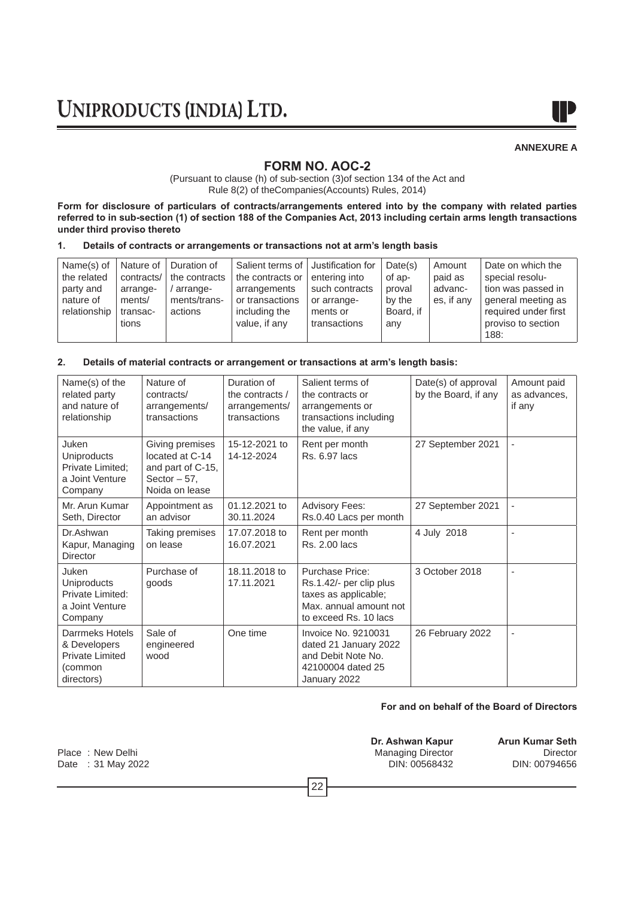ANNEXURE A

# FORM NO. AOC-2

(Pursuant to clause (h) of sub-section (3)of section 134 of the Act and Rule 8(2) of theCompanies(Accounts) Rules, 2014)

**Form for disclosure of particulars of contracts/arrangements entered into by the company with related parties referred to in sub-section (1) of section 188 of the Companies Act, 2013 including certain arms length transactions under third proviso thereto**

**1. Details of contracts or arrangements or transactions not at arm's length basis**

| Name(s) of the related party and nature of relationship | Nature of contracts/ arrangements/ transactions | Duration of the contracts / arrangements/transactions | Salient terms of the contracts or arrangements or transactions including the value, if any | Justification for entering into such contracts or arrangements or transactions | Date(s) of approval by the Board, if any | Amount paid as advances, if any | Date on which the special resolution was passed in general meeting as required under first proviso to section 188: |
|---|---|---|---|---|---|---|---|

**2. Details of material contracts or arrangement or transactions at arm's length basis:**

| Name(s) of the related party and nature of relationship | Nature of contracts/ arrangements/ transactions | Duration of the contracts / arrangements/ transactions | Salient terms of the contracts or arrangements or transactions including the value, if any | Date(s) of approval by the Board, if any | Amount paid as advances, if any |
|---|---|---|---|---|---|
| Juken Uniproducts Private Limited; a Joint Venture Company | Giving premises located at C-14 and part of C-15, Sector – 57, Noida on lease | 15-12-2021 to 14-12-2024 | Rent per month Rs. 6.97 lacs | 27 September 2021 | - |
| Mr. Arun Kumar Seth, Director | Appointment as an advisor | 01.12.2021 to 30.11.2024 | Advisory Fees: Rs.0.40 Lacs per month | 27 September 2021 | - |
| Dr.Ashwan Kapur, Managing Director | Taking premises on lease | 17.07.2018 to 16.07.2021 | Rent per month Rs. 2.00 lacs | 4 July 2018 | - |
| Juken Uniproducts Private Limited: a Joint Venture Company | Purchase of goods | 18.11.2018 to 17.11.2021 | Purchase Price: Rs.1.42/- per clip plus taxes as applicable; Max. annual amount not to exceed Rs. 10 lacs | 3 October 2018 | - |
| Darrmeks Hotels & Developers Private Limited (common directors) | Sale of engineered wood | One time | Invoice No. 9210031 dated 21 January 2022 and Debit Note No. 42100004 dated 25 January 2022 | 26 February 2022 | - |

**For and on behalf of the Board of Directors**

Place : New Delhi
Date : 31 May 2022

**Dr. Ashwan Kapur**
Managing Director
DIN: 00568432

**Arun Kumar Seth**
Director
DIN: 00794656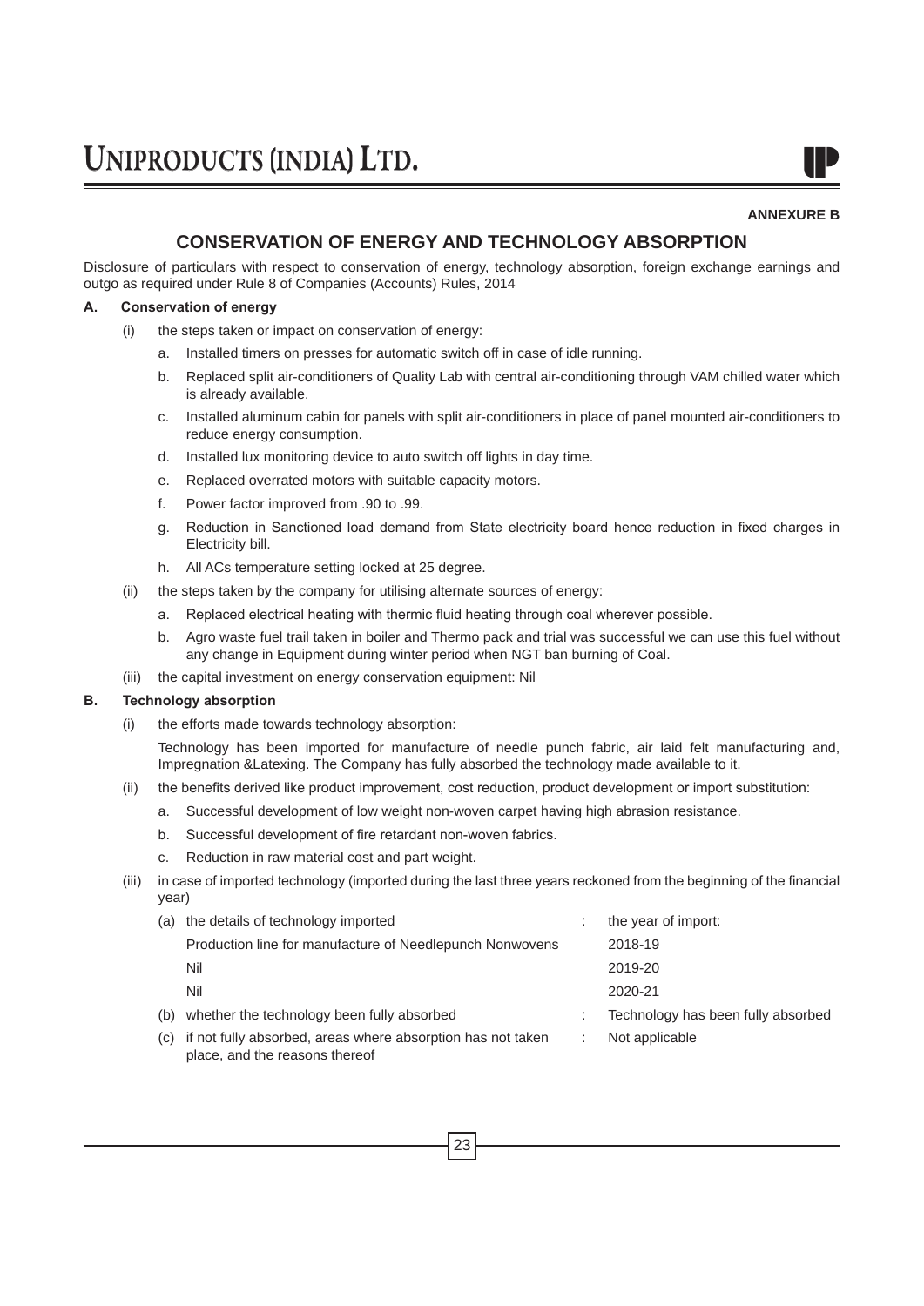**ANNEXURE B**

# CONSERVATION OF ENERGY AND TECHNOLOGY ABSORPTION

Disclosure of particulars with respect to conservation of energy, technology absorption, foreign exchange earnings and outgo as required under Rule 8 of Companies (Accounts) Rules, 2014

**A. Conservation of energy**

(i) the steps taken or impact on conservation of energy:

a. Installed timers on presses for automatic switch off in case of idle running.

b. Replaced split air-conditioners of Quality Lab with central air-conditioning through VAM chilled water which is already available.

c. Installed aluminum cabin for panels with split air-conditioners in place of panel mounted air-conditioners to reduce energy consumption.

d. Installed lux monitoring device to auto switch off lights in day time.

e. Replaced overrated motors with suitable capacity motors.

f. Power factor improved from .90 to .99.

g. Reduction in Sanctioned load demand from State electricity board hence reduction in fixed charges in Electricity bill.

h. All ACs temperature setting locked at 25 degree.

(ii) the steps taken by the company for utilising alternate sources of energy:

a. Replaced electrical heating with thermic fluid heating through coal wherever possible.

b. Agro waste fuel trail taken in boiler and Thermo pack and trial was successful we can use this fuel without any change in Equipment during winter period when NGT ban burning of Coal.

(iii) the capital investment on energy conservation equipment: Nil

**B. Technology absorption**

(i) the efforts made towards technology absorption:

Technology has been imported for manufacture of needle punch fabric, air laid felt manufacturing and, Impregnation &Latexing. The Company has fully absorbed the technology made available to it.

(ii) the benefits derived like product improvement, cost reduction, product development or import substitution:

a. Successful development of low weight non-woven carpet having high abrasion resistance.

b. Successful development of fire retardant non-woven fabrics.

c. Reduction in raw material cost and part weight.

(iii) in case of imported technology (imported during the last three years reckoned from the beginning of the financial year)

| | | | |
|---|---|---|---|
| (a) | the details of technology imported | : | the year of import: |
| | Production line for manufacture of Needlepunch Nonwovens | | 2018-19 |
| | Nil | | 2019-20 |
| | Nil | | 2020-21 |
| (b) | whether the technology been fully absorbed | : | Technology has been fully absorbed |
| (c) | if not fully absorbed, areas where absorption has not taken place, and the reasons thereof | : | Not applicable |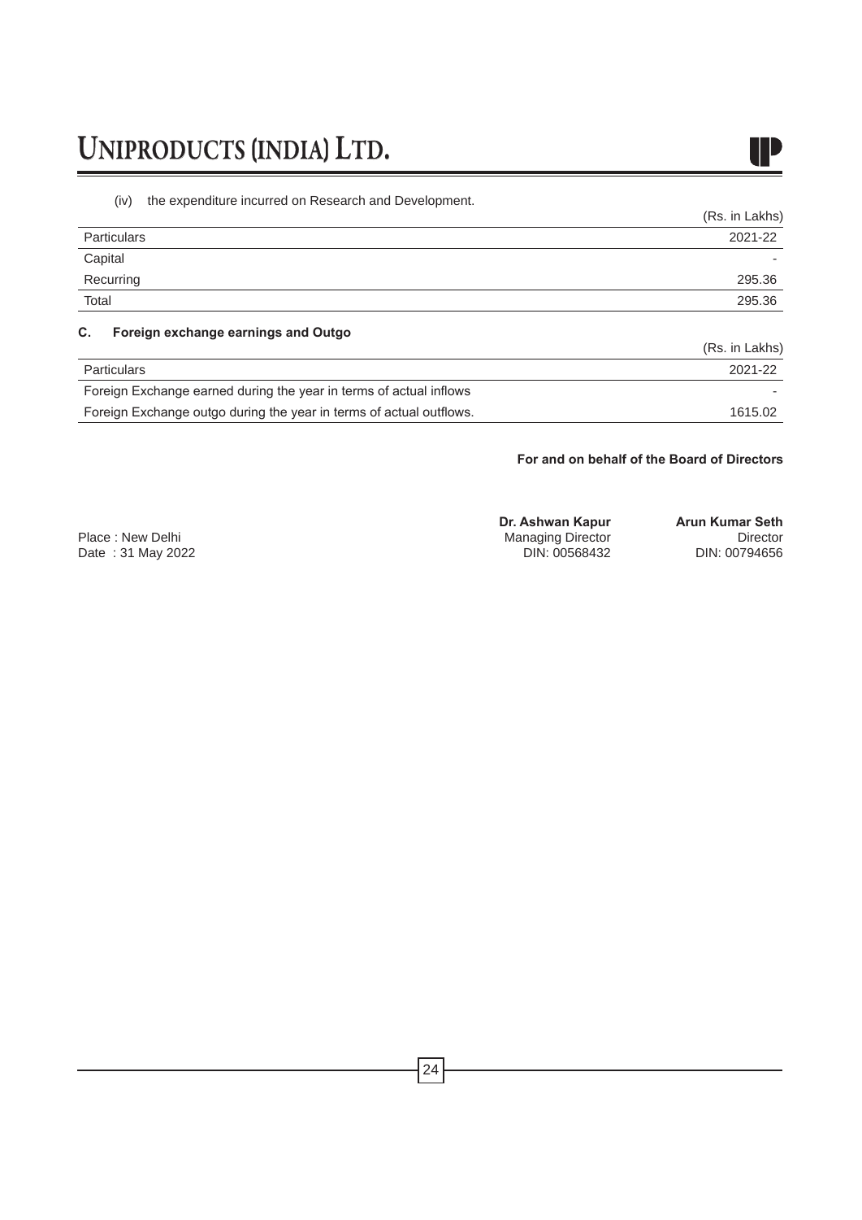(iv) the expenditure incurred on Research and Development.

(Rs. in Lakhs)

| Particulars | 2021-22 |
|---|---|
| Capital | - |
| Recurring | 295.36 |
| Total | 295.36 |

**C. Foreign exchange earnings and Outgo**

(Rs. in Lakhs)

| Particulars | 2021-22 |
|---|---|
| Foreign Exchange earned during the year in terms of actual inflows | - |
| Foreign Exchange outgo during the year in terms of actual outflows. | 1615.02 |

**For and on behalf of the Board of Directors**

**Dr. Ashwan Kapur**
Managing Director
DIN: 00568432

**Arun Kumar Seth**
Director
DIN: 00794656

Place : New Delhi
Date : 31 May 2022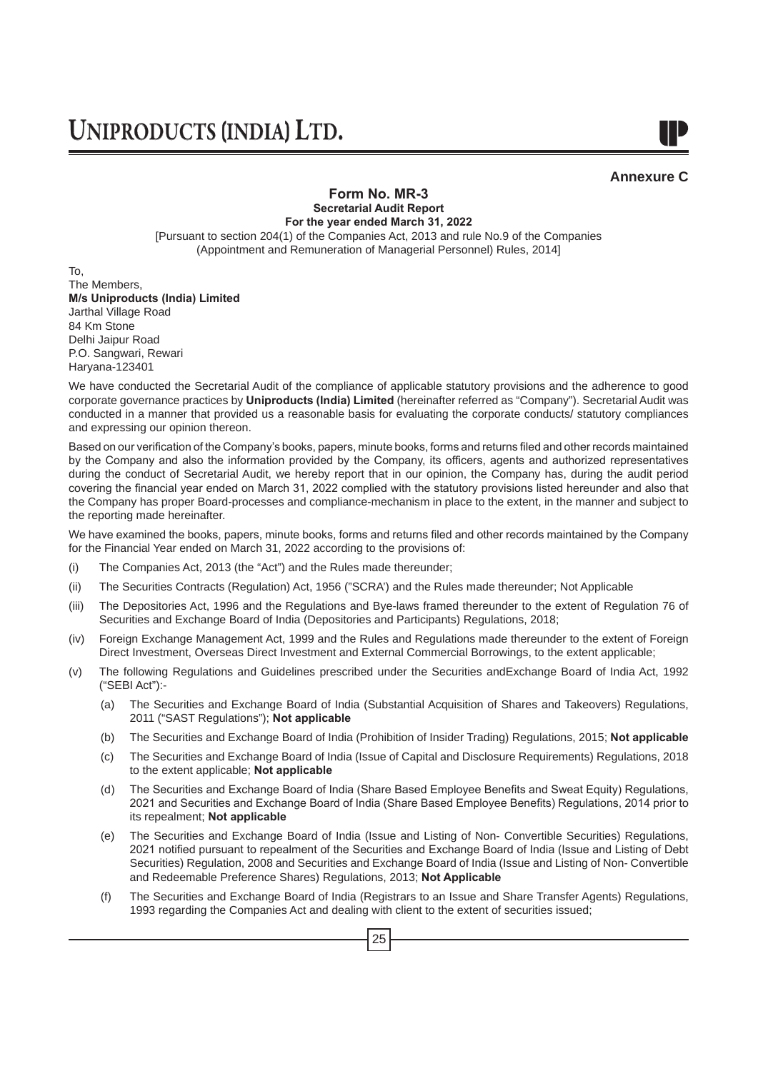**Annexure C**

## Form No. MR-3

**Secretarial Audit Report**

**For the year ended March 31, 2022**

[Pursuant to section 204(1) of the Companies Act, 2013 and rule No.9 of the Companies (Appointment and Remuneration of Managerial Personnel) Rules, 2014]

To,
The Members,
**M/s Uniproducts (India) Limited**
Jarthal Village Road
84 Km Stone
Delhi Jaipur Road
P.O. Sangwari, Rewari
Haryana-123401

We have conducted the Secretarial Audit of the compliance of applicable statutory provisions and the adherence to good corporate governance practices by **Uniproducts (India) Limited** (hereinafter referred as "Company"). Secretarial Audit was conducted in a manner that provided us a reasonable basis for evaluating the corporate conducts/ statutory compliances and expressing our opinion thereon.

Based on our verification of the Company's books, papers, minute books, forms and returns filed and other records maintained by the Company and also the information provided by the Company, its officers, agents and authorized representatives during the conduct of Secretarial Audit, we hereby report that in our opinion, the Company has, during the audit period covering the financial year ended on March 31, 2022 complied with the statutory provisions listed hereunder and also that the Company has proper Board-processes and compliance-mechanism in place to the extent, in the manner and subject to the reporting made hereinafter.

We have examined the books, papers, minute books, forms and returns filed and other records maintained by the Company for the Financial Year ended on March 31, 2022 according to the provisions of:

(i) The Companies Act, 2013 (the "Act") and the Rules made thereunder;

(ii) The Securities Contracts (Regulation) Act, 1956 ("SCRA') and the Rules made thereunder; Not Applicable

(iii) The Depositories Act, 1996 and the Regulations and Bye-laws framed thereunder to the extent of Regulation 76 of Securities and Exchange Board of India (Depositories and Participants) Regulations, 2018;

(iv) Foreign Exchange Management Act, 1999 and the Rules and Regulations made thereunder to the extent of Foreign Direct Investment, Overseas Direct Investment and External Commercial Borrowings, to the extent applicable;

(v) The following Regulations and Guidelines prescribed under the Securities andExchange Board of India Act, 1992 ("SEBI Act"):-

(a) The Securities and Exchange Board of India (Substantial Acquisition of Shares and Takeovers) Regulations, 2011 ("SAST Regulations"); **Not applicable**

(b) The Securities and Exchange Board of India (Prohibition of Insider Trading) Regulations, 2015; **Not applicable**

(c) The Securities and Exchange Board of India (Issue of Capital and Disclosure Requirements) Regulations, 2018 to the extent applicable; **Not applicable**

(d) The Securities and Exchange Board of India (Share Based Employee Benefits and Sweat Equity) Regulations, 2021 and Securities and Exchange Board of India (Share Based Employee Benefits) Regulations, 2014 prior to its repealment; **Not applicable**

(e) The Securities and Exchange Board of India (Issue and Listing of Non- Convertible Securities) Regulations, 2021 notified pursuant to repealment of the Securities and Exchange Board of India (Issue and Listing of Debt Securities) Regulation, 2008 and Securities and Exchange Board of India (Issue and Listing of Non- Convertible and Redeemable Preference Shares) Regulations, 2013; **Not Applicable**

(f) The Securities and Exchange Board of India (Registrars to an Issue and Share Transfer Agents) Regulations, 1993 regarding the Companies Act and dealing with client to the extent of securities issued;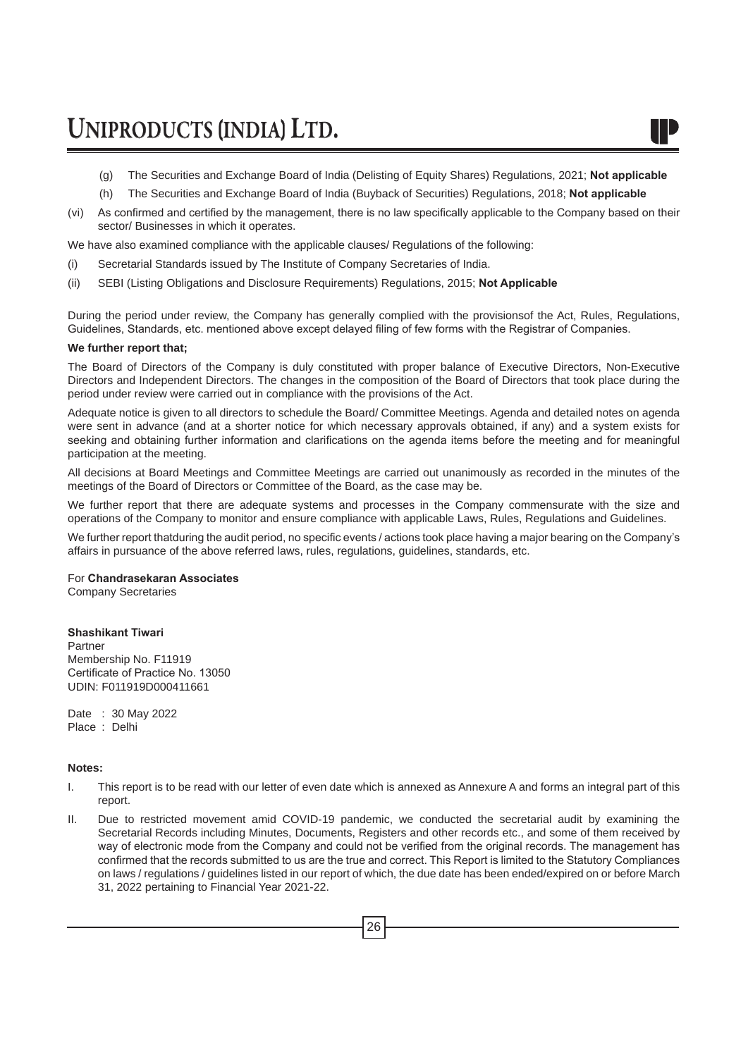(g) The Securities and Exchange Board of India (Delisting of Equity Shares) Regulations, 2021; **Not applicable**

(h) The Securities and Exchange Board of India (Buyback of Securities) Regulations, 2018; **Not applicable**

(vi) As confirmed and certified by the management, there is no law specifically applicable to the Company based on their sector/ Businesses in which it operates.

We have also examined compliance with the applicable clauses/ Regulations of the following:

(i) Secretarial Standards issued by The Institute of Company Secretaries of India.

(ii) SEBI (Listing Obligations and Disclosure Requirements) Regulations, 2015; **Not Applicable**

During the period under review, the Company has generally complied with the provisionsof the Act, Rules, Regulations, Guidelines, Standards, etc. mentioned above except delayed filing of few forms with the Registrar of Companies.

**We further report that;**

The Board of Directors of the Company is duly constituted with proper balance of Executive Directors, Non-Executive Directors and Independent Directors. The changes in the composition of the Board of Directors that took place during the period under review were carried out in compliance with the provisions of the Act.

Adequate notice is given to all directors to schedule the Board/ Committee Meetings. Agenda and detailed notes on agenda were sent in advance (and at a shorter notice for which necessary approvals obtained, if any) and a system exists for seeking and obtaining further information and clarifications on the agenda items before the meeting and for meaningful participation at the meeting.

All decisions at Board Meetings and Committee Meetings are carried out unanimously as recorded in the minutes of the meetings of the Board of Directors or Committee of the Board, as the case may be.

We further report that there are adequate systems and processes in the Company commensurate with the size and operations of the Company to monitor and ensure compliance with applicable Laws, Rules, Regulations and Guidelines.

We further report thatduring the audit period, no specific events / actions took place having a major bearing on the Company's affairs in pursuance of the above referred laws, rules, regulations, guidelines, standards, etc.

For **Chandrasekaran Associates**
Company Secretaries

**Shashikant Tiwari**
Partner
Membership No. F11919
Certificate of Practice No. 13050
UDIN: F011919D000411661

Date : 30 May 2022
Place : Delhi

**Notes:**

I. This report is to be read with our letter of even date which is annexed as Annexure A and forms an integral part of this report.

II. Due to restricted movement amid COVID-19 pandemic, we conducted the secretarial audit by examining the Secretarial Records including Minutes, Documents, Registers and other records etc., and some of them received by way of electronic mode from the Company and could not be verified from the original records. The management has confirmed that the records submitted to us are the true and correct. This Report is limited to the Statutory Compliances on laws / regulations / guidelines listed in our report of which, the due date has been ended/expired on or before March 31, 2022 pertaining to Financial Year 2021-22.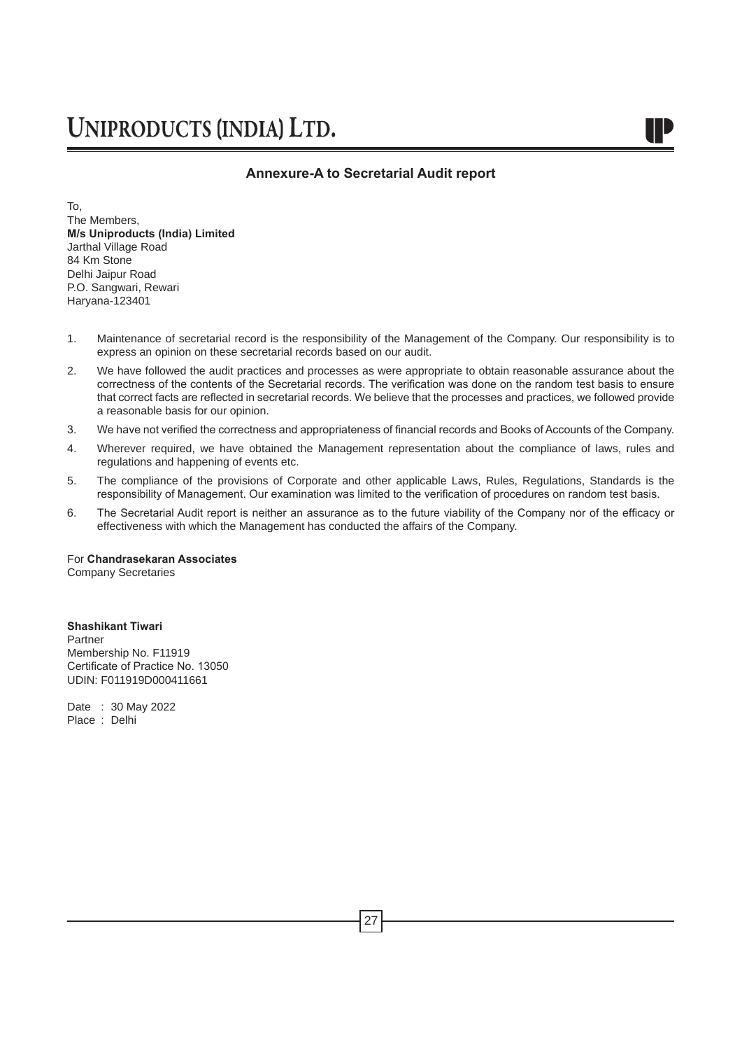## Annexure-A to Secretarial Audit report

To,  
The Members,  
**M/s Uniproducts (India) Limited**  
Jarthal Village Road  
84 Km Stone  
Delhi Jaipur Road  
P.O. Sangwari, Rewari  
Haryana-123401

1. Maintenance of secretarial record is the responsibility of the Management of the Company. Our responsibility is to express an opinion on these secretarial records based on our audit.
2. We have followed the audit practices and processes as were appropriate to obtain reasonable assurance about the correctness of the contents of the Secretarial records. The verification was done on the random test basis to ensure that correct facts are reflected in secretarial records. We believe that the processes and practices, we followed provide a reasonable basis for our opinion.
3. We have not verified the correctness and appropriateness of financial records and Books of Accounts of the Company.
4. Wherever required, we have obtained the Management representation about the compliance of laws, rules and regulations and happening of events etc.
5. The compliance of the provisions of Corporate and other applicable Laws, Rules, Regulations, Standards is the responsibility of Management. Our examination was limited to the verification of procedures on random test basis.
6. The Secretarial Audit report is neither an assurance as to the future viability of the Company nor of the efficacy or effectiveness with which the Management has conducted the affairs of the Company.

For **Chandrasekaran Associates**  
Company Secretaries

**Shashikant Tiwari**  
Partner  
Membership No. F11919  
Certificate of Practice No. 13050  
UDIN: F011919D000411661

Date : 30 May 2022  
Place : Delhi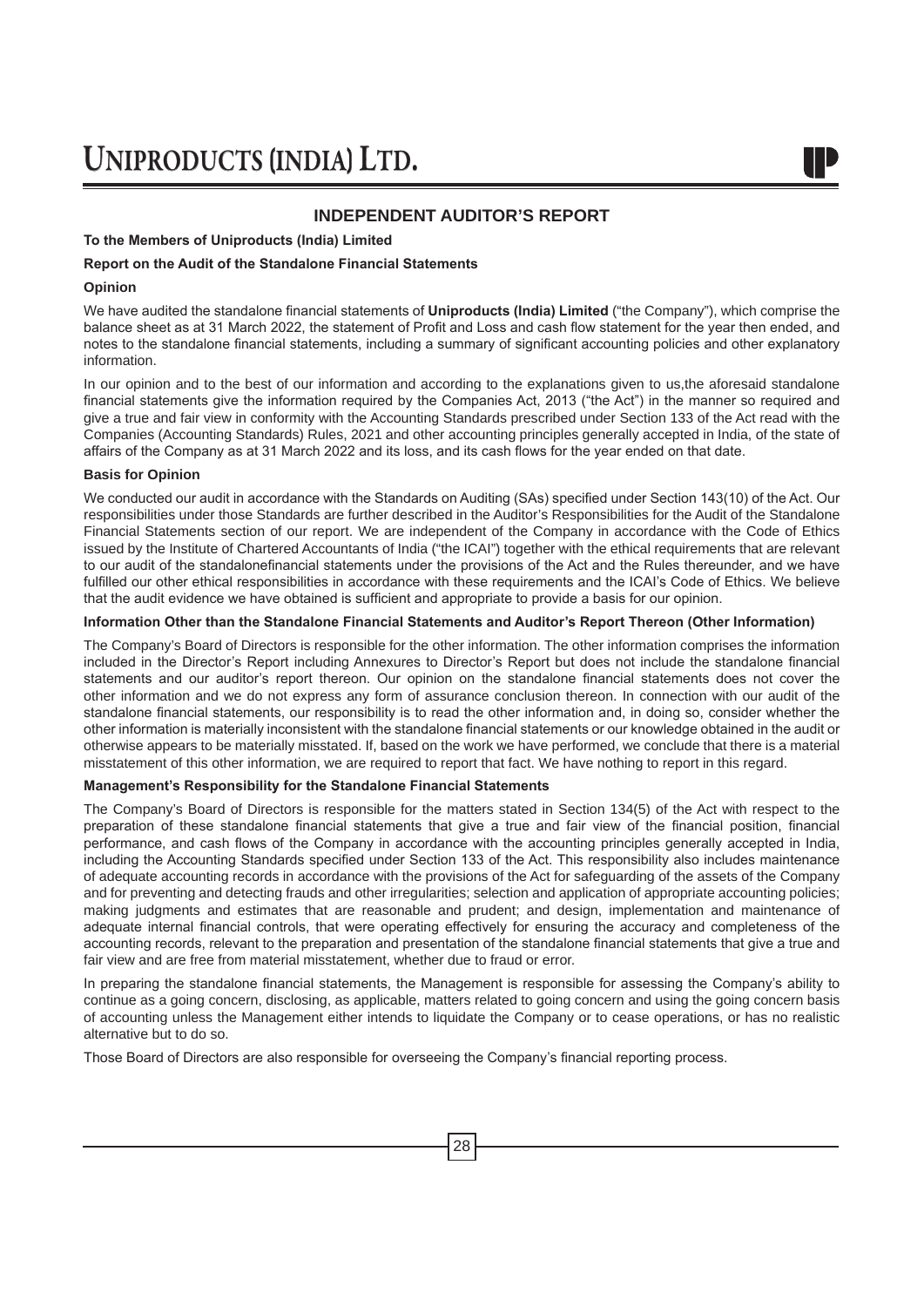# INDEPENDENT AUDITOR'S REPORT

**To the Members of Uniproducts (India) Limited**

**Report on the Audit of the Standalone Financial Statements**

**Opinion**

We have audited the standalone financial statements of **Uniproducts (India) Limited** ("the Company"), which comprise the balance sheet as at 31 March 2022, the statement of Profit and Loss and cash flow statement for the year then ended, and notes to the standalone financial statements, including a summary of significant accounting policies and other explanatory information.

In our opinion and to the best of our information and according to the explanations given to us,the aforesaid standalone financial statements give the information required by the Companies Act, 2013 ("the Act") in the manner so required and give a true and fair view in conformity with the Accounting Standards prescribed under Section 133 of the Act read with the Companies (Accounting Standards) Rules, 2021 and other accounting principles generally accepted in India, of the state of affairs of the Company as at 31 March 2022 and its loss, and its cash flows for the year ended on that date.

**Basis for Opinion**

We conducted our audit in accordance with the Standards on Auditing (SAs) specified under Section 143(10) of the Act. Our responsibilities under those Standards are further described in the Auditor's Responsibilities for the Audit of the Standalone Financial Statements section of our report. We are independent of the Company in accordance with the Code of Ethics issued by the Institute of Chartered Accountants of India ("the ICAI") together with the ethical requirements that are relevant to our audit of the standalonefinancial statements under the provisions of the Act and the Rules thereunder, and we have fulfilled our other ethical responsibilities in accordance with these requirements and the ICAI's Code of Ethics. We believe that the audit evidence we have obtained is sufficient and appropriate to provide a basis for our opinion.

**Information Other than the Standalone Financial Statements and Auditor's Report Thereon (Other Information)**

The Company's Board of Directors is responsible for the other information. The other information comprises the information included in the Director's Report including Annexures to Director's Report but does not include the standalone financial statements and our auditor's report thereon. Our opinion on the standalone financial statements does not cover the other information and we do not express any form of assurance conclusion thereon. In connection with our audit of the standalone financial statements, our responsibility is to read the other information and, in doing so, consider whether the other information is materially inconsistent with the standalone financial statements or our knowledge obtained in the audit or otherwise appears to be materially misstated. If, based on the work we have performed, we conclude that there is a material misstatement of this other information, we are required to report that fact. We have nothing to report in this regard.

**Management's Responsibility for the Standalone Financial Statements**

The Company's Board of Directors is responsible for the matters stated in Section 134(5) of the Act with respect to the preparation of these standalone financial statements that give a true and fair view of the financial position, financial performance, and cash flows of the Company in accordance with the accounting principles generally accepted in India, including the Accounting Standards specified under Section 133 of the Act. This responsibility also includes maintenance of adequate accounting records in accordance with the provisions of the Act for safeguarding of the assets of the Company and for preventing and detecting frauds and other irregularities; selection and application of appropriate accounting policies; making judgments and estimates that are reasonable and prudent; and design, implementation and maintenance of adequate internal financial controls, that were operating effectively for ensuring the accuracy and completeness of the accounting records, relevant to the preparation and presentation of the standalone financial statements that give a true and fair view and are free from material misstatement, whether due to fraud or error.

In preparing the standalone financial statements, the Management is responsible for assessing the Company's ability to continue as a going concern, disclosing, as applicable, matters related to going concern and using the going concern basis of accounting unless the Management either intends to liquidate the Company or to cease operations, or has no realistic alternative but to do so.

Those Board of Directors are also responsible for overseeing the Company's financial reporting process.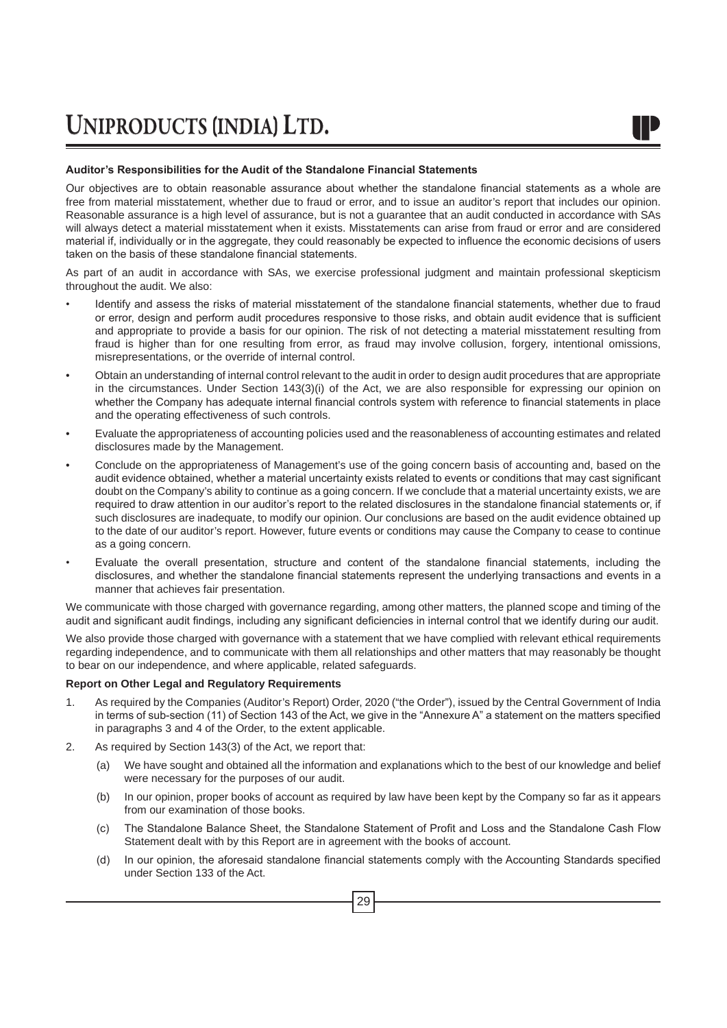**Auditor's Responsibilities for the Audit of the Standalone Financial Statements**

Our objectives are to obtain reasonable assurance about whether the standalone financial statements as a whole are free from material misstatement, whether due to fraud or error, and to issue an auditor's report that includes our opinion. Reasonable assurance is a high level of assurance, but is not a guarantee that an audit conducted in accordance with SAs will always detect a material misstatement when it exists. Misstatements can arise from fraud or error and are considered material if, individually or in the aggregate, they could reasonably be expected to influence the economic decisions of users taken on the basis of these standalone financial statements.

As part of an audit in accordance with SAs, we exercise professional judgment and maintain professional skepticism throughout the audit. We also:

- Identify and assess the risks of material misstatement of the standalone financial statements, whether due to fraud or error, design and perform audit procedures responsive to those risks, and obtain audit evidence that is sufficient and appropriate to provide a basis for our opinion. The risk of not detecting a material misstatement resulting from fraud is higher than for one resulting from error, as fraud may involve collusion, forgery, intentional omissions, misrepresentations, or the override of internal control.
- Obtain an understanding of internal control relevant to the audit in order to design audit procedures that are appropriate in the circumstances. Under Section 143(3)(i) of the Act, we are also responsible for expressing our opinion on whether the Company has adequate internal financial controls system with reference to financial statements in place and the operating effectiveness of such controls.
- Evaluate the appropriateness of accounting policies used and the reasonableness of accounting estimates and related disclosures made by the Management.
- Conclude on the appropriateness of Management's use of the going concern basis of accounting and, based on the audit evidence obtained, whether a material uncertainty exists related to events or conditions that may cast significant doubt on the Company's ability to continue as a going concern. If we conclude that a material uncertainty exists, we are required to draw attention in our auditor's report to the related disclosures in the standalone financial statements or, if such disclosures are inadequate, to modify our opinion. Our conclusions are based on the audit evidence obtained up to the date of our auditor's report. However, future events or conditions may cause the Company to cease to continue as a going concern.
- Evaluate the overall presentation, structure and content of the standalone financial statements, including the disclosures, and whether the standalone financial statements represent the underlying transactions and events in a manner that achieves fair presentation.

We communicate with those charged with governance regarding, among other matters, the planned scope and timing of the audit and significant audit findings, including any significant deficiencies in internal control that we identify during our audit.

We also provide those charged with governance with a statement that we have complied with relevant ethical requirements regarding independence, and to communicate with them all relationships and other matters that may reasonably be thought to bear on our independence, and where applicable, related safeguards.

**Report on Other Legal and Regulatory Requirements**

1. As required by the Companies (Auditor's Report) Order, 2020 ("the Order"), issued by the Central Government of India in terms of sub-section (11) of Section 143 of the Act, we give in the "Annexure A" a statement on the matters specified in paragraphs 3 and 4 of the Order, to the extent applicable.
2. As required by Section 143(3) of the Act, we report that:
   (a) We have sought and obtained all the information and explanations which to the best of our knowledge and belief were necessary for the purposes of our audit.
   (b) In our opinion, proper books of account as required by law have been kept by the Company so far as it appears from our examination of those books.
   (c) The Standalone Balance Sheet, the Standalone Statement of Profit and Loss and the Standalone Cash Flow Statement dealt with by this Report are in agreement with the books of account.
   (d) In our opinion, the aforesaid standalone financial statements comply with the Accounting Standards specified under Section 133 of the Act.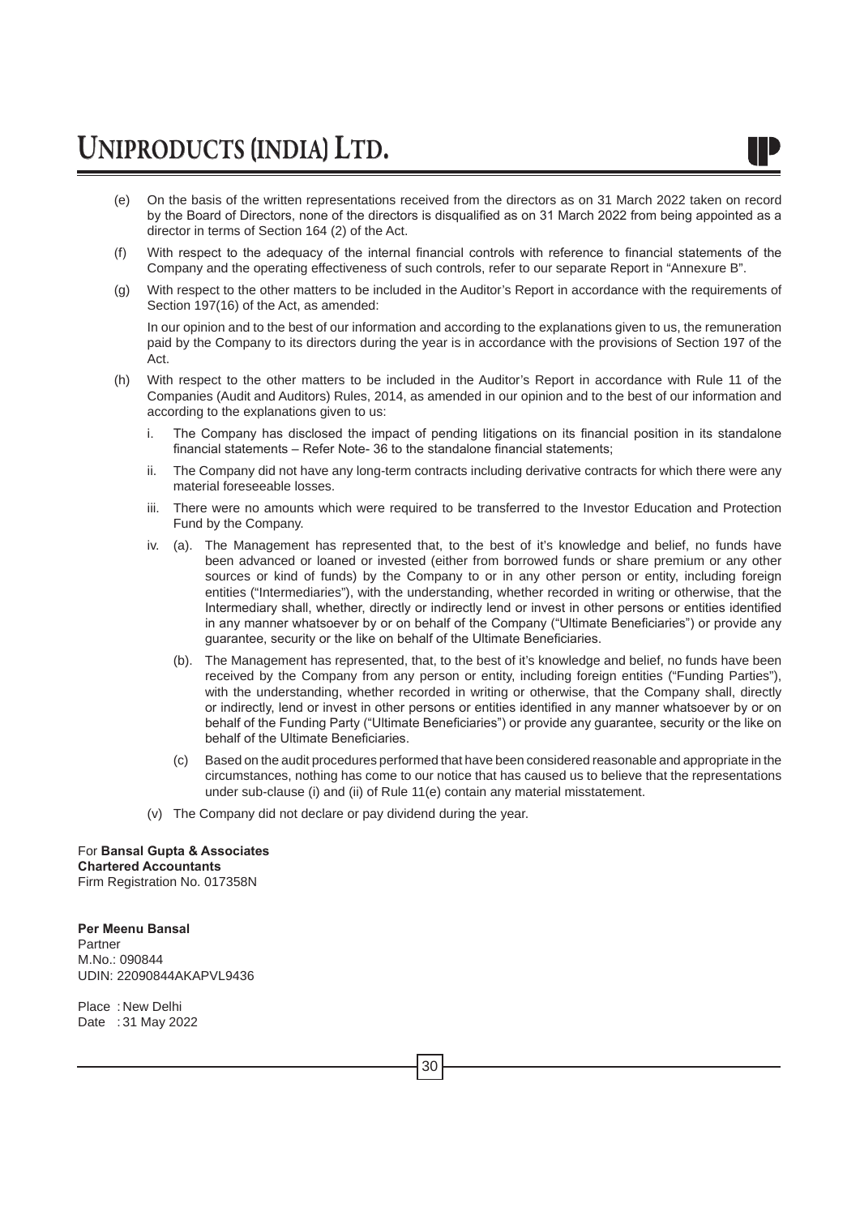(e) On the basis of the written representations received from the directors as on 31 March 2022 taken on record by the Board of Directors, none of the directors is disqualified as on 31 March 2022 from being appointed as a director in terms of Section 164 (2) of the Act.

(f) With respect to the adequacy of the internal financial controls with reference to financial statements of the Company and the operating effectiveness of such controls, refer to our separate Report in "Annexure B".

(g) With respect to the other matters to be included in the Auditor's Report in accordance with the requirements of Section 197(16) of the Act, as amended:

In our opinion and to the best of our information and according to the explanations given to us, the remuneration paid by the Company to its directors during the year is in accordance with the provisions of Section 197 of the Act.

(h) With respect to the other matters to be included in the Auditor's Report in accordance with Rule 11 of the Companies (Audit and Auditors) Rules, 2014, as amended in our opinion and to the best of our information and according to the explanations given to us:

   i. The Company has disclosed the impact of pending litigations on its financial position in its standalone financial statements – Refer Note- 36 to the standalone financial statements;

   ii. The Company did not have any long-term contracts including derivative contracts for which there were any material foreseeable losses.

   iii. There were no amounts which were required to be transferred to the Investor Education and Protection Fund by the Company.

   iv. (a). The Management has represented that, to the best of it's knowledge and belief, no funds have been advanced or loaned or invested (either from borrowed funds or share premium or any other sources or kind of funds) by the Company to or in any other person or entity, including foreign entities ("Intermediaries"), with the understanding, whether recorded in writing or otherwise, that the Intermediary shall, whether, directly or indirectly lend or invest in other persons or entities identified in any manner whatsoever by or on behalf of the Company ("Ultimate Beneficiaries") or provide any guarantee, security or the like on behalf of the Ultimate Beneficiaries.

   (b). The Management has represented, that, to the best of it's knowledge and belief, no funds have been received by the Company from any person or entity, including foreign entities ("Funding Parties"), with the understanding, whether recorded in writing or otherwise, that the Company shall, directly or indirectly, lend or invest in other persons or entities identified in any manner whatsoever by or on behalf of the Funding Party ("Ultimate Beneficiaries") or provide any guarantee, security or the like on behalf of the Ultimate Beneficiaries.

   (c) Based on the audit procedures performed that have been considered reasonable and appropriate in the circumstances, nothing has come to our notice that has caused us to believe that the representations under sub-clause (i) and (ii) of Rule 11(e) contain any material misstatement.

   (v) The Company did not declare or pay dividend during the year.

For **Bansal Gupta & Associates**
**Chartered Accountants**
Firm Registration No. 017358N

**Per Meenu Bansal**
Partner
M.No.: 090844
UDIN: 22090844AKAPVL9436

Place : New Delhi
Date : 31 May 2022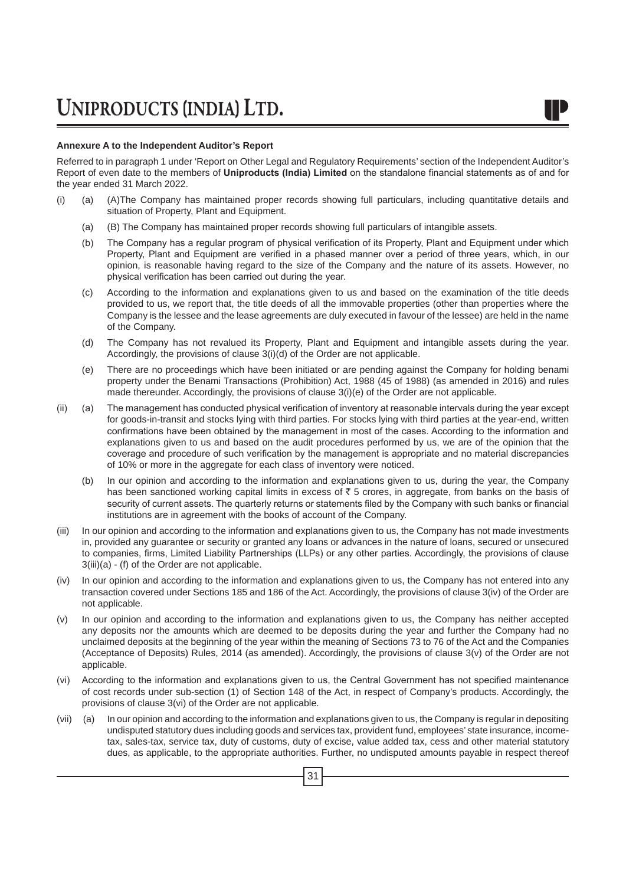**Annexure A to the Independent Auditor's Report**

Referred to in paragraph 1 under 'Report on Other Legal and Regulatory Requirements' section of the Independent Auditor's Report of even date to the members of **Uniproducts (India) Limited** on the standalone financial statements as of and for the year ended 31 March 2022.

(i) (a) (A)The Company has maintained proper records showing full particulars, including quantitative details and situation of Property, Plant and Equipment.

(a) (B) The Company has maintained proper records showing full particulars of intangible assets.

(b) The Company has a regular program of physical verification of its Property, Plant and Equipment under which Property, Plant and Equipment are verified in a phased manner over a period of three years, which, in our opinion, is reasonable having regard to the size of the Company and the nature of its assets. However, no physical verification has been carried out during the year.

(c) According to the information and explanations given to us and based on the examination of the title deeds provided to us, we report that, the title deeds of all the immovable properties (other than properties where the Company is the lessee and the lease agreements are duly executed in favour of the lessee) are held in the name of the Company.

(d) The Company has not revalued its Property, Plant and Equipment and intangible assets during the year. Accordingly, the provisions of clause 3(i)(d) of the Order are not applicable.

(e) There are no proceedings which have been initiated or are pending against the Company for holding benami property under the Benami Transactions (Prohibition) Act, 1988 (45 of 1988) (as amended in 2016) and rules made thereunder. Accordingly, the provisions of clause 3(i)(e) of the Order are not applicable.

(ii) (a) The management has conducted physical verification of inventory at reasonable intervals during the year except for goods-in-transit and stocks lying with third parties. For stocks lying with third parties at the year-end, written confirmations have been obtained by the management in most of the cases. According to the information and explanations given to us and based on the audit procedures performed by us, we are of the opinion that the coverage and procedure of such verification by the management is appropriate and no material discrepancies of 10% or more in the aggregate for each class of inventory were noticed.

(b) In our opinion and according to the information and explanations given to us, during the year, the Company has been sanctioned working capital limits in excess of ₹ 5 crores, in aggregate, from banks on the basis of security of current assets. The quarterly returns or statements filed by the Company with such banks or financial institutions are in agreement with the books of account of the Company.

(iii) In our opinion and according to the information and explanations given to us, the Company has not made investments in, provided any guarantee or security or granted any loans or advances in the nature of loans, secured or unsecured to companies, firms, Limited Liability Partnerships (LLPs) or any other parties. Accordingly, the provisions of clause 3(iii)(a) - (f) of the Order are not applicable.

(iv) In our opinion and according to the information and explanations given to us, the Company has not entered into any transaction covered under Sections 185 and 186 of the Act. Accordingly, the provisions of clause 3(iv) of the Order are not applicable.

(v) In our opinion and according to the information and explanations given to us, the Company has neither accepted any deposits nor the amounts which are deemed to be deposits during the year and further the Company had no unclaimed deposits at the beginning of the year within the meaning of Sections 73 to 76 of the Act and the Companies (Acceptance of Deposits) Rules, 2014 (as amended). Accordingly, the provisions of clause 3(v) of the Order are not applicable.

(vi) According to the information and explanations given to us, the Central Government has not specified maintenance of cost records under sub-section (1) of Section 148 of the Act, in respect of Company's products. Accordingly, the provisions of clause 3(vi) of the Order are not applicable.

(vii) (a) In our opinion and according to the information and explanations given to us, the Company is regular in depositing undisputed statutory dues including goods and services tax, provident fund, employees' state insurance, income-tax, sales-tax, service tax, duty of customs, duty of excise, value added tax, cess and other material statutory dues, as applicable, to the appropriate authorities. Further, no undisputed amounts payable in respect thereof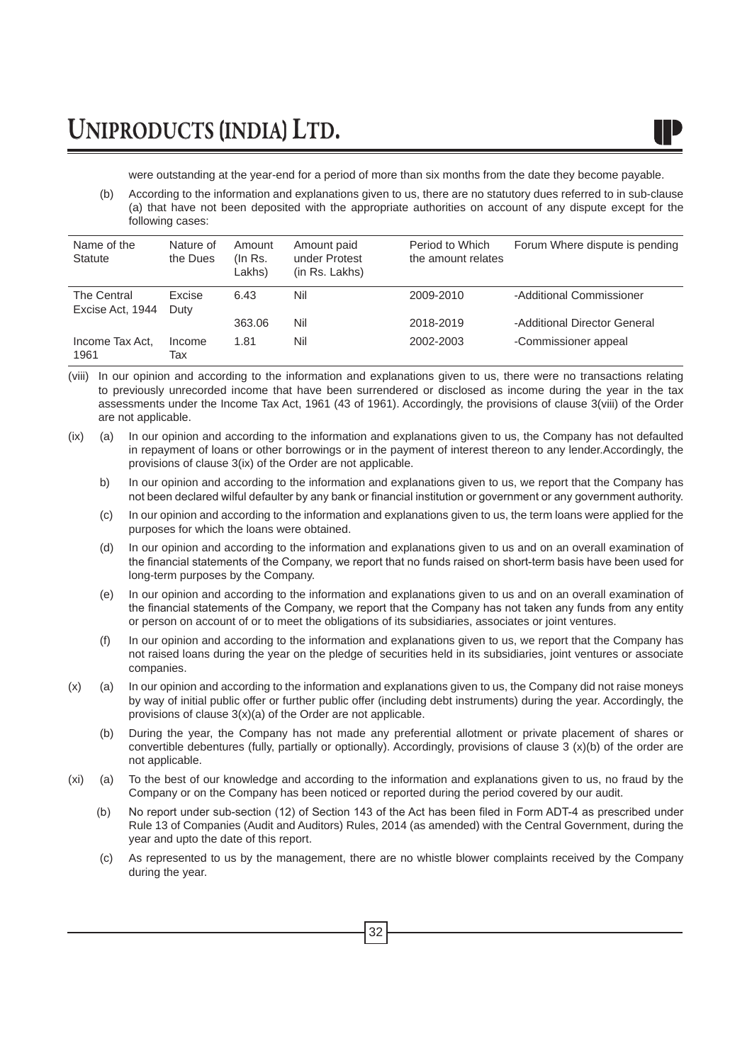were outstanding at the year-end for a period of more than six months from the date they become payable.

(b) According to the information and explanations given to us, there are no statutory dues referred to in sub-clause (a) that have not been deposited with the appropriate authorities on account of any dispute except for the following cases:

| Name of the Statute | Nature of the Dues | Amount (In Rs. Lakhs) | Amount paid under Protest (in Rs. Lakhs) | Period to Which the amount relates | Forum Where dispute is pending |
|---|---|---|---|---|---|
| The Central Excise Act, 1944 | Excise Duty | 6.43 | Nil | 2009-2010 | -Additional Commissioner |
| | | 363.06 | Nil | 2018-2019 | -Additional Director General |
| Income Tax Act, 1961 | Income Tax | 1.81 | Nil | 2002-2003 | -Commissioner appeal |

(viii) In our opinion and according to the information and explanations given to us, there were no transactions relating to previously unrecorded income that have been surrendered or disclosed as income during the year in the tax assessments under the Income Tax Act, 1961 (43 of 1961). Accordingly, the provisions of clause 3(viii) of the Order are not applicable.

(ix) (a) In our opinion and according to the information and explanations given to us, the Company has not defaulted in repayment of loans or other borrowings or in the payment of interest thereon to any lender.Accordingly, the provisions of clause 3(ix) of the Order are not applicable.

b) In our opinion and according to the information and explanations given to us, we report that the Company has not been declared wilful defaulter by any bank or financial institution or government or any government authority.

(c) In our opinion and according to the information and explanations given to us, the term loans were applied for the purposes for which the loans were obtained.

(d) In our opinion and according to the information and explanations given to us and on an overall examination of the financial statements of the Company, we report that no funds raised on short-term basis have been used for long-term purposes by the Company.

(e) In our opinion and according to the information and explanations given to us and on an overall examination of the financial statements of the Company, we report that the Company has not taken any funds from any entity or person on account of or to meet the obligations of its subsidiaries, associates or joint ventures.

(f) In our opinion and according to the information and explanations given to us, we report that the Company has not raised loans during the year on the pledge of securities held in its subsidiaries, joint ventures or associate companies.

(x) (a) In our opinion and according to the information and explanations given to us, the Company did not raise moneys by way of initial public offer or further public offer (including debt instruments) during the year. Accordingly, the provisions of clause 3(x)(a) of the Order are not applicable.

(b) During the year, the Company has not made any preferential allotment or private placement of shares or convertible debentures (fully, partially or optionally). Accordingly, provisions of clause 3 (x)(b) of the order are not applicable.

(xi) (a) To the best of our knowledge and according to the information and explanations given to us, no fraud by the Company or on the Company has been noticed or reported during the period covered by our audit.

(b) No report under sub-section (12) of Section 143 of the Act has been filed in Form ADT-4 as prescribed under Rule 13 of Companies (Audit and Auditors) Rules, 2014 (as amended) with the Central Government, during the year and upto the date of this report.

(c) As represented to us by the management, there are no whistle blower complaints received by the Company during the year.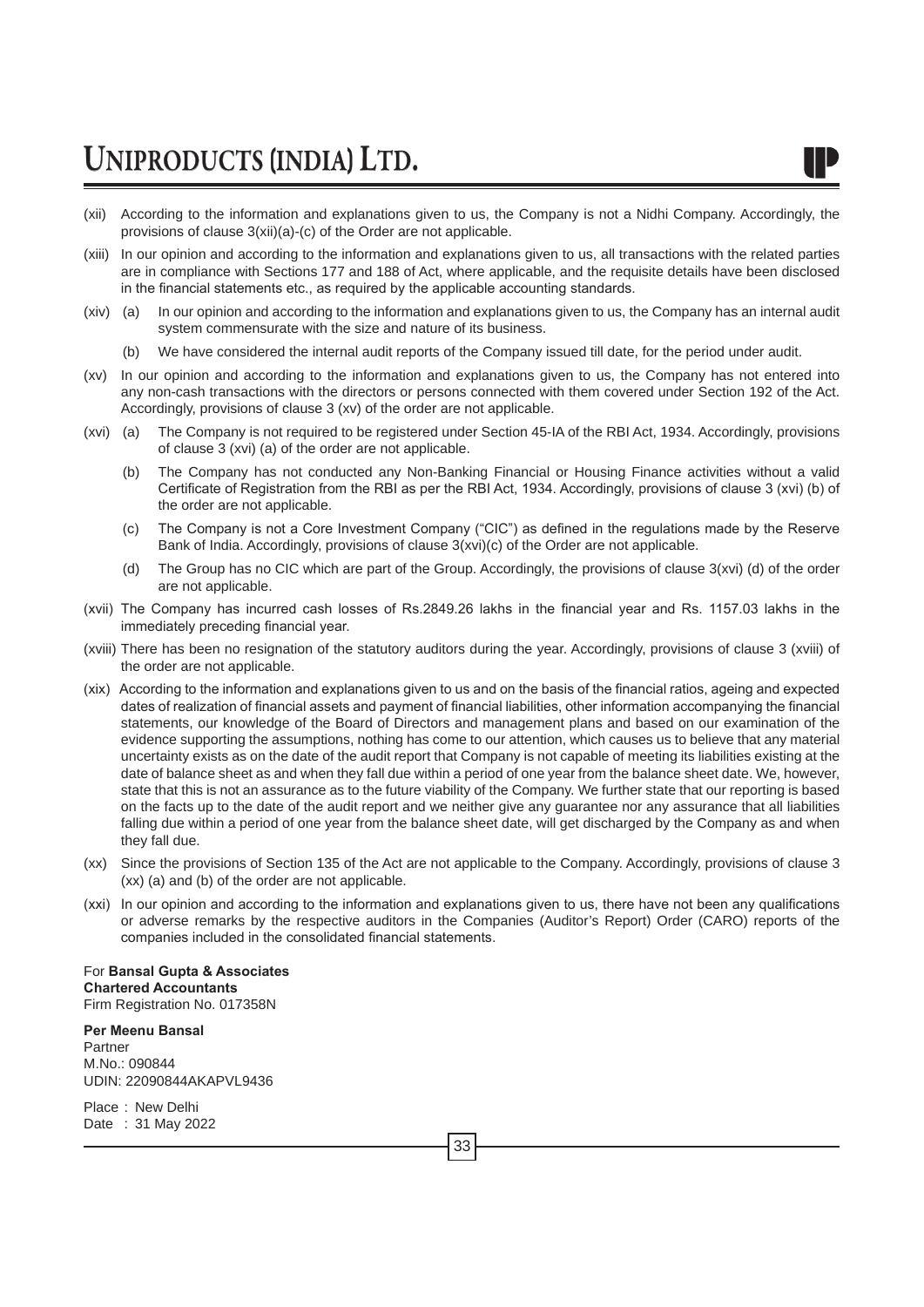(xii) According to the information and explanations given to us, the Company is not a Nidhi Company. Accordingly, the provisions of clause 3(xii)(a)-(c) of the Order are not applicable.

(xiii) In our opinion and according to the information and explanations given to us, all transactions with the related parties are in compliance with Sections 177 and 188 of Act, where applicable, and the requisite details have been disclosed in the financial statements etc., as required by the applicable accounting standards.

(xiv) (a) In our opinion and according to the information and explanations given to us, the Company has an internal audit system commensurate with the size and nature of its business.

(b) We have considered the internal audit reports of the Company issued till date, for the period under audit.

(xv) In our opinion and according to the information and explanations given to us, the Company has not entered into any non-cash transactions with the directors or persons connected with them covered under Section 192 of the Act. Accordingly, provisions of clause 3 (xv) of the order are not applicable.

(xvi) (a) The Company is not required to be registered under Section 45-IA of the RBI Act, 1934. Accordingly, provisions of clause 3 (xvi) (a) of the order are not applicable.

(b) The Company has not conducted any Non-Banking Financial or Housing Finance activities without a valid Certificate of Registration from the RBI as per the RBI Act, 1934. Accordingly, provisions of clause 3 (xvi) (b) of the order are not applicable.

(c) The Company is not a Core Investment Company ("CIC") as defined in the regulations made by the Reserve Bank of India. Accordingly, provisions of clause 3(xvi)(c) of the Order are not applicable.

(d) The Group has no CIC which are part of the Group. Accordingly, the provisions of clause 3(xvi) (d) of the order are not applicable.

(xvii) The Company has incurred cash losses of Rs.2849.26 lakhs in the financial year and Rs. 1157.03 lakhs in the immediately preceding financial year.

(xviii) There has been no resignation of the statutory auditors during the year. Accordingly, provisions of clause 3 (xviii) of the order are not applicable.

(xix) According to the information and explanations given to us and on the basis of the financial ratios, ageing and expected dates of realization of financial assets and payment of financial liabilities, other information accompanying the financial statements, our knowledge of the Board of Directors and management plans and based on our examination of the evidence supporting the assumptions, nothing has come to our attention, which causes us to believe that any material uncertainty exists as on the date of the audit report that Company is not capable of meeting its liabilities existing at the date of balance sheet as and when they fall due within a period of one year from the balance sheet date. We, however, state that this is not an assurance as to the future viability of the Company. We further state that our reporting is based on the facts up to the date of the audit report and we neither give any guarantee nor any assurance that all liabilities falling due within a period of one year from the balance sheet date, will get discharged by the Company as and when they fall due.

(xx) Since the provisions of Section 135 of the Act are not applicable to the Company. Accordingly, provisions of clause 3 (xx) (a) and (b) of the order are not applicable.

(xxi) In our opinion and according to the information and explanations given to us, there have not been any qualifications or adverse remarks by the respective auditors in the Companies (Auditor's Report) Order (CARO) reports of the companies included in the consolidated financial statements.

For **Bansal Gupta & Associates**
**Chartered Accountants**
Firm Registration No. 017358N

**Per Meenu Bansal**
Partner
M.No.: 090844
UDIN: 22090844AKAPVL9436

Place : New Delhi
Date : 31 May 2022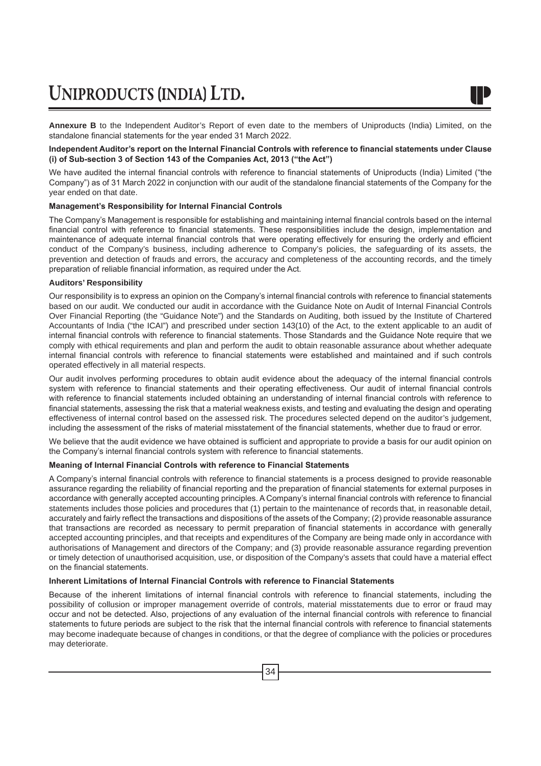**Annexure B** to the Independent Auditor's Report of even date to the members of Uniproducts (India) Limited, on the standalone financial statements for the year ended 31 March 2022.

**Independent Auditor's report on the Internal Financial Controls with reference to financial statements under Clause (i) of Sub-section 3 of Section 143 of the Companies Act, 2013 ("the Act")**

We have audited the internal financial controls with reference to financial statements of Uniproducts (India) Limited ("the Company") as of 31 March 2022 in conjunction with our audit of the standalone financial statements of the Company for the year ended on that date.

**Management's Responsibility for Internal Financial Controls**

The Company's Management is responsible for establishing and maintaining internal financial controls based on the internal financial control with reference to financial statements. These responsibilities include the design, implementation and maintenance of adequate internal financial controls that were operating effectively for ensuring the orderly and efficient conduct of the Company's business, including adherence to Company's policies, the safeguarding of its assets, the prevention and detection of frauds and errors, the accuracy and completeness of the accounting records, and the timely preparation of reliable financial information, as required under the Act.

**Auditors' Responsibility**

Our responsibility is to express an opinion on the Company's internal financial controls with reference to financial statements based on our audit. We conducted our audit in accordance with the Guidance Note on Audit of Internal Financial Controls Over Financial Reporting (the "Guidance Note") and the Standards on Auditing, both issued by the Institute of Chartered Accountants of India ("the ICAI") and prescribed under section 143(10) of the Act, to the extent applicable to an audit of internal financial controls with reference to financial statements. Those Standards and the Guidance Note require that we comply with ethical requirements and plan and perform the audit to obtain reasonable assurance about whether adequate internal financial controls with reference to financial statements were established and maintained and if such controls operated effectively in all material respects.

Our audit involves performing procedures to obtain audit evidence about the adequacy of the internal financial controls system with reference to financial statements and their operating effectiveness. Our audit of internal financial controls with reference to financial statements included obtaining an understanding of internal financial controls with reference to financial statements, assessing the risk that a material weakness exists, and testing and evaluating the design and operating effectiveness of internal control based on the assessed risk. The procedures selected depend on the auditor's judgement, including the assessment of the risks of material misstatement of the financial statements, whether due to fraud or error.

We believe that the audit evidence we have obtained is sufficient and appropriate to provide a basis for our audit opinion on the Company's internal financial controls system with reference to financial statements.

**Meaning of Internal Financial Controls with reference to Financial Statements**

A Company's internal financial controls with reference to financial statements is a process designed to provide reasonable assurance regarding the reliability of financial reporting and the preparation of financial statements for external purposes in accordance with generally accepted accounting principles. A Company's internal financial controls with reference to financial statements includes those policies and procedures that (1) pertain to the maintenance of records that, in reasonable detail, accurately and fairly reflect the transactions and dispositions of the assets of the Company; (2) provide reasonable assurance that transactions are recorded as necessary to permit preparation of financial statements in accordance with generally accepted accounting principles, and that receipts and expenditures of the Company are being made only in accordance with authorisations of Management and directors of the Company; and (3) provide reasonable assurance regarding prevention or timely detection of unauthorised acquisition, use, or disposition of the Company's assets that could have a material effect on the financial statements.

**Inherent Limitations of Internal Financial Controls with reference to Financial Statements**

Because of the inherent limitations of internal financial controls with reference to financial statements, including the possibility of collusion or improper management override of controls, material misstatements due to error or fraud may occur and not be detected. Also, projections of any evaluation of the internal financial controls with reference to financial statements to future periods are subject to the risk that the internal financial controls with reference to financial statements may become inadequate because of changes in conditions, or that the degree of compliance with the policies or procedures may deteriorate.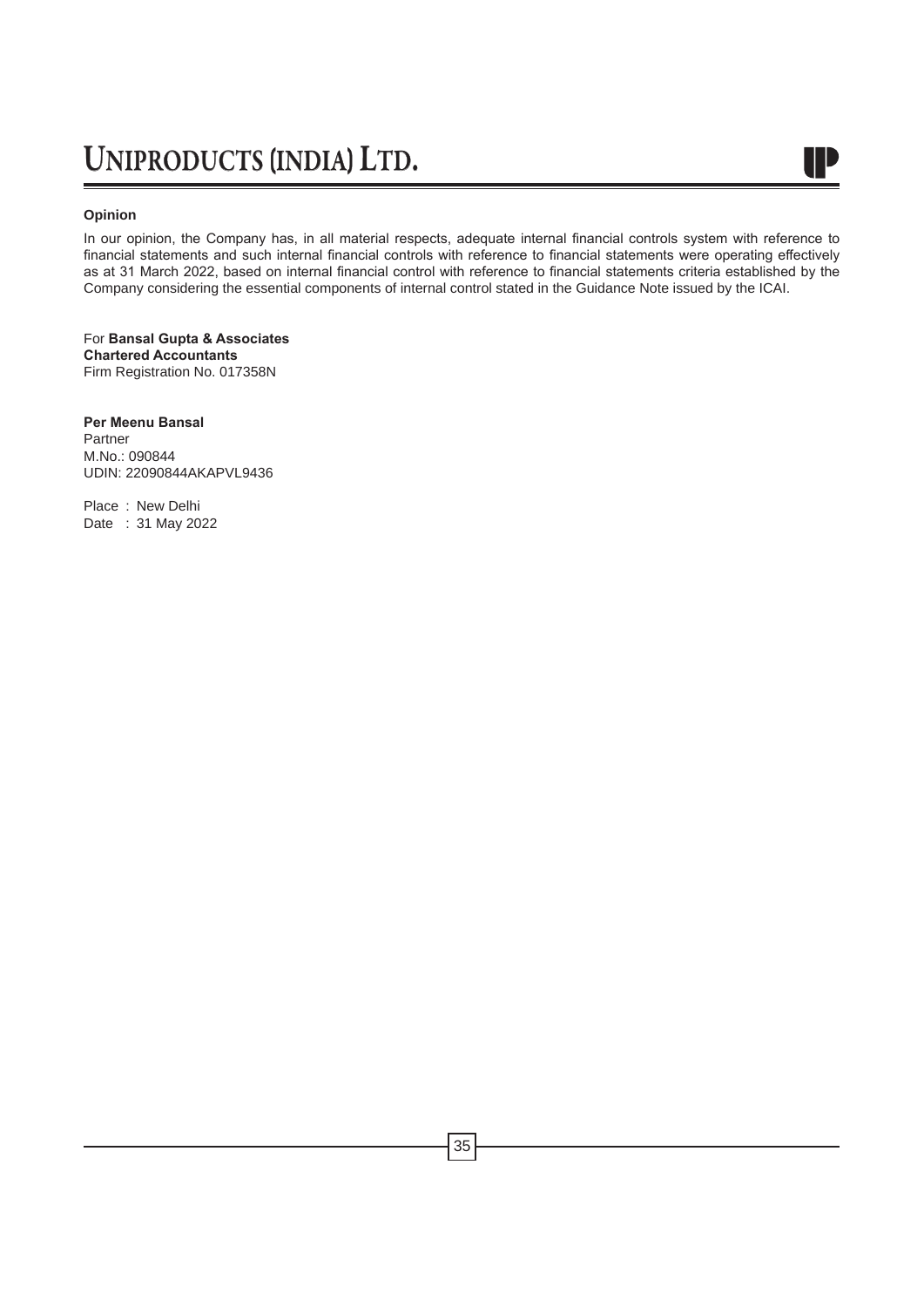**Opinion**

In our opinion, the Company has, in all material respects, adequate internal financial controls system with reference to financial statements and such internal financial controls with reference to financial statements were operating effectively as at 31 March 2022, based on internal financial control with reference to financial statements criteria established by the Company considering the essential components of internal control stated in the Guidance Note issued by the ICAI.

For **Bansal Gupta & Associates**
**Chartered Accountants**
Firm Registration No. 017358N

**Per Meenu Bansal**
Partner
M.No.: 090844
UDIN: 22090844AKAPVL9436

Place : New Delhi
Date : 31 May 2022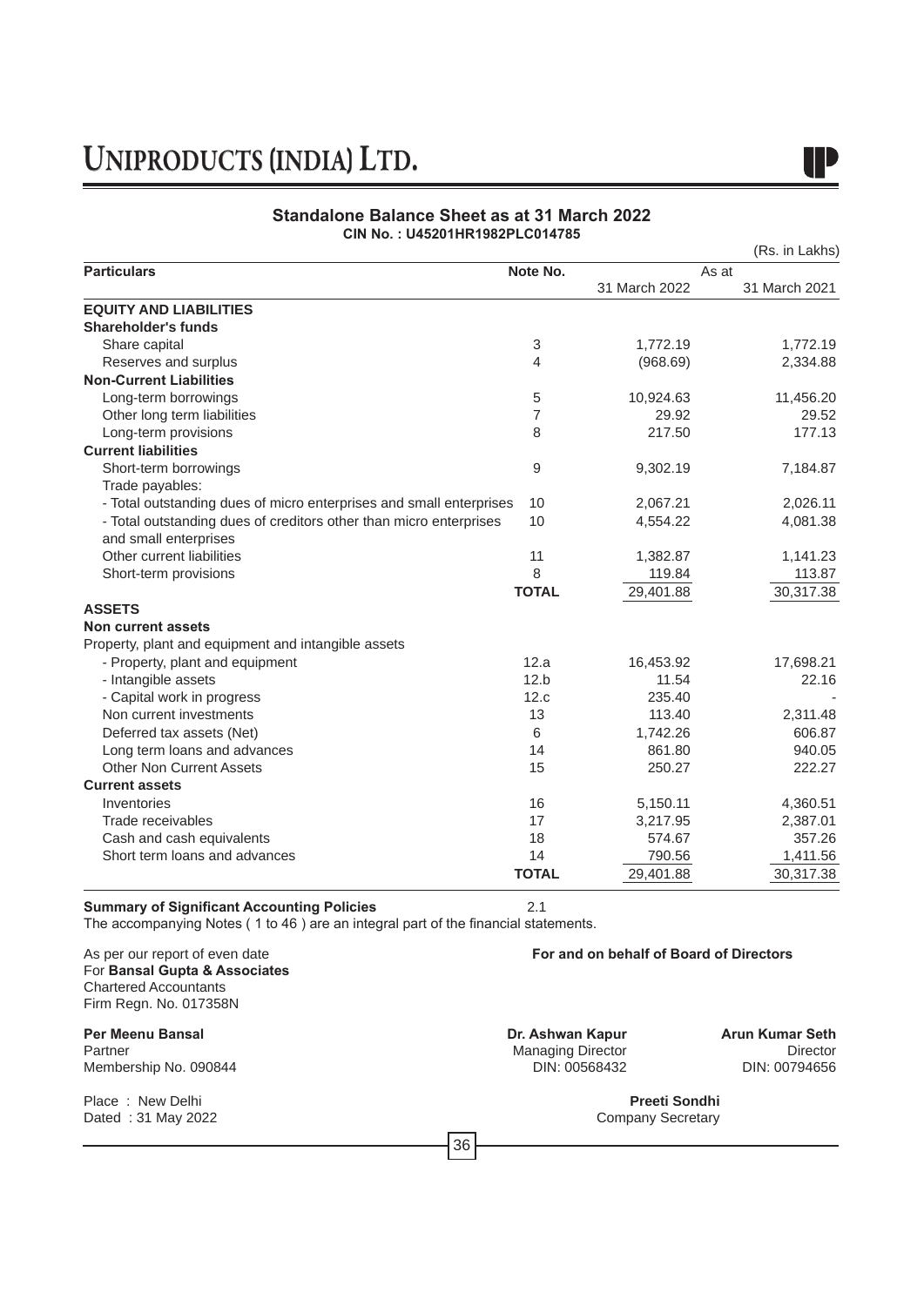# UNIPRODUCTS (INDIA) LTD.

## Standalone Balance Sheet as at 31 March 2022

**CIN No. : U45201HR1982PLC014785**

(Rs. in Lakhs)

| Particulars | Note No. | As at 31 March 2022 | As at 31 March 2021 |
|---|---|---|---|
| **EQUITY AND LIABILITIES** | | | |
| **Shareholder's funds** | | | |
| Share capital | 3 | 1,772.19 | 1,772.19 |
| Reserves and surplus | 4 | (968.69) | 2,334.88 |
| **Non-Current Liabilities** | | | |
| Long-term borrowings | 5 | 10,924.63 | 11,456.20 |
| Other long term liabilities | 7 | 29.92 | 29.52 |
| Long-term provisions | 8 | 217.50 | 177.13 |
| **Current liabilities** | | | |
| Short-term borrowings | 9 | 9,302.19 | 7,184.87 |
| Trade payables: | | | |
| - Total outstanding dues of micro enterprises and small enterprises | 10 | 2,067.21 | 2,026.11 |
| - Total outstanding dues of creditors other than micro enterprises and small enterprises | 10 | 4,554.22 | 4,081.38 |
| Other current liabilities | 11 | 1,382.87 | 1,141.23 |
| Short-term provisions | 8 | 119.84 | 113.87 |
| | **TOTAL** | 29,401.88 | 30,317.38 |
| **ASSETS** | | | |
| **Non current assets** | | | |
| Property, plant and equipment and intangible assets | | | |
| - Property, plant and equipment | 12.a | 16,453.92 | 17,698.21 |
| - Intangible assets | 12.b | 11.54 | 22.16 |
| - Capital work in progress | 12.c | 235.40 | - |
| Non current investments | 13 | 113.40 | 2,311.48 |
| Deferred tax assets (Net) | 6 | 1,742.26 | 606.87 |
| Long term loans and advances | 14 | 861.80 | 940.05 |
| Other Non Current Assets | 15 | 250.27 | 222.27 |
| **Current assets** | | | |
| Inventories | 16 | 5,150.11 | 4,360.51 |
| Trade receivables | 17 | 3,217.95 | 2,387.01 |
| Cash and cash equivalents | 18 | 574.67 | 357.26 |
| Short term loans and advances | 14 | 790.56 | 1,411.56 |
| | **TOTAL** | 29,401.88 | 30,317.38 |

**Summary of Significant Accounting Policies** 2.1

The accompanying Notes ( 1 to 46 ) are an integral part of the financial statements.

As per our report of even date
For **Bansal Gupta & Associates**
Chartered Accountants
Firm Regn. No. 017358N

**Per Meenu Bansal**
Partner
Membership No. 090844

Place : New Delhi
Dated : 31 May 2022

**For and on behalf of Board of Directors**

**Dr. Ashwan Kapur**
Managing Director
DIN: 00568432

**Arun Kumar Seth**
Director
DIN: 00794656

**Preeti Sondhi**
Company Secretary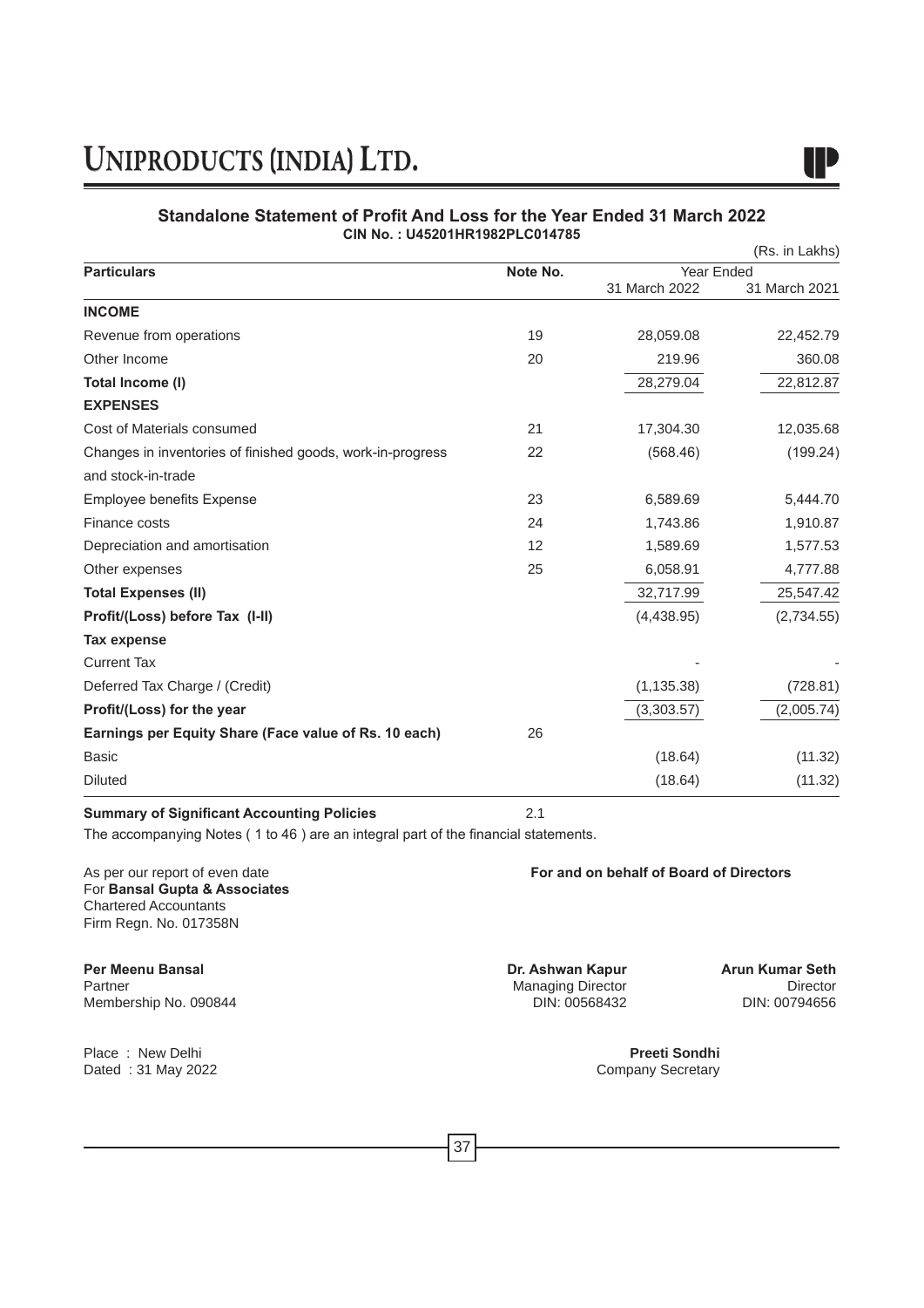# UNIPRODUCTS (INDIA) LTD.

## Standalone Statement of Profit And Loss for the Year Ended 31 March 2022

**CIN No. : U45201HR1982PLC014785**

(Rs. in Lakhs)

| Particulars | Note No. | Year Ended 31 March 2022 | Year Ended 31 March 2021 |
|---|---|---|---|
| **INCOME** | | | |
| Revenue from operations | 19 | 28,059.08 | 22,452.79 |
| Other Income | 20 | 219.96 | 360.08 |
| **Total Income (I)** | | 28,279.04 | 22,812.87 |
| **EXPENSES** | | | |
| Cost of Materials consumed | 21 | 17,304.30 | 12,035.68 |
| Changes in inventories of finished goods, work-in-progress and stock-in-trade | 22 | (568.46) | (199.24) |
| Employee benefits Expense | 23 | 6,589.69 | 5,444.70 |
| Finance costs | 24 | 1,743.86 | 1,910.87 |
| Depreciation and amortisation | 12 | 1,589.69 | 1,577.53 |
| Other expenses | 25 | 6,058.91 | 4,777.88 |
| **Total Expenses (II)** | | 32,717.99 | 25,547.42 |
| **Profit/(Loss) before Tax (I-II)** | | (4,438.95) | (2,734.55) |
| **Tax expense** | | | |
| Current Tax | | - | - |
| Deferred Tax Charge / (Credit) | | (1,135.38) | (728.81) |
| **Profit/(Loss) for the year** | | (3,303.57) | (2,005.74) |
| **Earnings per Equity Share (Face value of Rs. 10 each)** | 26 | | |
| Basic | | (18.64) | (11.32) |
| Diluted | | (18.64) | (11.32) |

**Summary of Significant Accounting Policies** 2.1

The accompanying Notes ( 1 to 46 ) are an integral part of the financial statements.

As per our report of even date
For **Bansal Gupta & Associates**
Chartered Accountants
Firm Regn. No. 017358N

**For and on behalf of Board of Directors**

**Per Meenu Bansal**
Partner
Membership No. 090844

**Dr. Ashwan Kapur**
Managing Director
DIN: 00568432

**Arun Kumar Seth**
Director
DIN: 00794656

Place : New Delhi
Dated : 31 May 2022

**Preeti Sondhi**
Company Secretary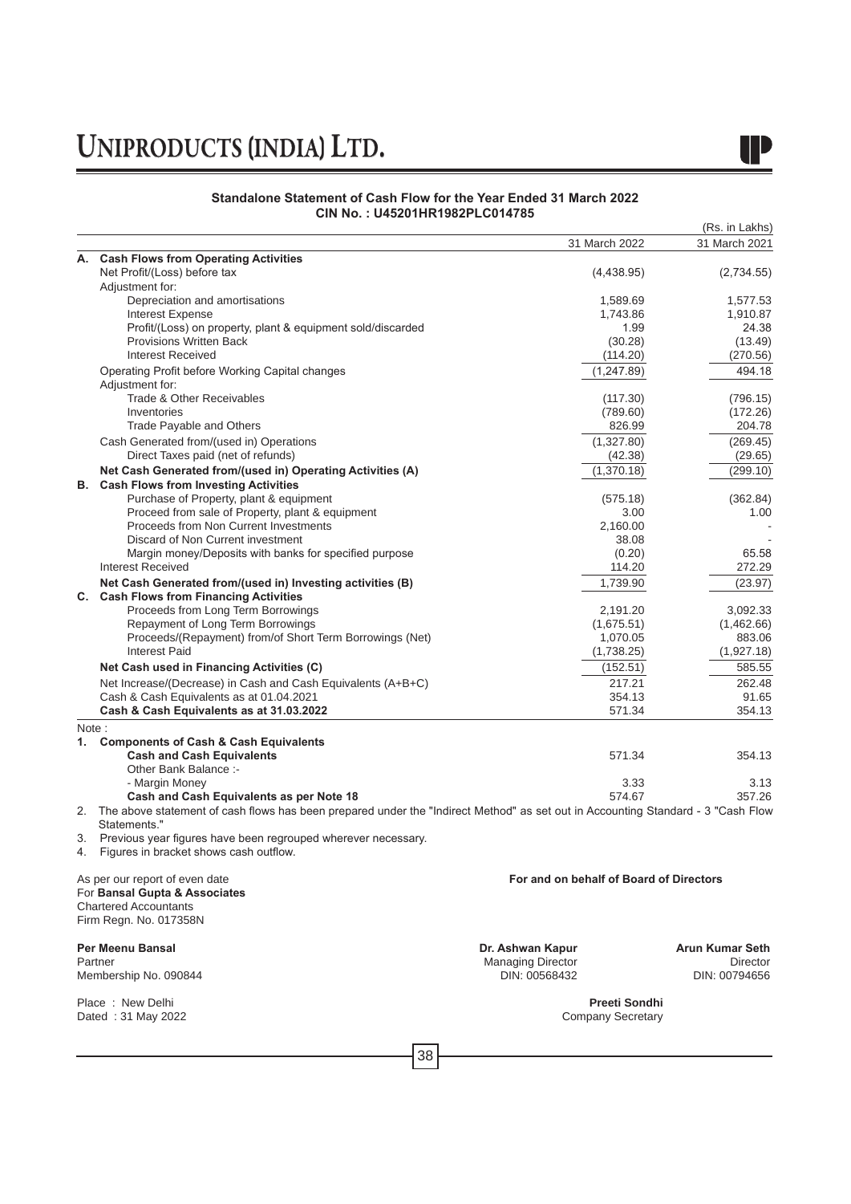# UNIPRODUCTS (INDIA) LTD.

**Standalone Statement of Cash Flow for the Year Ended 31 March 2022**
**CIN No. : U45201HR1982PLC014785**

(Rs. in Lakhs)

| | | 31 March 2022 | 31 March 2021 |
|---|---|---|---|
| **A.** | **Cash Flows from Operating Activities** | | |
| | Net Profit/(Loss) before tax | (4,438.95) | (2,734.55) |
| | Adjustment for: | | |
| | Depreciation and amortisations | 1,589.69 | 1,577.53 |
| | Interest Expense | 1,743.86 | 1,910.87 |
| | Profit/(Loss) on property, plant & equipment sold/discarded | 1.99 | 24.38 |
| | Provisions Written Back | (30.28) | (13.49) |
| | Interest Received | (114.20) | (270.56) |
| | Operating Profit before Working Capital changes | (1,247.89) | 494.18 |
| | Adjustment for: | | |
| | Trade & Other Receivables | (117.30) | (796.15) |
| | Inventories | (789.60) | (172.26) |
| | Trade Payable and Others | 826.99 | 204.78 |
| | Cash Generated from/(used in) Operations | (1,327.80) | (269.45) |
| | Direct Taxes paid (net of refunds) | (42.38) | (29.65) |
| | **Net Cash Generated from/(used in) Operating Activities (A)** | (1,370.18) | (299.10) |
| **B.** | **Cash Flows from Investing Activities** | | |
| | Purchase of Property, plant & equipment | (575.18) | (362.84) |
| | Proceed from sale of Property, plant & equipment | 3.00 | 1.00 |
| | Proceeds from Non Current Investments | 2,160.00 | - |
| | Discard of Non Current investment | 38.08 | - |
| | Margin money/Deposits with banks for specified purpose | (0.20) | 65.58 |
| | Interest Received | 114.20 | 272.29 |
| | **Net Cash Generated from/(used in) Investing activities (B)** | 1,739.90 | (23.97) |
| **C.** | **Cash Flows from Financing Activities** | | |
| | Proceeds from Long Term Borrowings | 2,191.20 | 3,092.33 |
| | Repayment of Long Term Borrowings | (1,675.51) | (1,462.66) |
| | Proceeds/(Repayment) from/of Short Term Borrowings (Net) | 1,070.05 | 883.06 |
| | Interest Paid | (1,738.25) | (1,927.18) |
| | **Net Cash used in Financing Activities (C)** | (152.51) | 585.55 |
| | Net Increase/(Decrease) in Cash and Cash Equivalents (A+B+C) | 217.21 | 262.48 |
| | Cash & Cash Equivalents as at 01.04.2021 | 354.13 | 91.65 |
| | **Cash & Cash Equivalents as at 31.03.2022** | 571.34 | 354.13 |

Note :

1. **Components of Cash & Cash Equivalents**

| | 31 March 2022 | 31 March 2021 |
|---|---|---|
| **Cash and Cash Equivalents** | 571.34 | 354.13 |
| Other Bank Balance :- | | |
| - Margin Money | 3.33 | 3.13 |
| **Cash and Cash Equivalents as per Note 18** | 574.67 | 357.26 |

2. The above statement of cash flows has been prepared under the "Indirect Method" as set out in Accounting Standard - 3 "Cash Flow Statements."
3. Previous year figures have been regrouped wherever necessary.
4. Figures in bracket shows cash outflow.

As per our report of even date
For **Bansal Gupta & Associates**
Chartered Accountants
Firm Regn. No. 017358N

**For and on behalf of Board of Directors**

**Per Meenu Bansal**
Partner
Membership No. 090844

**Dr. Ashwan Kapur**
Managing Director
DIN: 00568432

**Arun Kumar Seth**
Director
DIN: 00794656

Place : New Delhi
Dated : 31 May 2022

**Preeti Sondhi**
Company Secretary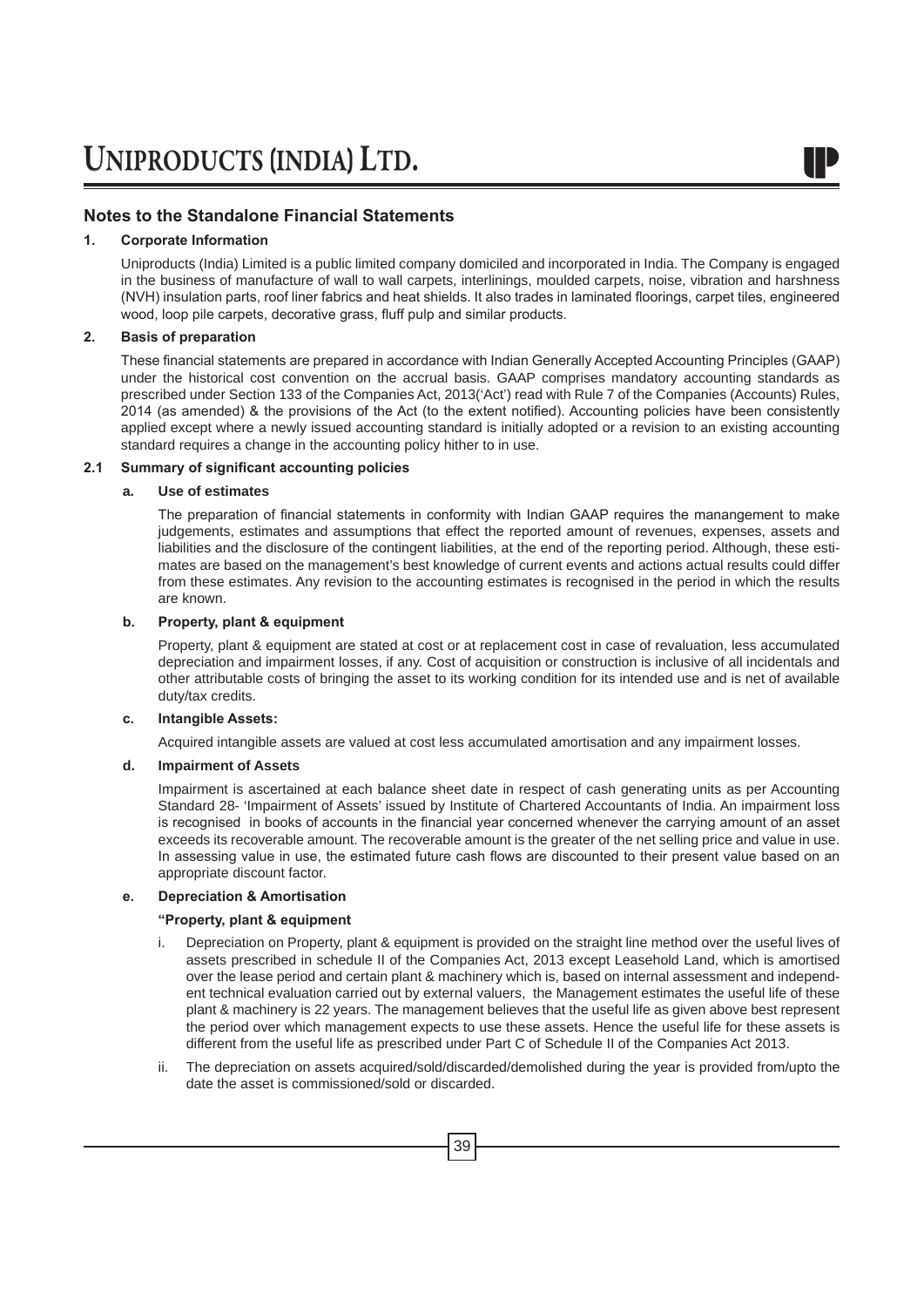## Notes to the Standalone Financial Statements

### 1. Corporate Information

Uniproducts (India) Limited is a public limited company domiciled and incorporated in India. The Company is engaged in the business of manufacture of wall to wall carpets, interlinings, moulded carpets, noise, vibration and harshness (NVH) insulation parts, roof liner fabrics and heat shields. It also trades in laminated floorings, carpet tiles, engineered wood, loop pile carpets, decorative grass, fluff pulp and similar products.

### 2. Basis of preparation

These financial statements are prepared in accordance with Indian Generally Accepted Accounting Principles (GAAP) under the historical cost convention on the accrual basis. GAAP comprises mandatory accounting standards as prescribed under Section 133 of the Companies Act, 2013('Act') read with Rule 7 of the Companies (Accounts) Rules, 2014 (as amended) & the provisions of the Act (to the extent notified). Accounting policies have been consistently applied except where a newly issued accounting standard is initially adopted or a revision to an existing accounting standard requires a change in the accounting policy hither to in use.

### 2.1 Summary of significant accounting policies

**a. Use of estimates**

The preparation of financial statements in conformity with Indian GAAP requires the manangement to make judgements, estimates and assumptions that effect the reported amount of revenues, expenses, assets and liabilities and the disclosure of the contingent liabilities, at the end of the reporting period. Although, these estimates are based on the management's best knowledge of current events and actions actual results could differ from these estimates. Any revision to the accounting estimates is recognised in the period in which the results are known.

**b. Property, plant & equipment**

Property, plant & equipment are stated at cost or at replacement cost in case of revaluation, less accumulated depreciation and impairment losses, if any. Cost of acquisition or construction is inclusive of all incidentals and other attributable costs of bringing the asset to its working condition for its intended use and is net of available duty/tax credits.

**c. Intangible Assets:**

Acquired intangible assets are valued at cost less accumulated amortisation and any impairment losses.

**d. Impairment of Assets**

Impairment is ascertained at each balance sheet date in respect of cash generating units as per Accounting Standard 28- 'Impairment of Assets' issued by Institute of Chartered Accountants of India. An impairment loss is recognised in books of accounts in the financial year concerned whenever the carrying amount of an asset exceeds its recoverable amount. The recoverable amount is the greater of the net selling price and value in use. In assessing value in use, the estimated future cash flows are discounted to their present value based on an appropriate discount factor.

**e. Depreciation & Amortisation**

**"Property, plant & equipment**

i. Depreciation on Property, plant & equipment is provided on the straight line method over the useful lives of assets prescribed in schedule II of the Companies Act, 2013 except Leasehold Land, which is amortised over the lease period and certain plant & machinery which is, based on internal assessment and independent technical evaluation carried out by external valuers, the Management estimates the useful life of these plant & machinery is 22 years. The management believes that the useful life as given above best represent the period over which management expects to use these assets. Hence the useful life for these assets is different from the useful life as prescribed under Part C of Schedule II of the Companies Act 2013.

ii. The depreciation on assets acquired/sold/discarded/demolished during the year is provided from/upto the date the asset is commissioned/sold or discarded.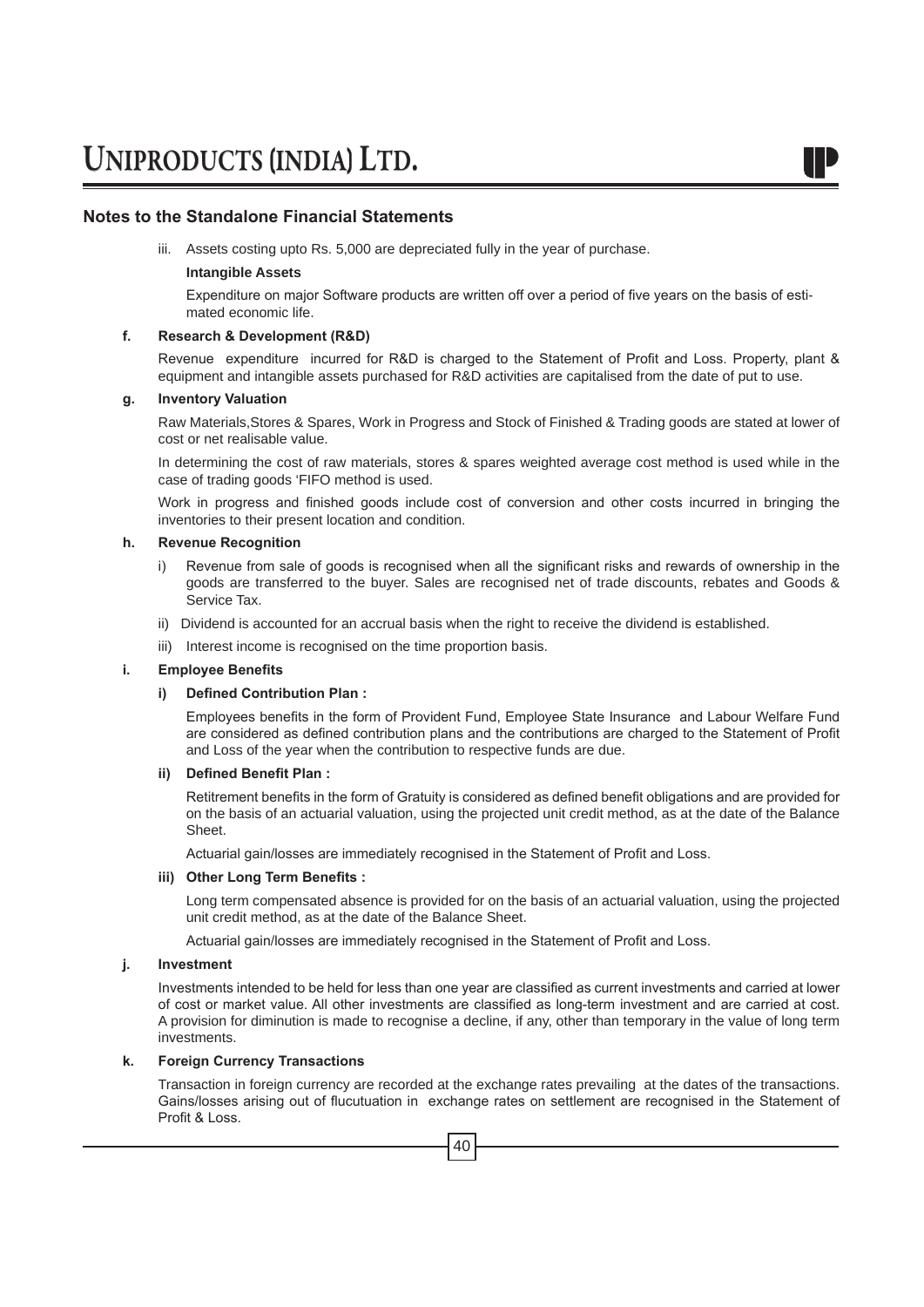## Notes to the Standalone Financial Statements

iii. Assets costing upto Rs. 5,000 are depreciated fully in the year of purchase.

**Intangible Assets**

Expenditure on major Software products are written off over a period of five years on the basis of estimated economic life.

**f. Research & Development (R&D)**

Revenue expenditure incurred for R&D is charged to the Statement of Profit and Loss. Property, plant & equipment and intangible assets purchased for R&D activities are capitalised from the date of put to use.

**g. Inventory Valuation**

Raw Materials,Stores & Spares, Work in Progress and Stock of Finished & Trading goods are stated at lower of cost or net realisable value.

In determining the cost of raw materials, stores & spares weighted average cost method is used while in the case of trading goods 'FIFO method is used.

Work in progress and finished goods include cost of conversion and other costs incurred in bringing the inventories to their present location and condition.

**h. Revenue Recognition**

i) Revenue from sale of goods is recognised when all the significant risks and rewards of ownership in the goods are transferred to the buyer. Sales are recognised net of trade discounts, rebates and Goods & Service Tax.

ii) Dividend is accounted for an accrual basis when the right to receive the dividend is established.

iii) Interest income is recognised on the time proportion basis.

**i. Employee Benefits**

**i) Defined Contribution Plan :**

Employees benefits in the form of Provident Fund, Employee State Insurance and Labour Welfare Fund are considered as defined contribution plans and the contributions are charged to the Statement of Profit and Loss of the year when the contribution to respective funds are due.

**ii) Defined Benefit Plan :**

Retitrement benefits in the form of Gratuity is considered as defined benefit obligations and are provided for on the basis of an actuarial valuation, using the projected unit credit method, as at the date of the Balance Sheet.

Actuarial gain/losses are immediately recognised in the Statement of Profit and Loss.

**iii) Other Long Term Benefits :**

Long term compensated absence is provided for on the basis of an actuarial valuation, using the projected unit credit method, as at the date of the Balance Sheet.

Actuarial gain/losses are immediately recognised in the Statement of Profit and Loss.

**j. Investment**

Investments intended to be held for less than one year are classified as current investments and carried at lower of cost or market value. All other investments are classified as long-term investment and are carried at cost. A provision for diminution is made to recognise a decline, if any, other than temporary in the value of long term investments.

**k. Foreign Currency Transactions**

Transaction in foreign currency are recorded at the exchange rates prevailing at the dates of the transactions. Gains/losses arising out of flucutuation in exchange rates on settlement are recognised in the Statement of Profit & Loss.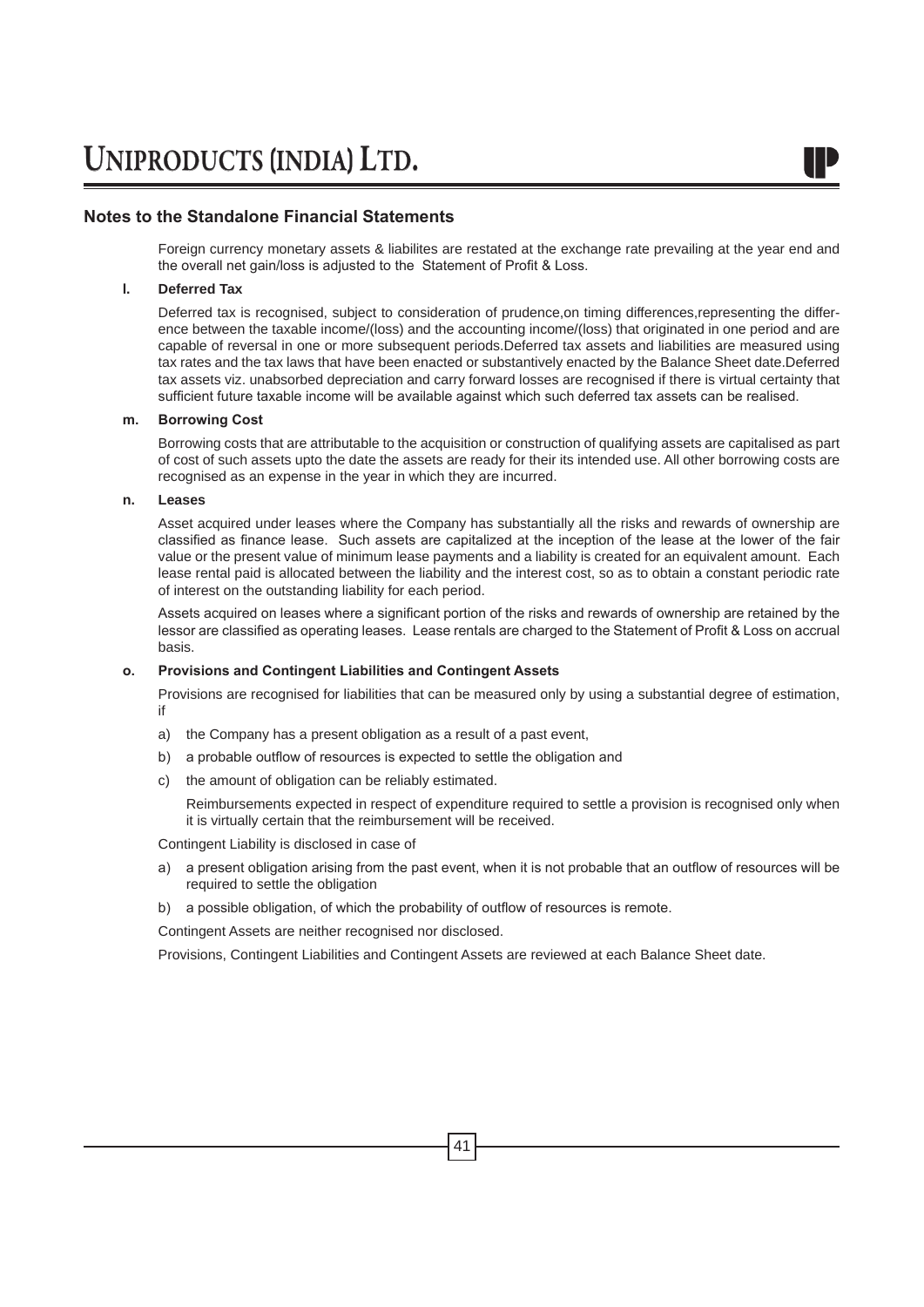## Notes to the Standalone Financial Statements

Foreign currency monetary assets & liabilites are restated at the exchange rate prevailing at the year end and the overall net gain/loss is adjusted to the Statement of Profit & Loss.

**l. Deferred Tax**

Deferred tax is recognised, subject to consideration of prudence,on timing differences,representing the difference between the taxable income/(loss) and the accounting income/(loss) that originated in one period and are capable of reversal in one or more subsequent periods.Deferred tax assets and liabilities are measured using tax rates and the tax laws that have been enacted or substantively enacted by the Balance Sheet date.Deferred tax assets viz. unabsorbed depreciation and carry forward losses are recognised if there is virtual certainty that sufficient future taxable income will be available against which such deferred tax assets can be realised.

**m. Borrowing Cost**

Borrowing costs that are attributable to the acquisition or construction of qualifying assets are capitalised as part of cost of such assets upto the date the assets are ready for their its intended use. All other borrowing costs are recognised as an expense in the year in which they are incurred.

**n. Leases**

Asset acquired under leases where the Company has substantially all the risks and rewards of ownership are classified as finance lease. Such assets are capitalized at the inception of the lease at the lower of the fair value or the present value of minimum lease payments and a liability is created for an equivalent amount. Each lease rental paid is allocated between the liability and the interest cost, so as to obtain a constant periodic rate of interest on the outstanding liability for each period.

Assets acquired on leases where a significant portion of the risks and rewards of ownership are retained by the lessor are classified as operating leases. Lease rentals are charged to the Statement of Profit & Loss on accrual basis.

**o. Provisions and Contingent Liabilities and Contingent Assets**

Provisions are recognised for liabilities that can be measured only by using a substantial degree of estimation, if

a) the Company has a present obligation as a result of a past event,

b) a probable outflow of resources is expected to settle the obligation and

c) the amount of obligation can be reliably estimated.

Reimbursements expected in respect of expenditure required to settle a provision is recognised only when it is virtually certain that the reimbursement will be received.

Contingent Liability is disclosed in case of

a) a present obligation arising from the past event, when it is not probable that an outflow of resources will be required to settle the obligation

b) a possible obligation, of which the probability of outflow of resources is remote.

Contingent Assets are neither recognised nor disclosed.

Provisions, Contingent Liabilities and Contingent Assets are reviewed at each Balance Sheet date.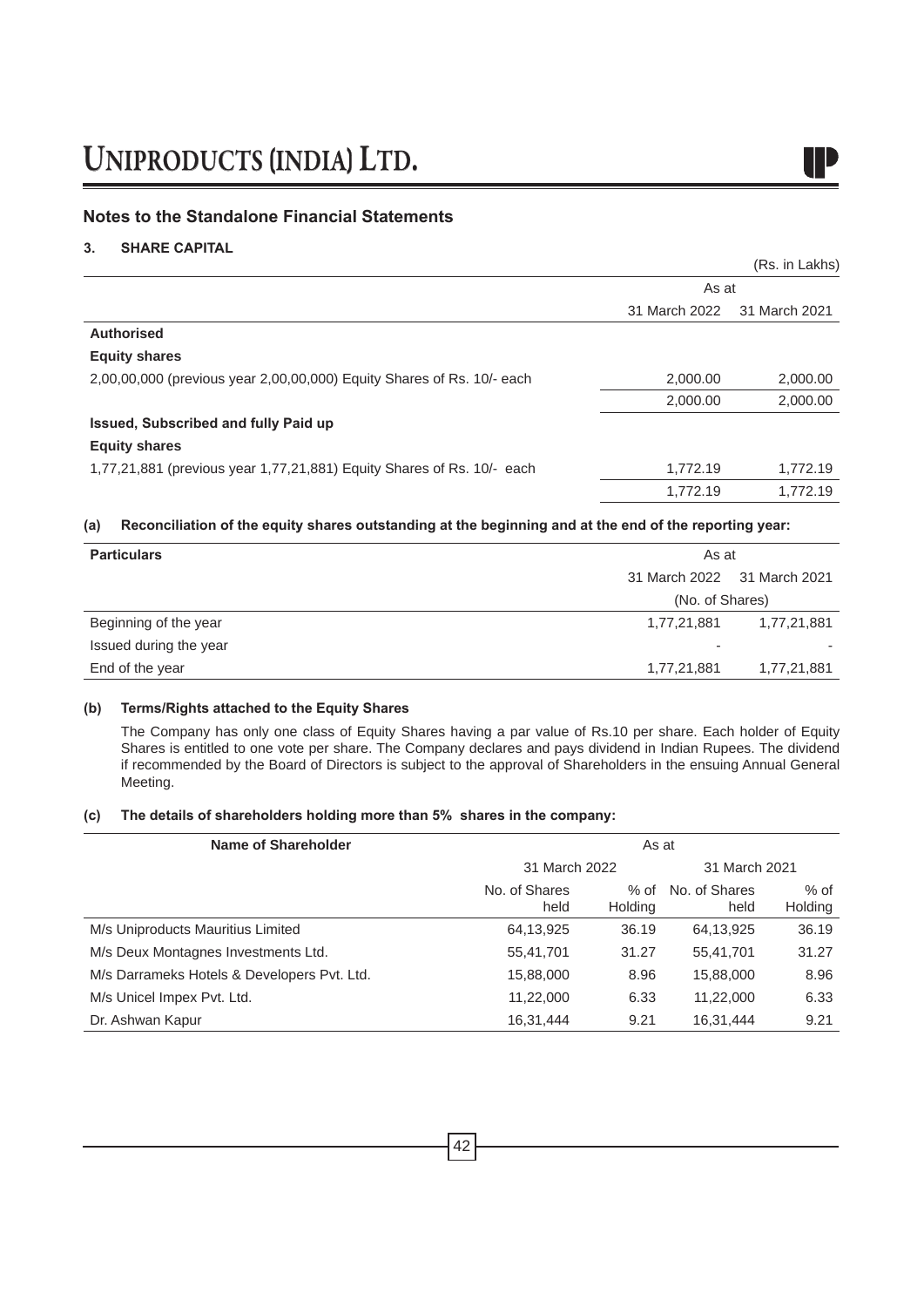## Notes to the Standalone Financial Statements

### 3. SHARE CAPITAL

(Rs. in Lakhs)

| | As at | |
|---|---|---|
| | 31 March 2022 | 31 March 2021 |
| **Authorised** | | |
| **Equity shares** | | |
| 2,00,00,000 (previous year 2,00,00,000) Equity Shares of Rs. 10/- each | 2,000.00 | 2,000.00 |
| | 2,000.00 | 2,000.00 |
| **Issued, Subscribed and fully Paid up** | | |
| **Equity shares** | | |
| 1,77,21,881 (previous year 1,77,21,881) Equity Shares of Rs. 10/- each | 1,772.19 | 1,772.19 |
| | 1,772.19 | 1,772.19 |

**(a) Reconciliation of the equity shares outstanding at the beginning and at the end of the reporting year:**

| Particulars | As at | |
|---|---|---|
| | 31 March 2022 | 31 March 2021 |
| | (No. of Shares) | |
| Beginning of the year | 1,77,21,881 | 1,77,21,881 |
| Issued during the year | - | - |
| End of the year | 1,77,21,881 | 1,77,21,881 |

**(b) Terms/Rights attached to the Equity Shares**

The Company has only one class of Equity Shares having a par value of Rs.10 per share. Each holder of Equity Shares is entitled to one vote per share. The Company declares and pays dividend in Indian Rupees. The dividend if recommended by the Board of Directors is subject to the approval of Shareholders in the ensuing Annual General Meeting.

**(c) The details of shareholders holding more than 5% shares in the company:**

| Name of Shareholder | As at | | | |
|---|---|---|---|---|
| | 31 March 2022 | | 31 March 2021 | |
| | No. of Shares held | % of Holding | No. of Shares held | % of Holding |
| M/s Uniproducts Mauritius Limited | 64,13,925 | 36.19 | 64,13,925 | 36.19 |
| M/s Deux Montagnes Investments Ltd. | 55,41,701 | 31.27 | 55,41,701 | 31.27 |
| M/s Darrameks Hotels & Developers Pvt. Ltd. | 15,88,000 | 8.96 | 15,88,000 | 8.96 |
| M/s Unicel Impex Pvt. Ltd. | 11,22,000 | 6.33 | 11,22,000 | 6.33 |
| Dr. Ashwan Kapur | 16,31,444 | 9.21 | 16,31,444 | 9.21 |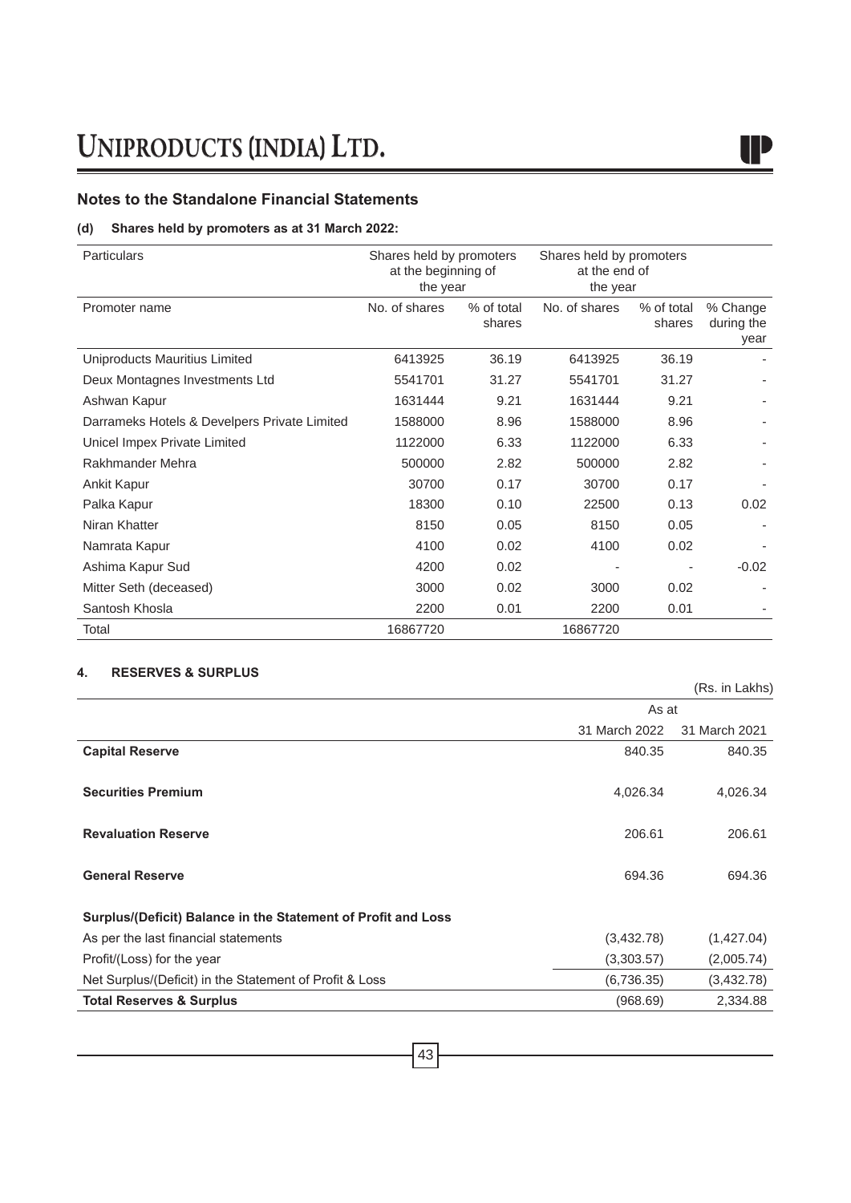## Notes to the Standalone Financial Statements

### (d) Shares held by promoters as at 31 March 2022:

| Particulars | Shares held by promoters at the beginning of the year | | Shares held by promoters at the end of the year | | |
|---|---|---|---|---|---|
| Promoter name | No. of shares | % of total shares | No. of shares | % of total shares | % Change during the year |
| Uniproducts Mauritius Limited | 6413925 | 36.19 | 6413925 | 36.19 | - |
| Deux Montagnes Investments Ltd | 5541701 | 31.27 | 5541701 | 31.27 | - |
| Ashwan Kapur | 1631444 | 9.21 | 1631444 | 9.21 | - |
| Darrameks Hotels & Develpers Private Limited | 1588000 | 8.96 | 1588000 | 8.96 | - |
| Unicel Impex Private Limited | 1122000 | 6.33 | 1122000 | 6.33 | - |
| Rakhmander Mehra | 500000 | 2.82 | 500000 | 2.82 | - |
| Ankit Kapur | 30700 | 0.17 | 30700 | 0.17 | - |
| Palka Kapur | 18300 | 0.10 | 22500 | 0.13 | 0.02 |
| Niran Khatter | 8150 | 0.05 | 8150 | 0.05 | - |
| Namrata Kapur | 4100 | 0.02 | 4100 | 0.02 | - |
| Ashima Kapur Sud | 4200 | 0.02 | - | - | -0.02 |
| Mitter Seth (deceased) | 3000 | 0.02 | 3000 | 0.02 | - |
| Santosh Khosla | 2200 | 0.01 | 2200 | 0.01 | - |
| Total | 16867720 | | 16867720 | | |

### 4. RESERVES & SURPLUS

(Rs. in Lakhs)

| | As at | |
|---|---|---|
| | 31 March 2022 | 31 March 2021 |
| **Capital Reserve** | 840.35 | 840.35 |
| **Securities Premium** | 4,026.34 | 4,026.34 |
| **Revaluation Reserve** | 206.61 | 206.61 |
| **General Reserve** | 694.36 | 694.36 |
| **Surplus/(Deficit) Balance in the Statement of Profit and Loss** | | |
| As per the last financial statements | (3,432.78) | (1,427.04) |
| Profit/(Loss) for the year | (3,303.57) | (2,005.74) |
| Net Surplus/(Deficit) in the Statement of Profit & Loss | (6,736.35) | (3,432.78) |
| **Total Reserves & Surplus** | (968.69) | 2,334.88 |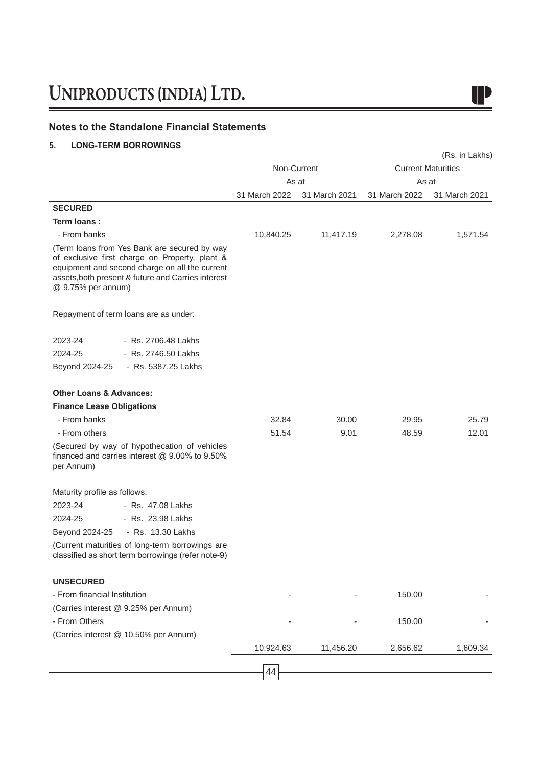## Notes to the Standalone Financial Statements

### 5. LONG-TERM BORROWINGS

(Rs. in Lakhs)

| | Non-Current | | Current Maturities | |
|---|---|---|---|---|
| | As at | | As at | |
| | 31 March 2022 | 31 March 2021 | 31 March 2022 | 31 March 2021 |
| **SECURED** | | | | |
| **Term loans :** | | | | |
| - From banks | 10,840.25 | 11,417.19 | 2,278.08 | 1,571.54 |
| (Term loans from Yes Bank are secured by way of exclusive first charge on Property, plant & equipment and second charge on all the current assets,both present & future and Carries interest @ 9.75% per annum) | | | | |
| Repayment of term loans are as under: | | | | |
| 2023-24 - Rs. 2706.48 Lakhs | | | | |
| 2024-25 - Rs. 2746.50 Lakhs | | | | |
| Beyond 2024-25 - Rs. 5387.25 Lakhs | | | | |
| **Other Loans & Advances:** | | | | |
| **Finance Lease Obligations** | | | | |
| - From banks | 32.84 | 30.00 | 29.95 | 25.79 |
| - From others | 51.54 | 9.01 | 48.59 | 12.01 |
| (Secured by way of hypothecation of vehicles financed and carries interest @ 9.00% to 9.50% per Annum) | | | | |
| Maturity profile as follows: | | | | |
| 2023-24 - Rs. 47.08 Lakhs | | | | |
| 2024-25 - Rs. 23.98 Lakhs | | | | |
| Beyond 2024-25 - Rs. 13.30 Lakhs | | | | |
| (Current maturities of long-term borrowings are classified as short term borrowings (refer note-9) | | | | |
| **UNSECURED** | | | | |
| - From financial Institution | - | - | 150.00 | - |
| (Carries interest @ 9.25% per Annum) | | | | |
| - From Others | - | - | 150.00 | - |
| (Carries interest @ 10.50% per Annum) | | | | |
| | 10,924.63 | 11,456.20 | 2,656.62 | 1,609.34 |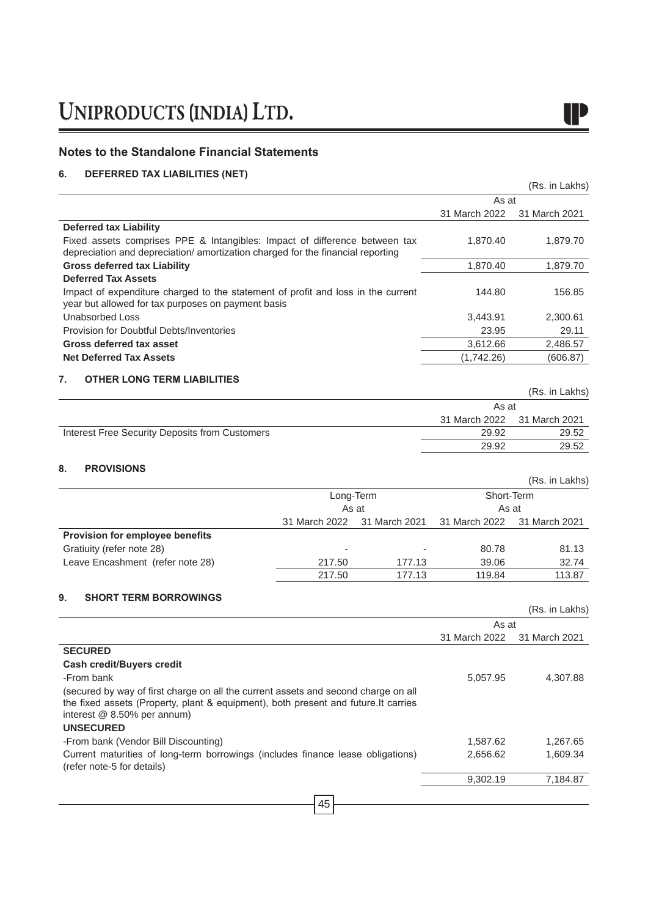## Notes to the Standalone Financial Statements

### 6. DEFERRED TAX LIABILITIES (NET)

(Rs. in Lakhs)

| | As at | |
|---|---|---|
| | 31 March 2022 | 31 March 2021 |
| **Deferred tax Liability** | | |
| Fixed assets comprises PPE & Intangibles: Impact of difference between tax depreciation and depreciation/ amortization charged for the financial reporting | 1,870.40 | 1,879.70 |
| **Gross deferred tax Liability** | 1,870.40 | 1,879.70 |
| **Deferred Tax Assets** | | |
| Impact of expenditure charged to the statement of profit and loss in the current year but allowed for tax purposes on payment basis | 144.80 | 156.85 |
| Unabsorbed Loss | 3,443.91 | 2,300.61 |
| Provision for Doubtful Debts/Inventories | 23.95 | 29.11 |
| **Gross deferred tax asset** | 3,612.66 | 2,486.57 |
| **Net Deferred Tax Assets** | (1,742.26) | (606.87) |

### 7. OTHER LONG TERM LIABILITIES

(Rs. in Lakhs)

| | As at | |
|---|---|---|
| | 31 March 2022 | 31 March 2021 |
| Interest Free Security Deposits from Customers | 29.92 | 29.52 |
| | 29.92 | 29.52 |

### 8. PROVISIONS

(Rs. in Lakhs)

| | Long-Term | | Short-Term | |
|---|---|---|---|---|
| | As at | | As at | |
| | 31 March 2022 | 31 March 2021 | 31 March 2022 | 31 March 2021 |
| **Provision for employee benefits** | | | | |
| Gratiuity (refer note 28) | - | - | 80.78 | 81.13 |
| Leave Encashment (refer note 28) | 217.50 | 177.13 | 39.06 | 32.74 |
| | 217.50 | 177.13 | 119.84 | 113.87 |

### 9. SHORT TERM BORROWINGS

(Rs. in Lakhs)

| | As at | |
|---|---|---|
| | 31 March 2022 | 31 March 2021 |
| **SECURED** | | |
| **Cash credit/Buyers credit** | | |
| -From bank | 5,057.95 | 4,307.88 |
| (secured by way of first charge on all the current assets and second charge on all the fixed assets (Property, plant & equipment), both present and future.It carries interest @ 8.50% per annum) | | |
| **UNSECURED** | | |
| -From bank (Vendor Bill Discounting) | 1,587.62 | 1,267.65 |
| Current maturities of long-term borrowings (includes finance lease obligations) (refer note-5 for details) | 2,656.62 | 1,609.34 |
| | 9,302.19 | 7,184.87 |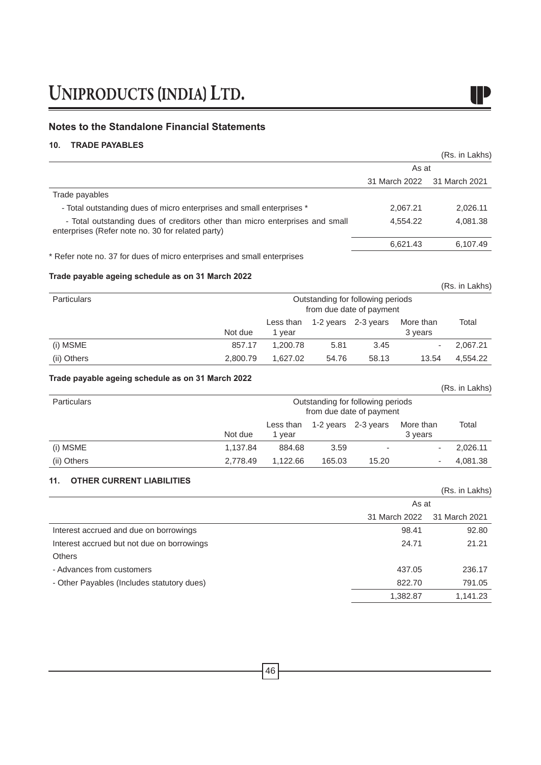## Notes to the Standalone Financial Statements

### 10. TRADE PAYABLES

(Rs. in Lakhs)

| | As at | |
|---|---|---|
| | 31 March 2022 | 31 March 2021 |
| Trade payables | | |
| - Total outstanding dues of micro enterprises and small enterprises * | 2,067.21 | 2,026.11 |
| - Total outstanding dues of creditors other than micro enterprises and small enterprises (Refer note no. 30 for related party) | 4,554.22 | 4,081.38 |
| | 6,621.43 | 6,107.49 |

* Refer note no. 37 for dues of micro enterprises and small enterprises

**Trade payable ageing schedule as on 31 March 2022**

(Rs. in Lakhs)

| Particulars | Outstanding for following periods from due date of payment | | | | | |
|---|---|---|---|---|---|---|
| | Not due | Less than 1 year | 1-2 years | 2-3 years | More than 3 years | Total |
| (i) MSME | 857.17 | 1,200.78 | 5.81 | 3.45 | - | 2,067.21 |
| (ii) Others | 2,800.79 | 1,627.02 | 54.76 | 58.13 | 13.54 | 4,554.22 |

**Trade payable ageing schedule as on 31 March 2022**

(Rs. in Lakhs)

| Particulars | Outstanding for following periods from due date of payment | | | | | |
|---|---|---|---|---|---|---|
| | Not due | Less than 1 year | 1-2 years | 2-3 years | More than 3 years | Total |
| (i) MSME | 1,137.84 | 884.68 | 3.59 | - | - | 2,026.11 |
| (ii) Others | 2,778.49 | 1,122.66 | 165.03 | 15.20 | - | 4,081.38 |

### 11. OTHER CURRENT LIABILITIES

(Rs. in Lakhs)

| | As at | |
|---|---|---|
| | 31 March 2022 | 31 March 2021 |
| Interest accrued and due on borrowings | 98.41 | 92.80 |
| Interest accrued but not due on borrowings | 24.71 | 21.21 |
| Others | | |
| - Advances from customers | 437.05 | 236.17 |
| - Other Payables (Includes statutory dues) | 822.70 | 791.05 |
| | 1,382.87 | 1,141.23 |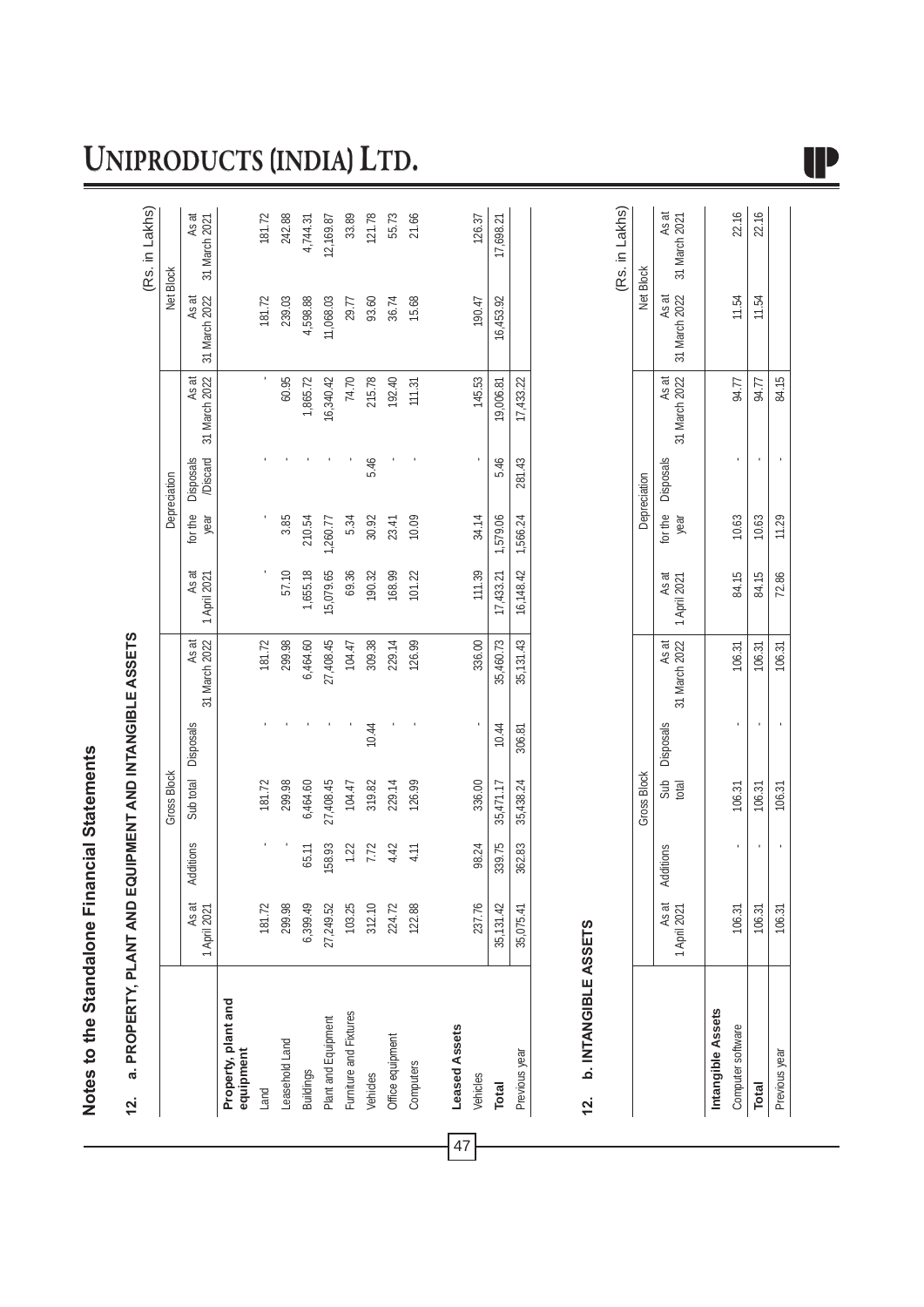## Notes to the Standalone Financial Statements

### 12. a. PROPERTY, PLANT AND EQUIPMENT AND INTANGIBLE ASSETS

(Rs. in Lakhs)

| | Gross Block | | | | | Depreciation | | | | Net Block | |
|---|---|---|---|---|---|---|---|---|---|---|---|
| | As at 1 April 2021 | Additions | Sub total | Disposals | As at 31 March 2022 | As at 1 April 2021 | for the year | Disposals /Discard | As at 31 March 2022 | As at 31 March 2022 | As at 31 March 2021 |
| **Property, plant and equipment** | | | | | | | | | | | |
| Land | 181.72 | - | 181.72 | - | 181.72 | - | - | - | - | 181.72 | 181.72 |
| Leasehold Land | 299.98 | - | 299.98 | - | 299.98 | 57.10 | 3.85 | - | 60.95 | 239.03 | 242.88 |
| Buildings | 6,399.49 | 65.11 | 6,464.60 | - | 6,464.60 | 1,655.18 | 210.54 | - | 1,865.72 | 4,598.88 | 4,744.31 |
| Plant and Equipment | 27,249.52 | 158.93 | 27,408.45 | - | 27,408.45 | 15,079.65 | 1,260.77 | - | 16,340.42 | 11,068.03 | 12,169.87 |
| Furniture and Fixtures | 103.25 | 1.22 | 104.47 | - | 104.47 | 69.36 | 5.34 | - | 74.70 | 29.77 | 33.89 |
| Vehicles | 312.10 | 7.72 | 319.82 | 10.44 | 309.38 | 190.32 | 30.92 | 5.46 | 215.78 | 93.60 | 121.78 |
| Office equipment | 224.72 | 4.42 | 229.14 | - | 229.14 | 168.99 | 23.41 | - | 192.40 | 36.74 | 55.73 |
| Computers | 122.88 | 4.11 | 126.99 | - | 126.99 | 101.22 | 10.09 | - | 111.31 | 15.68 | 21.66 |
| **Leased Assets** | | | | | | | | | | | |
| Vehicles | 237.76 | 98.24 | 336.00 | - | 336.00 | 111.39 | 34.14 | - | 145.53 | 190.47 | 126.37 |
| **Total** | 35,131.42 | 339.75 | 35,471.17 | 10.44 | 35,460.73 | 17,433.21 | 1,579.06 | 5.46 | 19,006.81 | 16,453.92 | 17,698.21 |
| Previous year | 35,075.41 | 362.83 | 35,438.24 | 306.81 | 35,131.43 | 16,148.42 | 1,566.24 | 281.43 | 17,433.22 | | |

### 12. b. INTANGIBLE ASSETS

(Rs. in Lakhs)

| | Gross Block | | | | | Depreciation | | | | Net Block | |
|---|---|---|---|---|---|---|---|---|---|---|---|
| | As at 1 April 2021 | Additions | Sub total | Disposals | As at 31 March 2022 | As at 1 April 2021 | for the year | Disposals | As at 31 March 2022 | As at 31 March 2022 | As at 31 March 2021 |
| **Intangible Assets** | | | | | | | | | | | |
| Computer software | 106.31 | - | 106.31 | - | 106.31 | 84.15 | 10.63 | - | 94.77 | 11.54 | 22.16 |
| **Total** | 106.31 | - | 106.31 | - | 106.31 | 84.15 | 10.63 | - | 94.77 | 11.54 | 22.16 |
| Previous year | 106.31 | - | 106.31 | - | 106.31 | 72.86 | 11.29 | - | 84.15 | | |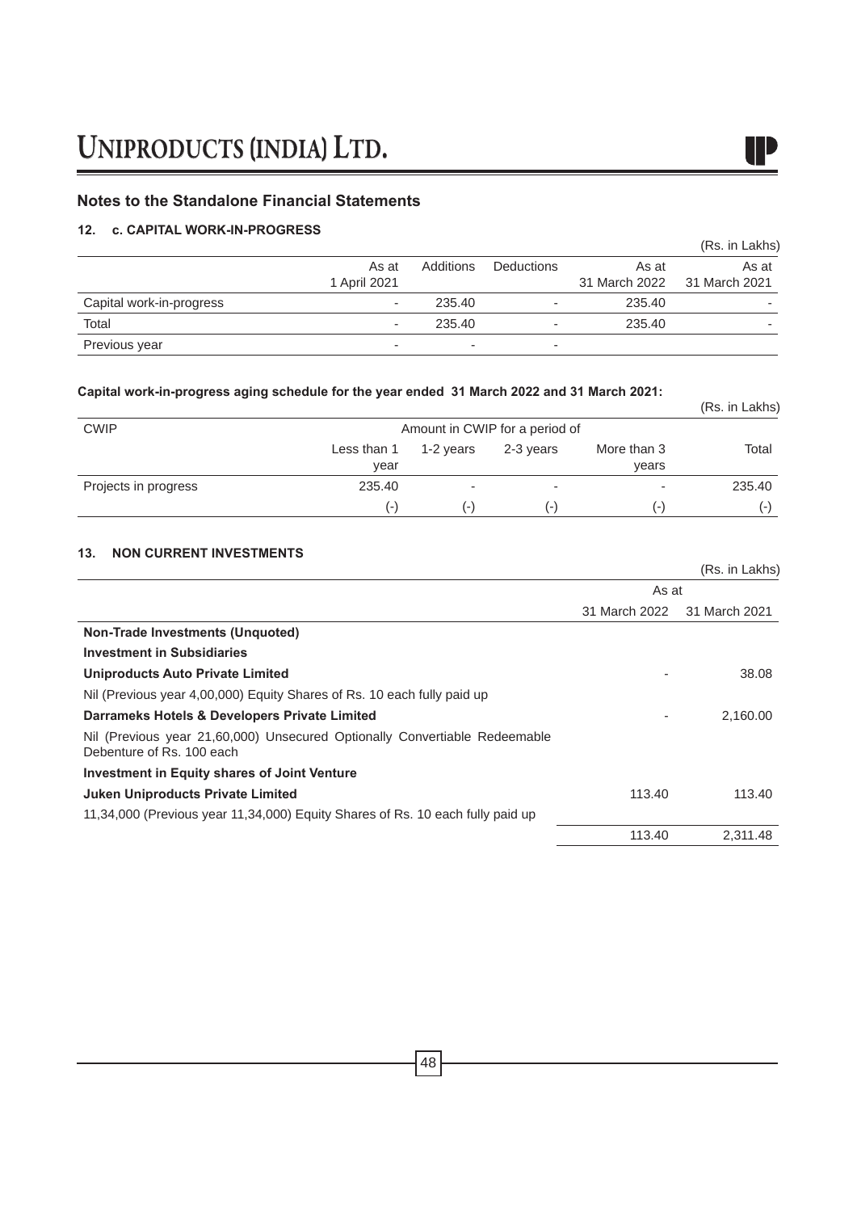## Notes to the Standalone Financial Statements

### 12. c. CAPITAL WORK-IN-PROGRESS

(Rs. in Lakhs)

| | As at 1 April 2021 | Additions | Deductions | As at 31 March 2022 | As at 31 March 2021 |
|---|---|---|---|---|---|
| Capital work-in-progress | - | 235.40 | - | 235.40 | - |
| Total | - | 235.40 | - | 235.40 | - |
| Previous year | - | - | - | | |

**Capital work-in-progress aging schedule for the year ended 31 March 2022 and 31 March 2021:**

(Rs. in Lakhs)

| CWIP | Amount in CWIP for a period of | | | | |
|---|---|---|---|---|---|
| | Less than 1 year | 1-2 years | 2-3 years | More than 3 years | Total |
| Projects in progress | 235.40 | - | - | - | 235.40 |
| | (-) | (-) | (-) | (-) | (-) |

### 13. NON CURRENT INVESTMENTS

(Rs. in Lakhs)

| | As at 31 March 2022 | As at 31 March 2021 |
|---|---|---|
| **Non-Trade Investments (Unquoted)** | | |
| **Investment in Subsidiaries** | | |
| **Uniproducts Auto Private Limited** | - | 38.08 |
| Nil (Previous year 4,00,000) Equity Shares of Rs. 10 each fully paid up | | |
| **Darrameks Hotels & Developers Private Limited** | - | 2,160.00 |
| Nil (Previous year 21,60,000) Unsecured Optionally Convertiable Redeemable Debenture of Rs. 100 each | | |
| **Investment in Equity shares of Joint Venture** | | |
| **Juken Uniproducts Private Limited** | 113.40 | 113.40 |
| 11,34,000 (Previous year 11,34,000) Equity Shares of Rs. 10 each fully paid up | | |
| | 113.40 | 2,311.48 |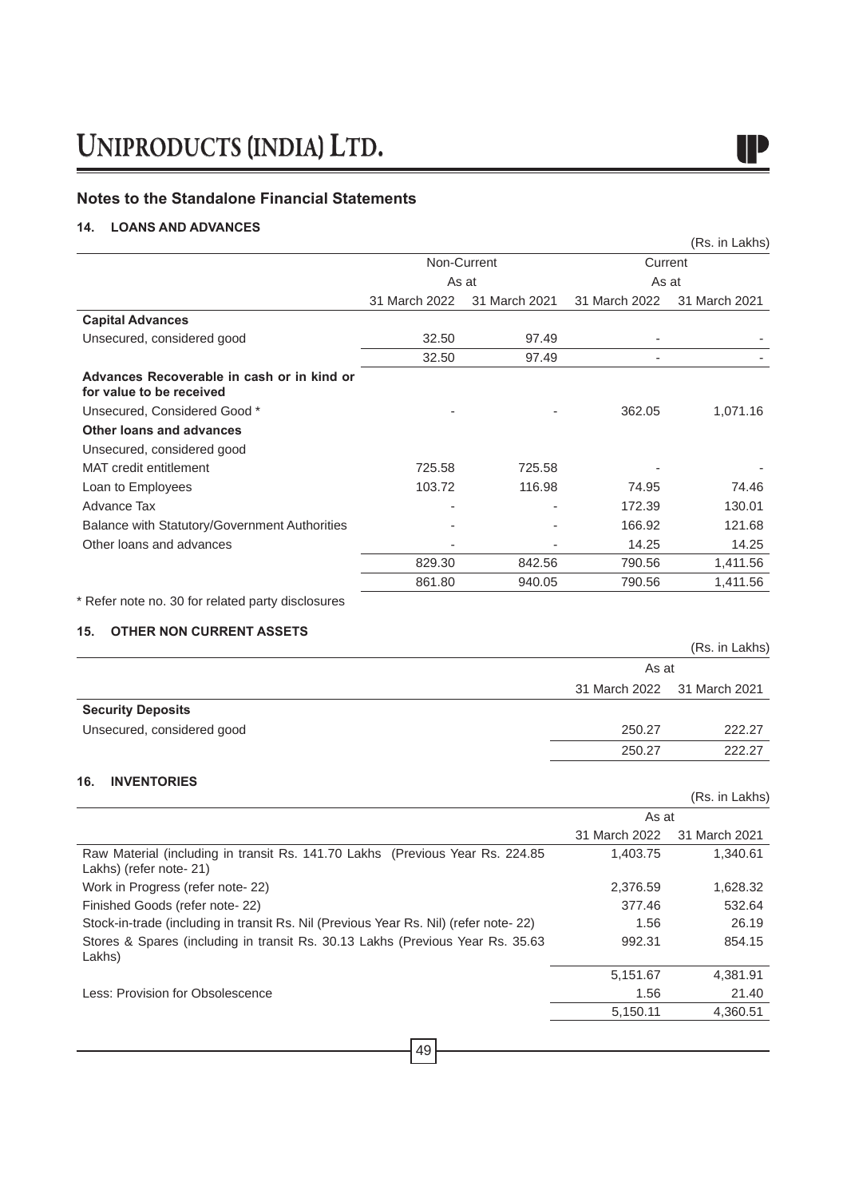## Notes to the Standalone Financial Statements

### 14. LOANS AND ADVANCES

(Rs. in Lakhs)

| | Non-Current | | Current | |
|---|---|---|---|---|
| | As at | | As at | |
| | 31 March 2022 | 31 March 2021 | 31 March 2022 | 31 March 2021 |
| **Capital Advances** | | | | |
| Unsecured, considered good | 32.50 | 97.49 | - | - |
| | 32.50 | 97.49 | - | - |
| **Advances Recoverable in cash or in kind or for value to be received** | | | | |
| Unsecured, Considered Good * | - | - | 362.05 | 1,071.16 |
| **Other loans and advances** | | | | |
| Unsecured, considered good | | | | |
| MAT credit entitlement | 725.58 | 725.58 | - | - |
| Loan to Employees | 103.72 | 116.98 | 74.95 | 74.46 |
| Advance Tax | - | - | 172.39 | 130.01 |
| Balance with Statutory/Government Authorities | - | - | 166.92 | 121.68 |
| Other loans and advances | - | - | 14.25 | 14.25 |
| | 829.30 | 842.56 | 790.56 | 1,411.56 |
| | 861.80 | 940.05 | 790.56 | 1,411.56 |

* Refer note no. 30 for related party disclosures

### 15. OTHER NON CURRENT ASSETS

(Rs. in Lakhs)

| | As at | |
|---|---|---|
| | 31 March 2022 | 31 March 2021 |
| **Security Deposits** | | |
| Unsecured, considered good | 250.27 | 222.27 |
| | 250.27 | 222.27 |

### 16. INVENTORIES

(Rs. in Lakhs)

| | As at | |
|---|---|---|
| | 31 March 2022 | 31 March 2021 |
| Raw Material (including in transit Rs. 141.70 Lakhs (Previous Year Rs. 224.85 Lakhs) (refer note- 21) | 1,403.75 | 1,340.61 |
| Work in Progress (refer note- 22) | 2,376.59 | 1,628.32 |
| Finished Goods (refer note- 22) | 377.46 | 532.64 |
| Stock-in-trade (including in transit Rs. Nil (Previous Year Rs. Nil) (refer note- 22) | 1.56 | 26.19 |
| Stores & Spares (including in transit Rs. 30.13 Lakhs (Previous Year Rs. 35.63 Lakhs) | 992.31 | 854.15 |
| | 5,151.67 | 4,381.91 |
| Less: Provision for Obsolescence | 1.56 | 21.40 |
| | 5,150.11 | 4,360.51 |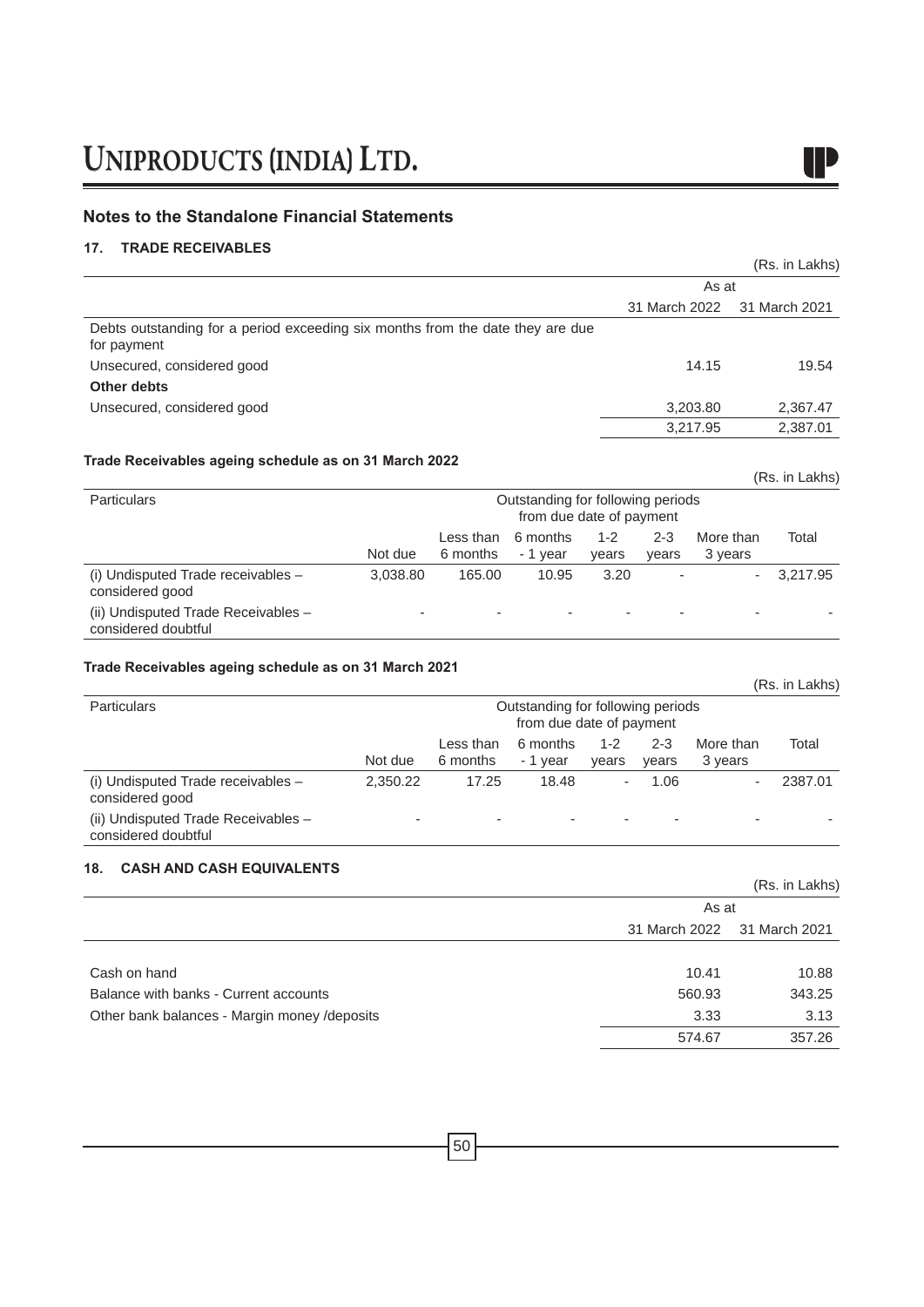## Notes to the Standalone Financial Statements

### 17. TRADE RECEIVABLES

(Rs. in Lakhs)

| | As at | |
|---|---|---|
| | 31 March 2022 | 31 March 2021 |
| Debts outstanding for a period exceeding six months from the date they are due for payment | | |
| Unsecured, considered good | 14.15 | 19.54 |
| **Other debts** | | |
| Unsecured, considered good | 3,203.80 | 2,367.47 |
| | 3,217.95 | 2,387.01 |

**Trade Receivables ageing schedule as on 31 March 2022**

(Rs. in Lakhs)

| Particulars | Outstanding for following periods from due date of payment | | | | | | |
|---|---|---|---|---|---|---|---|
| | Not due | Less than 6 months | 6 months - 1 year | 1-2 years | 2-3 years | More than 3 years | Total |
| (i) Undisputed Trade receivables – considered good | 3,038.80 | 165.00 | 10.95 | 3.20 | - | - | 3,217.95 |
| (ii) Undisputed Trade Receivables – considered doubtful | - | - | - | - | - | - | - |

**Trade Receivables ageing schedule as on 31 March 2021**

(Rs. in Lakhs)

| Particulars | Outstanding for following periods from due date of payment | | | | | | |
|---|---|---|---|---|---|---|---|
| | Not due | Less than 6 months | 6 months - 1 year | 1-2 years | 2-3 years | More than 3 years | Total |
| (i) Undisputed Trade receivables – considered good | 2,350.22 | 17.25 | 18.48 | - | 1.06 | - | 2387.01 |
| (ii) Undisputed Trade Receivables – considered doubtful | - | - | - | - | - | - | - |

### 18. CASH AND CASH EQUIVALENTS

(Rs. in Lakhs)

| | As at | |
|---|---|---|
| | 31 March 2022 | 31 March 2021 |
| Cash on hand | 10.41 | 10.88 |
| Balance with banks - Current accounts | 560.93 | 343.25 |
| Other bank balances - Margin money /deposits | 3.33 | 3.13 |
| | 574.67 | 357.26 |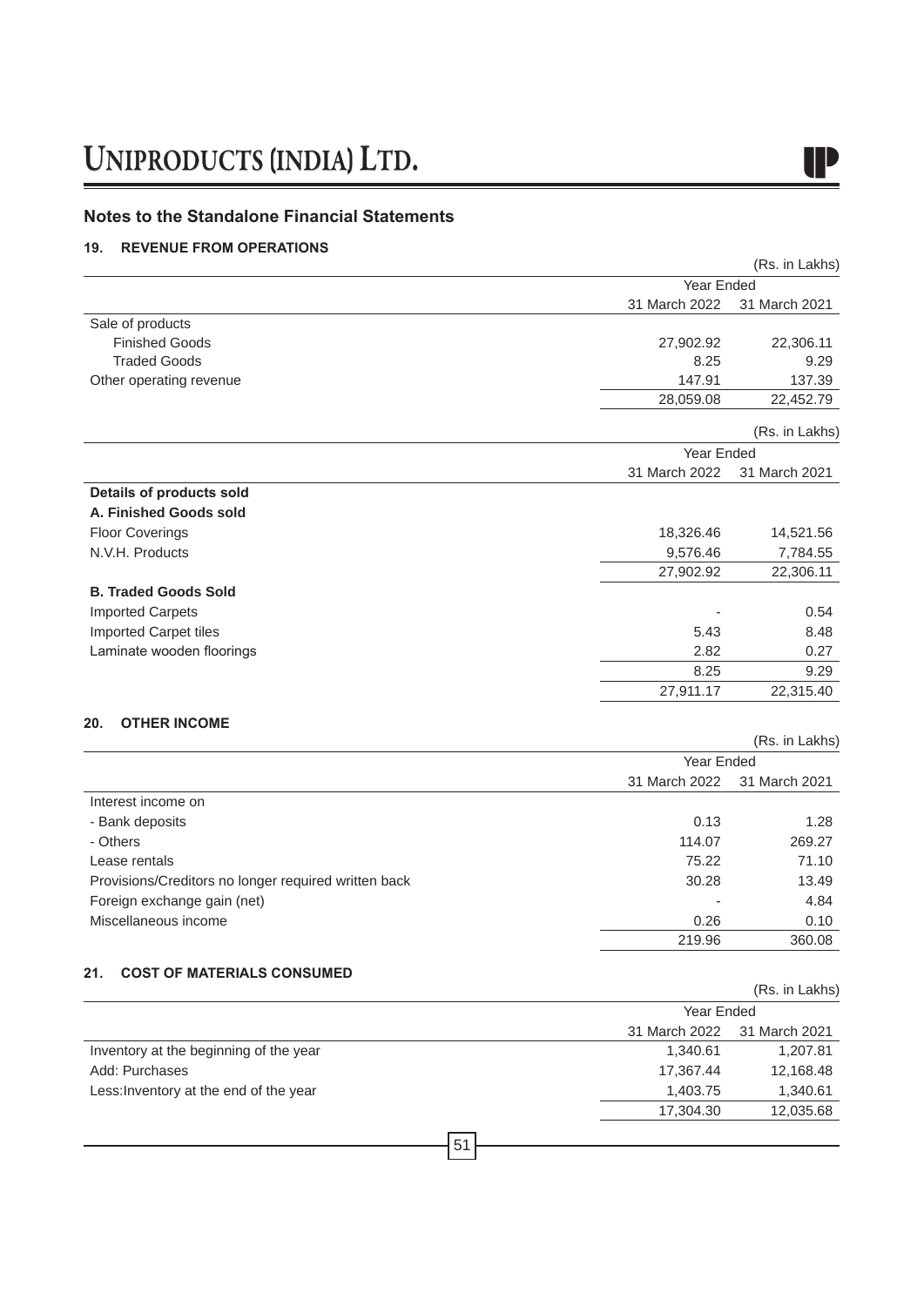## Notes to the Standalone Financial Statements

### 19. REVENUE FROM OPERATIONS

(Rs. in Lakhs)

| | Year Ended | |
|---|---|---|
| | 31 March 2022 | 31 March 2021 |
| Sale of products | | |
| Finished Goods | 27,902.92 | 22,306.11 |
| Traded Goods | 8.25 | 9.29 |
| Other operating revenue | 147.91 | 137.39 |
| | 28,059.08 | 22,452.79 |

(Rs. in Lakhs)

| | Year Ended | |
|---|---|---|
| | 31 March 2022 | 31 March 2021 |
| **Details of products sold** | | |
| **A. Finished Goods sold** | | |
| Floor Coverings | 18,326.46 | 14,521.56 |
| N.V.H. Products | 9,576.46 | 7,784.55 |
| | 27,902.92 | 22,306.11 |
| **B. Traded Goods Sold** | | |
| Imported Carpets | - | 0.54 |
| Imported Carpet tiles | 5.43 | 8.48 |
| Laminate wooden floorings | 2.82 | 0.27 |
| | 8.25 | 9.29 |
| | 27,911.17 | 22,315.40 |

### 20. OTHER INCOME

(Rs. in Lakhs)

| | Year Ended | |
|---|---|---|
| | 31 March 2022 | 31 March 2021 |
| Interest income on | | |
| - Bank deposits | 0.13 | 1.28 |
| - Others | 114.07 | 269.27 |
| Lease rentals | 75.22 | 71.10 |
| Provisions/Creditors no longer required written back | 30.28 | 13.49 |
| Foreign exchange gain (net) | - | 4.84 |
| Miscellaneous income | 0.26 | 0.10 |
| | 219.96 | 360.08 |

### 21. COST OF MATERIALS CONSUMED

(Rs. in Lakhs)

| | Year Ended | |
|---|---|---|
| | 31 March 2022 | 31 March 2021 |
| Inventory at the beginning of the year | 1,340.61 | 1,207.81 |
| Add: Purchases | 17,367.44 | 12,168.48 |
| Less:Inventory at the end of the year | 1,403.75 | 1,340.61 |
| | 17,304.30 | 12,035.68 |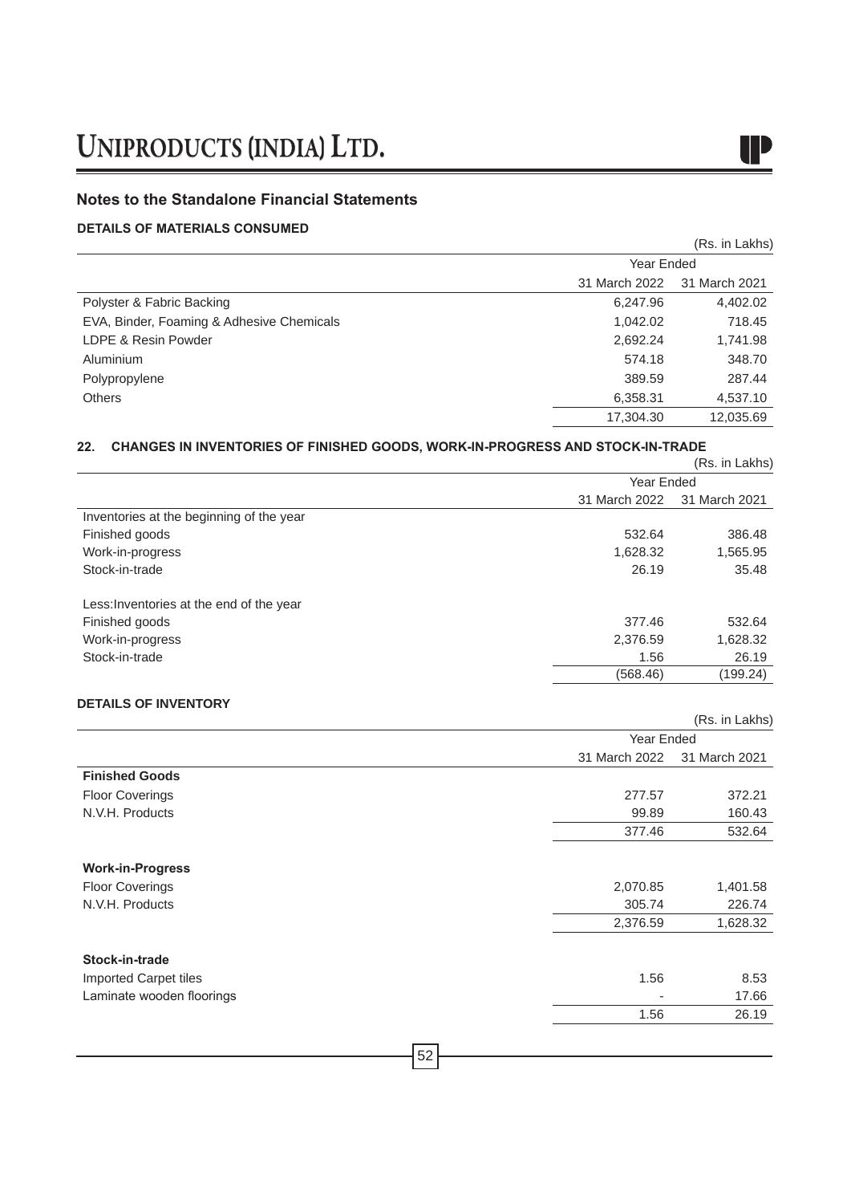## Notes to the Standalone Financial Statements

### DETAILS OF MATERIALS CONSUMED

(Rs. in Lakhs)

| | Year Ended | |
|---|---|---|
| | 31 March 2022 | 31 March 2021 |
| Polyster & Fabric Backing | 6,247.96 | 4,402.02 |
| EVA, Binder, Foaming & Adhesive Chemicals | 1,042.02 | 718.45 |
| LDPE & Resin Powder | 2,692.24 | 1,741.98 |
| Aluminium | 574.18 | 348.70 |
| Polypropylene | 389.59 | 287.44 |
| Others | 6,358.31 | 4,537.10 |
| | 17,304.30 | 12,035.69 |

### 22. CHANGES IN INVENTORIES OF FINISHED GOODS, WORK-IN-PROGRESS AND STOCK-IN-TRADE

(Rs. in Lakhs)

| | Year Ended | |
|---|---|---|
| | 31 March 2022 | 31 March 2021 |
| Inventories at the beginning of the year | | |
| Finished goods | 532.64 | 386.48 |
| Work-in-progress | 1,628.32 | 1,565.95 |
| Stock-in-trade | 26.19 | 35.48 |
| | | |
| Less:Inventories at the end of the year | | |
| Finished goods | 377.46 | 532.64 |
| Work-in-progress | 2,376.59 | 1,628.32 |
| Stock-in-trade | 1.56 | 26.19 |
| | (568.46) | (199.24) |

### DETAILS OF INVENTORY

(Rs. in Lakhs)

| | Year Ended | |
|---|---|---|
| | 31 March 2022 | 31 March 2021 |
| **Finished Goods** | | |
| Floor Coverings | 277.57 | 372.21 |
| N.V.H. Products | 99.89 | 160.43 |
| | 377.46 | 532.64 |
| | | |
| **Work-in-Progress** | | |
| Floor Coverings | 2,070.85 | 1,401.58 |
| N.V.H. Products | 305.74 | 226.74 |
| | 2,376.59 | 1,628.32 |
| | | |
| **Stock-in-trade** | | |
| Imported Carpet tiles | 1.56 | 8.53 |
| Laminate wooden floorings | - | 17.66 |
| | 1.56 | 26.19 |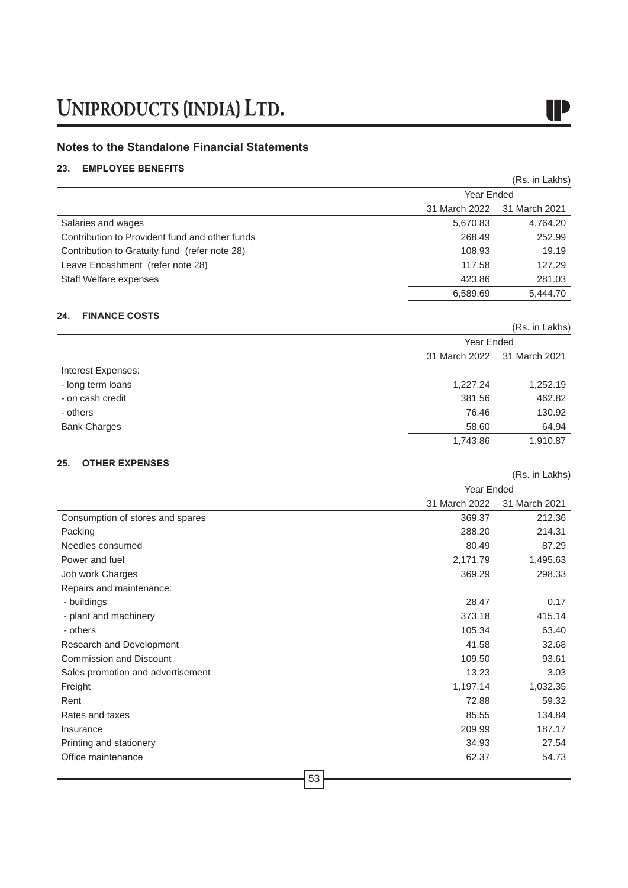## Notes to the Standalone Financial Statements

### 23. EMPLOYEE BENEFITS

(Rs. in Lakhs)

| | Year Ended | |
|---|---|---|
| | 31 March 2022 | 31 March 2021 |
| Salaries and wages | 5,670.83 | 4,764.20 |
| Contribution to Provident fund and other funds | 268.49 | 252.99 |
| Contribution to Gratuity fund (refer note 28) | 108.93 | 19.19 |
| Leave Encashment (refer note 28) | 117.58 | 127.29 |
| Staff Welfare expenses | 423.86 | 281.03 |
| | 6,589.69 | 5,444.70 |

### 24. FINANCE COSTS

(Rs. in Lakhs)

| | Year Ended | |
|---|---|---|
| | 31 March 2022 | 31 March 2021 |
| Interest Expenses: | | |
| - long term loans | 1,227.24 | 1,252.19 |
| - on cash credit | 381.56 | 462.82 |
| - others | 76.46 | 130.92 |
| Bank Charges | 58.60 | 64.94 |
| | 1,743.86 | 1,910.87 |

### 25. OTHER EXPENSES

(Rs. in Lakhs)

| | Year Ended | |
|---|---|---|
| | 31 March 2022 | 31 March 2021 |
| Consumption of stores and spares | 369.37 | 212.36 |
| Packing | 288.20 | 214.31 |
| Needles consumed | 80.49 | 87.29 |
| Power and fuel | 2,171.79 | 1,495.63 |
| Job work Charges | 369.29 | 298.33 |
| Repairs and maintenance: | | |
| - buildings | 28.47 | 0.17 |
| - plant and machinery | 373.18 | 415.14 |
| - others | 105.34 | 63.40 |
| Research and Development | 41.58 | 32.68 |
| Commission and Discount | 109.50 | 93.61 |
| Sales promotion and advertisement | 13.23 | 3.03 |
| Freight | 1,197.14 | 1,032.35 |
| Rent | 72.88 | 59.32 |
| Rates and taxes | 85.55 | 134.84 |
| Insurance | 209.99 | 187.17 |
| Printing and stationery | 34.93 | 27.54 |
| Office maintenance | 62.37 | 54.73 |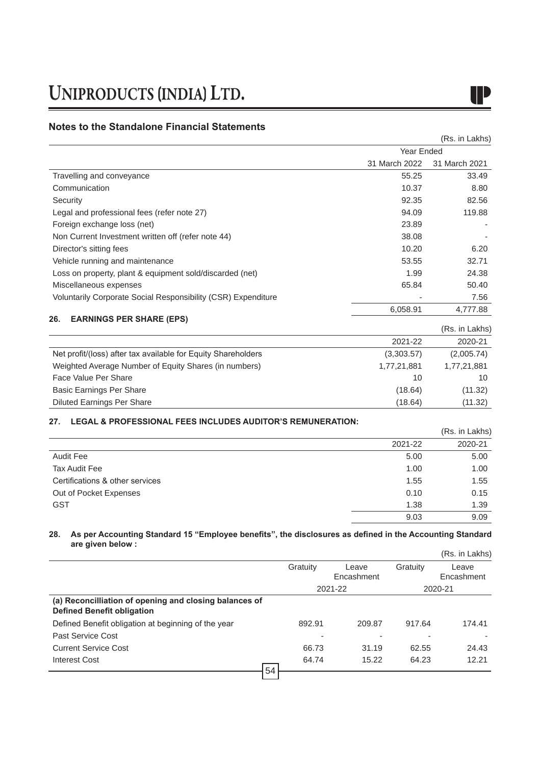## Notes to the Standalone Financial Statements

(Rs. in Lakhs)

| | Year Ended | |
|---|---|---|
| | 31 March 2022 | 31 March 2021 |
| Travelling and conveyance | 55.25 | 33.49 |
| Communication | 10.37 | 8.80 |
| Security | 92.35 | 82.56 |
| Legal and professional fees (refer note 27) | 94.09 | 119.88 |
| Foreign exchange loss (net) | 23.89 | - |
| Non Current Investment written off (refer note 44) | 38.08 | - |
| Director's sitting fees | 10.20 | 6.20 |
| Vehicle running and maintenance | 53.55 | 32.71 |
| Loss on property, plant & equipment sold/discarded (net) | 1.99 | 24.38 |
| Miscellaneous expenses | 65.84 | 50.40 |
| Voluntarily Corporate Social Responsibility (CSR) Expenditure | - | 7.56 |
| | 6,058.91 | 4,777.88 |

### 26. EARNINGS PER SHARE (EPS)

(Rs. in Lakhs)

| | 2021-22 | 2020-21 |
|---|---|---|
| Net profit/(loss) after tax available for Equity Shareholders | (3,303.57) | (2,005.74) |
| Weighted Average Number of Equity Shares (in numbers) | 1,77,21,881 | 1,77,21,881 |
| Face Value Per Share | 10 | 10 |
| Basic Earnings Per Share | (18.64) | (11.32) |
| Diluted Earnings Per Share | (18.64) | (11.32) |

### 27. LEGAL & PROFESSIONAL FEES INCLUDES AUDITOR'S REMUNERATION:

(Rs. in Lakhs)

| | 2021-22 | 2020-21 |
|---|---|---|
| Audit Fee | 5.00 | 5.00 |
| Tax Audit Fee | 1.00 | 1.00 |
| Certifications & other services | 1.55 | 1.55 |
| Out of Pocket Expenses | 0.10 | 0.15 |
| GST | 1.38 | 1.39 |
| | 9.03 | 9.09 |

### 28. As per Accounting Standard 15 "Employee benefits", the disclosures as defined in the Accounting Standard are given below :

(Rs. in Lakhs)

| | Gratuity | Leave Encashment | Gratuity | Leave Encashment |
|---|---|---|---|---|
| | 2021-22 | | 2020-21 | |
| **(a) Reconcilliation of opening and closing balances of Defined Benefit obligation** | | | | |
| Defined Benefit obligation at beginning of the year | 892.91 | 209.87 | 917.64 | 174.41 |
| Past Service Cost | - | - | - | - |
| Current Service Cost | 66.73 | 31.19 | 62.55 | 24.43 |
| Interest Cost | 64.74 | 15.22 | 64.23 | 12.21 |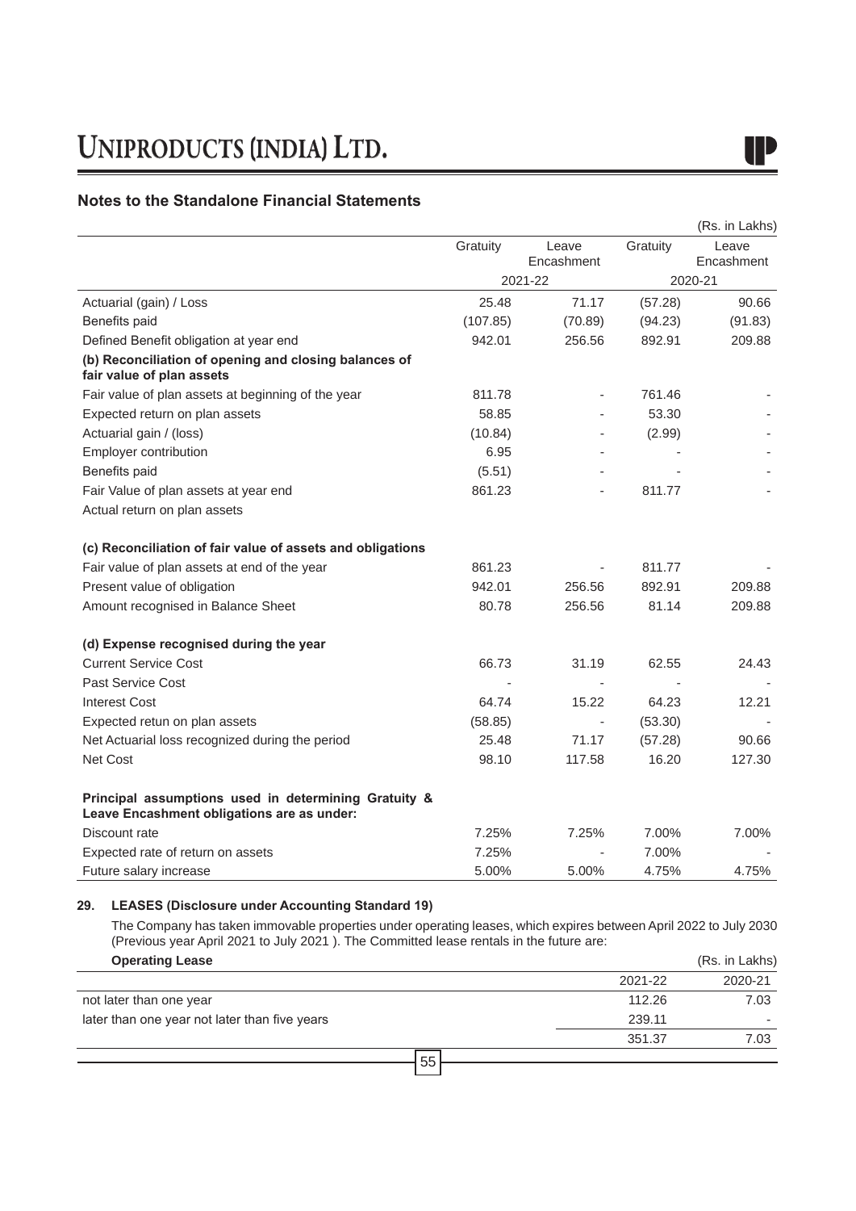## Notes to the Standalone Financial Statements

(Rs. in Lakhs)

| | Gratuity | Leave Encashment | Gratuity | Leave Encashment |
|---|---|---|---|---|
| | 2021-22 | | 2020-21 | |
| Actuarial (gain) / Loss | 25.48 | 71.17 | (57.28) | 90.66 |
| Benefits paid | (107.85) | (70.89) | (94.23) | (91.83) |
| Defined Benefit obligation at year end | 942.01 | 256.56 | 892.91 | 209.88 |
| **(b) Reconciliation of opening and closing balances of fair value of plan assets** | | | | |
| Fair value of plan assets at beginning of the year | 811.78 | - | 761.46 | - |
| Expected return on plan assets | 58.85 | - | 53.30 | - |
| Actuarial gain / (loss) | (10.84) | - | (2.99) | - |
| Employer contribution | 6.95 | - | - | - |
| Benefits paid | (5.51) | - | - | - |
| Fair Value of plan assets at year end | 861.23 | - | 811.77 | - |
| Actual return on plan assets | | | | |
| **(c) Reconciliation of fair value of assets and obligations** | | | | |
| Fair value of plan assets at end of the year | 861.23 | - | 811.77 | - |
| Present value of obligation | 942.01 | 256.56 | 892.91 | 209.88 |
| Amount recognised in Balance Sheet | 80.78 | 256.56 | 81.14 | 209.88 |
| **(d) Expense recognised during the year** | | | | |
| Current Service Cost | 66.73 | 31.19 | 62.55 | 24.43 |
| Past Service Cost | - | - | - | - |
| Interest Cost | 64.74 | 15.22 | 64.23 | 12.21 |
| Expected retun on plan assets | (58.85) | - | (53.30) | - |
| Net Actuarial loss recognized during the period | 25.48 | 71.17 | (57.28) | 90.66 |
| Net Cost | 98.10 | 117.58 | 16.20 | 127.30 |
| **Principal assumptions used in determining Gratuity & Leave Encashment obligations are as under:** | | | | |
| Discount rate | 7.25% | 7.25% | 7.00% | 7.00% |
| Expected rate of return on assets | 7.25% | - | 7.00% | - |
| Future salary increase | 5.00% | 5.00% | 4.75% | 4.75% |

### 29. LEASES (Disclosure under Accounting Standard 19)

The Company has taken immovable properties under operating leases, which expires between April 2022 to July 2030 (Previous year April 2021 to July 2021 ). The Committed lease rentals in the future are:

**Operating Lease** (Rs. in Lakhs)

| | 2021-22 | 2020-21 |
|---|---|---|
| not later than one year | 112.26 | 7.03 |
| later than one year not later than five years | 239.11 | - |
| | 351.37 | 7.03 |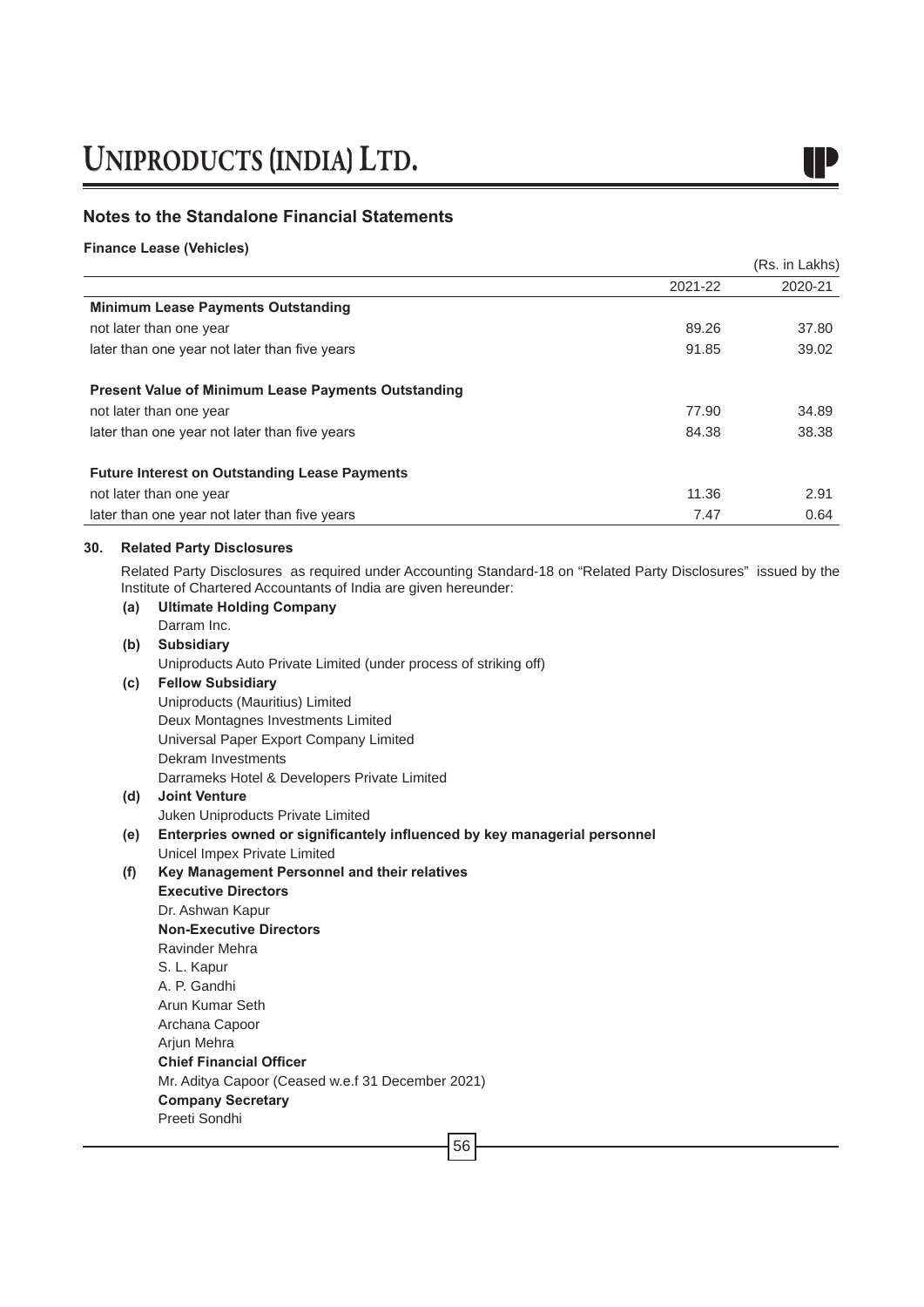## Notes to the Standalone Financial Statements

**Finance Lease (Vehicles)**

(Rs. in Lakhs)

| | 2021-22 | 2020-21 |
|---|---|---|
| **Minimum Lease Payments Outstanding** | | |
| not later than one year | 89.26 | 37.80 |
| later than one year not later than five years | 91.85 | 39.02 |
| **Present Value of Minimum Lease Payments Outstanding** | | |
| not later than one year | 77.90 | 34.89 |
| later than one year not later than five years | 84.38 | 38.38 |
| **Future Interest on Outstanding Lease Payments** | | |
| not later than one year | 11.36 | 2.91 |
| later than one year not later than five years | 7.47 | 0.64 |

**30. Related Party Disclosures**

Related Party Disclosures as required under Accounting Standard-18 on "Related Party Disclosures" issued by the Institute of Chartered Accountants of India are given hereunder:

**(a) Ultimate Holding Company**
Darram Inc.

**(b) Subsidiary**
Uniproducts Auto Private Limited (under process of striking off)

**(c) Fellow Subsidiary**
Uniproducts (Mauritius) Limited
Deux Montagnes Investments Limited
Universal Paper Export Company Limited
Dekram Investments
Darrameks Hotel & Developers Private Limited

**(d) Joint Venture**
Juken Uniproducts Private Limited

**(e) Enterprises owned or significantely influenced by key managerial personnel**
Unicel Impex Private Limited

**(f) Key Management Personnel and their relatives**

**Executive Directors**
Dr. Ashwan Kapur

**Non-Executive Directors**
Ravinder Mehra
S. L. Kapur
A. P. Gandhi
Arun Kumar Seth
Archana Capoor
Arjun Mehra

**Chief Financial Officer**
Mr. Aditya Capoor (Ceased w.e.f 31 December 2021)

**Company Secretary**
Preeti Sondhi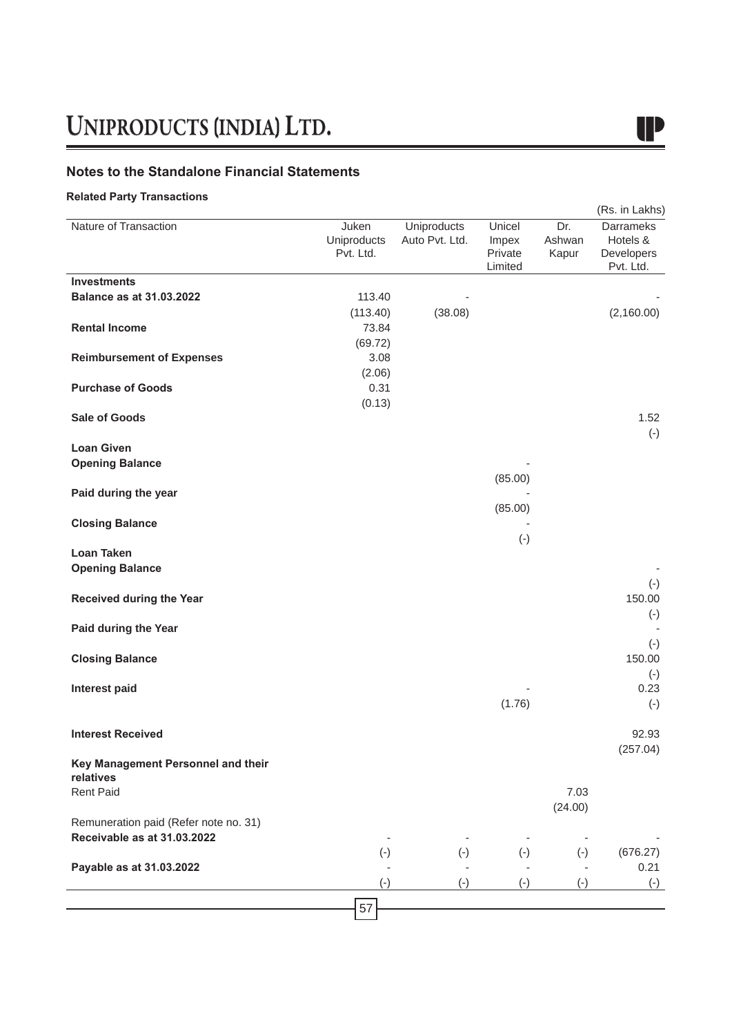## Notes to the Standalone Financial Statements

**Related Party Transactions**

(Rs. in Lakhs)

| Nature of Transaction | Juken Uniproducts Pvt. Ltd. | Uniproducts Auto Pvt. Ltd. | Unicel Impex Private Limited | Dr. Ashwan Kapur | Darrameks Hotels & Developers Pvt. Ltd. |
|---|---|---|---|---|---|
| **Investments** | | | | | |
| **Balance as at 31.03.2022** | 113.40 | - | | | - |
| | (113.40) | (38.08) | | | (2,160.00) |
| **Rental Income** | 73.84 | | | | |
| | (69.72) | | | | |
| **Reimbursement of Expenses** | 3.08 | | | | |
| | (2.06) | | | | |
| **Purchase of Goods** | 0.31 | | | | |
| | (0.13) | | | | |
| **Sale of Goods** | | | | | 1.52 |
| | | | | | (-) |
| **Loan Given** | | | | | |
| **Opening Balance** | | | - | | |
| | | | (85.00) | | |
| **Paid during the year** | | | - | | |
| | | | (85.00) | | |
| **Closing Balance** | | | - | | |
| | | | (-) | | |
| **Loan Taken** | | | | | |
| **Opening Balance** | | | | | - |
| | | | | | (-) |
| **Received during the Year** | | | | | 150.00 |
| | | | | | (-) |
| **Paid during the Year** | | | | | - |
| | | | | | (-) |
| **Closing Balance** | | | | | 150.00 |
| | | | | | (-) |
| **Interest paid** | | | - | | 0.23 |
| | | | (1.76) | | (-) |
| **Interest Received** | | | | | 92.93 |
| | | | | | (257.04) |
| **Key Management Personnel and their relatives** | | | | | |
| Rent Paid | | | | 7.03 | |
| | | | | (24.00) | |
| Remuneration paid (Refer note no. 31) | | | | | |
| **Receivable as at 31.03.2022** | - | - | - | - | - |
| | (-) | (-) | (-) | (-) | (676.27) |
| **Payable as at 31.03.2022** | - | - | - | - | 0.21 |
| | (-) | (-) | (-) | (-) | (-) |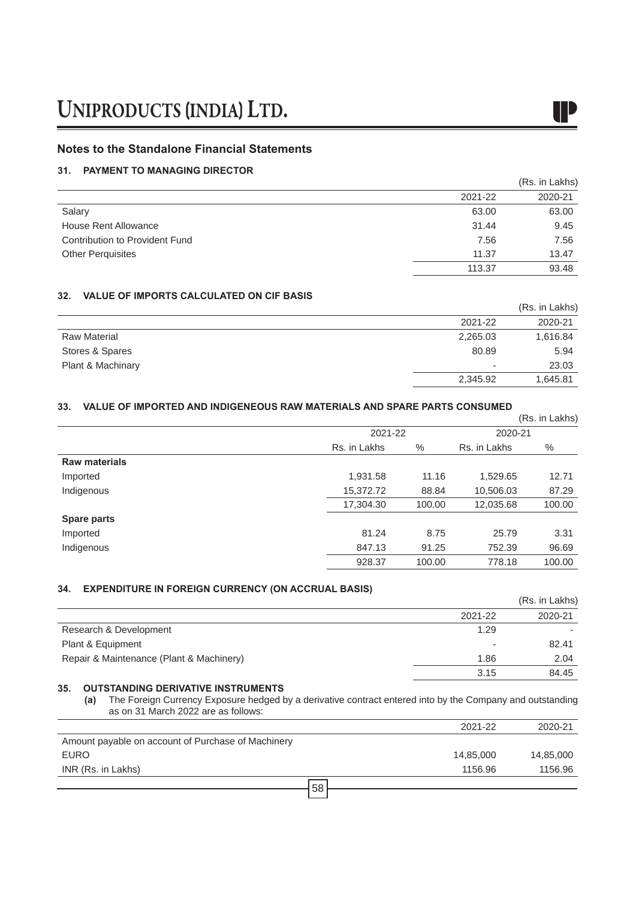## Notes to the Standalone Financial Statements

### 31. PAYMENT TO MANAGING DIRECTOR

(Rs. in Lakhs)

| | 2021-22 | 2020-21 |
|---|---|---|
| Salary | 63.00 | 63.00 |
| House Rent Allowance | 31.44 | 9.45 |
| Contribution to Provident Fund | 7.56 | 7.56 |
| Other Perquisites | 11.37 | 13.47 |
| | 113.37 | 93.48 |

### 32. VALUE OF IMPORTS CALCULATED ON CIF BASIS

(Rs. in Lakhs)

| | 2021-22 | 2020-21 |
|---|---|---|
| Raw Material | 2,265.03 | 1,616.84 |
| Stores & Spares | 80.89 | 5.94 |
| Plant & Machinary | - | 23.03 |
| | 2,345.92 | 1,645.81 |

### 33. VALUE OF IMPORTED AND INDIGENEOUS RAW MATERIALS AND SPARE PARTS CONSUMED

(Rs. in Lakhs)

| | 2021-22 | | 2020-21 | |
|---|---|---|---|---|
| | Rs. in Lakhs | % | Rs. in Lakhs | % |
| **Raw materials** | | | | |
| Imported | 1,931.58 | 11.16 | 1,529.65 | 12.71 |
| Indigenous | 15,372.72 | 88.84 | 10,506.03 | 87.29 |
| | 17,304.30 | 100.00 | 12,035.68 | 100.00 |
| **Spare parts** | | | | |
| Imported | 81.24 | 8.75 | 25.79 | 3.31 |
| Indigenous | 847.13 | 91.25 | 752.39 | 96.69 |
| | 928.37 | 100.00 | 778.18 | 100.00 |

### 34. EXPENDITURE IN FOREIGN CURRENCY (ON ACCRUAL BASIS)

(Rs. in Lakhs)

| | 2021-22 | 2020-21 |
|---|---|---|
| Research & Development | 1.29 | - |
| Plant & Equipment | - | 82.41 |
| Repair & Maintenance (Plant & Machinery) | 1.86 | 2.04 |
| | 3.15 | 84.45 |

### 35. OUTSTANDING DERIVATIVE INSTRUMENTS

**(a)** The Foreign Currency Exposure hedged by a derivative contract entered into by the Company and outstanding as on 31 March 2022 are as follows:

| | 2021-22 | 2020-21 |
|---|---|---|
| Amount payable on account of Purchase of Machinery | | |
| EURO | 14,85,000 | 14,85,000 |
| INR (Rs. in Lakhs) | 1156.96 | 1156.96 |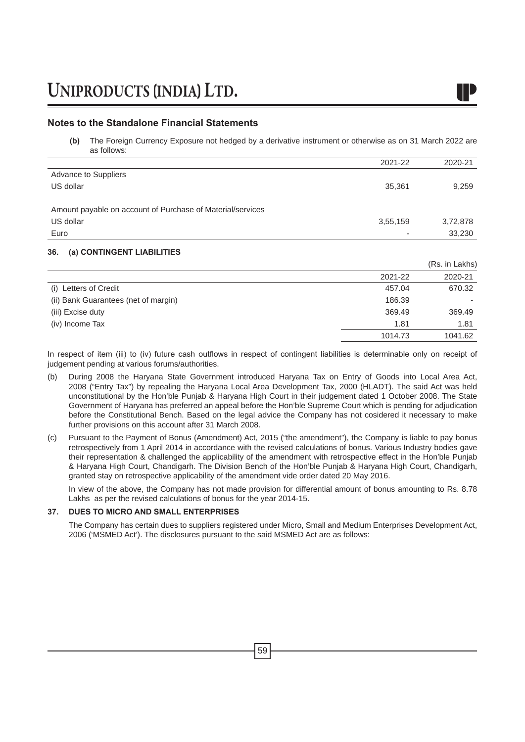## Notes to the Standalone Financial Statements

**(b)** The Foreign Currency Exposure not hedged by a derivative instrument or otherwise as on 31 March 2022 are as follows:

| | 2021-22 | 2020-21 |
|---|---|---|
| Advance to Suppliers | | |
| US dollar | 35,361 | 9,259 |
| | | |
| Amount payable on account of Purchase of Material/services | | |
| US dollar | 3,55,159 | 3,72,878 |
| Euro | - | 33,230 |

**36. (a) CONTINGENT LIABILITIES**

(Rs. in Lakhs)

| | 2021-22 | 2020-21 |
|---|---|---|
| (i) Letters of Credit | 457.04 | 670.32 |
| (ii) Bank Guarantees (net of margin) | 186.39 | - |
| (iii) Excise duty | 369.49 | 369.49 |
| (iv) Income Tax | 1.81 | 1.81 |
| | 1014.73 | 1041.62 |

In respect of item (iii) to (iv) future cash outflows in respect of contingent liabilities is determinable only on receipt of judgement pending at various forums/authorities.

(b) During 2008 the Haryana State Government introduced Haryana Tax on Entry of Goods into Local Area Act, 2008 ("Entry Tax") by repealing the Haryana Local Area Development Tax, 2000 (HLADT). The said Act was held unconstitutional by the Hon'ble Punjab & Haryana High Court in their judgement dated 1 October 2008. The State Government of Haryana has preferred an appeal before the Hon'ble Supreme Court which is pending for adjudication before the Constitutional Bench. Based on the legal advice the Company has not cosidered it necessary to make further provisions on this account after 31 March 2008.

(c) Pursuant to the Payment of Bonus (Amendment) Act, 2015 ("the amendment"), the Company is liable to pay bonus retrospectively from 1 April 2014 in accordance with the revised calculations of bonus. Various Industry bodies gave their representation & challenged the applicability of the amendment with retrospective effect in the Hon'ble Punjab & Haryana High Court, Chandigarh. The Division Bench of the Hon'ble Punjab & Haryana High Court, Chandigarh, granted stay on retrospective applicability of the amendment vide order dated 20 May 2016.

In view of the above, the Company has not made provision for differential amount of bonus amounting to Rs. 8.78 Lakhs as per the revised calculations of bonus for the year 2014-15.

**37. DUES TO MICRO AND SMALL ENTERPRISES**

The Company has certain dues to suppliers registered under Micro, Small and Medium Enterprises Development Act, 2006 ('MSMED Act'). The disclosures pursuant to the said MSMED Act are as follows: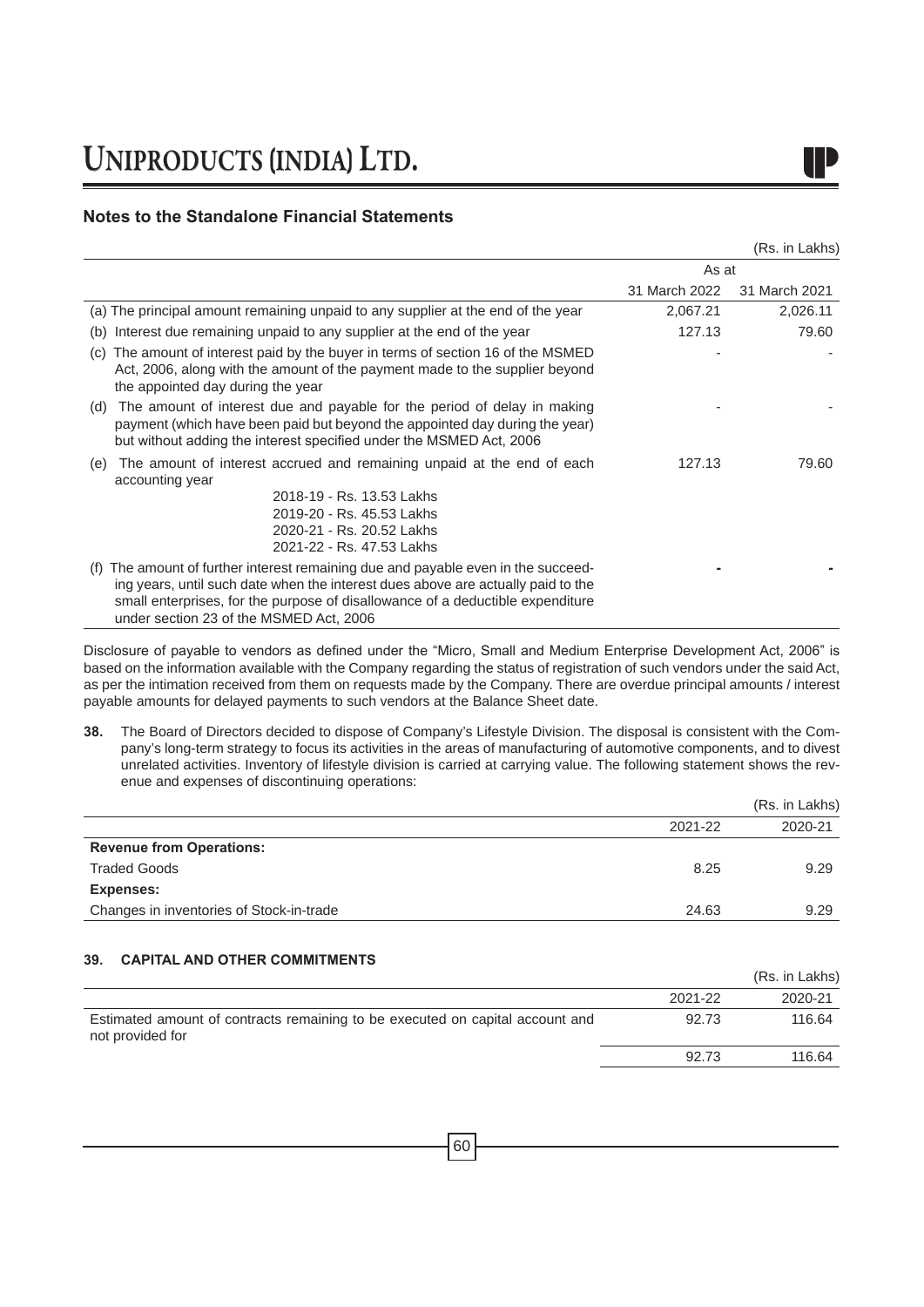## Notes to the Standalone Financial Statements

(Rs. in Lakhs)

| | As at | |
|---|---|---|
| | 31 March 2022 | 31 March 2021 |
| (a) The principal amount remaining unpaid to any supplier at the end of the year | 2,067.21 | 2,026.11 |
| (b) Interest due remaining unpaid to any supplier at the end of the year | 127.13 | 79.60 |
| (c) The amount of interest paid by the buyer in terms of section 16 of the MSMED Act, 2006, along with the amount of the payment made to the supplier beyond the appointed day during the year | - | - |
| (d) The amount of interest due and payable for the period of delay in making payment (which have been paid but beyond the appointed day during the year) but without adding the interest specified under the MSMED Act, 2006 | - | - |
| (e) The amount of interest accrued and remaining unpaid at the end of each accounting year<br>2018-19 - Rs. 13.53 Lakhs<br>2019-20 - Rs. 45.53 Lakhs<br>2020-21 - Rs. 20.52 Lakhs<br>2021-22 - Rs. 47.53 Lakhs | 127.13 | 79.60 |
| (f) The amount of further interest remaining due and payable even in the succeeding years, until such date when the interest dues above are actually paid to the small enterprises, for the purpose of disallowance of a deductible expenditure under section 23 of the MSMED Act, 2006 | - | - |

Disclosure of payable to vendors as defined under the "Micro, Small and Medium Enterprise Development Act, 2006" is based on the information available with the Company regarding the status of registration of such vendors under the said Act, as per the intimation received from them on requests made by the Company. There are overdue principal amounts / interest payable amounts for delayed payments to such vendors at the Balance Sheet date.

**38.** The Board of Directors decided to dispose of Company's Lifestyle Division. The disposal is consistent with the Company's long-term strategy to focus its activities in the areas of manufacturing of automotive components, and to divest unrelated activities. Inventory of lifestyle division is carried at carrying value. The following statement shows the revenue and expenses of discontinuing operations:

(Rs. in Lakhs)

| | 2021-22 | 2020-21 |
|---|---|---|
| **Revenue from Operations:** | | |
| Traded Goods | 8.25 | 9.29 |
| **Expenses:** | | |
| Changes in inventories of Stock-in-trade | 24.63 | 9.29 |

### 39. CAPITAL AND OTHER COMMITMENTS

(Rs. in Lakhs)

| | 2021-22 | 2020-21 |
|---|---|---|
| Estimated amount of contracts remaining to be executed on capital account and not provided for | 92.73 | 116.64 |
| | 92.73 | 116.64 |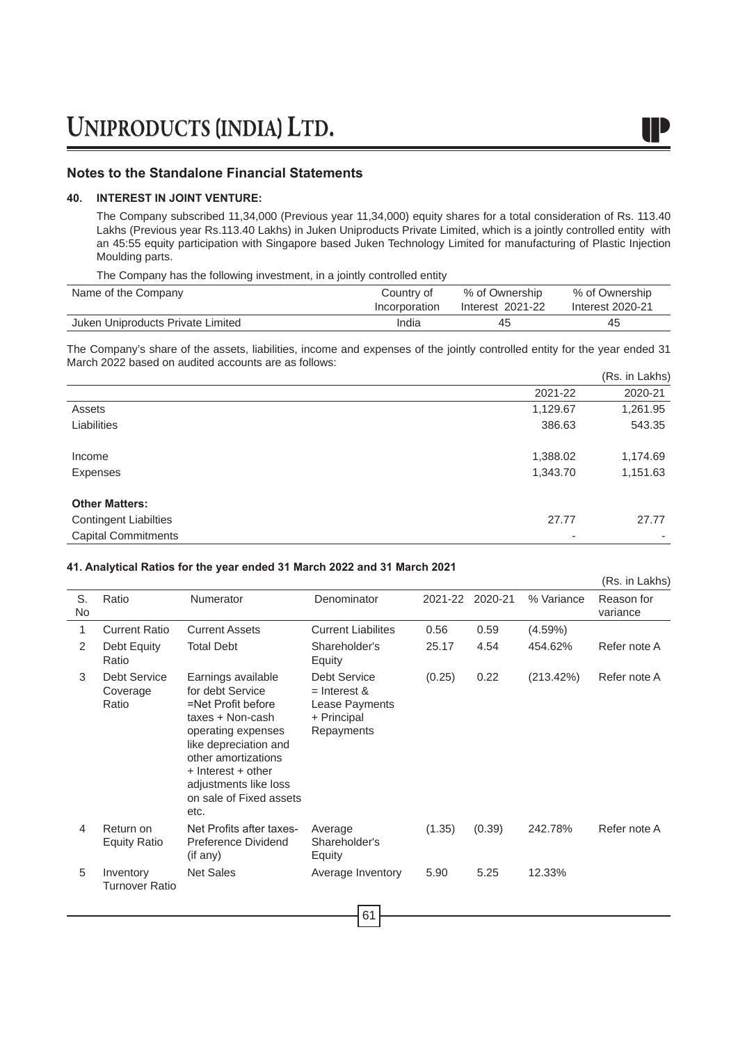## Notes to the Standalone Financial Statements

### 40. INTEREST IN JOINT VENTURE:

The Company subscribed 11,34,000 (Previous year 11,34,000) equity shares for a total consideration of Rs. 113.40 Lakhs (Previous year Rs.113.40 Lakhs) in Juken Uniproducts Private Limited, which is a jointly controlled entity with an 45:55 equity participation with Singapore based Juken Technology Limited for manufacturing of Plastic Injection Moulding parts.

The Company has the following investment, in a jointly controlled entity

| Name of the Company | Country of Incorporation | % of Ownership Interest 2021-22 | % of Ownership Interest 2020-21 |
|---|---|---|---|
| Juken Uniproducts Private Limited | India | 45 | 45 |

The Company's share of the assets, liabilities, income and expenses of the jointly controlled entity for the year ended 31 March 2022 based on audited accounts are as follows:

(Rs. in Lakhs)

| | 2021-22 | 2020-21 |
|---|---|---|
| Assets | 1,129.67 | 1,261.95 |
| Liabilities | 386.63 | 543.35 |
| Income | 1,388.02 | 1,174.69 |
| Expenses | 1,343.70 | 1,151.63 |
| **Other Matters:** | | |
| Contingent Liabilties | 27.77 | 27.77 |
| Capital Commitments | - | - |

### 41. Analytical Ratios for the year ended 31 March 2022 and 31 March 2021

(Rs. in Lakhs)

| S. No | Ratio | Numerator | Denominator | 2021-22 | 2020-21 | % Variance | Reason for variance |
|---|---|---|---|---|---|---|---|
| 1 | Current Ratio | Current Assets | Current Liabilites | 0.56 | 0.59 | (4.59%) | |
| 2 | Debt Equity Ratio | Total Debt | Shareholder's Equity | 25.17 | 4.54 | 454.62% | Refer note A |
| 3 | Debt Service Coverage Ratio | Earnings available for debt Service =Net Profit before taxes + Non-cash operating expenses like depreciation and other amortizations + Interest + other adjustments like loss on sale of Fixed assets etc. | Debt Service = Interest & Lease Payments + Principal Repayments | (0.25) | 0.22 | (213.42%) | Refer note A |
| 4 | Return on Equity Ratio | Net Profits after taxes- Preference Dividend (if any) | Average Shareholder's Equity | (1.35) | (0.39) | 242.78% | Refer note A |
| 5 | Inventory Turnover Ratio | Net Sales | Average Inventory | 5.90 | 5.25 | 12.33% | |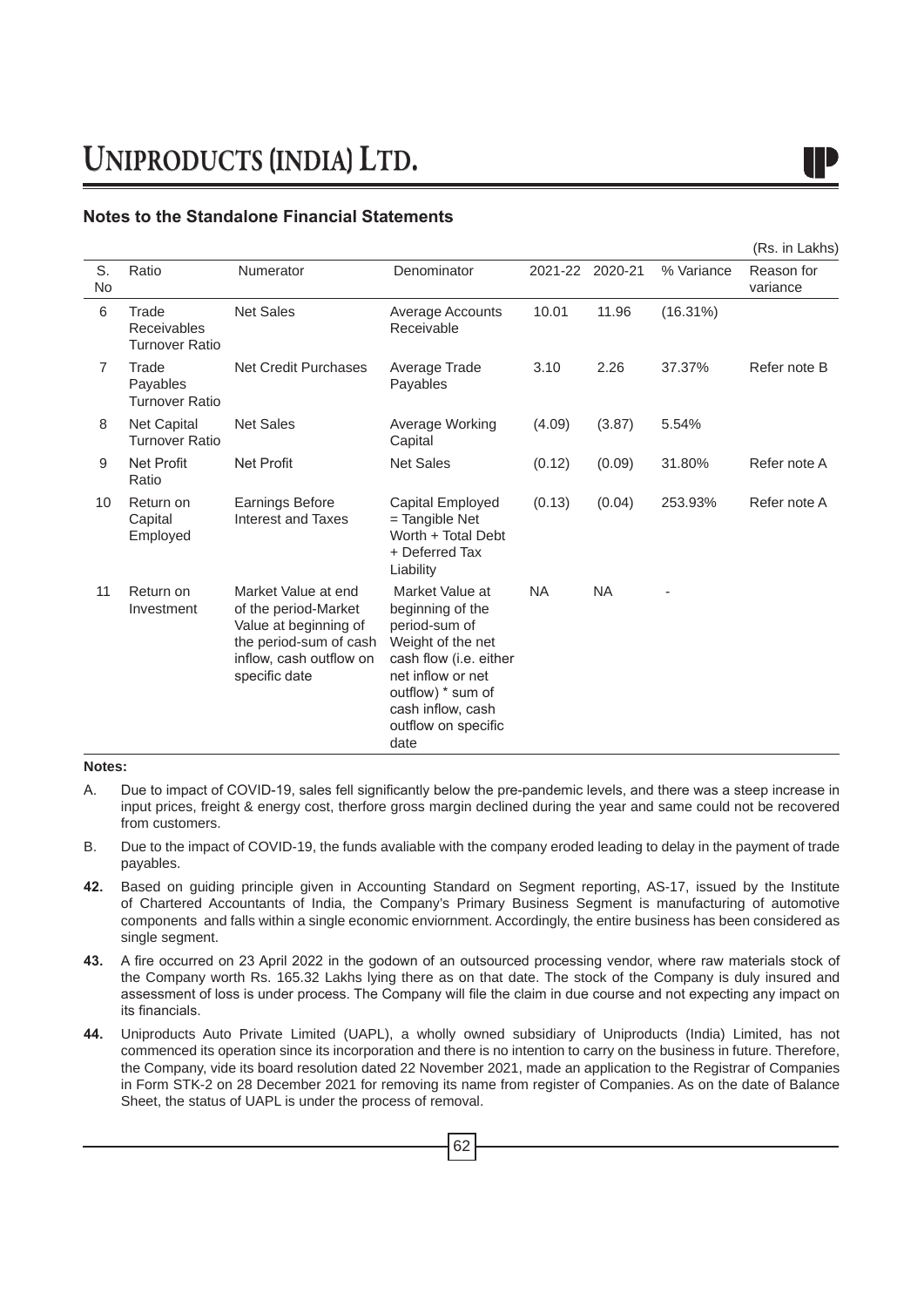## Notes to the Standalone Financial Statements

(Rs. in Lakhs)

| S. No | Ratio | Numerator | Denominator | 2021-22 | 2020-21 | % Variance | Reason for variance |
|---|---|---|---|---|---|---|---|
| 6 | Trade Receivables Turnover Ratio | Net Sales | Average Accounts Receivable | 10.01 | 11.96 | (16.31%) | |
| 7 | Trade Payables Turnover Ratio | Net Credit Purchases | Average Trade Payables | 3.10 | 2.26 | 37.37% | Refer note B |
| 8 | Net Capital Turnover Ratio | Net Sales | Average Working Capital | (4.09) | (3.87) | 5.54% | |
| 9 | Net Profit Ratio | Net Profit | Net Sales | (0.12) | (0.09) | 31.80% | Refer note A |
| 10 | Return on Capital Employed | Earnings Before Interest and Taxes | Capital Employed = Tangible Net Worth + Total Debt + Deferred Tax Liability | (0.13) | (0.04) | 253.93% | Refer note A |
| 11 | Return on Investment | Market Value at end of the period-Market Value at beginning of the period-sum of cash inflow, cash outflow on specific date | Market Value at beginning of the period-sum of Weight of the net cash flow (i.e. either net inflow or net outflow) * sum of cash inflow, cash outflow on specific date | NA | NA | - | |

**Notes:**

A. Due to impact of COVID-19, sales fell significantly below the pre-pandemic levels, and there was a steep increase in input prices, freight & energy cost, therfore gross margin declined during the year and same could not be recovered from customers.

B. Due to the impact of COVID-19, the funds avaliable with the company eroded leading to delay in the payment of trade payables.

**42.** Based on guiding principle given in Accounting Standard on Segment reporting, AS-17, issued by the Institute of Chartered Accountants of India, the Company's Primary Business Segment is manufacturing of automotive components and falls within a single economic enviornment. Accordingly, the entire business has been considered as single segment.

**43.** A fire occurred on 23 April 2022 in the godown of an outsourced processing vendor, where raw materials stock of the Company worth Rs. 165.32 Lakhs lying there as on that date. The stock of the Company is duly insured and assessment of loss is under process. The Company will file the claim in due course and not expecting any impact on its financials.

**44.** Uniproducts Auto Private Limited (UAPL), a wholly owned subsidiary of Uniproducts (India) Limited, has not commenced its operation since its incorporation and there is no intention to carry on the business in future. Therefore, the Company, vide its board resolution dated 22 November 2021, made an application to the Registrar of Companies in Form STK-2 on 28 December 2021 for removing its name from register of Companies. As on the date of Balance Sheet, the status of UAPL is under the process of removal.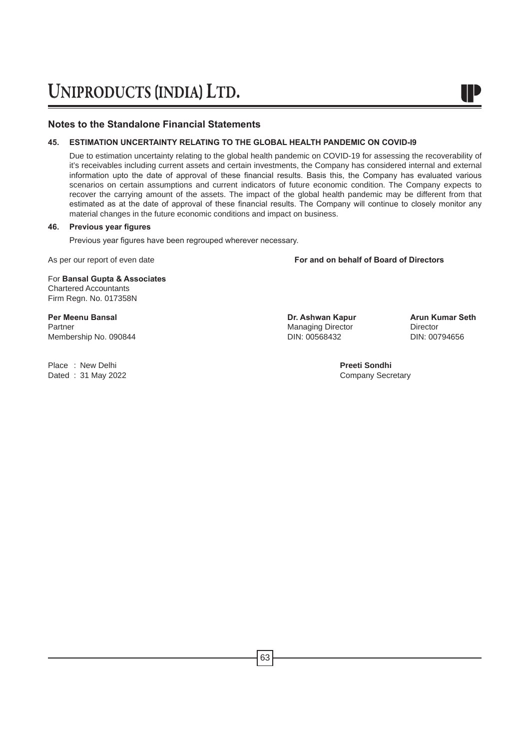## Notes to the Standalone Financial Statements

### 45. ESTIMATION UNCERTAINTY RELATING TO THE GLOBAL HEALTH PANDEMIC ON COVID-I9

Due to estimation uncertainty relating to the global health pandemic on COVID-19 for assessing the recoverability of it's receivables including current assets and certain investments, the Company has considered internal and external information upto the date of approval of these financial results. Basis this, the Company has evaluated various scenarios on certain assumptions and current indicators of future economic condition. The Company expects to recover the carrying amount of the assets. The impact of the global health pandemic may be different from that estimated as at the date of approval of these financial results. The Company will continue to closely monitor any material changes in the future economic conditions and impact on business.

### 46. Previous year figures

Previous year figures have been regrouped wherever necessary.

As per our report of even date

For **Bansal Gupta & Associates**
Chartered Accountants
Firm Regn. No. 017358N

**Per Meenu Bansal**
Partner
Membership No. 090844

Place : New Delhi
Dated : 31 May 2022

**For and on behalf of Board of Directors**

**Dr. Ashwan Kapur**
Managing Director
DIN: 00568432

**Arun Kumar Seth**
Director
DIN: 00794656

**Preeti Sondhi**
Company Secretary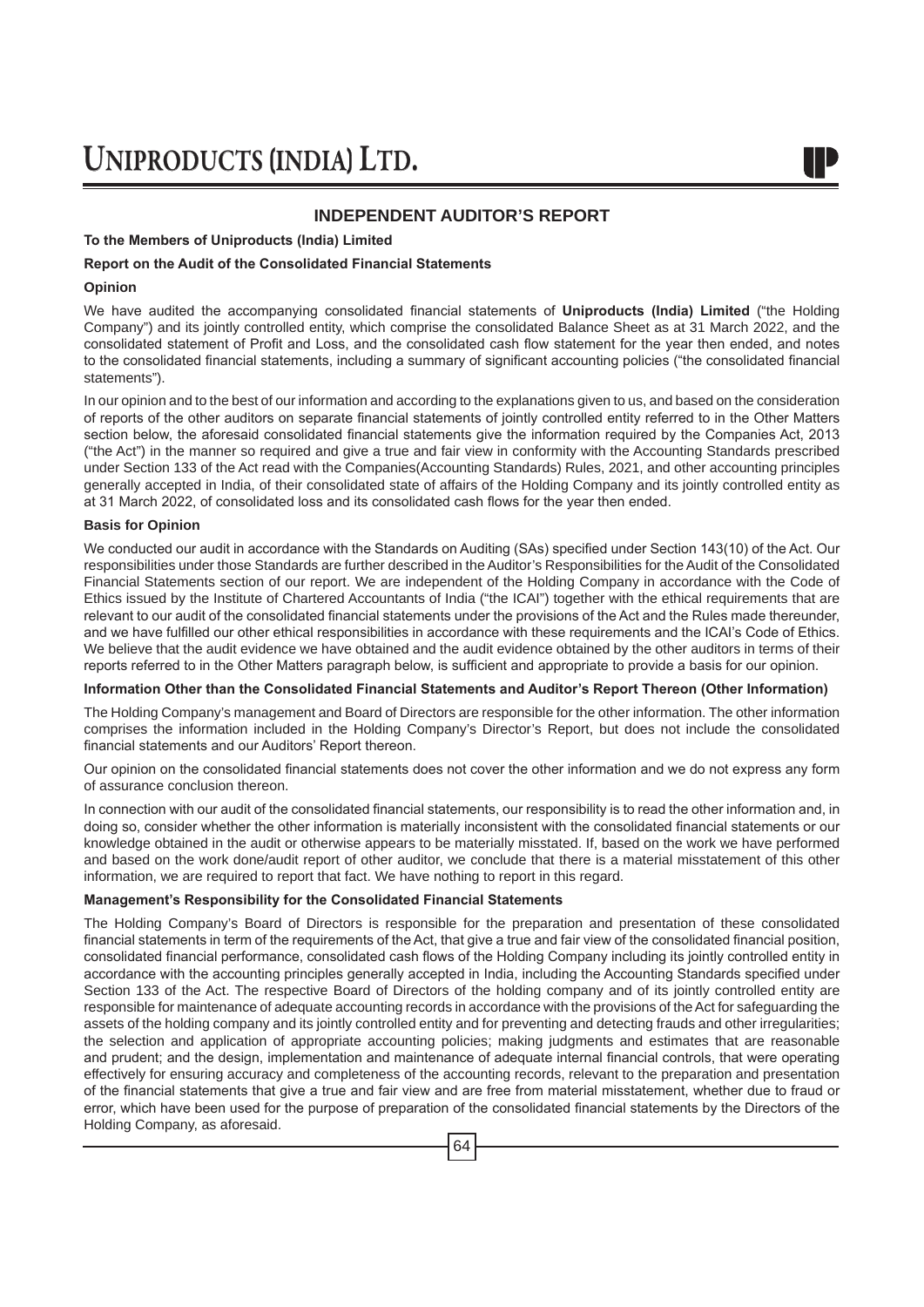# INDEPENDENT AUDITOR'S REPORT

**To the Members of Uniproducts (India) Limited**

**Report on the Audit of the Consolidated Financial Statements**

**Opinion**

We have audited the accompanying consolidated financial statements of **Uniproducts (India) Limited** ("the Holding Company") and its jointly controlled entity, which comprise the consolidated Balance Sheet as at 31 March 2022, and the consolidated statement of Profit and Loss, and the consolidated cash flow statement for the year then ended, and notes to the consolidated financial statements, including a summary of significant accounting policies ("the consolidated financial statements").

In our opinion and to the best of our information and according to the explanations given to us, and based on the consideration of reports of the other auditors on separate financial statements of jointly controlled entity referred to in the Other Matters section below, the aforesaid consolidated financial statements give the information required by the Companies Act, 2013 ("the Act") in the manner so required and give a true and fair view in conformity with the Accounting Standards prescribed under Section 133 of the Act read with the Companies(Accounting Standards) Rules, 2021, and other accounting principles generally accepted in India, of their consolidated state of affairs of the Holding Company and its jointly controlled entity as at 31 March 2022, of consolidated loss and its consolidated cash flows for the year then ended.

**Basis for Opinion**

We conducted our audit in accordance with the Standards on Auditing (SAs) specified under Section 143(10) of the Act. Our responsibilities under those Standards are further described in the Auditor's Responsibilities for the Audit of the Consolidated Financial Statements section of our report. We are independent of the Holding Company in accordance with the Code of Ethics issued by the Institute of Chartered Accountants of India ("the ICAI") together with the ethical requirements that are relevant to our audit of the consolidated financial statements under the provisions of the Act and the Rules made thereunder, and we have fulfilled our other ethical responsibilities in accordance with these requirements and the ICAI's Code of Ethics. We believe that the audit evidence we have obtained and the audit evidence obtained by the other auditors in terms of their reports referred to in the Other Matters paragraph below, is sufficient and appropriate to provide a basis for our opinion.

**Information Other than the Consolidated Financial Statements and Auditor's Report Thereon (Other Information)**

The Holding Company's management and Board of Directors are responsible for the other information. The other information comprises the information included in the Holding Company's Director's Report, but does not include the consolidated financial statements and our Auditors' Report thereon.

Our opinion on the consolidated financial statements does not cover the other information and we do not express any form of assurance conclusion thereon.

In connection with our audit of the consolidated financial statements, our responsibility is to read the other information and, in doing so, consider whether the other information is materially inconsistent with the consolidated financial statements or our knowledge obtained in the audit or otherwise appears to be materially misstated. If, based on the work we have performed and based on the work done/audit report of other auditor, we conclude that there is a material misstatement of this other information, we are required to report that fact. We have nothing to report in this regard.

**Management's Responsibility for the Consolidated Financial Statements**

The Holding Company's Board of Directors is responsible for the preparation and presentation of these consolidated financial statements in term of the requirements of the Act, that give a true and fair view of the consolidated financial position, consolidated financial performance, consolidated cash flows of the Holding Company including its jointly controlled entity in accordance with the accounting principles generally accepted in India, including the Accounting Standards specified under Section 133 of the Act. The respective Board of Directors of the holding company and of its jointly controlled entity are responsible for maintenance of adequate accounting records in accordance with the provisions of the Act for safeguarding the assets of the holding company and its jointly controlled entity and for preventing and detecting frauds and other irregularities; the selection and application of appropriate accounting policies; making judgments and estimates that are reasonable and prudent; and the design, implementation and maintenance of adequate internal financial controls, that were operating effectively for ensuring accuracy and completeness of the accounting records, relevant to the preparation and presentation of the financial statements that give a true and fair view and are free from material misstatement, whether due to fraud or error, which have been used for the purpose of preparation of the consolidated financial statements by the Directors of the Holding Company, as aforesaid.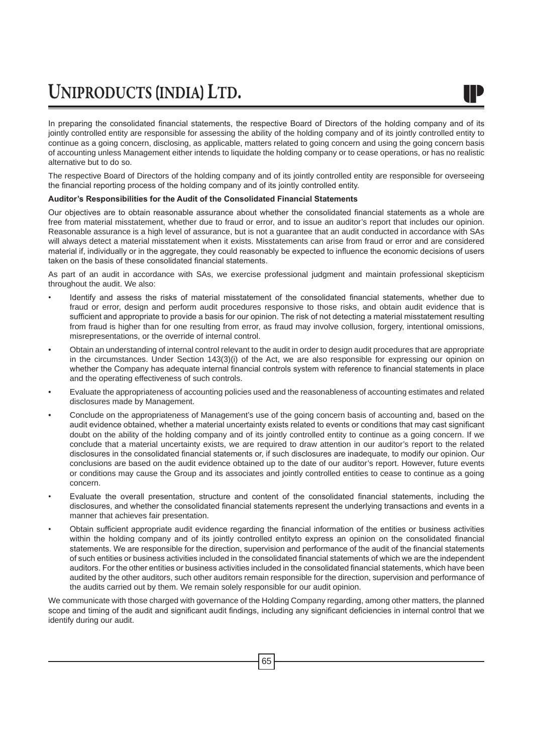In preparing the consolidated financial statements, the respective Board of Directors of the holding company and of its jointly controlled entity are responsible for assessing the ability of the holding company and of its jointly controlled entity to continue as a going concern, disclosing, as applicable, matters related to going concern and using the going concern basis of accounting unless Management either intends to liquidate the holding company or to cease operations, or has no realistic alternative but to do so.

The respective Board of Directors of the holding company and of its jointly controlled entity are responsible for overseeing the financial reporting process of the holding company and of its jointly controlled entity.

**Auditor's Responsibilities for the Audit of the Consolidated Financial Statements**

Our objectives are to obtain reasonable assurance about whether the consolidated financial statements as a whole are free from material misstatement, whether due to fraud or error, and to issue an auditor's report that includes our opinion. Reasonable assurance is a high level of assurance, but is not a guarantee that an audit conducted in accordance with SAs will always detect a material misstatement when it exists. Misstatements can arise from fraud or error and are considered material if, individually or in the aggregate, they could reasonably be expected to influence the economic decisions of users taken on the basis of these consolidated financial statements.

As part of an audit in accordance with SAs, we exercise professional judgment and maintain professional skepticism throughout the audit. We also:

- Identify and assess the risks of material misstatement of the consolidated financial statements, whether due to fraud or error, design and perform audit procedures responsive to those risks, and obtain audit evidence that is sufficient and appropriate to provide a basis for our opinion. The risk of not detecting a material misstatement resulting from fraud is higher than for one resulting from error, as fraud may involve collusion, forgery, intentional omissions, misrepresentations, or the override of internal control.
- Obtain an understanding of internal control relevant to the audit in order to design audit procedures that are appropriate in the circumstances. Under Section 143(3)(i) of the Act, we are also responsible for expressing our opinion on whether the Company has adequate internal financial controls system with reference to financial statements in place and the operating effectiveness of such controls.
- Evaluate the appropriateness of accounting policies used and the reasonableness of accounting estimates and related disclosures made by Management.
- Conclude on the appropriateness of Management's use of the going concern basis of accounting and, based on the audit evidence obtained, whether a material uncertainty exists related to events or conditions that may cast significant doubt on the ability of the holding company and of its jointly controlled entity to continue as a going concern. If we conclude that a material uncertainty exists, we are required to draw attention in our auditor's report to the related disclosures in the consolidated financial statements or, if such disclosures are inadequate, to modify our opinion. Our conclusions are based on the audit evidence obtained up to the date of our auditor's report. However, future events or conditions may cause the Group and its associates and jointly controlled entities to cease to continue as a going concern.
- Evaluate the overall presentation, structure and content of the consolidated financial statements, including the disclosures, and whether the consolidated financial statements represent the underlying transactions and events in a manner that achieves fair presentation.
- Obtain sufficient appropriate audit evidence regarding the financial information of the entities or business activities within the holding company and of its jointly controlled entityto express an opinion on the consolidated financial statements. We are responsible for the direction, supervision and performance of the audit of the financial statements of such entities or business activities included in the consolidated financial statements of which we are the independent auditors. For the other entities or business activities included in the consolidated financial statements, which have been audited by the other auditors, such other auditors remain responsible for the direction, supervision and performance of the audits carried out by them. We remain solely responsible for our audit opinion.

We communicate with those charged with governance of the Holding Company regarding, among other matters, the planned scope and timing of the audit and significant audit findings, including any significant deficiencies in internal control that we identify during our audit.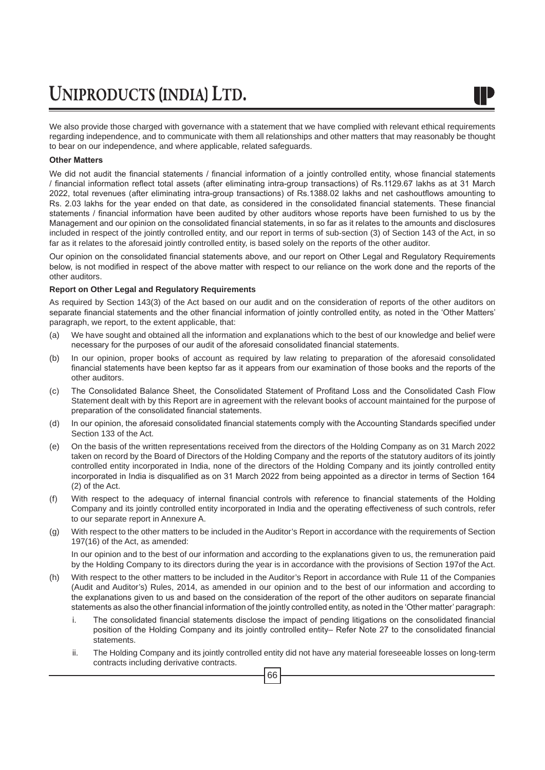We also provide those charged with governance with a statement that we have complied with relevant ethical requirements regarding independence, and to communicate with them all relationships and other matters that may reasonably be thought to bear on our independence, and where applicable, related safeguards.

**Other Matters**

We did not audit the financial statements / financial information of a jointly controlled entity, whose financial statements / financial information reflect total assets (after eliminating intra-group transactions) of Rs.1129.67 lakhs as at 31 March 2022, total revenues (after eliminating intra-group transactions) of Rs.1388.02 lakhs and net cashoutflows amounting to Rs. 2.03 lakhs for the year ended on that date, as considered in the consolidated financial statements. These financial statements / financial information have been audited by other auditors whose reports have been furnished to us by the Management and our opinion on the consolidated financial statements, in so far as it relates to the amounts and disclosures included in respect of the jointly controlled entity, and our report in terms of sub-section (3) of Section 143 of the Act, in so far as it relates to the aforesaid jointly controlled entity, is based solely on the reports of the other auditor.

Our opinion on the consolidated financial statements above, and our report on Other Legal and Regulatory Requirements below, is not modified in respect of the above matter with respect to our reliance on the work done and the reports of the other auditors.

**Report on Other Legal and Regulatory Requirements**

As required by Section 143(3) of the Act based on our audit and on the consideration of reports of the other auditors on separate financial statements and the other financial information of jointly controlled entity, as noted in the 'Other Matters' paragraph, we report, to the extent applicable, that:

(a) We have sought and obtained all the information and explanations which to the best of our knowledge and belief were necessary for the purposes of our audit of the aforesaid consolidated financial statements.

(b) In our opinion, proper books of account as required by law relating to preparation of the aforesaid consolidated financial statements have been keptso far as it appears from our examination of those books and the reports of the other auditors.

(c) The Consolidated Balance Sheet, the Consolidated Statement of Profitand Loss and the Consolidated Cash Flow Statement dealt with by this Report are in agreement with the relevant books of account maintained for the purpose of preparation of the consolidated financial statements.

(d) In our opinion, the aforesaid consolidated financial statements comply with the Accounting Standards specified under Section 133 of the Act.

(e) On the basis of the written representations received from the directors of the Holding Company as on 31 March 2022 taken on record by the Board of Directors of the Holding Company and the reports of the statutory auditors of its jointly controlled entity incorporated in India, none of the directors of the Holding Company and its jointly controlled entity incorporated in India is disqualified as on 31 March 2022 from being appointed as a director in terms of Section 164 (2) of the Act.

(f) With respect to the adequacy of internal financial controls with reference to financial statements of the Holding Company and its jointly controlled entity incorporated in India and the operating effectiveness of such controls, refer to our separate report in Annexure A.

(g) With respect to the other matters to be included in the Auditor's Report in accordance with the requirements of Section 197(16) of the Act, as amended:

    In our opinion and to the best of our information and according to the explanations given to us, the remuneration paid by the Holding Company to its directors during the year is in accordance with the provisions of Section 197of the Act.

(h) With respect to the other matters to be included in the Auditor's Report in accordance with Rule 11 of the Companies (Audit and Auditor's) Rules, 2014, as amended in our opinion and to the best of our information and according to the explanations given to us and based on the consideration of the report of the other auditors on separate financial statements as also the other financial information of the jointly controlled entity, as noted in the 'Other matter' paragraph:

    i. The consolidated financial statements disclose the impact of pending litigations on the consolidated financial position of the Holding Company and its jointly controlled entity– Refer Note 27 to the consolidated financial statements.

    ii. The Holding Company and its jointly controlled entity did not have any material foreseeable losses on long-term contracts including derivative contracts.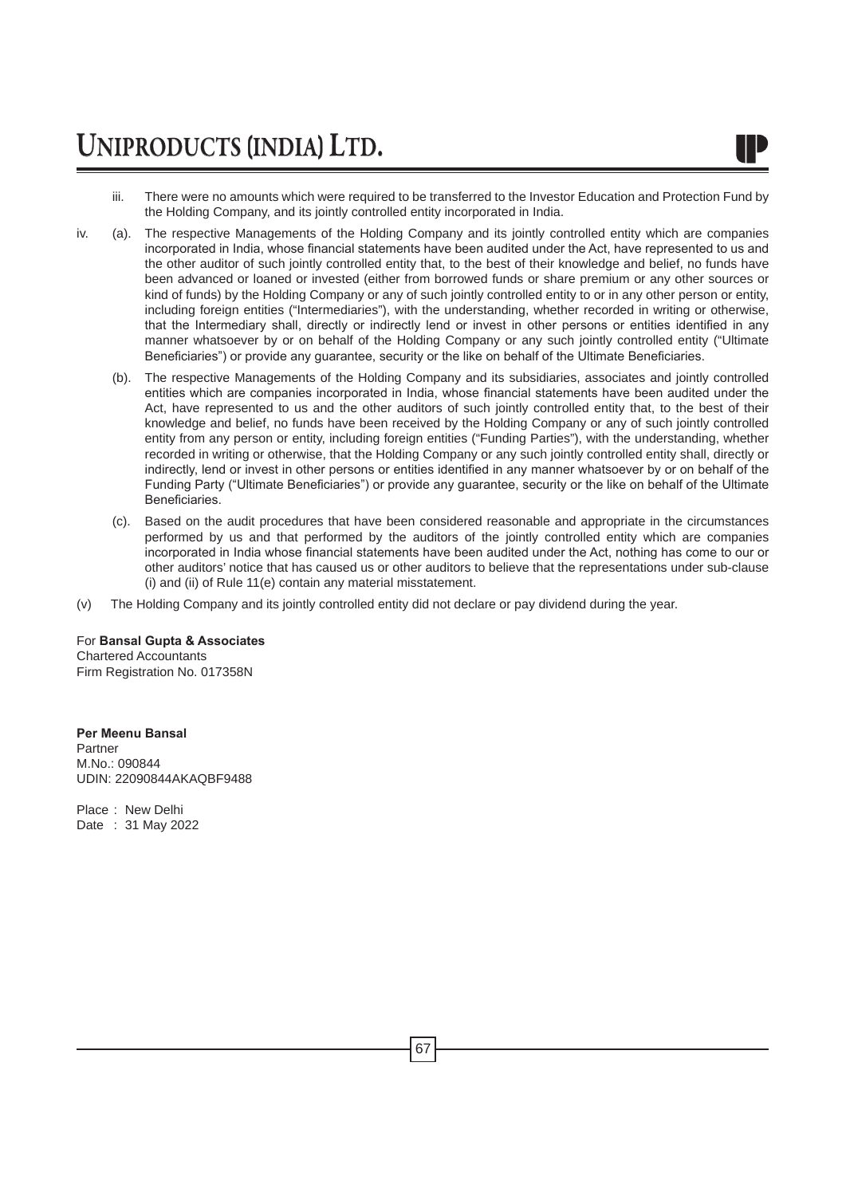iii. There were no amounts which were required to be transferred to the Investor Education and Protection Fund by the Holding Company, and its jointly controlled entity incorporated in India.

iv. (a). The respective Managements of the Holding Company and its jointly controlled entity which are companies incorporated in India, whose financial statements have been audited under the Act, have represented to us and the other auditor of such jointly controlled entity that, to the best of their knowledge and belief, no funds have been advanced or loaned or invested (either from borrowed funds or share premium or any other sources or kind of funds) by the Holding Company or any of such jointly controlled entity to or in any other person or entity, including foreign entities ("Intermediaries"), with the understanding, whether recorded in writing or otherwise, that the Intermediary shall, directly or indirectly lend or invest in other persons or entities identified in any manner whatsoever by or on behalf of the Holding Company or any such jointly controlled entity ("Ultimate Beneficiaries") or provide any guarantee, security or the like on behalf of the Ultimate Beneficiaries.

(b). The respective Managements of the Holding Company and its subsidiaries, associates and jointly controlled entities which are companies incorporated in India, whose financial statements have been audited under the Act, have represented to us and the other auditors of such jointly controlled entity that, to the best of their knowledge and belief, no funds have been received by the Holding Company or any of such jointly controlled entity from any person or entity, including foreign entities ("Funding Parties"), with the understanding, whether recorded in writing or otherwise, that the Holding Company or any such jointly controlled entity shall, directly or indirectly, lend or invest in other persons or entities identified in any manner whatsoever by or on behalf of the Funding Party ("Ultimate Beneficiaries") or provide any guarantee, security or the like on behalf of the Ultimate Beneficiaries.

(c). Based on the audit procedures that have been considered reasonable and appropriate in the circumstances performed by us and that performed by the auditors of the jointly controlled entity which are companies incorporated in India whose financial statements have been audited under the Act, nothing has come to our or other auditors' notice that has caused us or other auditors to believe that the representations under sub-clause (i) and (ii) of Rule 11(e) contain any material misstatement.

(v) The Holding Company and its jointly controlled entity did not declare or pay dividend during the year.

For **Bansal Gupta & Associates**
Chartered Accountants
Firm Registration No. 017358N

**Per Meenu Bansal**
Partner
M.No.: 090844
UDIN: 22090844AKAQBF9488

Place : New Delhi
Date : 31 May 2022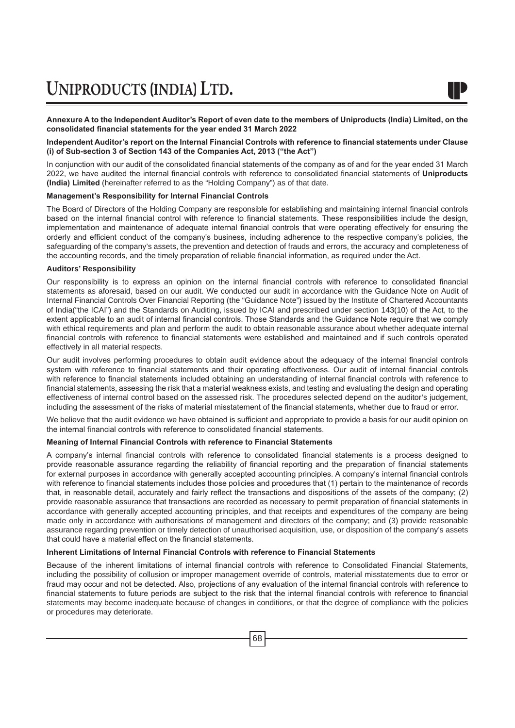**Annexure A to the Independent Auditor's Report of even date to the members of Uniproducts (India) Limited, on the consolidated financial statements for the year ended 31 March 2022**

**Independent Auditor's report on the Internal Financial Controls with reference to financial statements under Clause (i) of Sub-section 3 of Section 143 of the Companies Act, 2013 ("the Act")**

In conjunction with our audit of the consolidated financial statements of the company as of and for the year ended 31 March 2022, we have audited the internal financial controls with reference to consolidated financial statements of **Uniproducts (India) Limited** (hereinafter referred to as the "Holding Company") as of that date.

**Management's Responsibility for Internal Financial Controls**

The Board of Directors of the Holding Company are responsible for establishing and maintaining internal financial controls based on the internal financial control with reference to financial statements. These responsibilities include the design, implementation and maintenance of adequate internal financial controls that were operating effectively for ensuring the orderly and efficient conduct of the company's business, including adherence to the respective company's policies, the safeguarding of the company's assets, the prevention and detection of frauds and errors, the accuracy and completeness of the accounting records, and the timely preparation of reliable financial information, as required under the Act.

**Auditors' Responsibility**

Our responsibility is to express an opinion on the internal financial controls with reference to consolidated financial statements as aforesaid, based on our audit. We conducted our audit in accordance with the Guidance Note on Audit of Internal Financial Controls Over Financial Reporting (the "Guidance Note") issued by the Institute of Chartered Accountants of India("the ICAI") and the Standards on Auditing, issued by ICAI and prescribed under section 143(10) of the Act, to the extent applicable to an audit of internal financial controls. Those Standards and the Guidance Note require that we comply with ethical requirements and plan and perform the audit to obtain reasonable assurance about whether adequate internal financial controls with reference to financial statements were established and maintained and if such controls operated effectively in all material respects.

Our audit involves performing procedures to obtain audit evidence about the adequacy of the internal financial controls system with reference to financial statements and their operating effectiveness. Our audit of internal financial controls with reference to financial statements included obtaining an understanding of internal financial controls with reference to financial statements, assessing the risk that a material weakness exists, and testing and evaluating the design and operating effectiveness of internal control based on the assessed risk. The procedures selected depend on the auditor's judgement, including the assessment of the risks of material misstatement of the financial statements, whether due to fraud or error.

We believe that the audit evidence we have obtained is sufficient and appropriate to provide a basis for our audit opinion on the internal financial controls with reference to consolidated financial statements.

**Meaning of Internal Financial Controls with reference to Financial Statements**

A company's internal financial controls with reference to consolidated financial statements is a process designed to provide reasonable assurance regarding the reliability of financial reporting and the preparation of financial statements for external purposes in accordance with generally accepted accounting principles. A company's internal financial controls with reference to financial statements includes those policies and procedures that (1) pertain to the maintenance of records that, in reasonable detail, accurately and fairly reflect the transactions and dispositions of the assets of the company; (2) provide reasonable assurance that transactions are recorded as necessary to permit preparation of financial statements in accordance with generally accepted accounting principles, and that receipts and expenditures of the company are being made only in accordance with authorisations of management and directors of the company; and (3) provide reasonable assurance regarding prevention or timely detection of unauthorised acquisition, use, or disposition of the company's assets that could have a material effect on the financial statements.

**Inherent Limitations of Internal Financial Controls with reference to Financial Statements**

Because of the inherent limitations of internal financial controls with reference to Consolidated Financial Statements, including the possibility of collusion or improper management override of controls, material misstatements due to error or fraud may occur and not be detected. Also, projections of any evaluation of the internal financial controls with reference to financial statements to future periods are subject to the risk that the internal financial controls with reference to financial statements may become inadequate because of changes in conditions, or that the degree of compliance with the policies or procedures may deteriorate.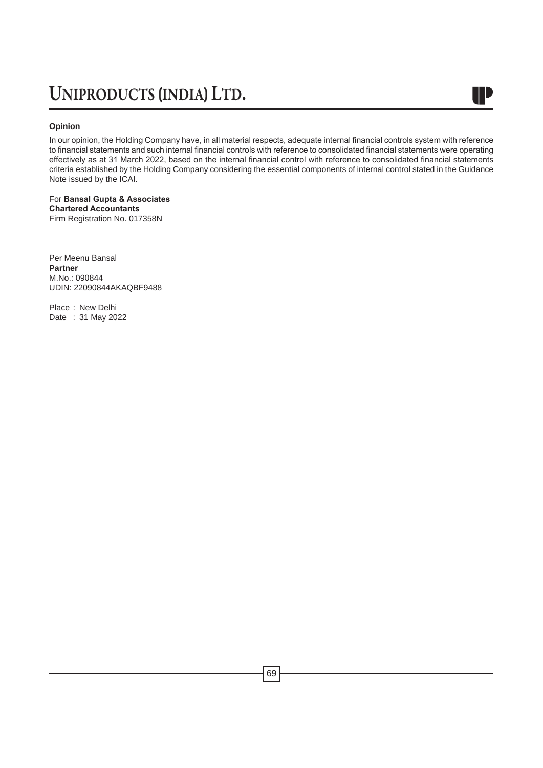**Opinion**

In our opinion, the Holding Company have, in all material respects, adequate internal financial controls system with reference to financial statements and such internal financial controls with reference to consolidated financial statements were operating effectively as at 31 March 2022, based on the internal financial control with reference to consolidated financial statements criteria established by the Holding Company considering the essential components of internal control stated in the Guidance Note issued by the ICAI.

For **Bansal Gupta & Associates**
**Chartered Accountants**
Firm Registration No. 017358N

Per Meenu Bansal
**Partner**
M.No.: 090844
UDIN: 22090844AKAQBF9488

Place : New Delhi
Date : 31 May 2022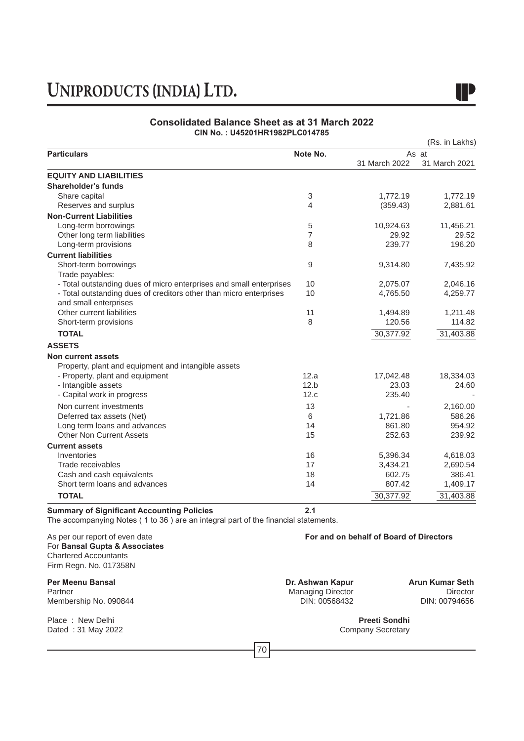# UNIPRODUCTS (INDIA) LTD.

## Consolidated Balance Sheet as at 31 March 2022

**CIN No. : U45201HR1982PLC014785**

(Rs. in Lakhs)

| Particulars | Note No. | As at 31 March 2022 | As at 31 March 2021 |
|---|---|---|---|
| **EQUITY AND LIABILITIES** | | | |
| **Shareholder's funds** | | | |
| Share capital | 3 | 1,772.19 | 1,772.19 |
| Reserves and surplus | 4 | (359.43) | 2,881.61 |
| **Non-Current Liabilities** | | | |
| Long-term borrowings | 5 | 10,924.63 | 11,456.21 |
| Other long term liabilities | 7 | 29.92 | 29.52 |
| Long-term provisions | 8 | 239.77 | 196.20 |
| **Current liabilities** | | | |
| Short-term borrowings | 9 | 9,314.80 | 7,435.92 |
| Trade payables: | | | |
| - Total outstanding dues of micro enterprises and small enterprises | 10 | 2,075.07 | 2,046.16 |
| - Total outstanding dues of creditors other than micro enterprises and small enterprises | 10 | 4,765.50 | 4,259.77 |
| Other current liabilities | 11 | 1,494.89 | 1,211.48 |
| Short-term provisions | 8 | 120.56 | 114.82 |
| **TOTAL** | | 30,377.92 | 31,403.88 |
| **ASSETS** | | | |
| **Non current assets** | | | |
| Property, plant and equipment and intangible assets | | | |
| - Property, plant and equipment | 12.a | 17,042.48 | 18,334.03 |
| - Intangible assets | 12.b | 23.03 | 24.60 |
| - Capital work in progress | 12.c | 235.40 | - |
| Non current investments | 13 | - | 2,160.00 |
| Deferred tax assets (Net) | 6 | 1,721.86 | 586.26 |
| Long term loans and advances | 14 | 861.80 | 954.92 |
| Other Non Current Assets | 15 | 252.63 | 239.92 |
| **Current assets** | | | |
| Inventories | 16 | 5,396.34 | 4,618.03 |
| Trade receivables | 17 | 3,434.21 | 2,690.54 |
| Cash and cash equivalents | 18 | 602.75 | 386.41 |
| Short term loans and advances | 14 | 807.42 | 1,409.17 |
| **TOTAL** | | 30,377.92 | 31,403.88 |

**Summary of Significant Accounting Policies** 2.1

The accompanying Notes ( 1 to 36 ) are an integral part of the financial statements.

As per our report of even date
For **Bansal Gupta & Associates**
Chartered Accountants
Firm Regn. No. 017358N

**Per Meenu Bansal**
Partner
Membership No. 090844

Place : New Delhi
Dated : 31 May 2022

**For and on behalf of Board of Directors**

**Dr. Ashwan Kapur**
Managing Director
DIN: 00568432

**Arun Kumar Seth**
Director
DIN: 00794656

**Preeti Sondhi**
Company Secretary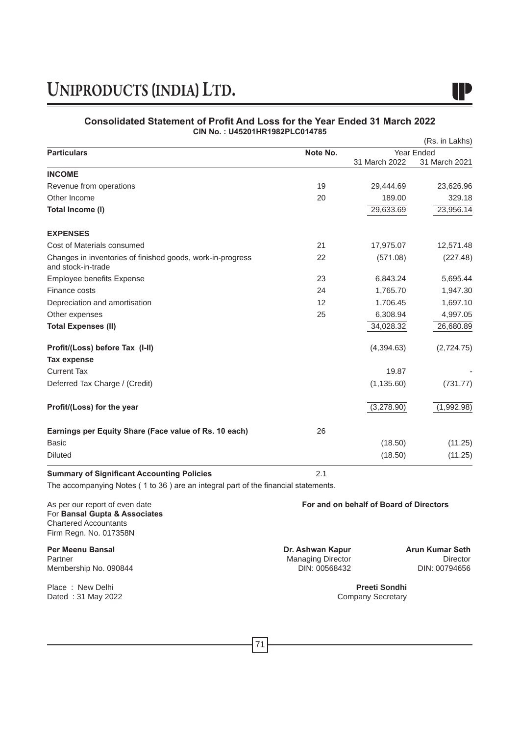## Consolidated Statement of Profit And Loss for the Year Ended 31 March 2022

**CIN No. : U45201HR1982PLC014785**

(Rs. in Lakhs)

| Particulars | Note No. | Year Ended 31 March 2022 | Year Ended 31 March 2021 |
|---|---|---|---|
| **INCOME** | | | |
| Revenue from operations | 19 | 29,444.69 | 23,626.96 |
| Other Income | 20 | 189.00 | 329.18 |
| **Total Income (I)** | | 29,633.69 | 23,956.14 |
| **EXPENSES** | | | |
| Cost of Materials consumed | 21 | 17,975.07 | 12,571.48 |
| Changes in inventories of finished goods, work-in-progress and stock-in-trade | 22 | (571.08) | (227.48) |
| Employee benefits Expense | 23 | 6,843.24 | 5,695.44 |
| Finance costs | 24 | 1,765.70 | 1,947.30 |
| Depreciation and amortisation | 12 | 1,706.45 | 1,697.10 |
| Other expenses | 25 | 6,308.94 | 4,997.05 |
| **Total Expenses (II)** | | 34,028.32 | 26,680.89 |
| **Profit/(Loss) before Tax (I-II)** | | (4,394.63) | (2,724.75) |
| **Tax expense** | | | |
| Current Tax | | 19.87 | - |
| Deferred Tax Charge / (Credit) | | (1,135.60) | (731.77) |
| **Profit/(Loss) for the year** | | (3,278.90) | (1,992.98) |
| **Earnings per Equity Share (Face value of Rs. 10 each)** | 26 | | |
| Basic | | (18.50) | (11.25) |
| Diluted | | (18.50) | (11.25) |
| **Summary of Significant Accounting Policies** | 2.1 | | |

The accompanying Notes ( 1 to 36 ) are an integral part of the financial statements.

As per our report of even date
For **Bansal Gupta & Associates**
Chartered Accountants
Firm Regn. No. 017358N

**For and on behalf of Board of Directors**

**Per Meenu Bansal**
Partner
Membership No. 090844

**Dr. Ashwan Kapur**
Managing Director
DIN: 00568432

**Arun Kumar Seth**
Director
DIN: 00794656

Place : New Delhi
Dated : 31 May 2022

**Preeti Sondhi**
Company Secretary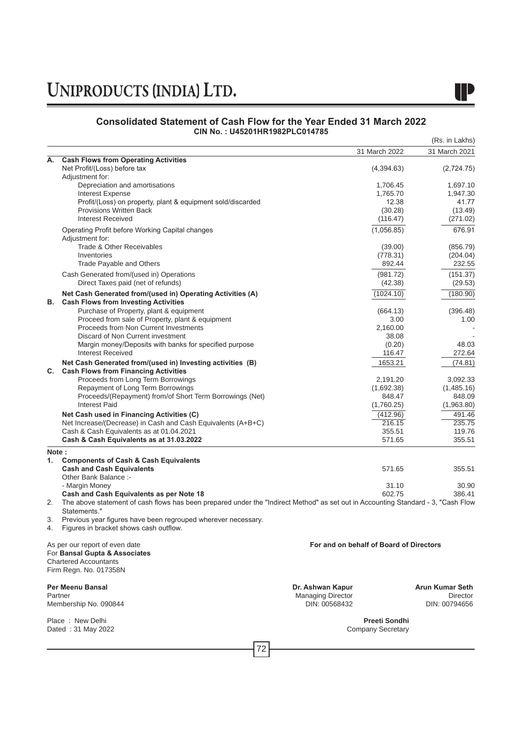## Consolidated Statement of Cash Flow for the Year Ended 31 March 2022

**CIN No. : U45201HR1982PLC014785**

(Rs. in Lakhs)

| | | 31 March 2022 | 31 March 2021 |
|---|---|---|---|
| **A.** | **Cash Flows from Operating Activities** | | |
| | Net Profit/(Loss) before tax | (4,394.63) | (2,724.75) |
| | Adjustment for: | | |
| | Depreciation and amortisations | 1,706.45 | 1,697.10 |
| | Interest Expense | 1,765.70 | 1,947.30 |
| | Profit/(Loss) on property, plant & equipment sold/discarded | 12.38 | 41.77 |
| | Provisions Written Back | (30.28) | (13.49) |
| | Interest Received | (116.47) | (271.02) |
| | Operating Profit before Working Capital changes | (1,056.85) | 676.91 |
| | Adjustment for: | | |
| | Trade & Other Receivables | (39.00) | (856.79) |
| | Inventories | (778.31) | (204.04) |
| | Trade Payable and Others | 892.44 | 232.55 |
| | Cash Generated from/(used in) Operations | (981.72) | (151.37) |
| | Direct Taxes paid (net of refunds) | (42.38) | (29.53) |
| | **Net Cash Generated from/(used in) Operating Activities (A)** | (1024.10) | (180.90) |
| **B.** | **Cash Flows from Investing Activities** | | |
| | Purchase of Property, plant & equipment | (664.13) | (396.48) |
| | Proceed from sale of Property, plant & equipment | 3.00 | 1.00 |
| | Proceeds from Non Current Investments | 2,160.00 | - |
| | Discard of Non Current investment | 38.08 | - |
| | Margin money/Deposits with banks for specified purpose | (0.20) | 48.03 |
| | Interest Received | 116.47 | 272.64 |
| | **Net Cash Generated from/(used in) Investing activities (B)** | 1653.21 | (74.81) |
| **C.** | **Cash Flows from Financing Activities** | | |
| | Proceeds from Long Term Borrowings | 2,191.20 | 3,092.33 |
| | Repayment of Long Term Borrowings | (1,692.38) | (1,485.16) |
| | Proceeds/(Repayment) from/of Short Term Borrowings (Net) | 848.47 | 848.09 |
| | Interest Paid | (1,760.25) | (1,963.80) |
| | **Net Cash used in Financing Activities (C)** | (412.96) | 491.46 |
| | Net Increase/(Decrease) in Cash and Cash Equivalents (A+B+C) | 216.15 | 235.75 |
| | Cash & Cash Equivalents as at 01.04.2021 | 355.51 | 119.76 |
| | **Cash & Cash Equivalents as at 31.03.2022** | 571.65 | 355.51 |

**Note :**

1. **Components of Cash & Cash Equivalents**

| | 31 March 2022 | 31 March 2021 |
|---|---|---|
| **Cash and Cash Equivalents** | 571.65 | 355.51 |
| Other Bank Balance :- | | |
| - Margin Money | 31.10 | 30.90 |
| **Cash and Cash Equivalents as per Note 18** | 602.75 | 386.41 |

2. The above statement of cash flows has been prepared under the "Indirect Method" as set out in Accounting Standard - 3, "Cash Flow Statements."
3. Previous year figures have been regrouped wherever necessary.
4. Figures in bracket shows cash outflow.

As per our report of even date
For **Bansal Gupta & Associates**
Chartered Accountants
Firm Regn. No. 017358N

**For and on behalf of Board of Directors**

**Per Meenu Bansal**
Partner
Membership No. 090844

**Dr. Ashwan Kapur**
Managing Director
DIN: 00568432

**Arun Kumar Seth**
Director
DIN: 00794656

Place : New Delhi
Dated : 31 May 2022

**Preeti Sondhi**
Company Secretary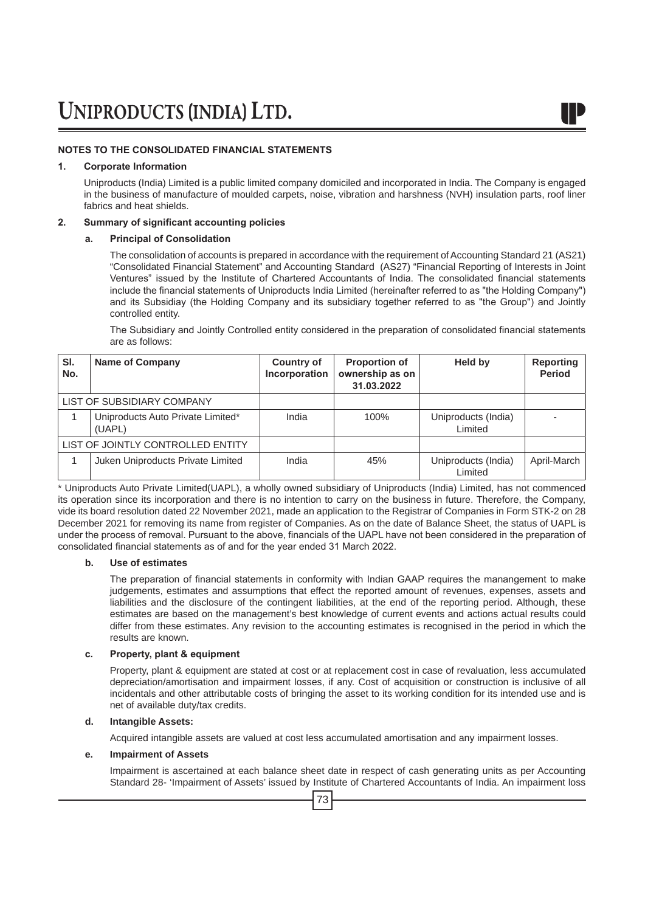## NOTES TO THE CONSOLIDATED FINANCIAL STATEMENTS

### 1. Corporate Information

Uniproducts (India) Limited is a public limited company domiciled and incorporated in India. The Company is engaged in the business of manufacture of moulded carpets, noise, vibration and harshness (NVH) insulation parts, roof liner fabrics and heat shields.

### 2. Summary of significant accounting policies

#### a. Principal of Consolidation

The consolidation of accounts is prepared in accordance with the requirement of Accounting Standard 21 (AS21) "Consolidated Financial Statement" and Accounting Standard (AS27) "Financial Reporting of Interests in Joint Ventures" issued by the Institute of Chartered Accountants of India. The consolidated financial statements include the financial statements of Uniproducts India Limited (hereinafter referred to as "the Holding Company") and its Subsidiay (the Holding Company and its subsidiary together referred to as "the Group") and Jointly controlled entity.

The Subsidiary and Jointly Controlled entity considered in the preparation of consolidated financial statements are as follows:

| Sl. No. | Name of Company | Country of Incorporation | Proportion of ownership as on 31.03.2022 | Held by | Reporting Period |
|---|---|---|---|---|---|
| LIST OF SUBSIDIARY COMPANY | | | | | |
| 1 | Uniproducts Auto Private Limited* (UAPL) | India | 100% | Uniproducts (India) Limited | - |
| LIST OF JOINTLY CONTROLLED ENTITY | | | | | |
| 1 | Juken Uniproducts Private Limited | India | 45% | Uniproducts (India) Limited | April-March |

* Uniproducts Auto Private Limited(UAPL), a wholly owned subsidiary of Uniproducts (India) Limited, has not commenced its operation since its incorporation and there is no intention to carry on the business in future. Therefore, the Company, vide its board resolution dated 22 November 2021, made an application to the Registrar of Companies in Form STK-2 on 28 December 2021 for removing its name from register of Companies. As on the date of Balance Sheet, the status of UAPL is under the process of removal. Pursuant to the above, financials of the UAPL have not been considered in the preparation of consolidated financial statements as of and for the year ended 31 March 2022.

#### b. Use of estimates

The preparation of financial statements in conformity with Indian GAAP requires the manangement to make judgements, estimates and assumptions that effect the reported amount of revenues, expenses, assets and liabilities and the disclosure of the contingent liabilities, at the end of the reporting period. Although, these estimates are based on the management's best knowledge of current events and actions actual results could differ from these estimates. Any revision to the accounting estimates is recognised in the period in which the results are known.

#### c. Property, plant & equipment

Property, plant & equipment are stated at cost or at replacement cost in case of revaluation, less accumulated depreciation/amortisation and impairment losses, if any. Cost of acquisition or construction is inclusive of all incidentals and other attributable costs of bringing the asset to its working condition for its intended use and is net of available duty/tax credits.

#### d. Intangible Assets:

Acquired intangible assets are valued at cost less accumulated amortisation and any impairment losses.

#### e. Impairment of Assets

Impairment is ascertained at each balance sheet date in respect of cash generating units as per Accounting Standard 28- 'Impairment of Assets' issued by Institute of Chartered Accountants of India. An impairment loss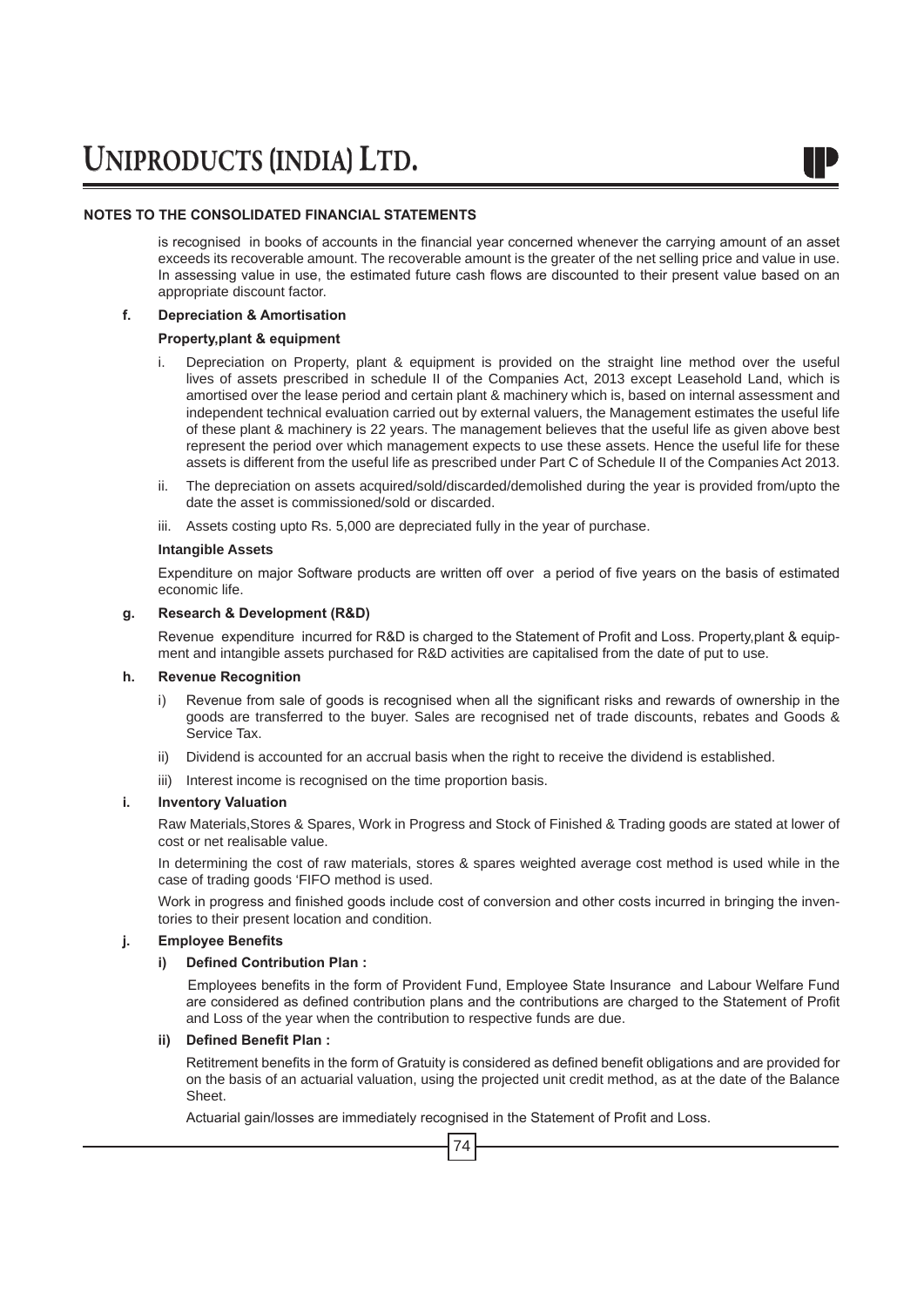## NOTES TO THE CONSOLIDATED FINANCIAL STATEMENTS

is recognised in books of accounts in the financial year concerned whenever the carrying amount of an asset exceeds its recoverable amount. The recoverable amount is the greater of the net selling price and value in use. In assessing value in use, the estimated future cash flows are discounted to their present value based on an appropriate discount factor.

**f. Depreciation & Amortisation**

**Property,plant & equipment**

i. Depreciation on Property, plant & equipment is provided on the straight line method over the useful lives of assets prescribed in schedule II of the Companies Act, 2013 except Leasehold Land, which is amortised over the lease period and certain plant & machinery which is, based on internal assessment and independent technical evaluation carried out by external valuers, the Management estimates the useful life of these plant & machinery is 22 years. The management believes that the useful life as given above best represent the period over which management expects to use these assets. Hence the useful life for these assets is different from the useful life as prescribed under Part C of Schedule II of the Companies Act 2013.

ii. The depreciation on assets acquired/sold/discarded/demolished during the year is provided from/upto the date the asset is commissioned/sold or discarded.

iii. Assets costing upto Rs. 5,000 are depreciated fully in the year of purchase.

**Intangible Assets**

Expenditure on major Software products are written off over a period of five years on the basis of estimated economic life.

**g. Research & Development (R&D)**

Revenue expenditure incurred for R&D is charged to the Statement of Profit and Loss. Property,plant & equipment and intangible assets purchased for R&D activities are capitalised from the date of put to use.

**h. Revenue Recognition**

i) Revenue from sale of goods is recognised when all the significant risks and rewards of ownership in the goods are transferred to the buyer. Sales are recognised net of trade discounts, rebates and Goods & Service Tax.

ii) Dividend is accounted for an accrual basis when the right to receive the dividend is established.

iii) Interest income is recognised on the time proportion basis.

**i. Inventory Valuation**

Raw Materials,Stores & Spares, Work in Progress and Stock of Finished & Trading goods are stated at lower of cost or net realisable value.

In determining the cost of raw materials, stores & spares weighted average cost method is used while in the case of trading goods 'FIFO method is used.

Work in progress and finished goods include cost of conversion and other costs incurred in bringing the inventories to their present location and condition.

**j. Employee Benefits**

**i) Defined Contribution Plan :**

Employees benefits in the form of Provident Fund, Employee State Insurance and Labour Welfare Fund are considered as defined contribution plans and the contributions are charged to the Statement of Profit and Loss of the year when the contribution to respective funds are due.

**ii) Defined Benefit Plan :**

Retitrement benefits in the form of Gratuity is considered as defined benefit obligations and are provided for on the basis of an actuarial valuation, using the projected unit credit method, as at the date of the Balance Sheet.

Actuarial gain/losses are immediately recognised in the Statement of Profit and Loss.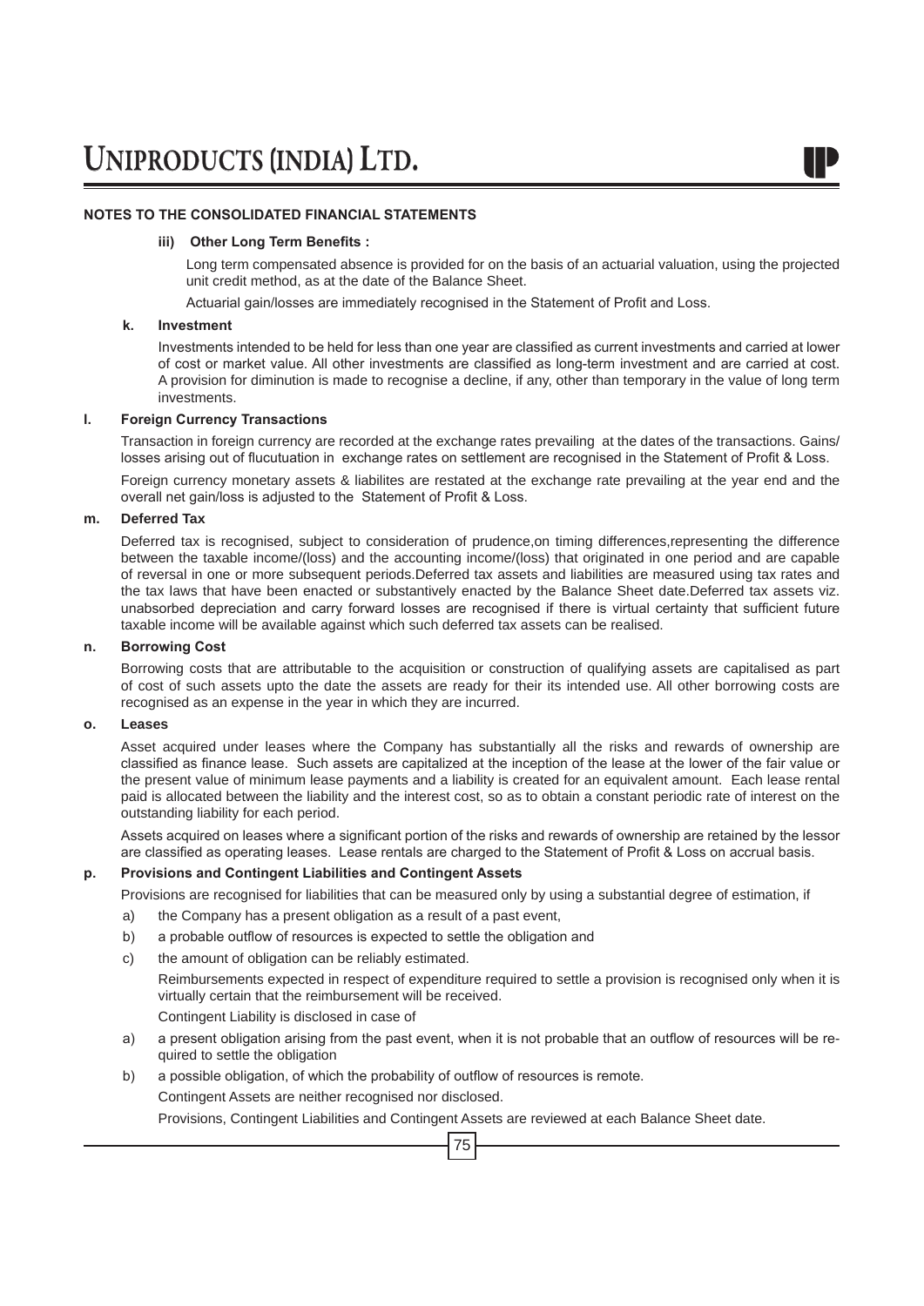## NOTES TO THE CONSOLIDATED FINANCIAL STATEMENTS

**iii) Other Long Term Benefits :**

Long term compensated absence is provided for on the basis of an actuarial valuation, using the projected unit credit method, as at the date of the Balance Sheet.

Actuarial gain/losses are immediately recognised in the Statement of Profit and Loss.

**k. Investment**

Investments intended to be held for less than one year are classified as current investments and carried at lower of cost or market value. All other investments are classified as long-term investment and are carried at cost. A provision for diminution is made to recognise a decline, if any, other than temporary in the value of long term investments.

**l. Foreign Currency Transactions**

Transaction in foreign currency are recorded at the exchange rates prevailing at the dates of the transactions. Gains/ losses arising out of flucutuation in exchange rates on settlement are recognised in the Statement of Profit & Loss.

Foreign currency monetary assets & liabilites are restated at the exchange rate prevailing at the year end and the overall net gain/loss is adjusted to the Statement of Profit & Loss.

**m. Deferred Tax**

Deferred tax is recognised, subject to consideration of prudence,on timing differences,representing the difference between the taxable income/(loss) and the accounting income/(loss) that originated in one period and are capable of reversal in one or more subsequent periods.Deferred tax assets and liabilities are measured using tax rates and the tax laws that have been enacted or substantively enacted by the Balance Sheet date.Deferred tax assets viz. unabsorbed depreciation and carry forward losses are recognised if there is virtual certainty that sufficient future taxable income will be available against which such deferred tax assets can be realised.

**n. Borrowing Cost**

Borrowing costs that are attributable to the acquisition or construction of qualifying assets are capitalised as part of cost of such assets upto the date the assets are ready for their its intended use. All other borrowing costs are recognised as an expense in the year in which they are incurred.

**o. Leases**

Asset acquired under leases where the Company has substantially all the risks and rewards of ownership are classified as finance lease. Such assets are capitalized at the inception of the lease at the lower of the fair value or the present value of minimum lease payments and a liability is created for an equivalent amount. Each lease rental paid is allocated between the liability and the interest cost, so as to obtain a constant periodic rate of interest on the outstanding liability for each period.

Assets acquired on leases where a significant portion of the risks and rewards of ownership are retained by the lessor are classified as operating leases. Lease rentals are charged to the Statement of Profit & Loss on accrual basis.

**p. Provisions and Contingent Liabilities and Contingent Assets**

Provisions are recognised for liabilities that can be measured only by using a substantial degree of estimation, if

a) the Company has a present obligation as a result of a past event,

b) a probable outflow of resources is expected to settle the obligation and

c) the amount of obligation can be reliably estimated.

Reimbursements expected in respect of expenditure required to settle a provision is recognised only when it is virtually certain that the reimbursement will be received.

Contingent Liability is disclosed in case of

a) a present obligation arising from the past event, when it is not probable that an outflow of resources will be required to settle the obligation

b) a possible obligation, of which the probability of outflow of resources is remote.

Contingent Assets are neither recognised nor disclosed.

Provisions, Contingent Liabilities and Contingent Assets are reviewed at each Balance Sheet date.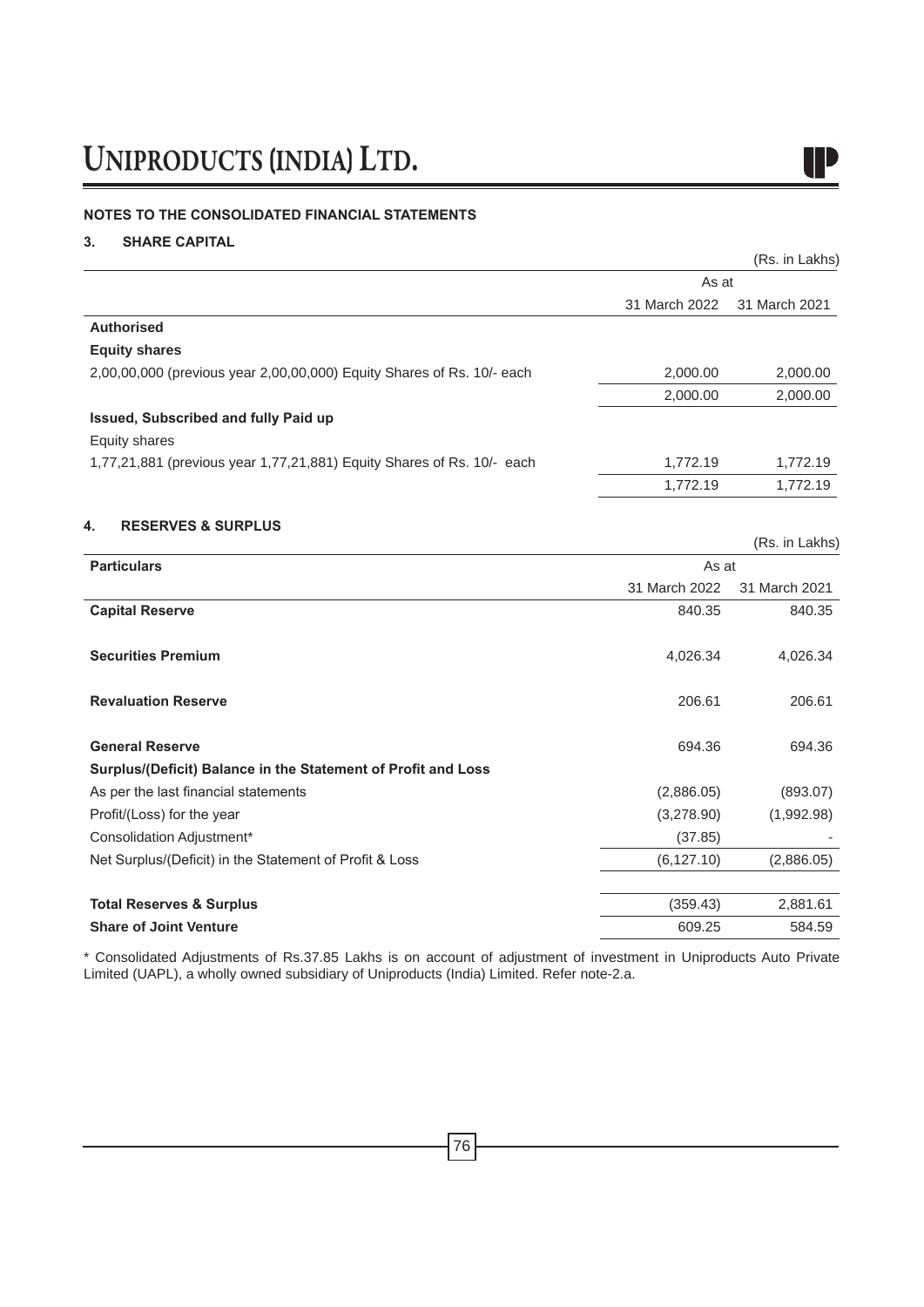**NOTES TO THE CONSOLIDATED FINANCIAL STATEMENTS**

### 3. SHARE CAPITAL

(Rs. in Lakhs)

| | As at | |
|---|---|---|
| | 31 March 2022 | 31 March 2021 |
| **Authorised** | | |
| **Equity shares** | | |
| 2,00,00,000 (previous year 2,00,00,000) Equity Shares of Rs. 10/- each | 2,000.00 | 2,000.00 |
| | 2,000.00 | 2,000.00 |
| **Issued, Subscribed and fully Paid up** | | |
| Equity shares | | |
| 1,77,21,881 (previous year 1,77,21,881) Equity Shares of Rs. 10/- each | 1,772.19 | 1,772.19 |
| | 1,772.19 | 1,772.19 |

### 4. RESERVES & SURPLUS

(Rs. in Lakhs)

| **Particulars** | As at | |
|---|---|---|
| | 31 March 2022 | 31 March 2021 |
| **Capital Reserve** | 840.35 | 840.35 |
| **Securities Premium** | 4,026.34 | 4,026.34 |
| **Revaluation Reserve** | 206.61 | 206.61 |
| **General Reserve** | 694.36 | 694.36 |
| **Surplus/(Deficit) Balance in the Statement of Profit and Loss** | | |
| As per the last financial statements | (2,886.05) | (893.07) |
| Profit/(Loss) for the year | (3,278.90) | (1,992.98) |
| Consolidation Adjustment* | (37.85) | - |
| Net Surplus/(Deficit) in the Statement of Profit & Loss | (6,127.10) | (2,886.05) |
| **Total Reserves & Surplus** | (359.43) | 2,881.61 |
| **Share of Joint Venture** | 609.25 | 584.59 |

* Consolidated Adjustments of Rs.37.85 Lakhs is on account of adjustment of investment in Uniproducts Auto Private Limited (UAPL), a wholly owned subsidiary of Uniproducts (India) Limited. Refer note-2.a.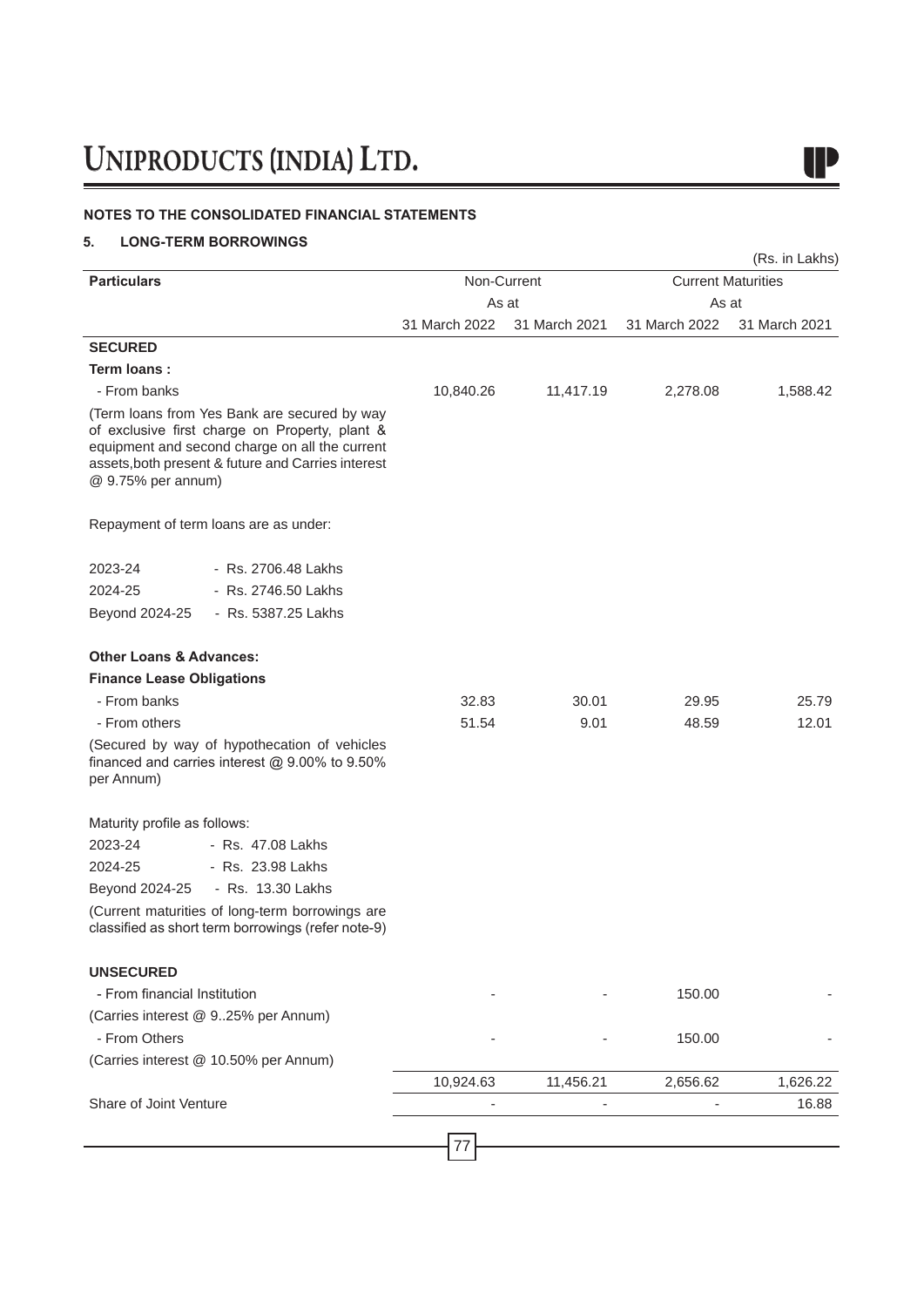**NOTES TO THE CONSOLIDATED FINANCIAL STATEMENTS**

**5. LONG-TERM BORROWINGS**

(Rs. in Lakhs)

| Particulars | Non-Current | | Current Maturities | |
|---|---|---|---|---|
| | As at | | As at | |
| | 31 March 2022 | 31 March 2021 | 31 March 2022 | 31 March 2021 |
| **SECURED** | | | | |
| **Term loans :** | | | | |
| - From banks | 10,840.26 | 11,417.19 | 2,278.08 | 1,588.42 |
| (Term loans from Yes Bank are secured by way of exclusive first charge on Property, plant & equipment and second charge on all the current assets,both present & future and Carries interest @ 9.75% per annum) | | | | |
| Repayment of term loans are as under: | | | | |
| 2023-24 - Rs. 2706.48 Lakhs | | | | |
| 2024-25 - Rs. 2746.50 Lakhs | | | | |
| Beyond 2024-25 - Rs. 5387.25 Lakhs | | | | |
| **Other Loans & Advances:** | | | | |
| **Finance Lease Obligations** | | | | |
| - From banks | 32.83 | 30.01 | 29.95 | 25.79 |
| - From others | 51.54 | 9.01 | 48.59 | 12.01 |
| (Secured by way of hypothecation of vehicles financed and carries interest @ 9.00% to 9.50% per Annum) | | | | |
| Maturity profile as follows: | | | | |
| 2023-24 - Rs. 47.08 Lakhs | | | | |
| 2024-25 - Rs. 23.98 Lakhs | | | | |
| Beyond 2024-25 - Rs. 13.30 Lakhs | | | | |
| (Current maturities of long-term borrowings are classified as short term borrowings (refer note-9) | | | | |
| **UNSECURED** | | | | |
| - From financial Institution | - | - | 150.00 | - |
| (Carries interest @ 9..25% per Annum) | | | | |
| - From Others | - | - | 150.00 | - |
| (Carries interest @ 10.50% per Annum) | | | | |
| | 10,924.63 | 11,456.21 | 2,656.62 | 1,626.22 |
| Share of Joint Venture | - | - | - | 16.88 |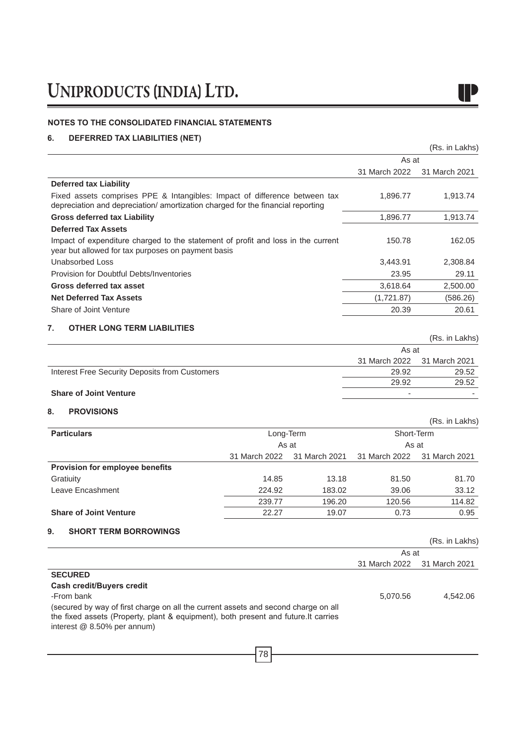## NOTES TO THE CONSOLIDATED FINANCIAL STATEMENTS

### 6. DEFERRED TAX LIABILITIES (NET)

(Rs. in Lakhs)

| | As at | |
|---|---|---|
| | 31 March 2022 | 31 March 2021 |
| **Deferred tax Liability** | | |
| Fixed assets comprises PPE & Intangibles: Impact of difference between tax depreciation and depreciation/ amortization charged for the financial reporting | 1,896.77 | 1,913.74 |
| **Gross deferred tax Liability** | 1,896.77 | 1,913.74 |
| **Deferred Tax Assets** | | |
| Impact of expenditure charged to the statement of profit and loss in the current year but allowed for tax purposes on payment basis | 150.78 | 162.05 |
| Unabsorbed Loss | 3,443.91 | 2,308.84 |
| Provision for Doubtful Debts/Inventories | 23.95 | 29.11 |
| **Gross deferred tax asset** | 3,618.64 | 2,500.00 |
| **Net Deferred Tax Assets** | (1,721.87) | (586.26) |
| Share of Joint Venture | 20.39 | 20.61 |

### 7. OTHER LONG TERM LIABILITIES

(Rs. in Lakhs)

| | As at | |
|---|---|---|
| | 31 March 2022 | 31 March 2021 |
| Interest Free Security Deposits from Customers | 29.92 | 29.52 |
| | 29.92 | 29.52 |
| **Share of Joint Venture** | - | - |

### 8. PROVISIONS

(Rs. in Lakhs)

| **Particulars** | Long-Term | | Short-Term | |
|---|---|---|---|---|
| | As at | | As at | |
| | 31 March 2022 | 31 March 2021 | 31 March 2022 | 31 March 2021 |
| **Provision for employee benefits** | | | | |
| Gratiuity | 14.85 | 13.18 | 81.50 | 81.70 |
| Leave Encashment | 224.92 | 183.02 | 39.06 | 33.12 |
| | 239.77 | 196.20 | 120.56 | 114.82 |
| **Share of Joint Venture** | 22.27 | 19.07 | 0.73 | 0.95 |

### 9. SHORT TERM BORROWINGS

(Rs. in Lakhs)

| | As at | |
|---|---|---|
| | 31 March 2022 | 31 March 2021 |
| **SECURED** | | |
| **Cash credit/Buyers credit** | | |
| -From bank | 5,070.56 | 4,542.06 |
| (secured by way of first charge on all the current assets and second charge on all the fixed assets (Property, plant & equipment), both present and future.It carries interest @ 8.50% per annum) | | |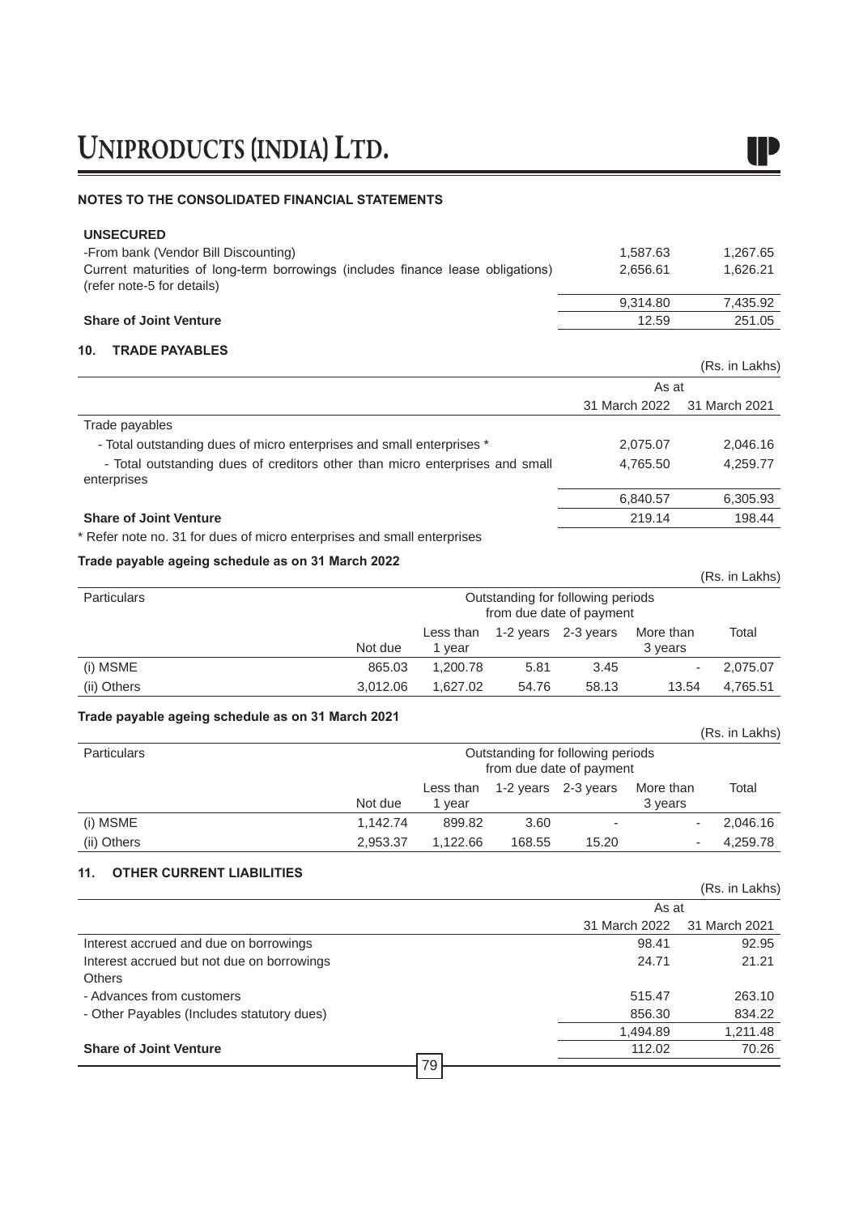**NOTES TO THE CONSOLIDATED FINANCIAL STATEMENTS**

| | | |
|---|---|---|
| **UNSECURED** | | |
| -From bank (Vendor Bill Discounting) | 1,587.63 | 1,267.65 |
| Current maturities of long-term borrowings (includes finance lease obligations) (refer note-5 for details) | 2,656.61 | 1,626.21 |
| | 9,314.80 | 7,435.92 |
| **Share of Joint Venture** | 12.59 | 251.05 |

## 10. TRADE PAYABLES

(Rs. in Lakhs)

| | As at | |
|---|---|---|
| | 31 March 2022 | 31 March 2021 |
| Trade payables | | |
| - Total outstanding dues of micro enterprises and small enterprises * | 2,075.07 | 2,046.16 |
| - Total outstanding dues of creditors other than micro enterprises and small enterprises | 4,765.50 | 4,259.77 |
| | 6,840.57 | 6,305.93 |
| **Share of Joint Venture** | 219.14 | 198.44 |

* Refer note no. 31 for dues of micro enterprises and small enterprises

**Trade payable ageing schedule as on 31 March 2022**

(Rs. in Lakhs)

| Particulars | Outstanding for following periods from due date of payment | | | | | |
|---|---|---|---|---|---|---|
| | Not due | Less than 1 year | 1-2 years | 2-3 years | More than 3 years | Total |
| (i) MSME | 865.03 | 1,200.78 | 5.81 | 3.45 | - | 2,075.07 |
| (ii) Others | 3,012.06 | 1,627.02 | 54.76 | 58.13 | 13.54 | 4,765.51 |

**Trade payable ageing schedule as on 31 March 2021**

(Rs. in Lakhs)

| Particulars | Outstanding for following periods from due date of payment | | | | | |
|---|---|---|---|---|---|---|
| | Not due | Less than 1 year | 1-2 years | 2-3 years | More than 3 years | Total |
| (i) MSME | 1,142.74 | 899.82 | 3.60 | - | - | 2,046.16 |
| (ii) Others | 2,953.37 | 1,122.66 | 168.55 | 15.20 | - | 4,259.78 |

## 11. OTHER CURRENT LIABILITIES

(Rs. in Lakhs)

| | As at | |
|---|---|---|
| | 31 March 2022 | 31 March 2021 |
| Interest accrued and due on borrowings | 98.41 | 92.95 |
| Interest accrued but not due on borrowings | 24.71 | 21.21 |
| Others | | |
| - Advances from customers | 515.47 | 263.10 |
| - Other Payables (Includes statutory dues) | 856.30 | 834.22 |
| | 1,494.89 | 1,211.48 |
| **Share of Joint Venture** | 112.02 | 70.26 |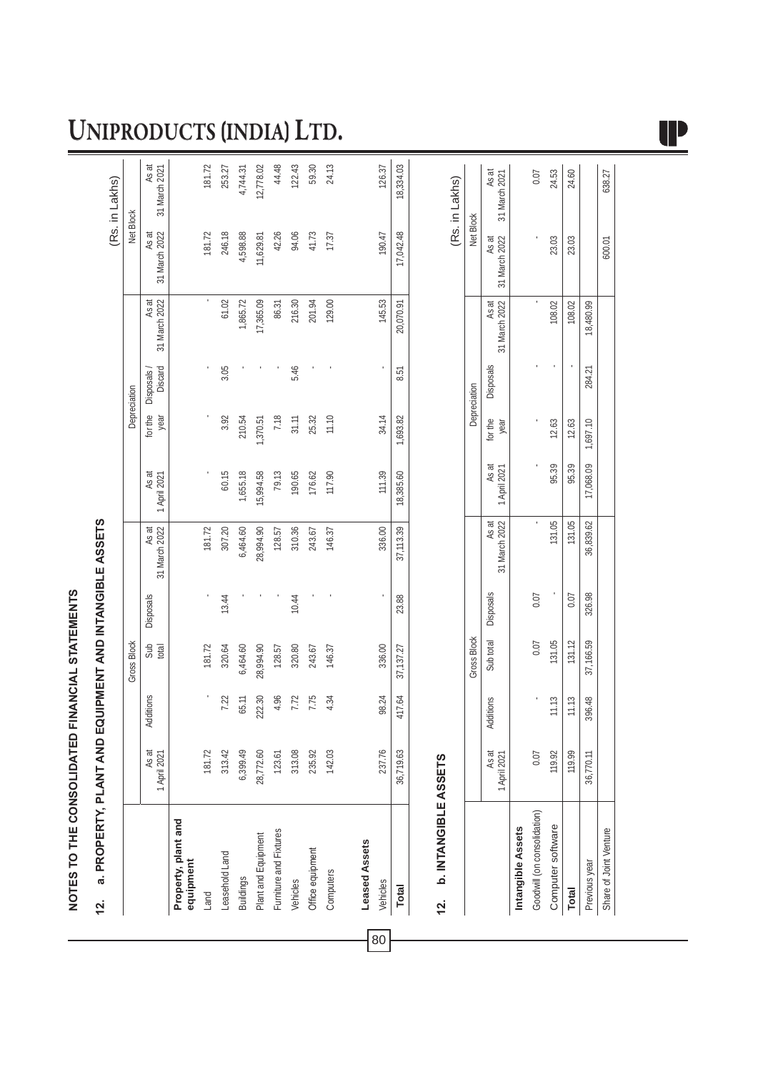# UNIPRODUCTS (INDIA) LTD.

## NOTES TO THE CONSOLIDATED FINANCIAL STATEMENTS

### 12. a. PROPERTY, PLANT AND EQUIPMENT AND INTANGIBLE ASSETS

(Rs. in Lakhs)

| | Gross Block | | | | | Depreciation | | | | Net Block | |
|---|---|---|---|---|---|---|---|---|---|---|---|
| | As at 1 April 2021 | Additions | Sub total | Disposals | As at 31 March 2022 | As at 1 April 2021 | for the year | Disposals / Discard | As at 31 March 2022 | As at 31 March 2022 | As at 31 March 2021 |
| **Property, plant and equipment** | | | | | | | | | | | |
| Land | 181.72 | - | 181.72 | - | 181.72 | - | - | - | - | 181.72 | 181.72 |
| Leasehold Land | 313.42 | 7.22 | 320.64 | 13.44 | 307.20 | 60.15 | 3.92 | 3.05 | 61.02 | 246.18 | 253.27 |
| Buildings | 6,399.49 | 65.11 | 6,464.60 | - | 6,464.60 | 1,655.18 | 210.54 | - | 1,865.72 | 4,598.88 | 4,744.31 |
| Plant and Equipment | 28,772.60 | 222.30 | 28,994.90 | - | 28,994.90 | 15,994.58 | 1,370.51 | - | 17,365.09 | 11,629.81 | 12,778.02 |
| Furniture and Fixtures | 123.61 | 4.96 | 128.57 | - | 128.57 | 79.13 | 7.18 | - | 86.31 | 42.26 | 44.48 |
| Vehicles | 313.08 | 7.72 | 320.80 | 10.44 | 310.36 | 190.65 | 31.11 | 5.46 | 216.30 | 94.06 | 122.43 |
| Office equipment | 235.92 | 7.75 | 243.67 | - | 243.67 | 176.62 | 25.32 | - | 201.94 | 41.73 | 59.30 |
| Computers | 142.03 | 4.34 | 146.37 | - | 146.37 | 117.90 | 11.10 | - | 129.00 | 17.37 | 24.13 |
| **Leased Assets** | | | | | | | | | | | |
| Vehicles | 237.76 | 98.24 | 336.00 | - | 336.00 | 111.39 | 34.14 | - | 145.53 | 190.47 | 126.37 |
| **Total** | 36,719.63 | 417.64 | 37,137.27 | 23.88 | 37,113.39 | 18,385.60 | 1,693.82 | 8.51 | 20,070.91 | 17,042.48 | 18,334.03 |

### 12. b. INTANGIBLE ASSETS

(Rs. in Lakhs)

| | Gross Block | | | | | Depreciation | | | | Net Block | |
|---|---|---|---|---|---|---|---|---|---|---|---|
| | As at 1 April 2021 | Additions | Sub total | Disposals | As at 31 March 2022 | As at 1 April 2021 | for the year | Disposals | As at 31 March 2022 | As at 31 March 2022 | As at 31 March 2021 |
| **Intangible Assets** | | | | | | | | | | | |
| Goodwill (on consolidation) | 0.07 | - | 0.07 | 0.07 | - | - | - | - | - | - | 0.07 |
| Computer software | 119.92 | 11.13 | 131.05 | - | 131.05 | 95.39 | 12.63 | - | 108.02 | 23.03 | 24.53 |
| **Total** | 119.99 | 11.13 | 131.12 | 0.07 | 131.05 | 95.39 | 12.63 | - | 108.02 | 23.03 | 24.60 |
| Previous year | 36,770.11 | 396.48 | 37,166.59 | 326.98 | 36,839.62 | 17,068.09 | 1,697.10 | 284.21 | 18,480.99 | | |
| Share of Joint Venture | | | | | | | | | | 600.01 | 638.27 |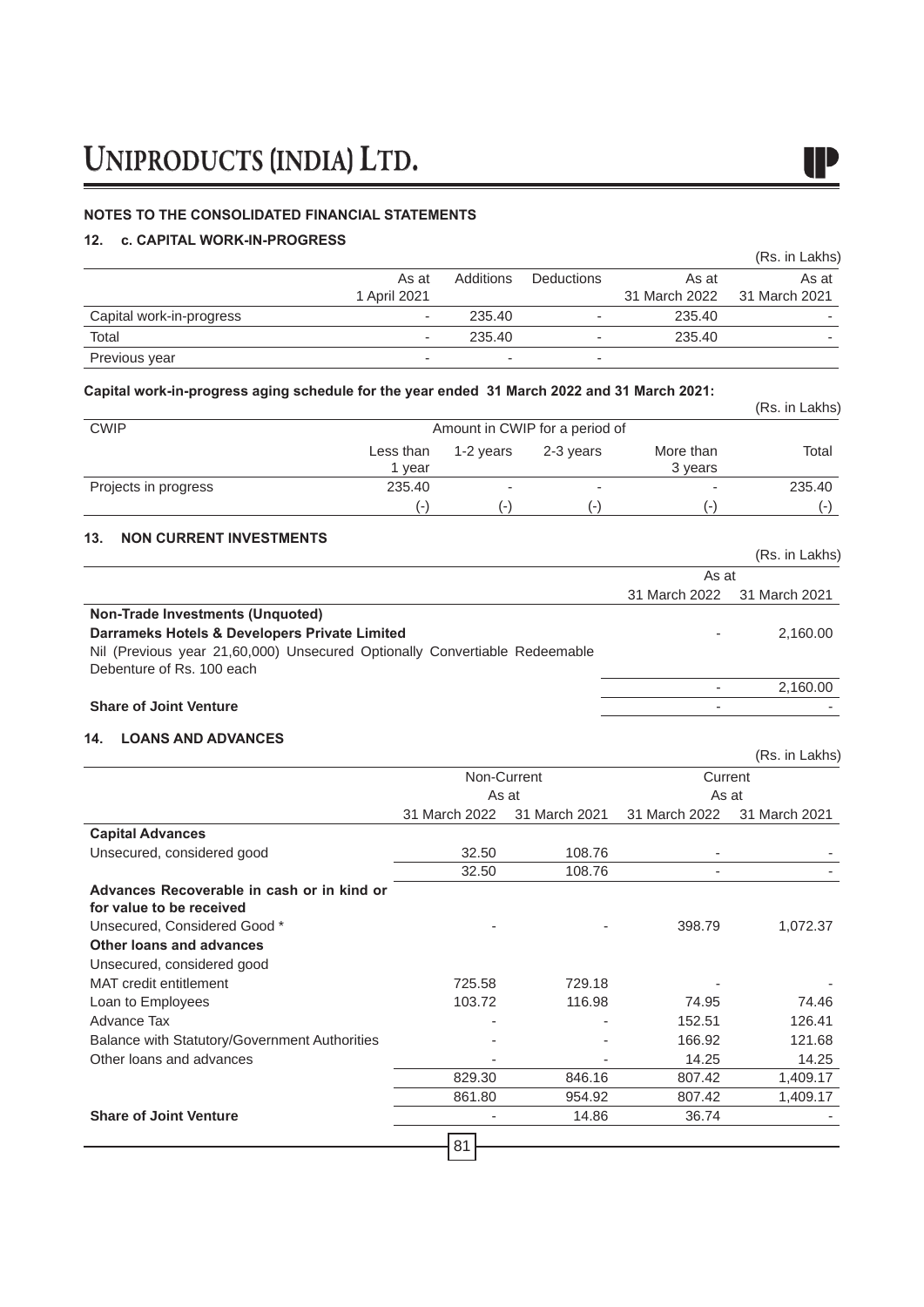## NOTES TO THE CONSOLIDATED FINANCIAL STATEMENTS

### 12. c. CAPITAL WORK-IN-PROGRESS

(Rs. in Lakhs)

| | As at 1 April 2021 | Additions | Deductions | As at 31 March 2022 | As at 31 March 2021 |
|---|---|---|---|---|---|
| Capital work-in-progress | - | 235.40 | - | 235.40 | - |
| Total | - | 235.40 | - | 235.40 | - |
| Previous year | - | - | - | | |

**Capital work-in-progress aging schedule for the year ended 31 March 2022 and 31 March 2021:**

(Rs. in Lakhs)

| CWIP | Amount in CWIP for a period of | | | | |
|---|---|---|---|---|---|
| | Less than 1 year | 1-2 years | 2-3 years | More than 3 years | Total |
| Projects in progress | 235.40 | - | - | - | 235.40 |
| | (-) | (-) | (-) | (-) | (-) |

### 13. NON CURRENT INVESTMENTS

(Rs. in Lakhs)

| | As at 31 March 2022 | As at 31 March 2021 |
|---|---|---|
| **Non-Trade Investments (Unquoted)** | | |
| **Darrameks Hotels & Developers Private Limited** | - | 2,160.00 |
| Nil (Previous year 21,60,000) Unsecured Optionally Convertiable Redeemable Debenture of Rs. 100 each | | |
| | - | 2,160.00 |
| **Share of Joint Venture** | - | - |

### 14. LOANS AND ADVANCES

(Rs. in Lakhs)

| | Non-Current As at 31 March 2022 | Non-Current As at 31 March 2021 | Current As at 31 March 2022 | Current As at 31 March 2021 |
|---|---|---|---|---|
| **Capital Advances** | | | | |
| Unsecured, considered good | 32.50 | 108.76 | - | - |
| | 32.50 | 108.76 | - | - |
| **Advances Recoverable in cash or in kind or for value to be received** | | | | |
| Unsecured, Considered Good * | - | - | 398.79 | 1,072.37 |
| **Other loans and advances** | | | | |
| Unsecured, considered good | | | | |
| MAT credit entitlement | 725.58 | 729.18 | - | - |
| Loan to Employees | 103.72 | 116.98 | 74.95 | 74.46 |
| Advance Tax | - | - | 152.51 | 126.41 |
| Balance with Statutory/Government Authorities | - | - | 166.92 | 121.68 |
| Other loans and advances | - | - | 14.25 | 14.25 |
| | 829.30 | 846.16 | 807.42 | 1,409.17 |
| | 861.80 | 954.92 | 807.42 | 1,409.17 |
| **Share of Joint Venture** | - | 14.86 | 36.74 | - |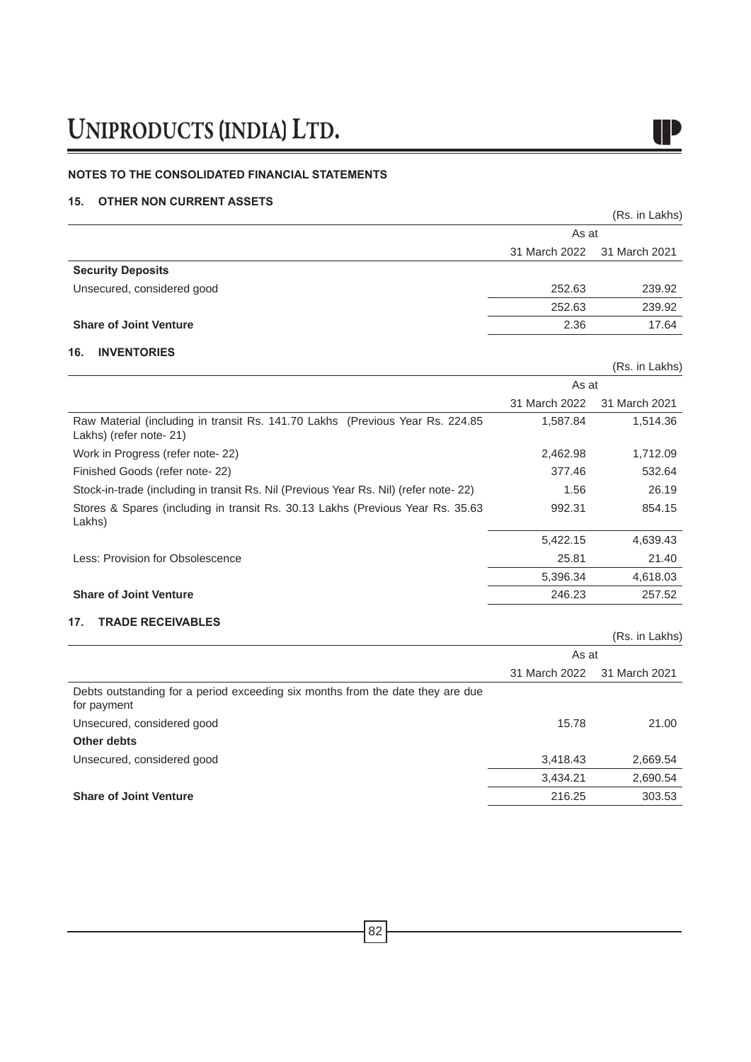## NOTES TO THE CONSOLIDATED FINANCIAL STATEMENTS

### 15. OTHER NON CURRENT ASSETS

(Rs. in Lakhs)

| | As at | |
|---|---|---|
| | 31 March 2022 | 31 March 2021 |
| **Security Deposits** | | |
| Unsecured, considered good | 252.63 | 239.92 |
| | 252.63 | 239.92 |
| **Share of Joint Venture** | 2.36 | 17.64 |

### 16. INVENTORIES

(Rs. in Lakhs)

| | As at | |
|---|---|---|
| | 31 March 2022 | 31 March 2021 |
| Raw Material (including in transit Rs. 141.70 Lakhs (Previous Year Rs. 224.85 Lakhs) (refer note- 21) | 1,587.84 | 1,514.36 |
| Work in Progress (refer note- 22) | 2,462.98 | 1,712.09 |
| Finished Goods (refer note- 22) | 377.46 | 532.64 |
| Stock-in-trade (including in transit Rs. Nil (Previous Year Rs. Nil) (refer note- 22) | 1.56 | 26.19 |
| Stores & Spares (including in transit Rs. 30.13 Lakhs (Previous Year Rs. 35.63 Lakhs) | 992.31 | 854.15 |
| | 5,422.15 | 4,639.43 |
| Less: Provision for Obsolescence | 25.81 | 21.40 |
| | 5,396.34 | 4,618.03 |
| **Share of Joint Venture** | 246.23 | 257.52 |

### 17. TRADE RECEIVABLES

(Rs. in Lakhs)

| | As at | |
|---|---|---|
| | 31 March 2022 | 31 March 2021 |
| Debts outstanding for a period exceeding six months from the date they are due for payment | | |
| Unsecured, considered good | 15.78 | 21.00 |
| **Other debts** | | |
| Unsecured, considered good | 3,418.43 | 2,669.54 |
| | 3,434.21 | 2,690.54 |
| **Share of Joint Venture** | 216.25 | 303.53 |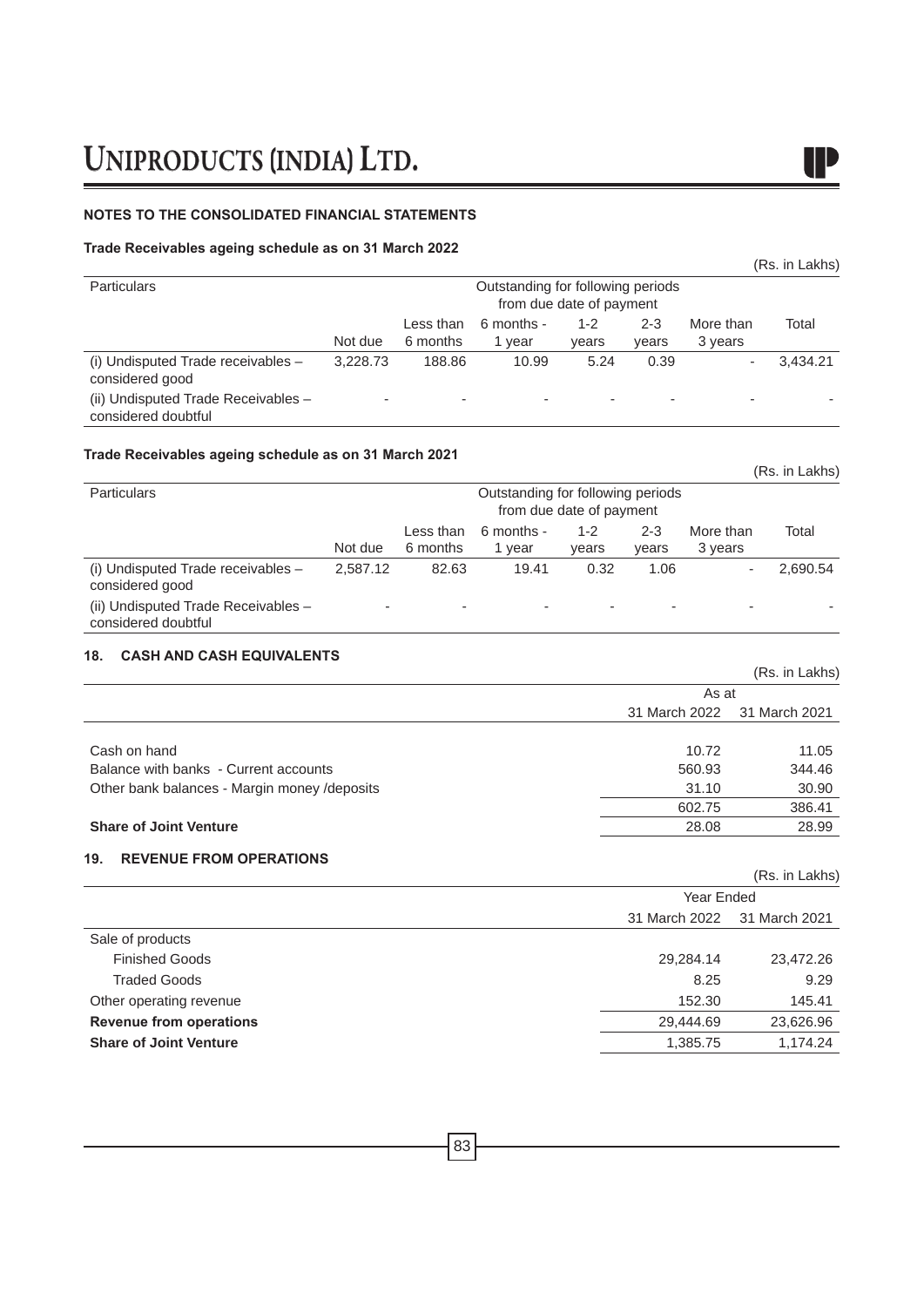## NOTES TO THE CONSOLIDATED FINANCIAL STATEMENTS

**Trade Receivables ageing schedule as on 31 March 2022**

(Rs. in Lakhs)

| Particulars | Outstanding for following periods from due date of payment | | | | | | |
|---|---|---|---|---|---|---|---|
| | Not due | Less than 6 months | 6 months - 1 year | 1-2 years | 2-3 years | More than 3 years | Total |
| (i) Undisputed Trade receivables – considered good | 3,228.73 | 188.86 | 10.99 | 5.24 | 0.39 | - | 3,434.21 |
| (ii) Undisputed Trade Receivables – considered doubtful | - | - | - | - | - | - | - |

**Trade Receivables ageing schedule as on 31 March 2021**

(Rs. in Lakhs)

| Particulars | Outstanding for following periods from due date of payment | | | | | | |
|---|---|---|---|---|---|---|---|
| | Not due | Less than 6 months | 6 months - 1 year | 1-2 years | 2-3 years | More than 3 years | Total |
| (i) Undisputed Trade receivables – considered good | 2,587.12 | 82.63 | 19.41 | 0.32 | 1.06 | - | 2,690.54 |
| (ii) Undisputed Trade Receivables – considered doubtful | - | - | - | - | - | - | - |

### 18. CASH AND CASH EQUIVALENTS

(Rs. in Lakhs)

| | As at | |
|---|---|---|
| | 31 March 2022 | 31 March 2021 |
| Cash on hand | 10.72 | 11.05 |
| Balance with banks - Current accounts | 560.93 | 344.46 |
| Other bank balances - Margin money /deposits | 31.10 | 30.90 |
| | 602.75 | 386.41 |
| **Share of Joint Venture** | 28.08 | 28.99 |

### 19. REVENUE FROM OPERATIONS

(Rs. in Lakhs)

| | Year Ended | |
|---|---|---|
| | 31 March 2022 | 31 March 2021 |
| Sale of products | | |
| Finished Goods | 29,284.14 | 23,472.26 |
| Traded Goods | 8.25 | 9.29 |
| Other operating revenue | 152.30 | 145.41 |
| **Revenue from operations** | 29,444.69 | 23,626.96 |
| **Share of Joint Venture** | 1,385.75 | 1,174.24 |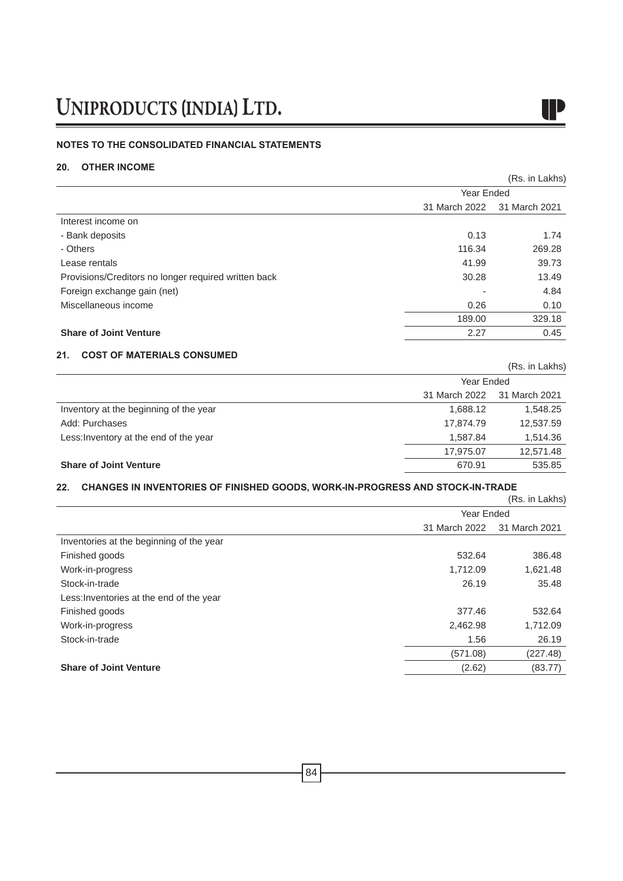## NOTES TO THE CONSOLIDATED FINANCIAL STATEMENTS

### 20. OTHER INCOME

(Rs. in Lakhs)

| | Year Ended | |
|---|---|---|
| | 31 March 2022 | 31 March 2021 |
| Interest income on | | |
| - Bank deposits | 0.13 | 1.74 |
| - Others | 116.34 | 269.28 |
| Lease rentals | 41.99 | 39.73 |
| Provisions/Creditors no longer required written back | 30.28 | 13.49 |
| Foreign exchange gain (net) | - | 4.84 |
| Miscellaneous income | 0.26 | 0.10 |
| | 189.00 | 329.18 |
| **Share of Joint Venture** | 2.27 | 0.45 |

### 21. COST OF MATERIALS CONSUMED

(Rs. in Lakhs)

| | Year Ended | |
|---|---|---|
| | 31 March 2022 | 31 March 2021 |
| Inventory at the beginning of the year | 1,688.12 | 1,548.25 |
| Add: Purchases | 17,874.79 | 12,537.59 |
| Less:Inventory at the end of the year | 1,587.84 | 1,514.36 |
| | 17,975.07 | 12,571.48 |
| **Share of Joint Venture** | 670.91 | 535.85 |

### 22. CHANGES IN INVENTORIES OF FINISHED GOODS, WORK-IN-PROGRESS AND STOCK-IN-TRADE

(Rs. in Lakhs)

| | Year Ended | |
|---|---|---|
| | 31 March 2022 | 31 March 2021 |
| Inventories at the beginning of the year | | |
| Finished goods | 532.64 | 386.48 |
| Work-in-progress | 1,712.09 | 1,621.48 |
| Stock-in-trade | 26.19 | 35.48 |
| Less:Inventories at the end of the year | | |
| Finished goods | 377.46 | 532.64 |
| Work-in-progress | 2,462.98 | 1,712.09 |
| Stock-in-trade | 1.56 | 26.19 |
| | (571.08) | (227.48) |
| **Share of Joint Venture** | (2.62) | (83.77) |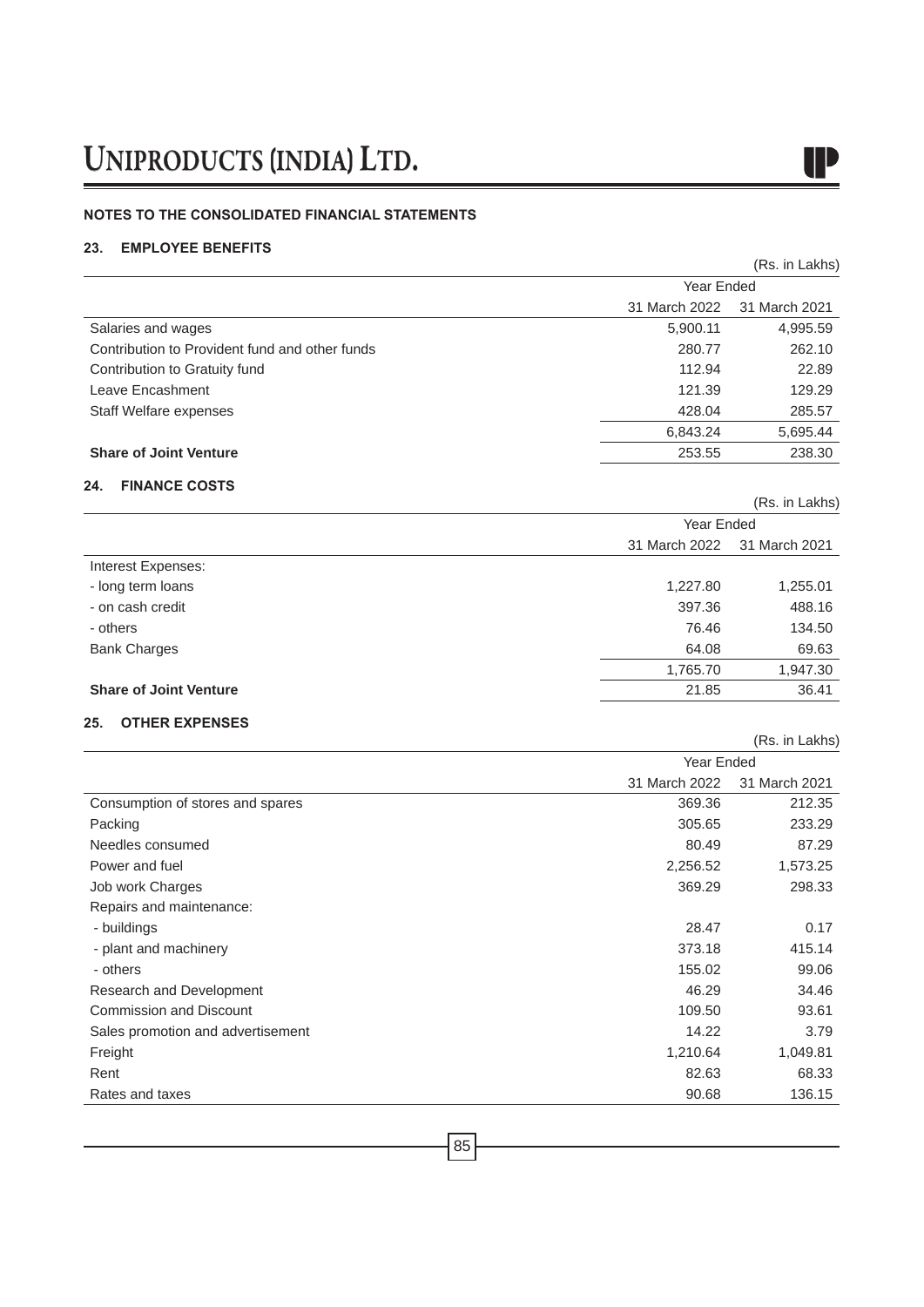**NOTES TO THE CONSOLIDATED FINANCIAL STATEMENTS**

### 23. EMPLOYEE BENEFITS

(Rs. in Lakhs)

| | Year Ended | |
|---|---|---|
| | 31 March 2022 | 31 March 2021 |
| Salaries and wages | 5,900.11 | 4,995.59 |
| Contribution to Provident fund and other funds | 280.77 | 262.10 |
| Contribution to Gratuity fund | 112.94 | 22.89 |
| Leave Encashment | 121.39 | 129.29 |
| Staff Welfare expenses | 428.04 | 285.57 |
| | 6,843.24 | 5,695.44 |
| **Share of Joint Venture** | 253.55 | 238.30 |

### 24. FINANCE COSTS

(Rs. in Lakhs)

| | Year Ended | |
|---|---|---|
| | 31 March 2022 | 31 March 2021 |
| Interest Expenses: | | |
| - long term loans | 1,227.80 | 1,255.01 |
| - on cash credit | 397.36 | 488.16 |
| - others | 76.46 | 134.50 |
| Bank Charges | 64.08 | 69.63 |
| | 1,765.70 | 1,947.30 |
| **Share of Joint Venture** | 21.85 | 36.41 |

### 25. OTHER EXPENSES

(Rs. in Lakhs)

| | Year Ended | |
|---|---|---|
| | 31 March 2022 | 31 March 2021 |
| Consumption of stores and spares | 369.36 | 212.35 |
| Packing | 305.65 | 233.29 |
| Needles consumed | 80.49 | 87.29 |
| Power and fuel | 2,256.52 | 1,573.25 |
| Job work Charges | 369.29 | 298.33 |
| Repairs and maintenance: | | |
| - buildings | 28.47 | 0.17 |
| - plant and machinery | 373.18 | 415.14 |
| - others | 155.02 | 99.06 |
| Research and Development | 46.29 | 34.46 |
| Commission and Discount | 109.50 | 93.61 |
| Sales promotion and advertisement | 14.22 | 3.79 |
| Freight | 1,210.64 | 1,049.81 |
| Rent | 82.63 | 68.33 |
| Rates and taxes | 90.68 | 136.15 |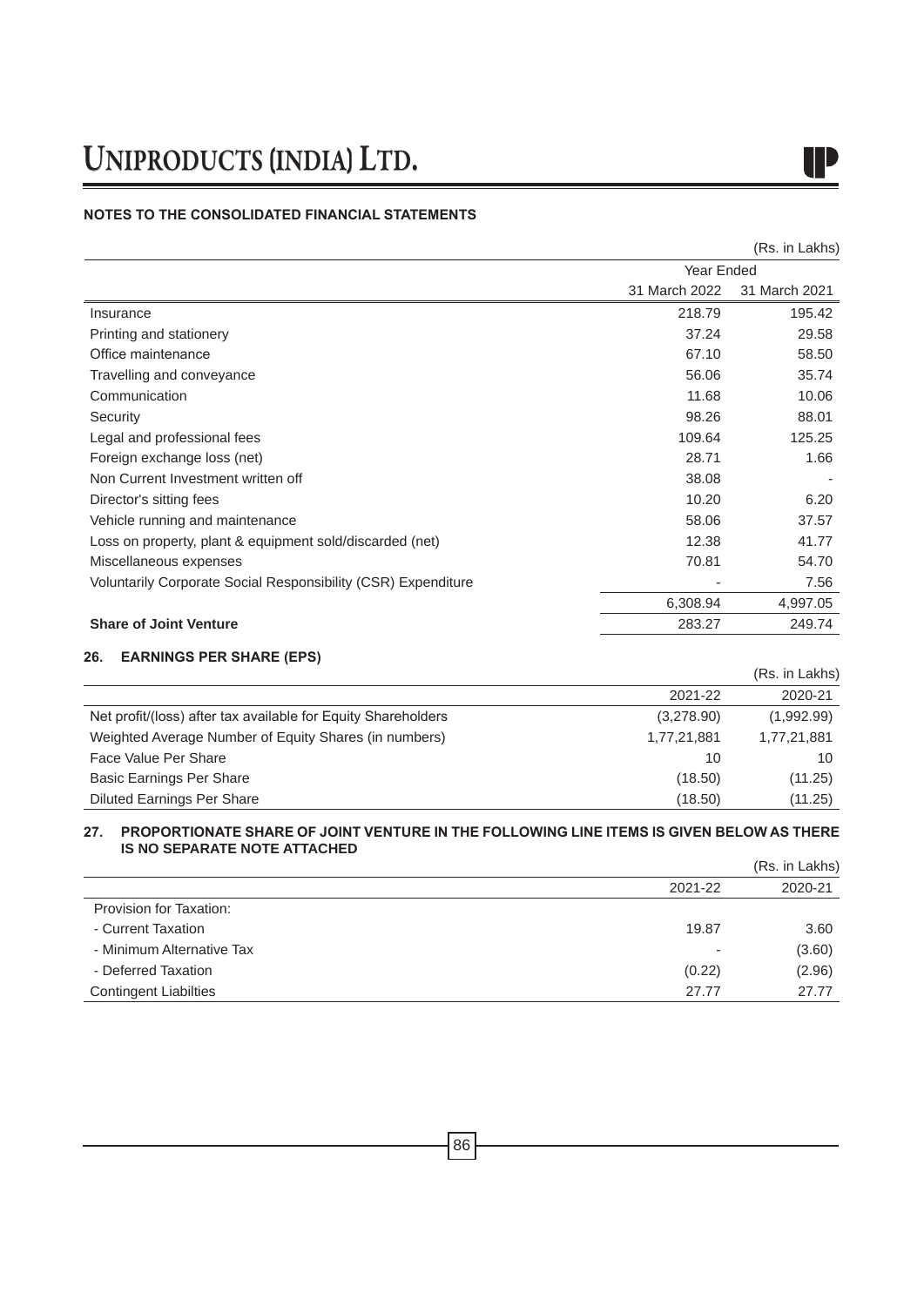**NOTES TO THE CONSOLIDATED FINANCIAL STATEMENTS**

(Rs. in Lakhs)

| | Year Ended | |
|---|---|---|
| | 31 March 2022 | 31 March 2021 |
| Insurance | 218.79 | 195.42 |
| Printing and stationery | 37.24 | 29.58 |
| Office maintenance | 67.10 | 58.50 |
| Travelling and conveyance | 56.06 | 35.74 |
| Communication | 11.68 | 10.06 |
| Security | 98.26 | 88.01 |
| Legal and professional fees | 109.64 | 125.25 |
| Foreign exchange loss (net) | 28.71 | 1.66 |
| Non Current Investment written off | 38.08 | - |
| Director's sitting fees | 10.20 | 6.20 |
| Vehicle running and maintenance | 58.06 | 37.57 |
| Loss on property, plant & equipment sold/discarded (net) | 12.38 | 41.77 |
| Miscellaneous expenses | 70.81 | 54.70 |
| Voluntarily Corporate Social Responsibility (CSR) Expenditure | - | 7.56 |
| | 6,308.94 | 4,997.05 |
| **Share of Joint Venture** | 283.27 | 249.74 |

## 26. EARNINGS PER SHARE (EPS)

(Rs. in Lakhs)

| | 2021-22 | 2020-21 |
|---|---|---|
| Net profit/(loss) after tax available for Equity Shareholders | (3,278.90) | (1,992.99) |
| Weighted Average Number of Equity Shares (in numbers) | 1,77,21,881 | 1,77,21,881 |
| Face Value Per Share | 10 | 10 |
| Basic Earnings Per Share | (18.50) | (11.25) |
| Diluted Earnings Per Share | (18.50) | (11.25) |

## 27. PROPORTIONATE SHARE OF JOINT VENTURE IN THE FOLLOWING LINE ITEMS IS GIVEN BELOW AS THERE IS NO SEPARATE NOTE ATTACHED

(Rs. in Lakhs)

| | 2021-22 | 2020-21 |
|---|---|---|
| Provision for Taxation: | | |
| - Current Taxation | 19.87 | 3.60 |
| - Minimum Alternative Tax | - | (3.60) |
| - Deferred Taxation | (0.22) | (2.96) |
| Contingent Liabilties | 27.77 | 27.77 |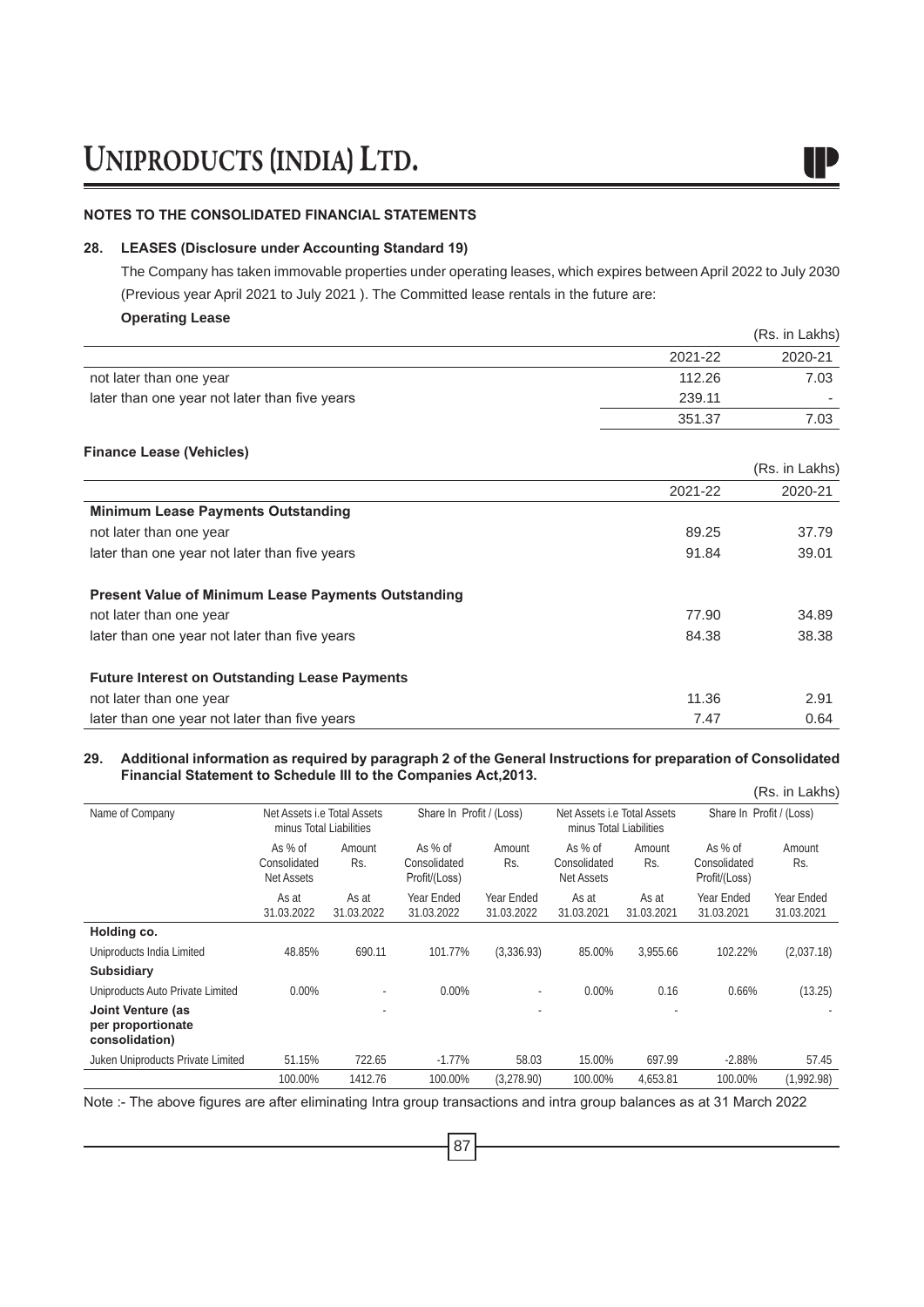## NOTES TO THE CONSOLIDATED FINANCIAL STATEMENTS

### 28. LEASES (Disclosure under Accounting Standard 19)

The Company has taken immovable properties under operating leases, which expires between April 2022 to July 2030 (Previous year April 2021 to July 2021 ). The Committed lease rentals in the future are:

**Operating Lease**

(Rs. in Lakhs)

| | 2021-22 | 2020-21 |
|---|---|---|
| not later than one year | 112.26 | 7.03 |
| later than one year not later than five years | 239.11 | - |
| | 351.37 | 7.03 |

**Finance Lease (Vehicles)**

(Rs. in Lakhs)

| | 2021-22 | 2020-21 |
|---|---|---|
| **Minimum Lease Payments Outstanding** | | |
| not later than one year | 89.25 | 37.79 |
| later than one year not later than five years | 91.84 | 39.01 |
| **Present Value of Minimum Lease Payments Outstanding** | | |
| not later than one year | 77.90 | 34.89 |
| later than one year not later than five years | 84.38 | 38.38 |
| **Future Interest on Outstanding Lease Payments** | | |
| not later than one year | 11.36 | 2.91 |
| later than one year not later than five years | 7.47 | 0.64 |

### 29. Additional information as required by paragraph 2 of the General Instructions for preparation of Consolidated Financial Statement to Schedule III to the Companies Act,2013.

(Rs. in Lakhs)

| Name of Company | Net Assets i.e Total Assets minus Total Liabilities | | Share In Profit / (Loss) | | Net Assets i.e Total Assets minus Total Liabilities | | Share In Profit / (Loss) | |
|---|---|---|---|---|---|---|---|---|
| | As % of Consolidated Net Assets | Amount Rs. | As % of Consolidated Profit/(Loss) | Amount Rs. | As % of Consolidated Net Assets | Amount Rs. | As % of Consolidated Profit/(Loss) | Amount Rs. |
| | As at 31.03.2022 | As at 31.03.2022 | Year Ended 31.03.2022 | Year Ended 31.03.2022 | As at 31.03.2021 | As at 31.03.2021 | Year Ended 31.03.2021 | Year Ended 31.03.2021 |
| **Holding co.** | | | | | | | | |
| Uniproducts India Limited | 48.85% | 690.11 | 101.77% | (3,336.93) | 85.00% | 3,955.66 | 102.22% | (2,037.18) |
| **Subsidiary** | | | | | | | | |
| Uniproducts Auto Private Limited | 0.00% | - | 0.00% | - | 0.00% | 0.16 | 0.66% | (13.25) |
| **Joint Venture (as per proportionate consolidation)** | | - | | - | | - | | - |
| Juken Uniproducts Private Limited | 51.15% | 722.65 | -1.77% | 58.03 | 15.00% | 697.99 | -2.88% | 57.45 |
| | 100.00% | 1412.76 | 100.00% | (3,278.90) | 100.00% | 4,653.81 | 100.00% | (1,992.98) |

Note :- The above figures are after eliminating Intra group transactions and intra group balances as at 31 March 2022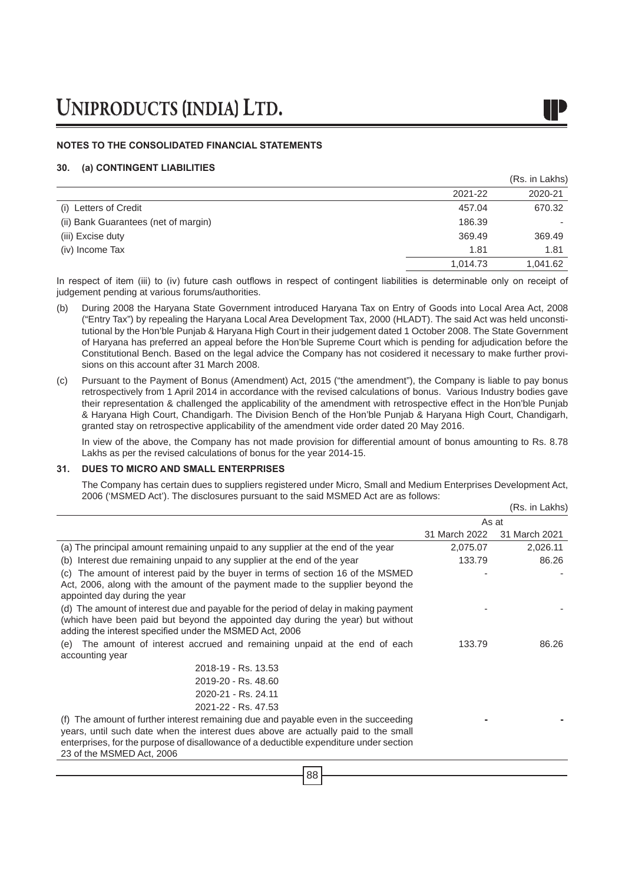## NOTES TO THE CONSOLIDATED FINANCIAL STATEMENTS

### 30. (a) CONTINGENT LIABILITIES

(Rs. in Lakhs)

| | 2021-22 | 2020-21 |
|---|---|---|
| (i) Letters of Credit | 457.04 | 670.32 |
| (ii) Bank Guarantees (net of margin) | 186.39 | - |
| (iii) Excise duty | 369.49 | 369.49 |
| (iv) Income Tax | 1.81 | 1.81 |
| | 1,014.73 | 1,041.62 |

In respect of item (iii) to (iv) future cash outflows in respect of contingent liabilities is determinable only on receipt of judgement pending at various forums/authorities.

(b) During 2008 the Haryana State Government introduced Haryana Tax on Entry of Goods into Local Area Act, 2008 ("Entry Tax") by repealing the Haryana Local Area Development Tax, 2000 (HLADT). The said Act was held unconstitutional by the Hon'ble Punjab & Haryana High Court in their judgement dated 1 October 2008. The State Government of Haryana has preferred an appeal before the Hon'ble Supreme Court which is pending for adjudication before the Constitutional Bench. Based on the legal advice the Company has not cosidered it necessary to make further provisions on this account after 31 March 2008.

(c) Pursuant to the Payment of Bonus (Amendment) Act, 2015 ("the amendment"), the Company is liable to pay bonus retrospectively from 1 April 2014 in accordance with the revised calculations of bonus. Various Industry bodies gave their representation & challenged the applicability of the amendment with retrospective effect in the Hon'ble Punjab & Haryana High Court, Chandigarh. The Division Bench of the Hon'ble Punjab & Haryana High Court, Chandigarh, granted stay on retrospective applicability of the amendment vide order dated 20 May 2016.

In view of the above, the Company has not made provision for differential amount of bonus amounting to Rs. 8.78 Lakhs as per the revised calculations of bonus for the year 2014-15.

### 31. DUES TO MICRO AND SMALL ENTERPRISES

The Company has certain dues to suppliers registered under Micro, Small and Medium Enterprises Development Act, 2006 ('MSMED Act'). The disclosures pursuant to the said MSMED Act are as follows:

(Rs. in Lakhs)

| | As at | |
|---|---|---|
| | 31 March 2022 | 31 March 2021 |
| (a) The principal amount remaining unpaid to any supplier at the end of the year | 2,075.07 | 2,026.11 |
| (b) Interest due remaining unpaid to any supplier at the end of the year | 133.79 | 86.26 |
| (c) The amount of interest paid by the buyer in terms of section 16 of the MSMED Act, 2006, along with the amount of the payment made to the supplier beyond the appointed day during the year | - | - |
| (d) The amount of interest due and payable for the period of delay in making payment (which have been paid but beyond the appointed day during the year) but without adding the interest specified under the MSMED Act, 2006 | - | - |
| (e) The amount of interest accrued and remaining unpaid at the end of each accounting year<br>2018-19 - Rs. 13.53<br>2019-20 - Rs. 48.60<br>2020-21 - Rs. 24.11<br>2021-22 - Rs. 47.53 | 133.79 | 86.26 |
| (f) The amount of further interest remaining due and payable even in the succeeding years, until such date when the interest dues above are actually paid to the small enterprises, for the purpose of disallowance of a deductible expenditure under section 23 of the MSMED Act, 2006 | - | - |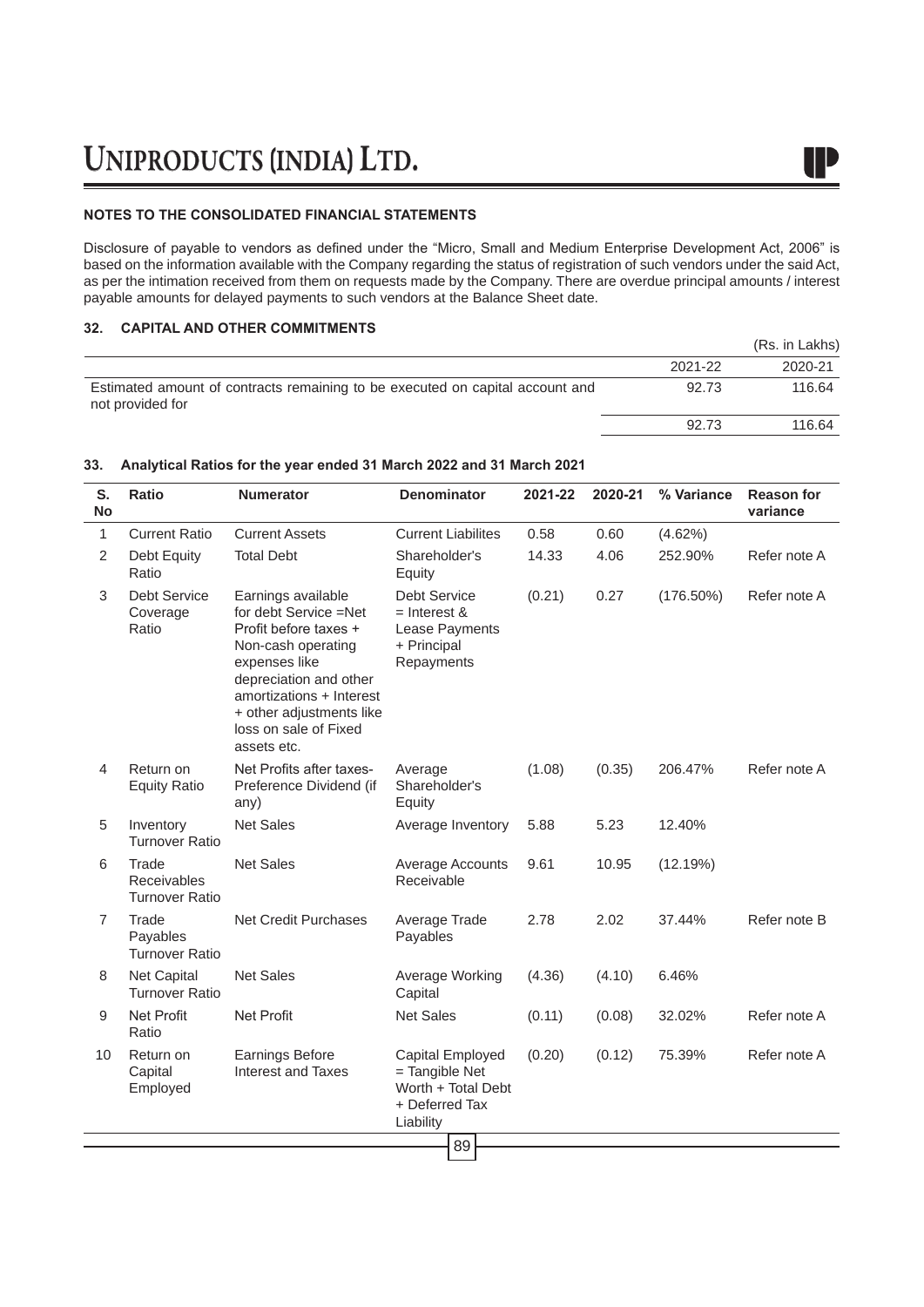## NOTES TO THE CONSOLIDATED FINANCIAL STATEMENTS

Disclosure of payable to vendors as defined under the "Micro, Small and Medium Enterprise Development Act, 2006" is based on the information available with the Company regarding the status of registration of such vendors under the said Act, as per the intimation received from them on requests made by the Company. There are overdue principal amounts / interest payable amounts for delayed payments to such vendors at the Balance Sheet date.

### 32. CAPITAL AND OTHER COMMITMENTS

(Rs. in Lakhs)

| | 2021-22 | 2020-21 |
|---|---|---|
| Estimated amount of contracts remaining to be executed on capital account and not provided for | 92.73 | 116.64 |
| | 92.73 | 116.64 |

### 33. Analytical Ratios for the year ended 31 March 2022 and 31 March 2021

| S. No | Ratio | Numerator | Denominator | 2021-22 | 2020-21 | % Variance | Reason for variance |
|---|---|---|---|---|---|---|---|
| 1 | Current Ratio | Current Assets | Current Liabilites | 0.58 | 0.60 | (4.62%) | |
| 2 | Debt Equity Ratio | Total Debt | Shareholder's Equity | 14.33 | 4.06 | 252.90% | Refer note A |
| 3 | Debt Service Coverage Ratio | Earnings available for debt Service =Net Profit before taxes + Non-cash operating expenses like depreciation and other amortizations + Interest + other adjustments like loss on sale of Fixed assets etc. | Debt Service = Interest & Lease Payments + Principal Repayments | (0.21) | 0.27 | (176.50%) | Refer note A |
| 4 | Return on Equity Ratio | Net Profits after taxes- Preference Dividend (if any) | Average Shareholder's Equity | (1.08) | (0.35) | 206.47% | Refer note A |
| 5 | Inventory Turnover Ratio | Net Sales | Average Inventory | 5.88 | 5.23 | 12.40% | |
| 6 | Trade Receivables Turnover Ratio | Net Sales | Average Accounts Receivable | 9.61 | 10.95 | (12.19%) | |
| 7 | Trade Payables Turnover Ratio | Net Credit Purchases | Average Trade Payables | 2.78 | 2.02 | 37.44% | Refer note B |
| 8 | Net Capital Turnover Ratio | Net Sales | Average Working Capital | (4.36) | (4.10) | 6.46% | |
| 9 | Net Profit Ratio | Net Profit | Net Sales | (0.11) | (0.08) | 32.02% | Refer note A |
| 10 | Return on Capital Employed | Earnings Before Interest and Taxes | Capital Employed = Tangible Net Worth + Total Debt + Deferred Tax Liability | (0.20) | (0.12) | 75.39% | Refer note A |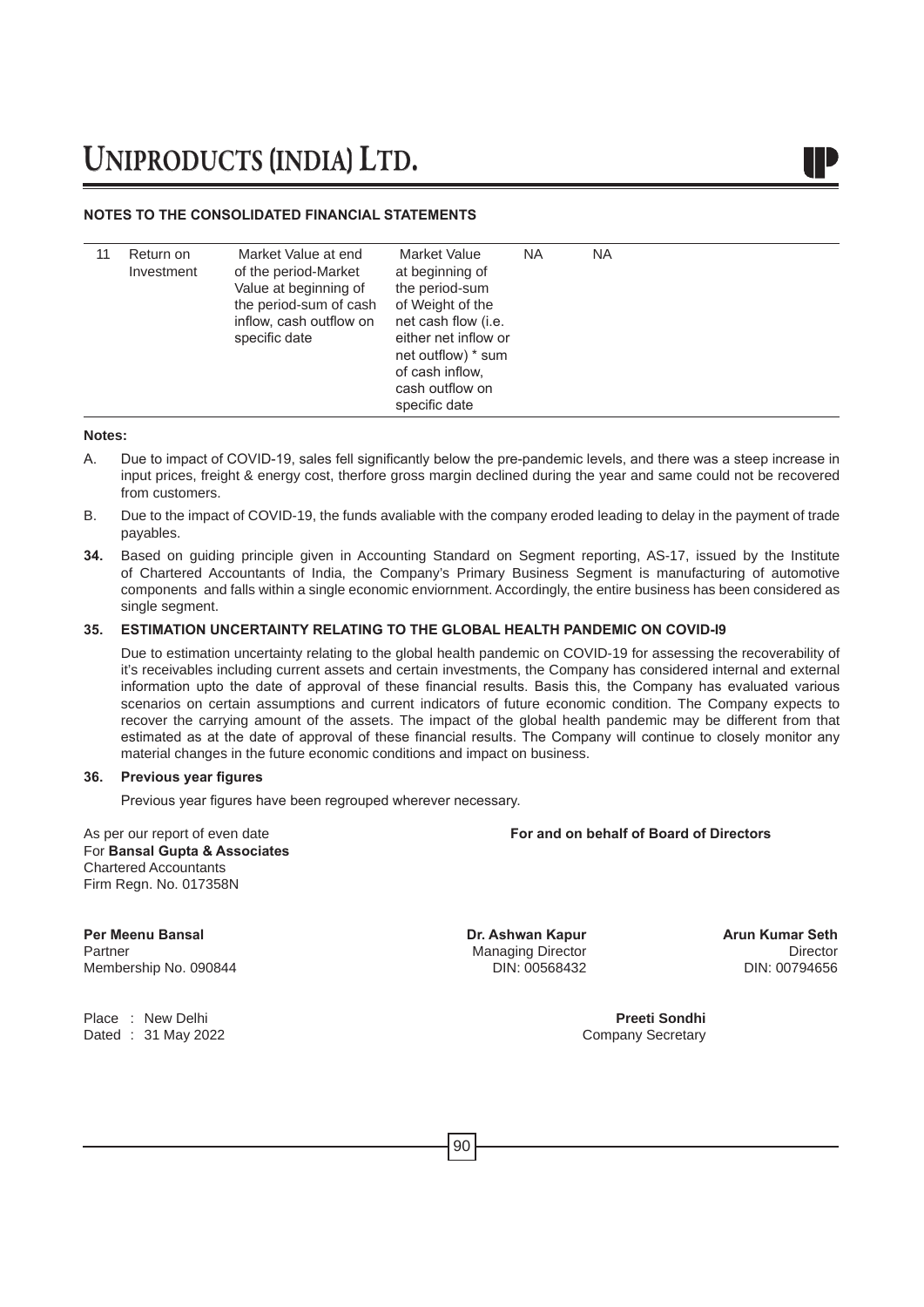## NOTES TO THE CONSOLIDATED FINANCIAL STATEMENTS

| | | | | | |
|---|---|---|---|---|---|
| 11 | Return on Investment | Market Value at end of the period-Market Value at beginning of the period-sum of cash inflow, cash outflow on specific date | Market Value at beginning of the period-sum of Weight of the net cash flow (i.e. either net inflow or net outflow) * sum of cash inflow, cash outflow on specific date | NA | NA |

**Notes:**

A. Due to impact of COVID-19, sales fell significantly below the pre-pandemic levels, and there was a steep increase in input prices, freight & energy cost, therfore gross margin declined during the year and same could not be recovered from customers.

B. Due to the impact of COVID-19, the funds avaliable with the company eroded leading to delay in the payment of trade payables.

**34.** Based on guiding principle given in Accounting Standard on Segment reporting, AS-17, issued by the Institute of Chartered Accountants of India, the Company's Primary Business Segment is manufacturing of automotive components and falls within a single economic enviornment. Accordingly, the entire business has been considered as single segment.

### 35. ESTIMATION UNCERTAINTY RELATING TO THE GLOBAL HEALTH PANDEMIC ON COVID-I9

Due to estimation uncertainty relating to the global health pandemic on COVID-19 for assessing the recoverability of it's receivables including current assets and certain investments, the Company has considered internal and external information upto the date of approval of these financial results. Basis this, the Company has evaluated various scenarios on certain assumptions and current indicators of future economic condition. The Company expects to recover the carrying amount of the assets. The impact of the global health pandemic may be different from that estimated as at the date of approval of these financial results. The Company will continue to closely monitor any material changes in the future economic conditions and impact on business.

### 36. Previous year figures

Previous year figures have been regrouped wherever necessary.

As per our report of even date
For **Bansal Gupta & Associates**
Chartered Accountants
Firm Regn. No. 017358N

**For and on behalf of Board of Directors**

**Per Meenu Bansal**
Partner
Membership No. 090844

**Dr. Ashwan Kapur**
Managing Director
DIN: 00568432

**Arun Kumar Seth**
Director
DIN: 00794656

Place : New Delhi
Dated : 31 May 2022

**Preeti Sondhi**
Company Secretary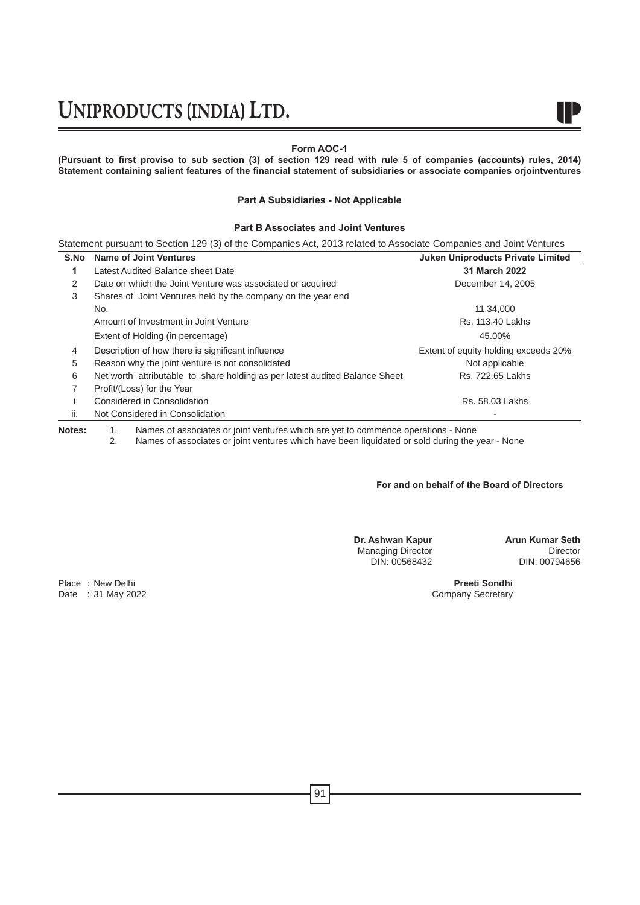## Form AOC-1

**(Pursuant to first proviso to sub section (3) of section 129 read with rule 5 of companies (accounts) rules, 2014) Statement containing salient features of the financial statement of subsidiaries or associate companies orjointventures**

**Part A Subsidiaries - Not Applicable**

**Part B Associates and Joint Ventures**

Statement pursuant to Section 129 (3) of the Companies Act, 2013 related to Associate Companies and Joint Ventures

| S.No | Name of Joint Ventures | Juken Uniproducts Private Limited |
|---|---|---|
| **1** | Latest Audited Balance sheet Date | **31 March 2022** |
| 2 | Date on which the Joint Venture was associated or acquired | December 14, 2005 |
| 3 | Shares of Joint Ventures held by the company on the year end | |
| | No. | 11,34,000 |
| | Amount of Investment in Joint Venture | Rs. 113.40 Lakhs |
| | Extent of Holding (in percentage) | 45.00% |
| 4 | Description of how there is significant influence | Extent of equity holding exceeds 20% |
| 5 | Reason why the joint venture is not consolidated | Not applicable |
| 6 | Net worth attributable to share holding as per latest audited Balance Sheet | Rs. 722.65 Lakhs |
| 7 | Profit/(Loss) for the Year | |
| i | Considered in Consolidation | Rs. 58.03 Lakhs |
| ii. | Not Considered in Consolidation | - |

**Notes:**
1. Names of associates or joint ventures which are yet to commence operations - None
2. Names of associates or joint ventures which have been liquidated or sold during the year - None

**For and on behalf of the Board of Directors**

**Dr. Ashwan Kapur**
Managing Director
DIN: 00568432

**Arun Kumar Seth**
Director
DIN: 00794656

Place : New Delhi
Date : 31 May 2022

**Preeti Sondhi**
Company Secretary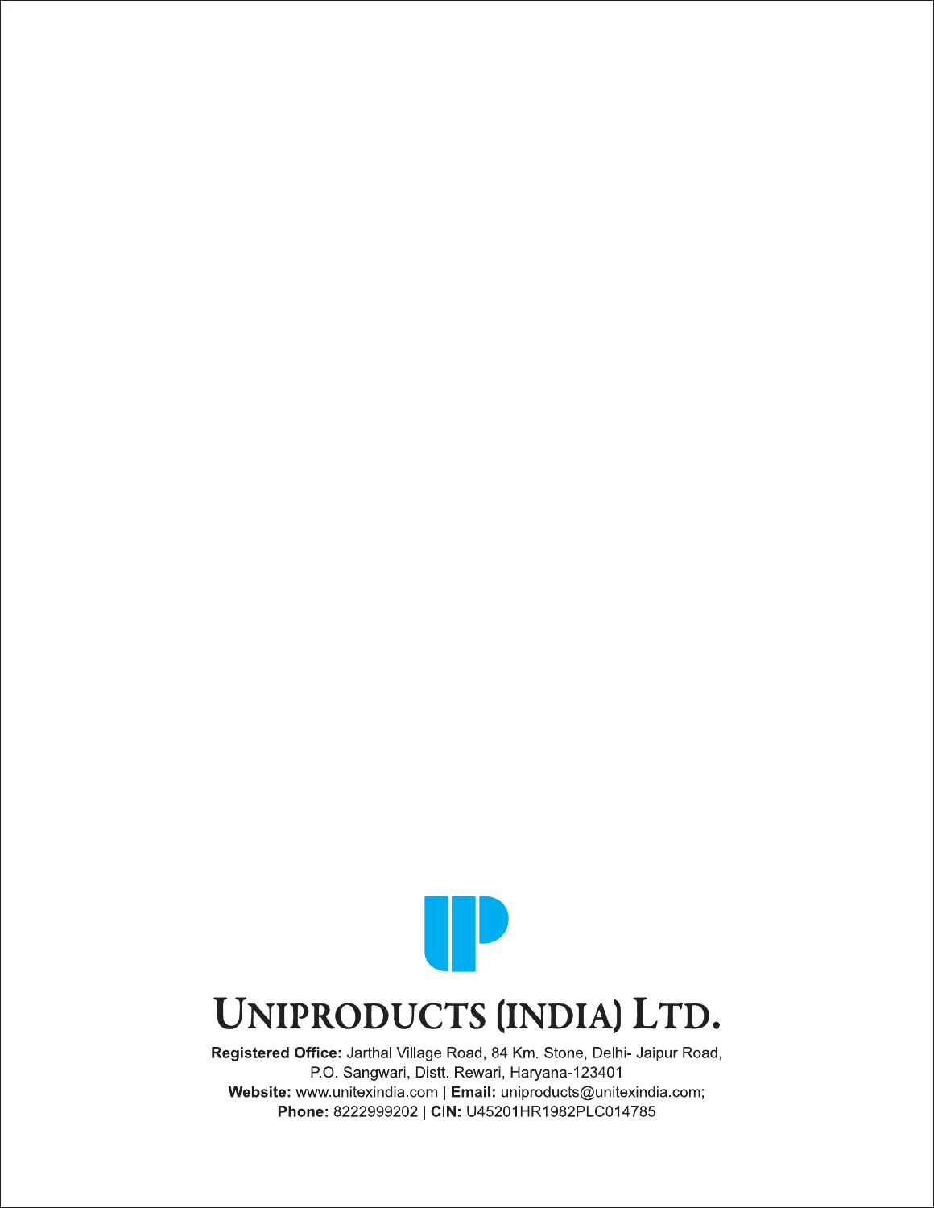# UNIPRODUCTS (INDIA) LTD.

**Registered Office:** Jarthal Village Road, 84 Km. Stone, Delhi- Jaipur Road, P.O. Sangwari, Distt. Rewari, Haryana-123401

**Website:** www.unitexindia.com | **Email:** uniproducts@unitexindia.com;

**Phone:** 8222999202 | **CIN:** U45201HR1982PLC014785